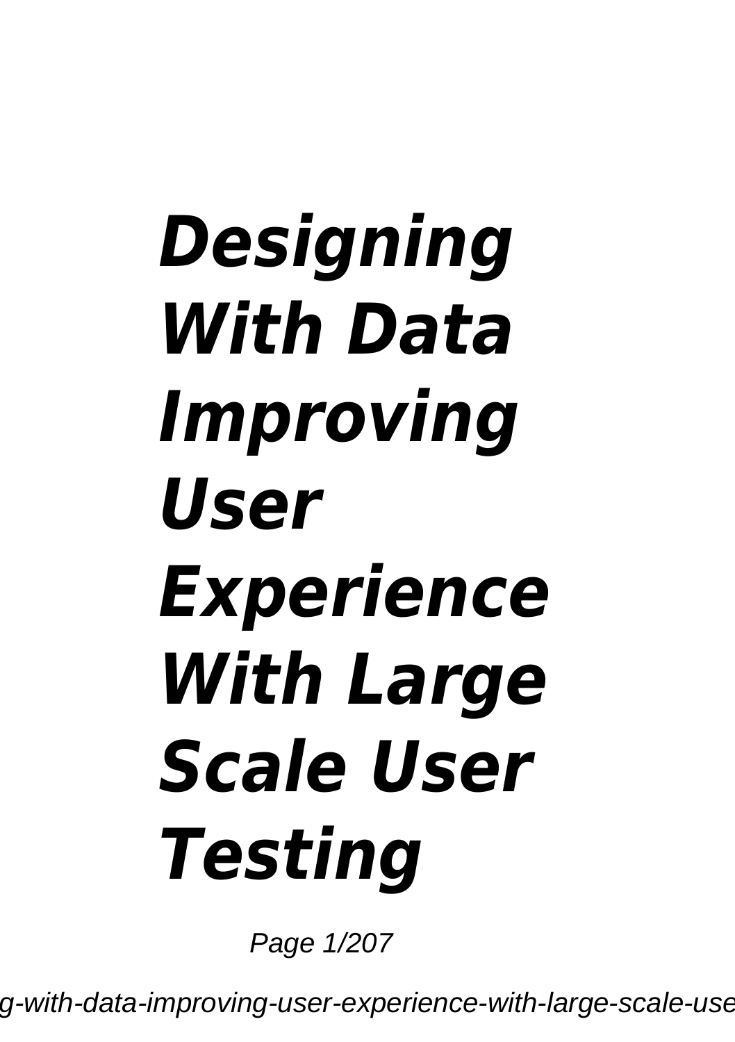# *Designing With Data Improving User Experience With Large Scale User Testing*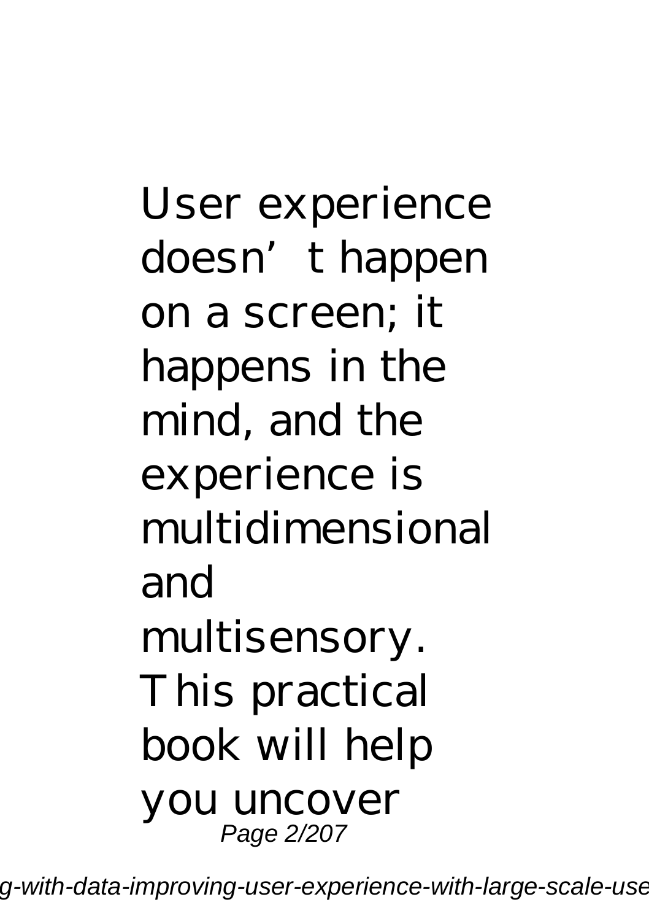User experience doesn’t happen on a screen; it happens in the mind, and the experience is multidimensional and multisensory. This practical book will help you uncover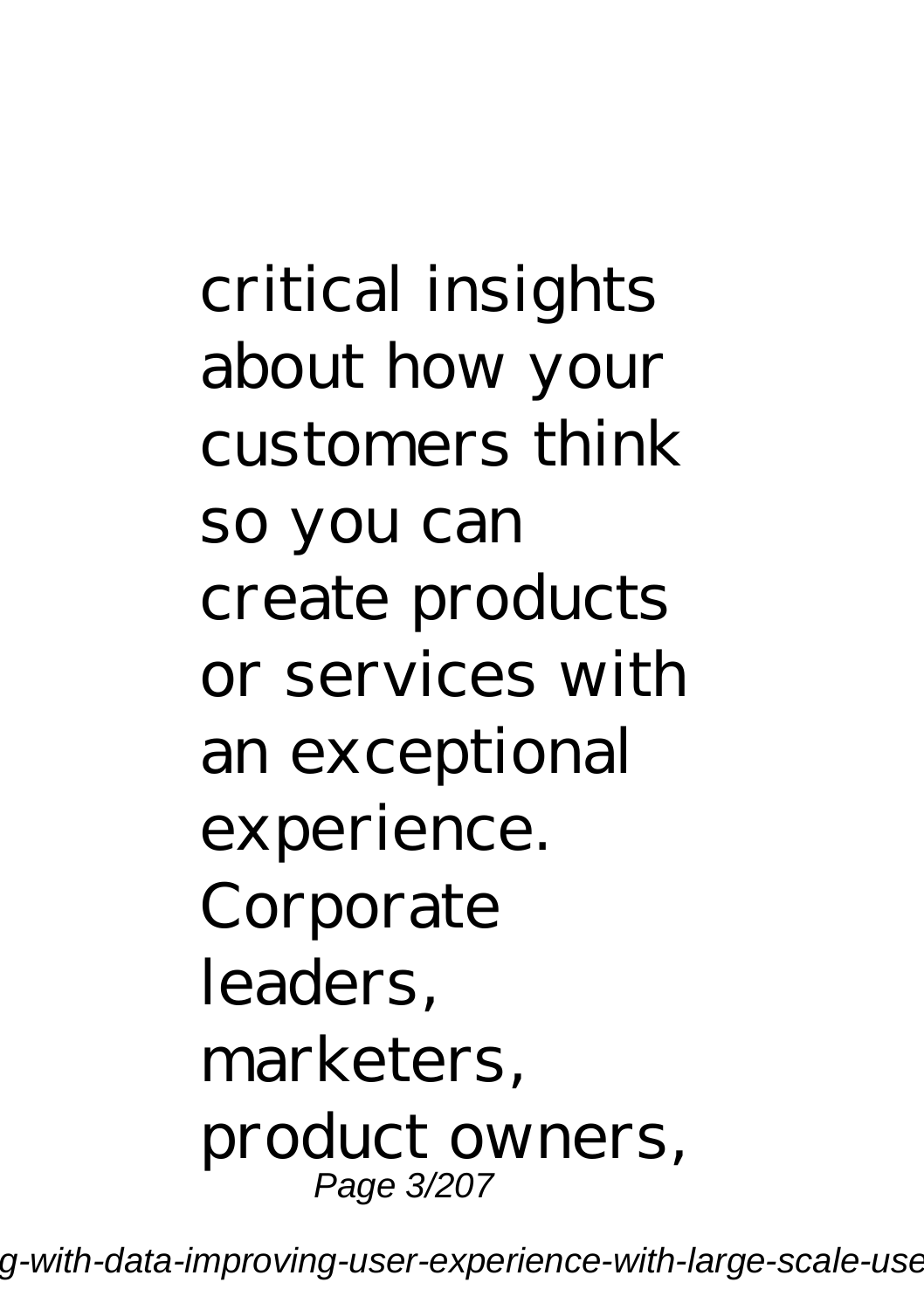critical insights about how your customers think so you can create products or services with an exceptional experience. Corporate leaders, marketers, product owners,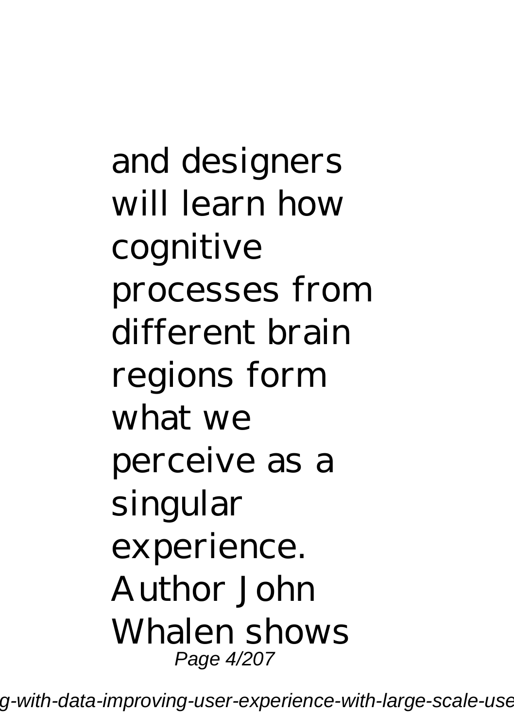and designers will learn how cognitive processes from different brain regions form what we perceive as a singular experience. Author John Whalen shows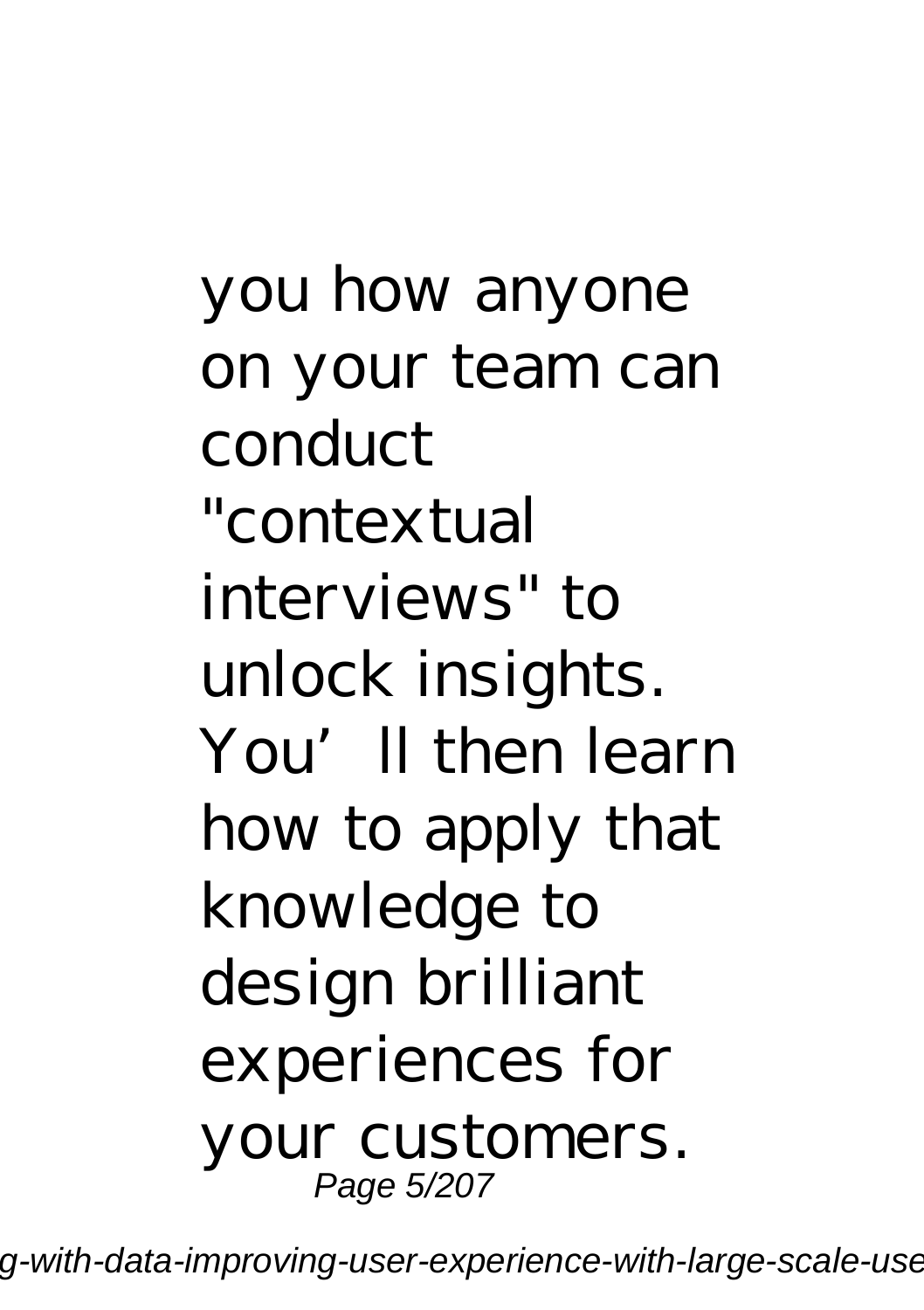you how anyone on your team can conduct "contextual interviews" to unlock insights. You'll then learn how to apply that knowledge to design brilliant experiences for your customers.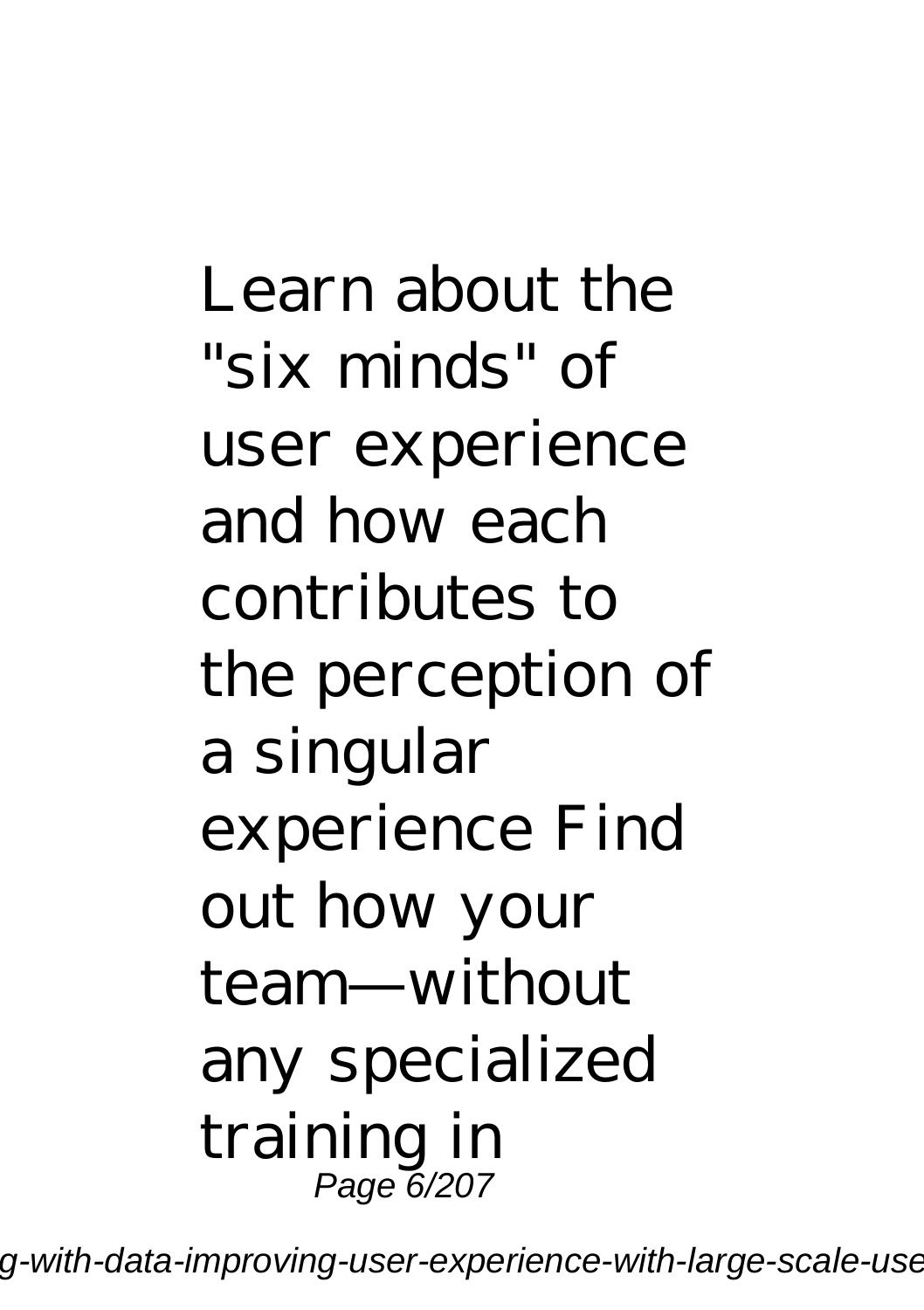Learn about the "six minds" of user experience and how each contributes to the perception of a singular experience Find out how your team—without any specialized training in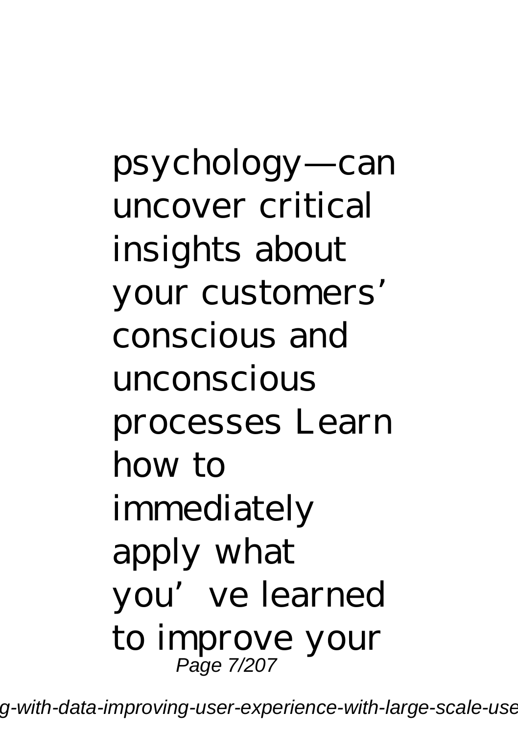psychology—can uncover critical insights about your customers' conscious and unconscious processes Learn how to immediately apply what you've learned to improve your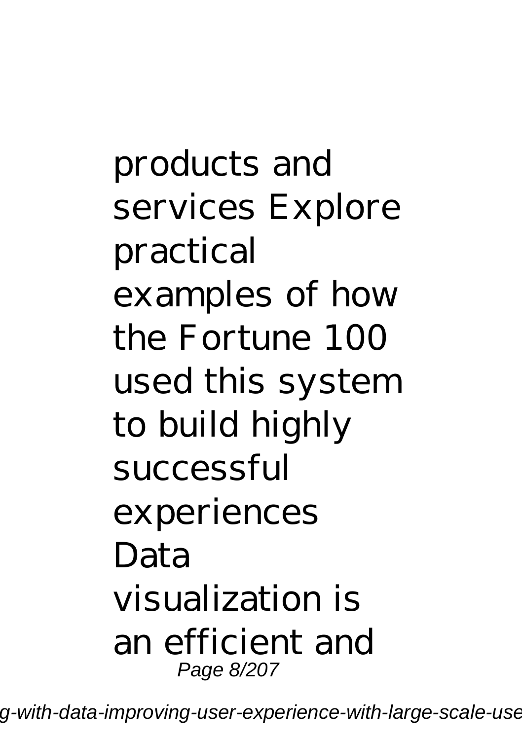products and services Explore practical examples of how the Fortune 100 used this system to build highly successful experiences Data visualization is an efficient and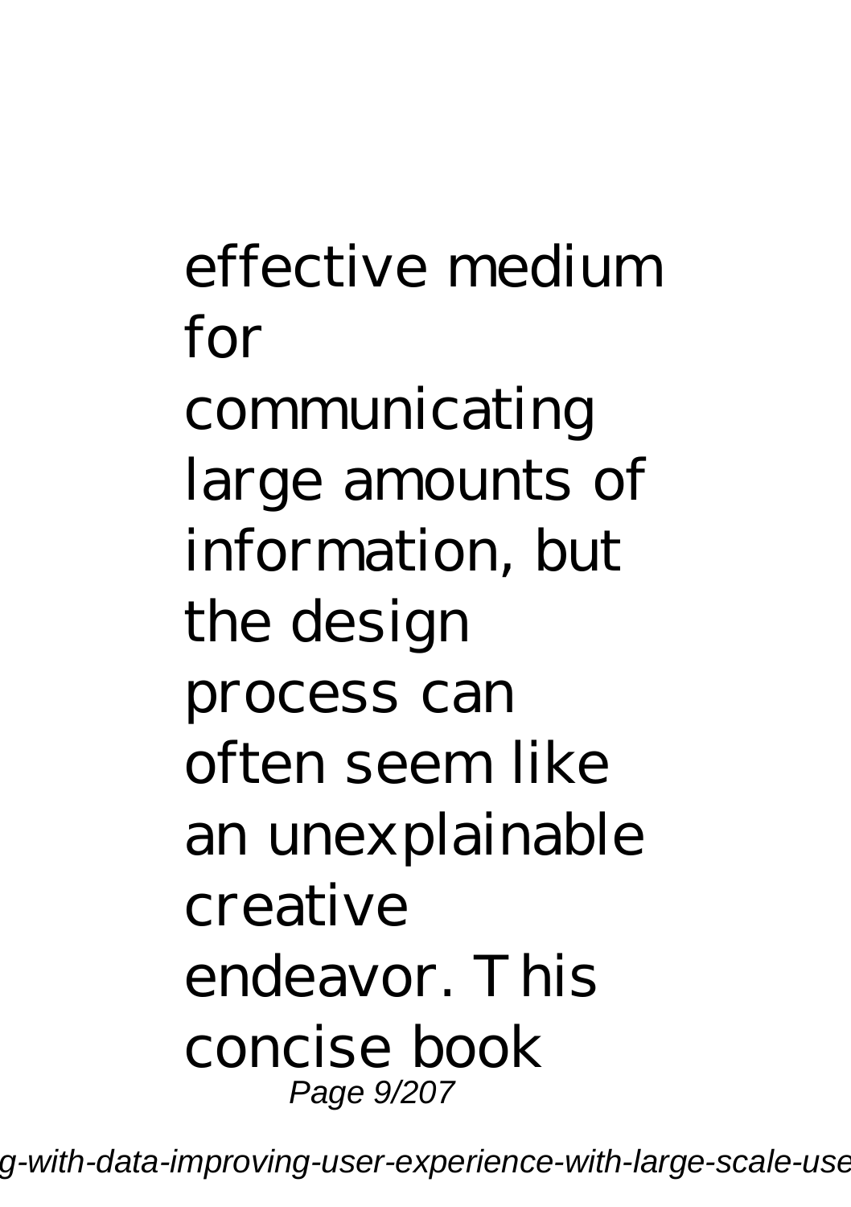effective medium for communicating large amounts of information, but the design process can often seem like an unexplainable creative endeavor. This concise book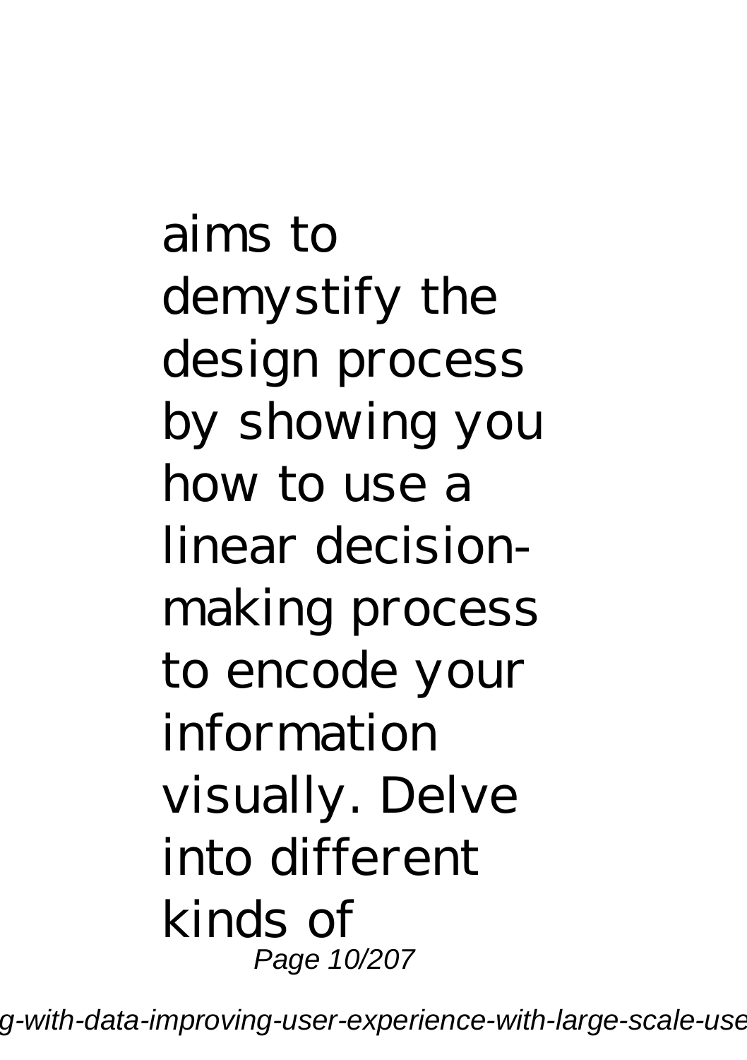aims to demystify the design process by showing you how to use a linear decision-making process to encode your information visually. Delve into different kinds of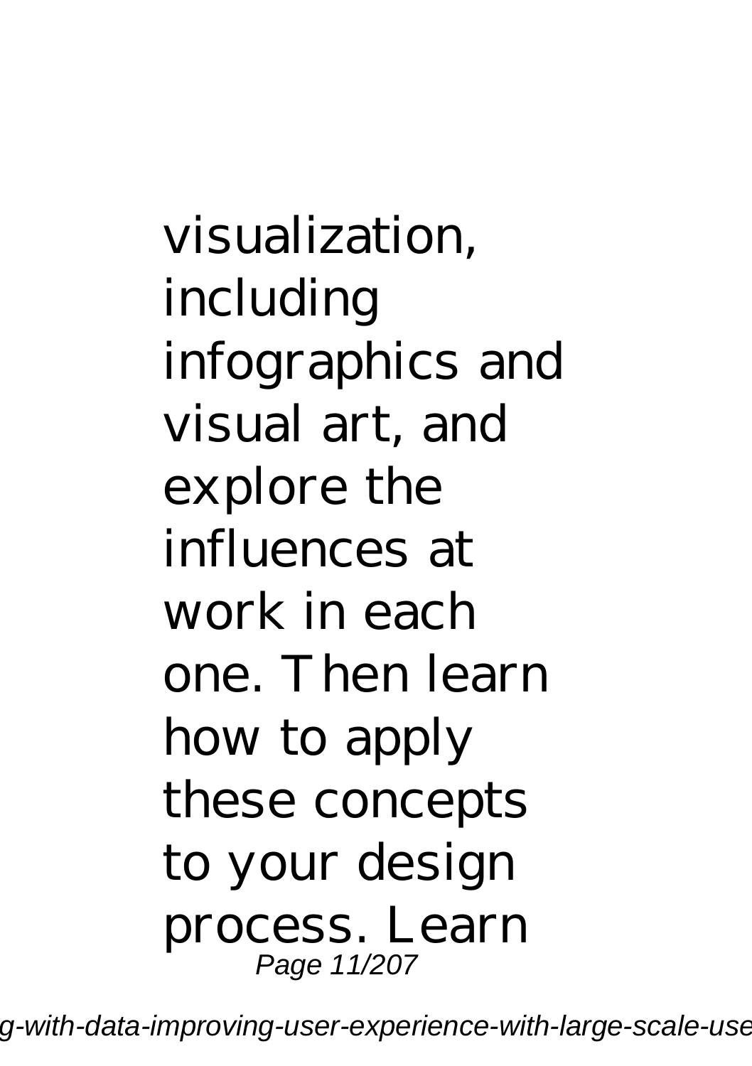visualization, including infographics and visual art, and explore the influences at work in each one. Then learn how to apply these concepts to your design process. Learn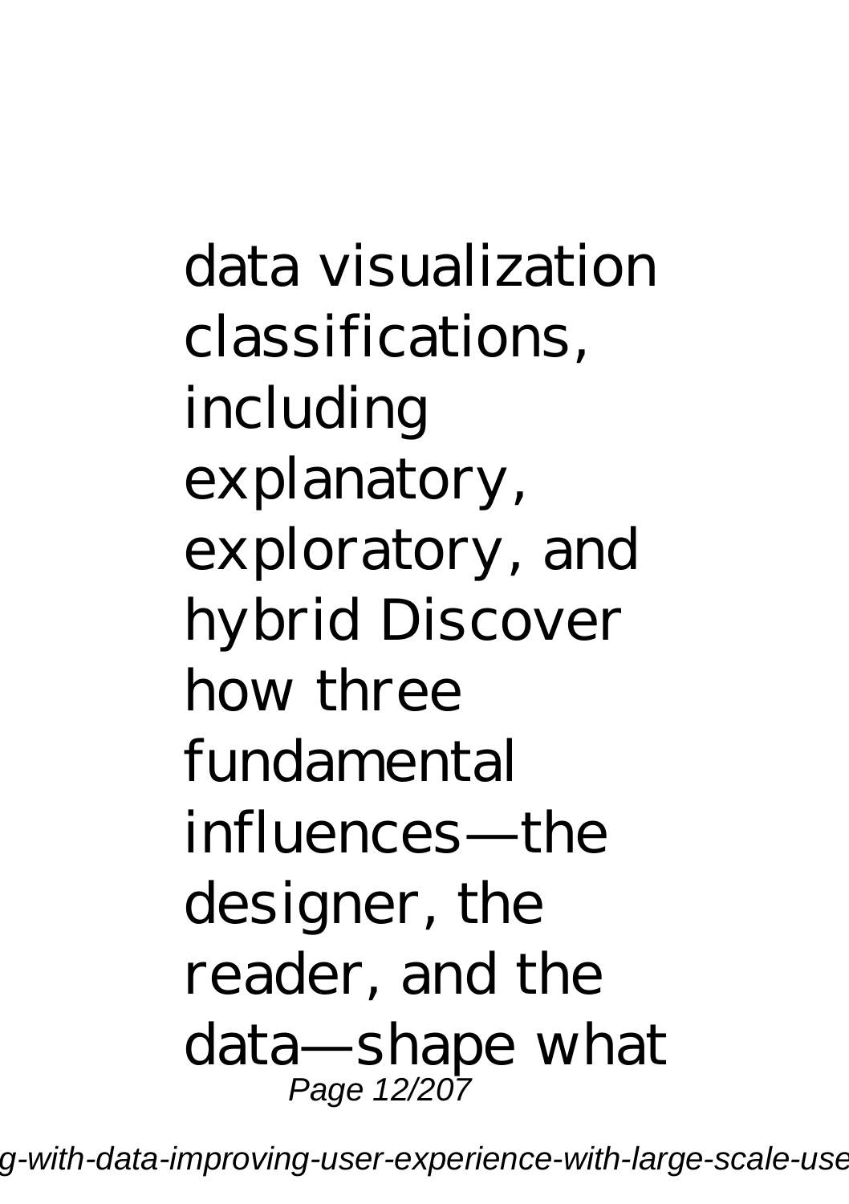data visualization classifications, including explanatory, exploratory, and hybrid Discover how three fundamental influences—the designer, the reader, and the data—shape what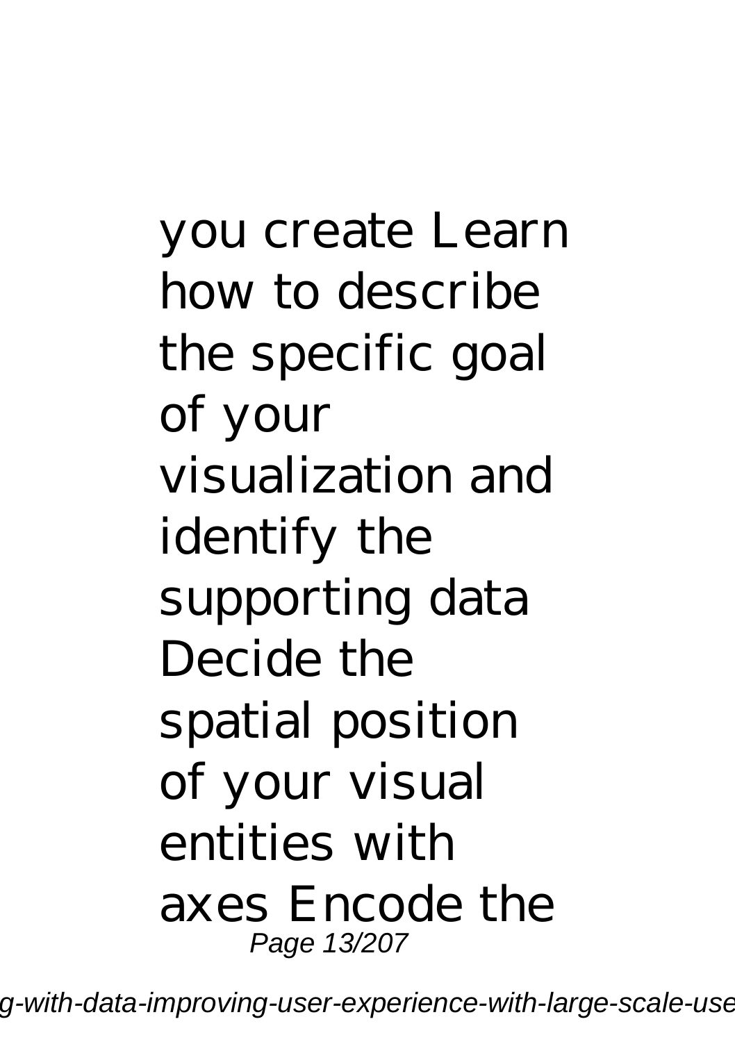you create Learn how to describe the specific goal of your visualization and identify the supporting data Decide the spatial position of your visual entities with axes Encode the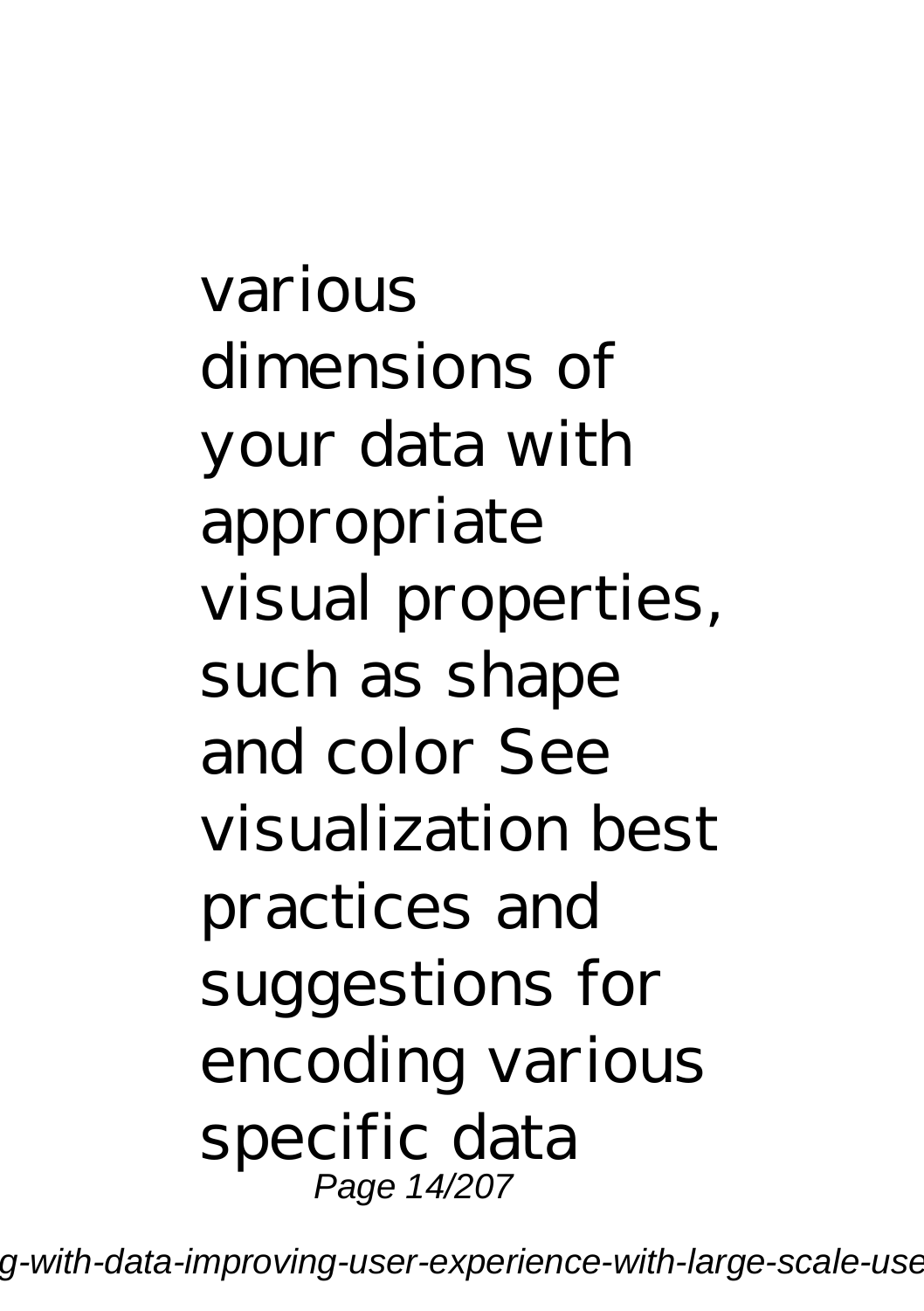various dimensions of your data with appropriate visual properties, such as shape and color See visualization best practices and suggestions for encoding various specific data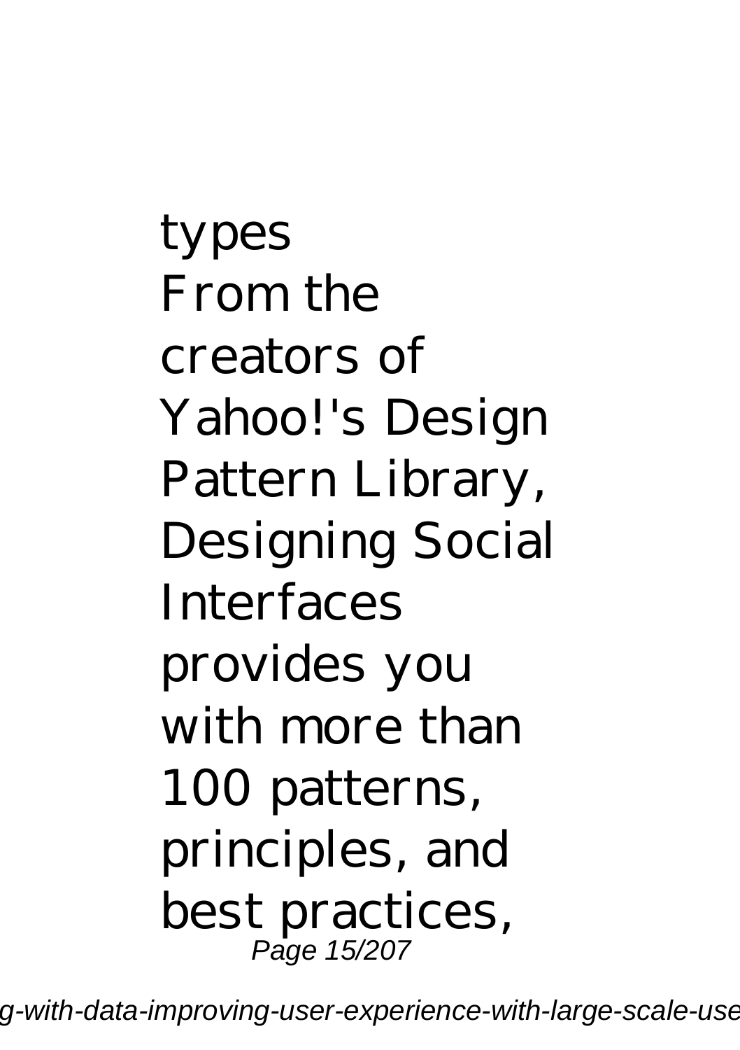types
From the creators of Yahoo!'s Design Pattern Library, Designing Social Interfaces provides you with more than 100 patterns, principles, and best practices,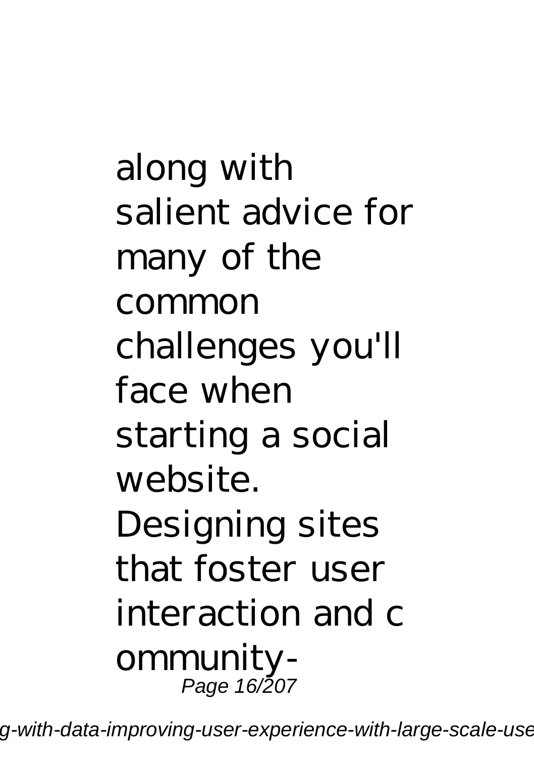along with salient advice for many of the common challenges you'll face when starting a social website. Designing sites that foster user interaction and c ommunity-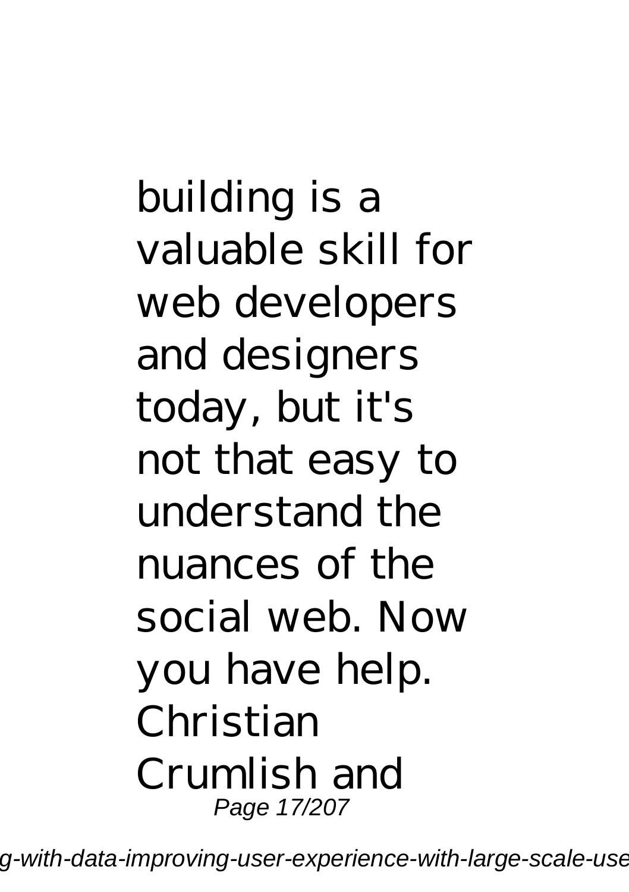building is a valuable skill for web developers and designers today, but it's not that easy to understand the nuances of the social web. Now you have help. Christian Crumlish and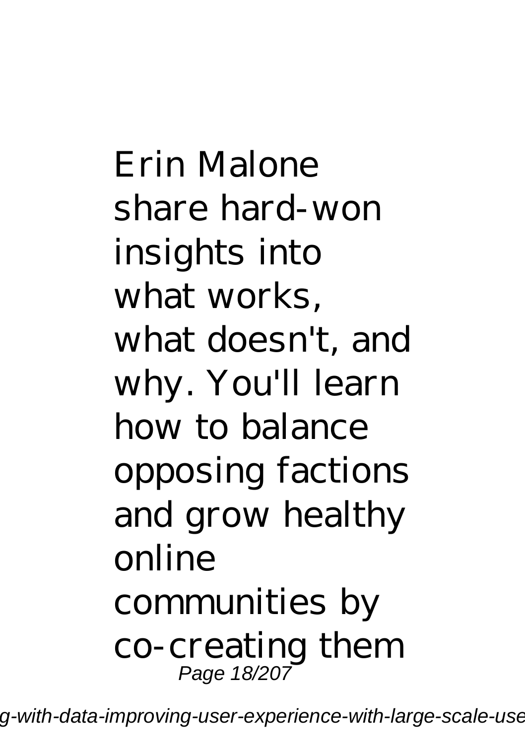Erin Malone share hard-won insights into what works, what doesn't, and why. You'll learn how to balance opposing factions and grow healthy online communities by co-creating them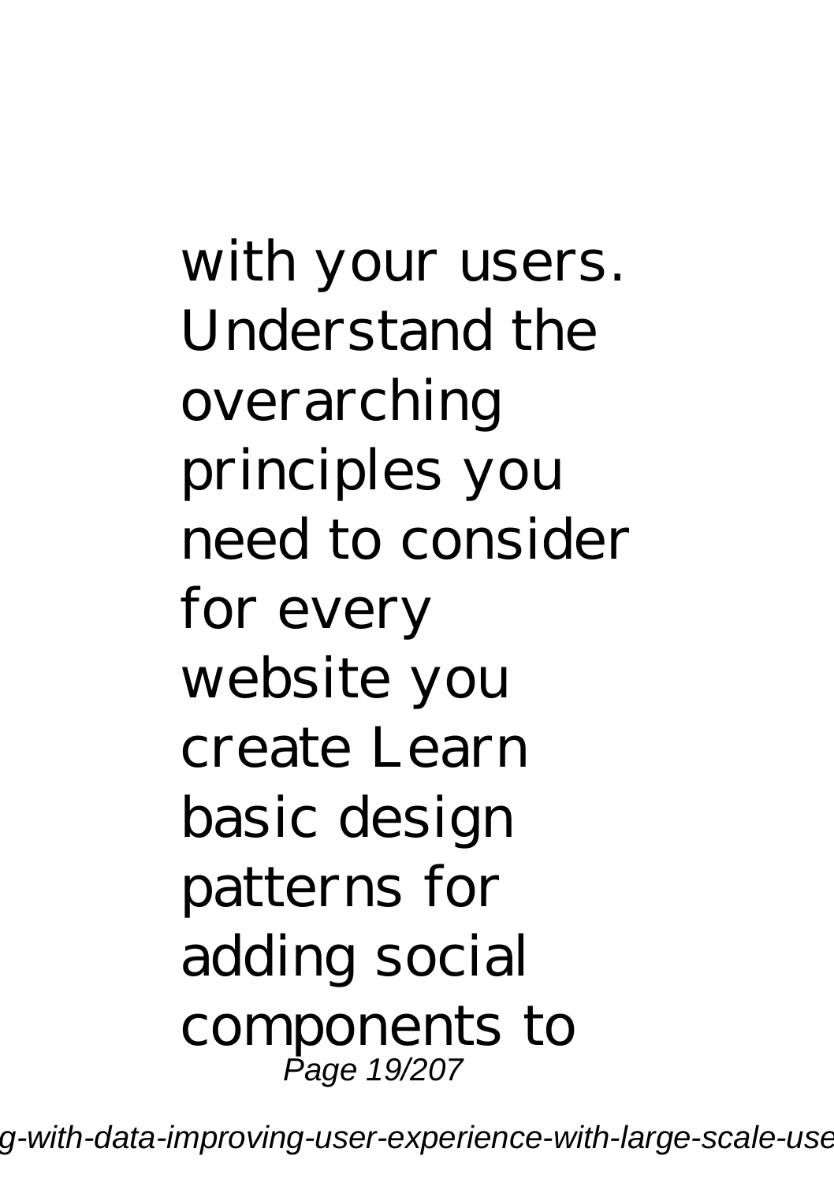with your users. Understand the overarching principles you need to consider for every website you create Learn basic design patterns for adding social components to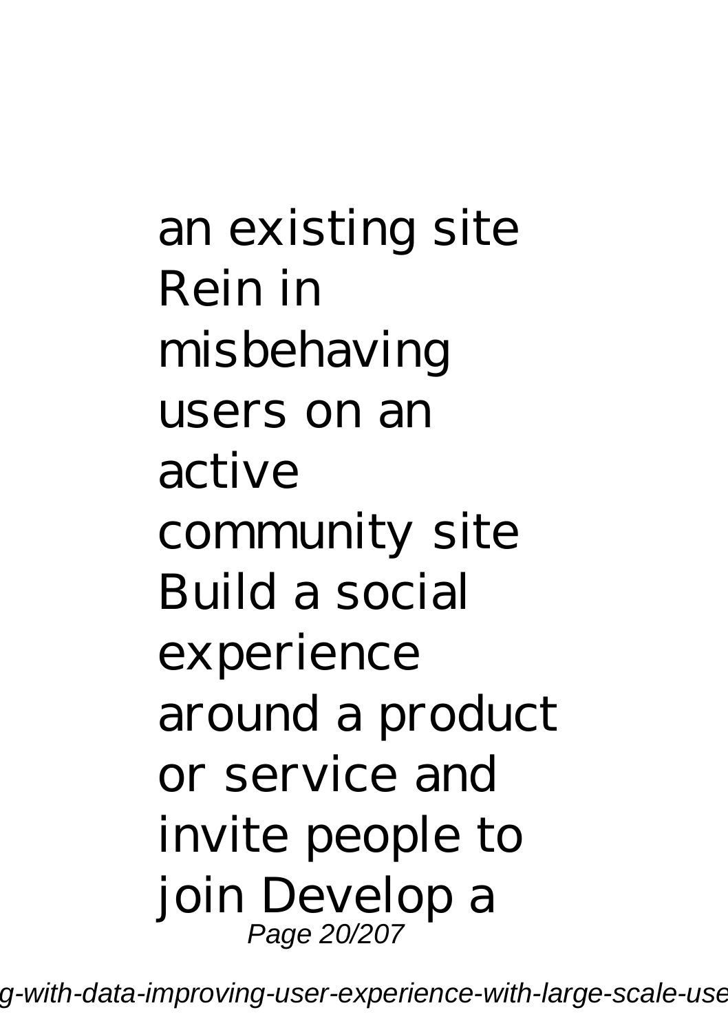an existing site Rein in misbehaving users on an active community site Build a social experience around a product or service and invite people to join Develop a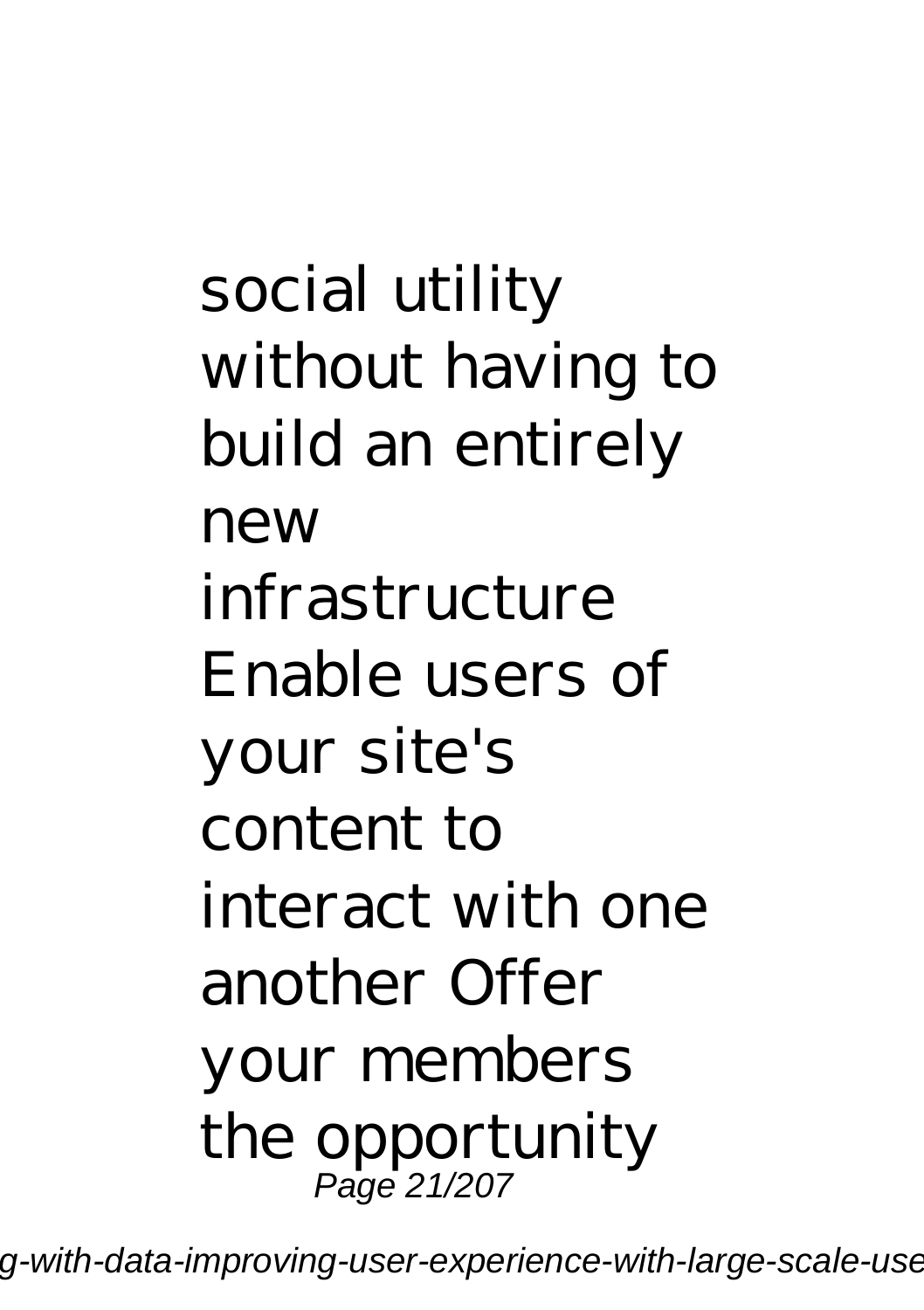social utility without having to build an entirely new infrastructure Enable users of your site's content to interact with one another Offer your members the opportunity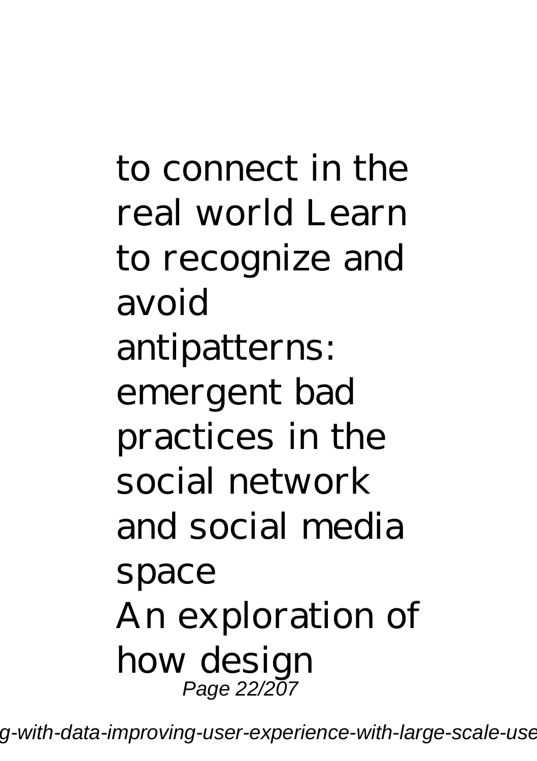to connect in the real world Learn to recognize and avoid antipatterns: emergent bad practices in the social network and social media space

An exploration of how design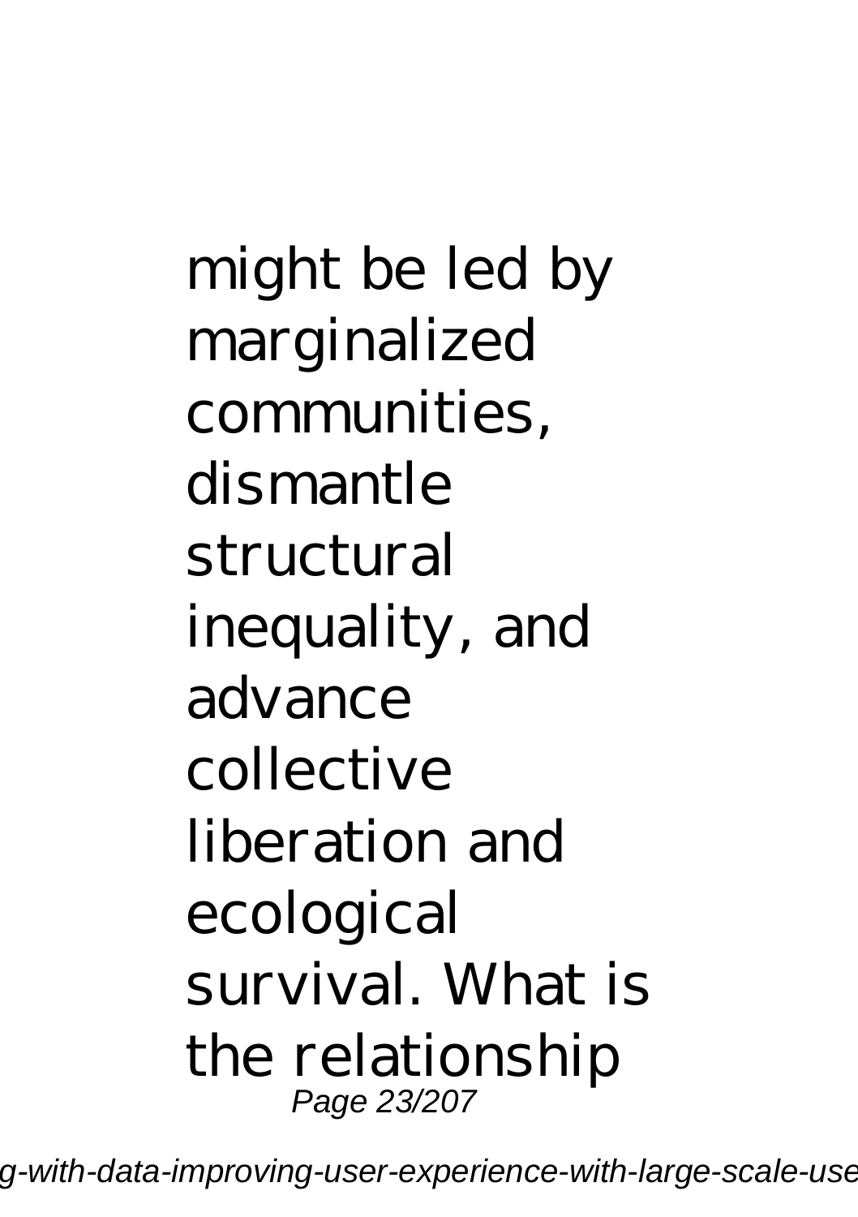might be led by marginalized communities, dismantle structural inequality, and advance collective liberation and ecological survival. What is the relationship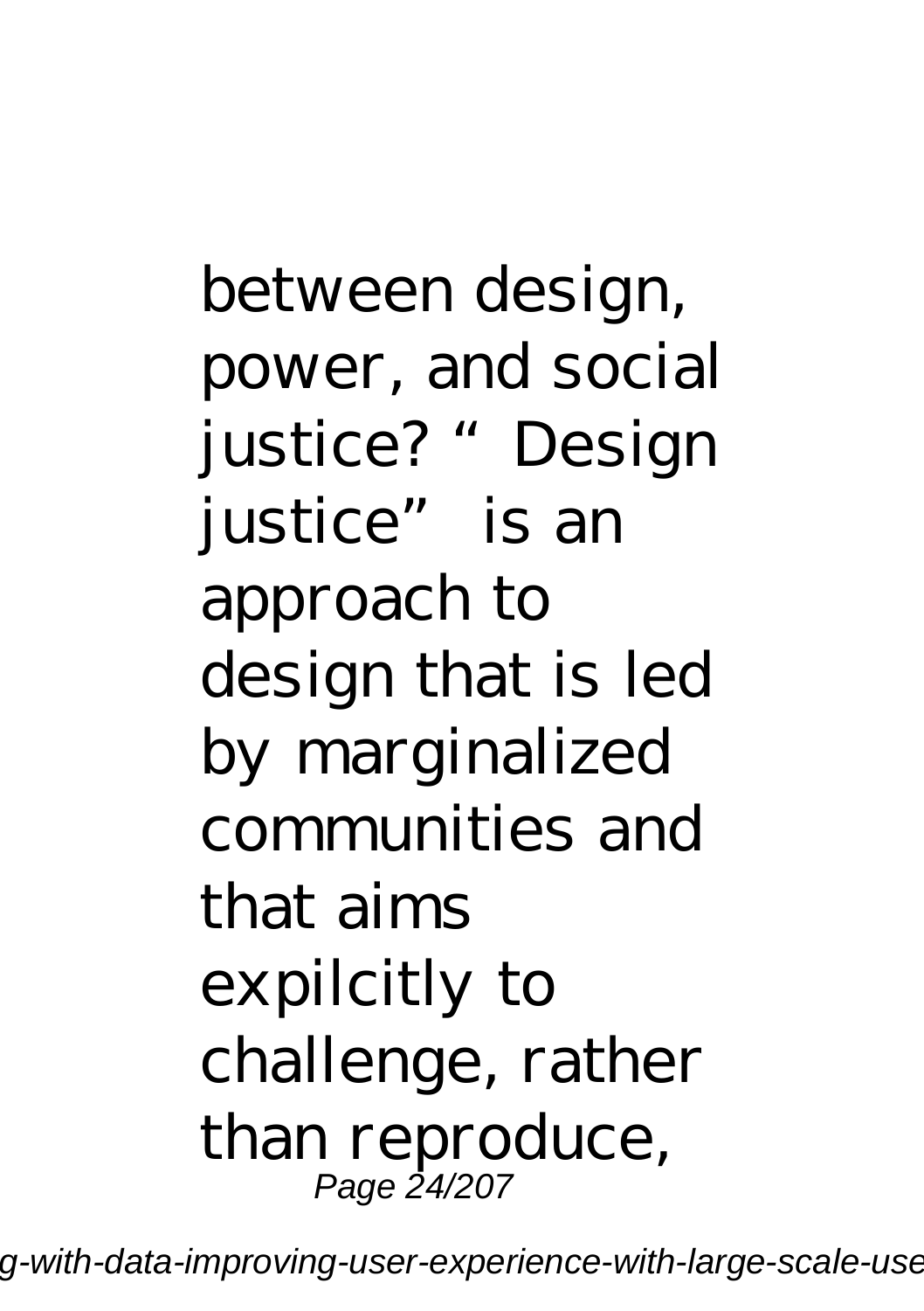between design, power, and social justice? “ Design justice” is an approach to design that is led by marginalized communities and that aims expilcitly to challenge, rather than reproduce,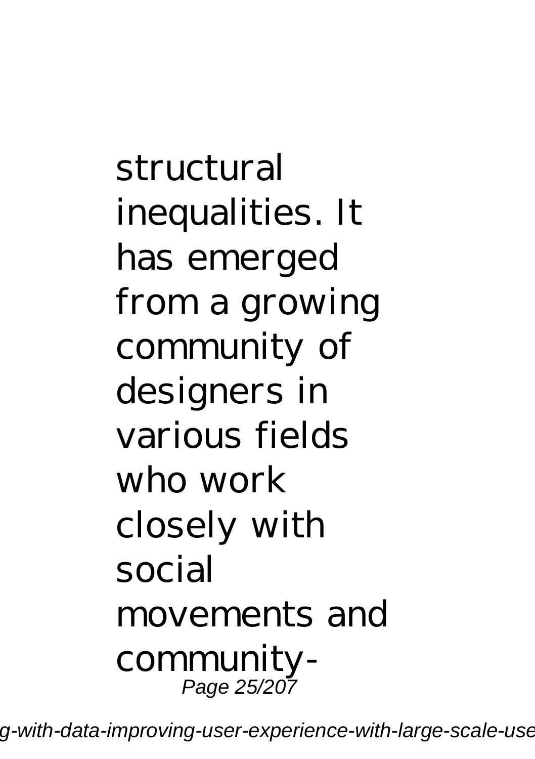structural inequalities. It has emerged from a growing community of designers in various fields who work closely with social movements and community-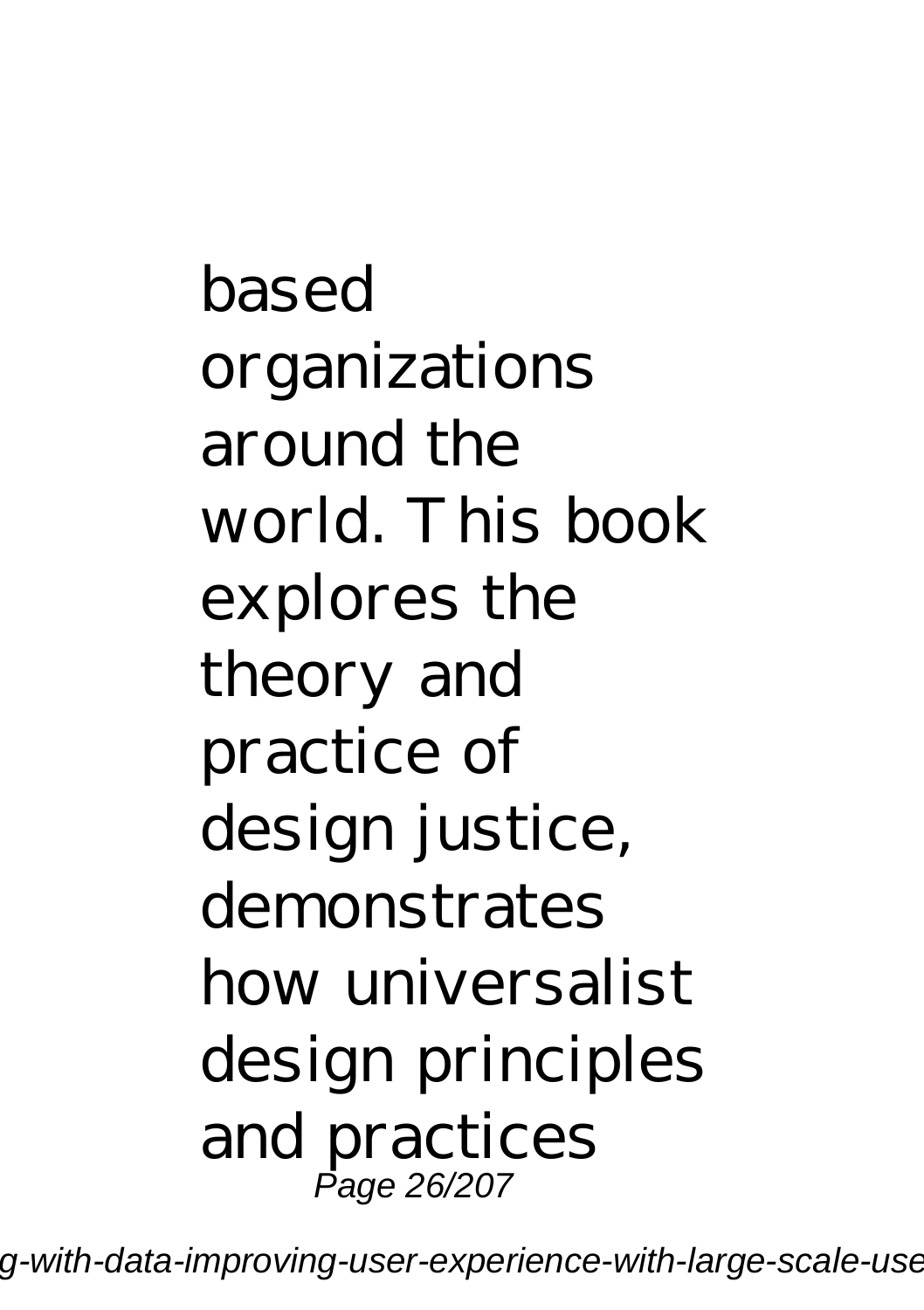based organizations around the world. This book explores the theory and practice of design justice, demonstrates how universalist design principles and practices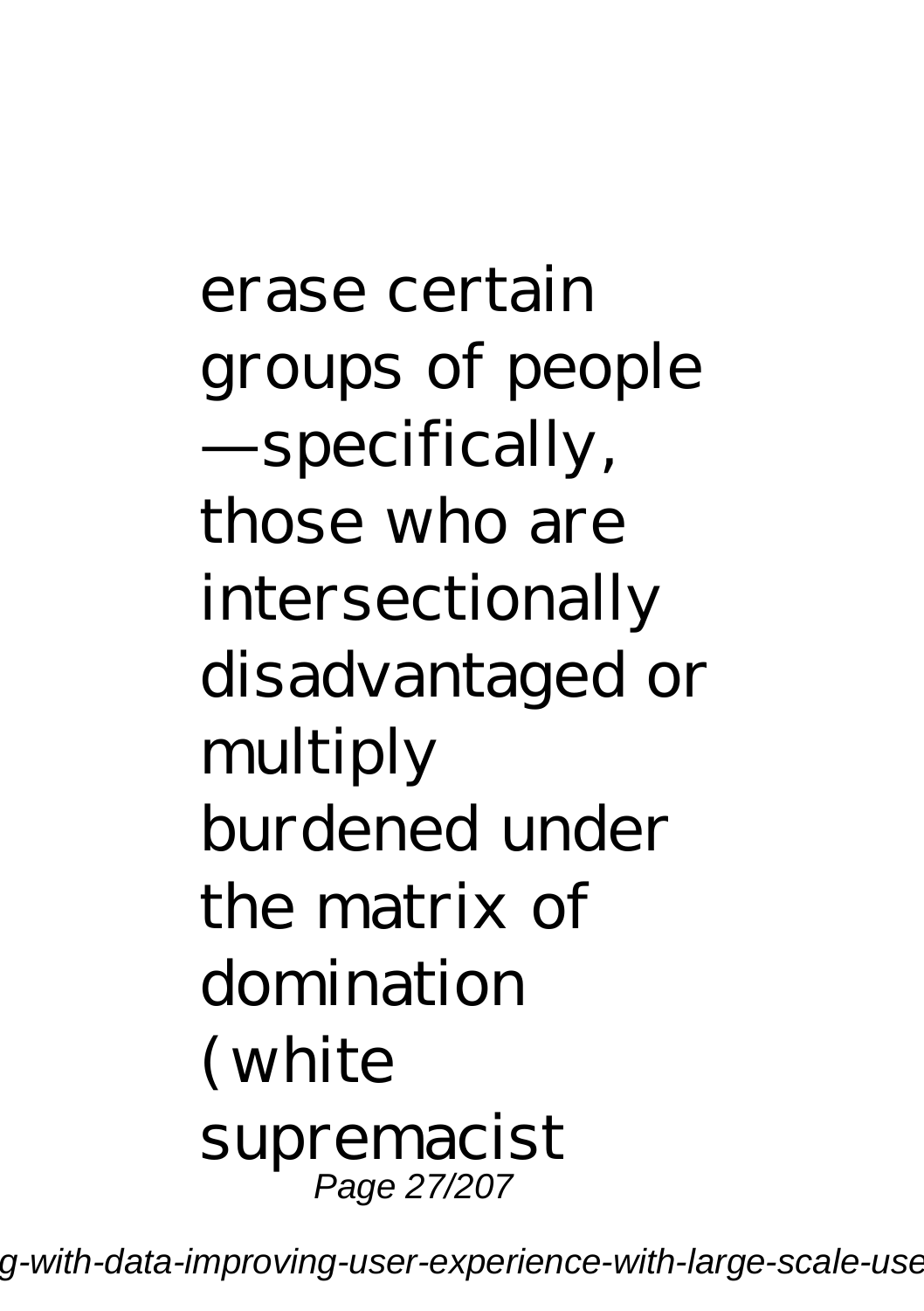erase certain groups of people —specifically, those who are intersectionally disadvantaged or multiply burdened under the matrix of domination (white supremacist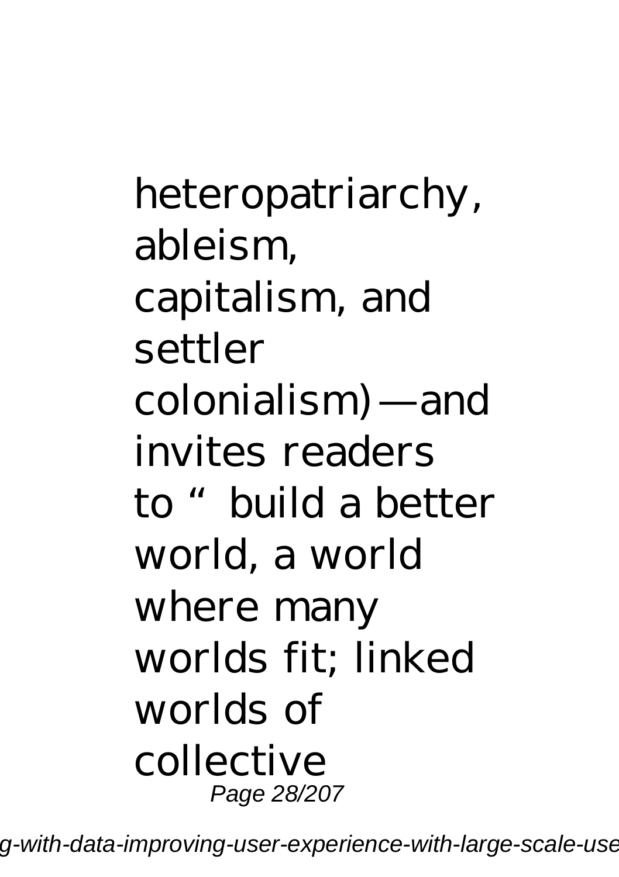heteropatriarchy, ableism, capitalism, and settler colonialism)—and invites readers to "build a better world, a world where many worlds fit; linked worlds of collective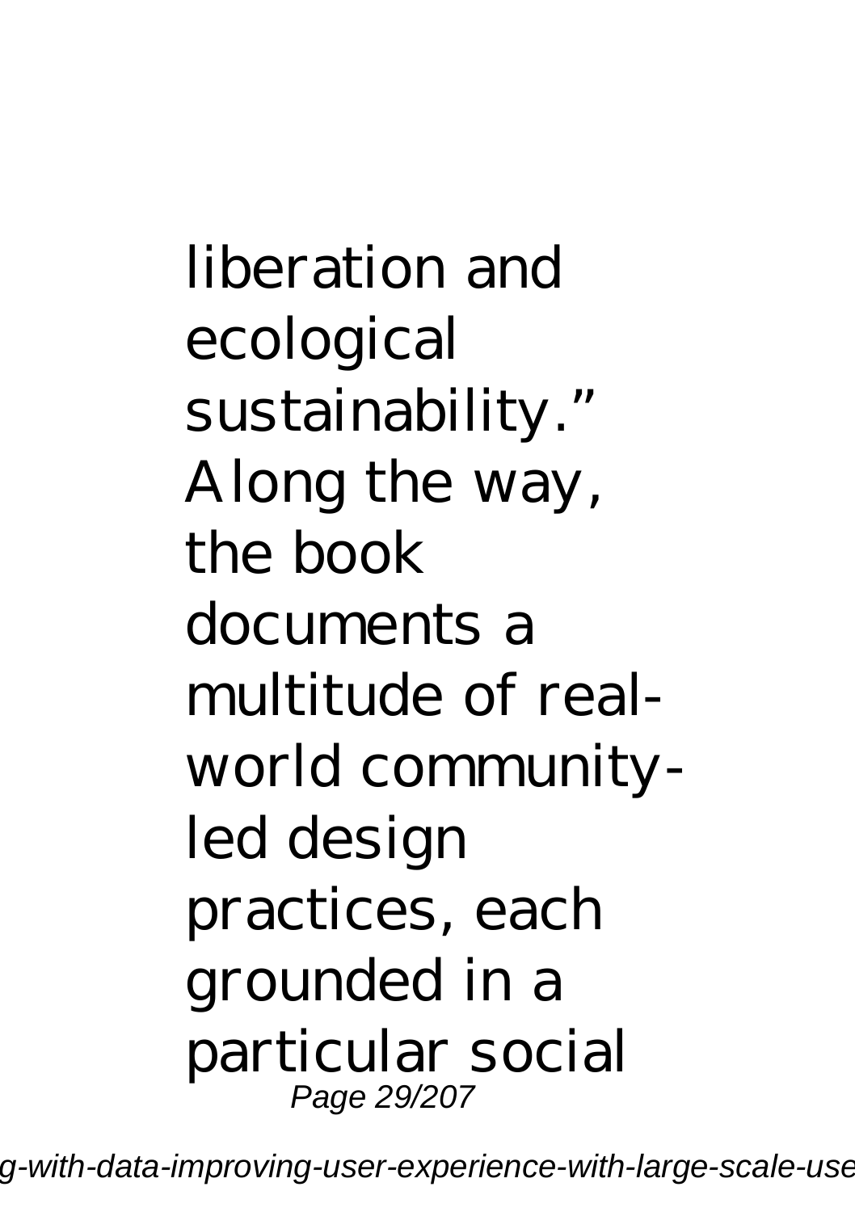liberation and ecological sustainability.” Along the way, the book documents a multitude of real-world community-led design practices, each grounded in a particular social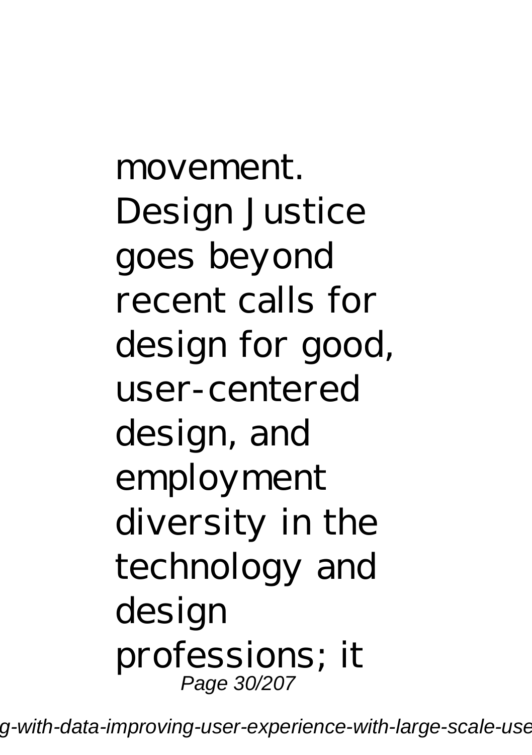movement. Design Justice goes beyond recent calls for design for good, user-centered design, and employment diversity in the technology and design professions; it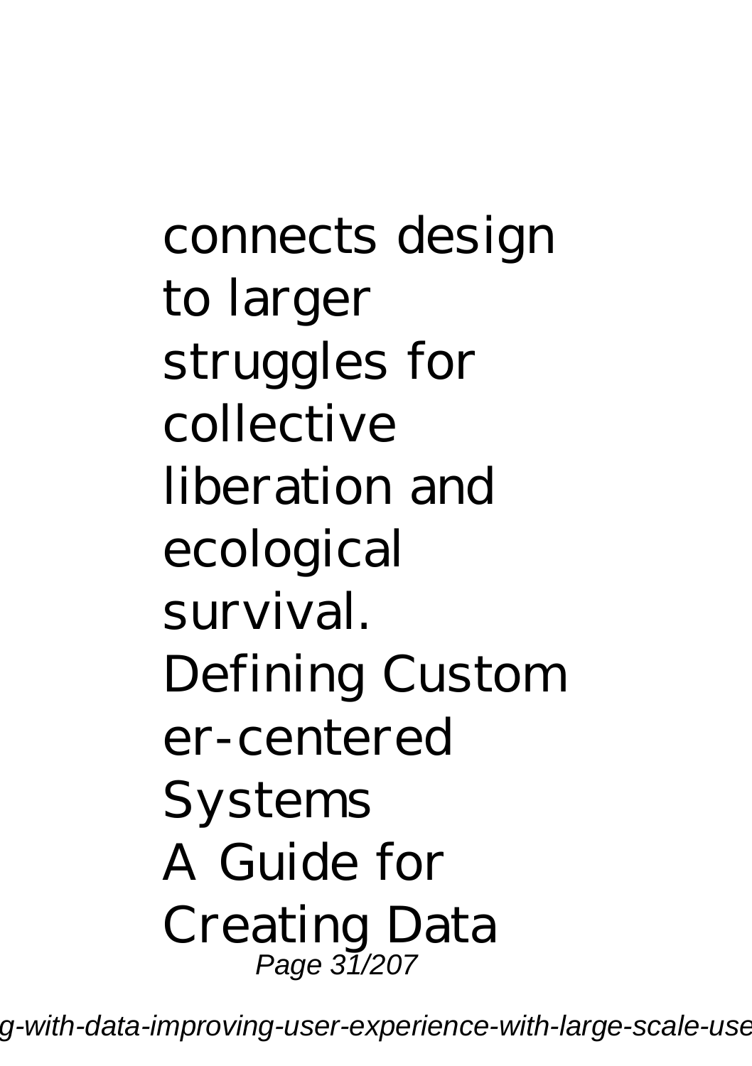connects design to larger struggles for collective liberation and ecological survival.

Defining Customer-centered Systems

A Guide for Creating Data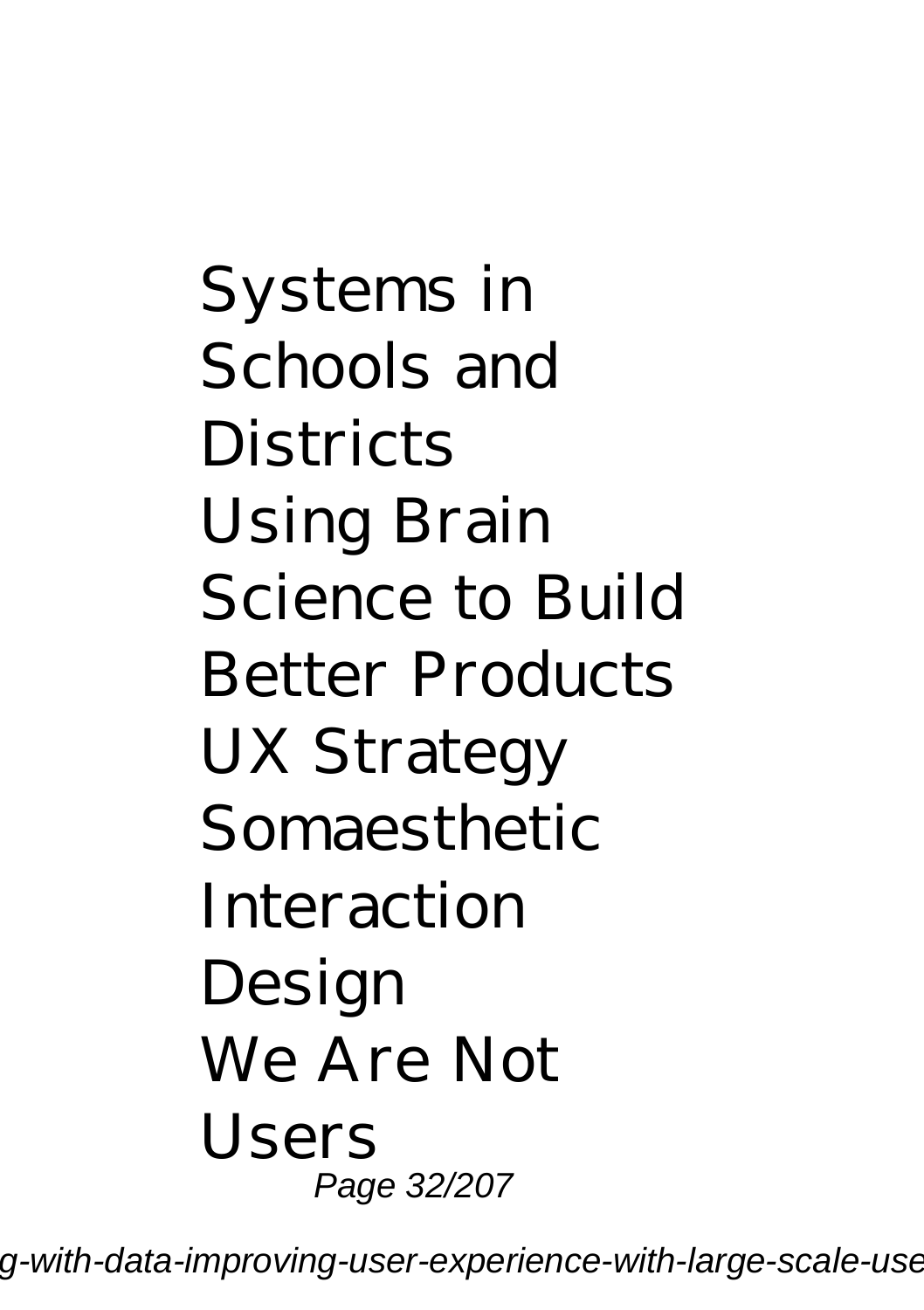Systems in Schools and Districts
Using Brain Science to Build Better Products
UX Strategy
Somaesthetic Interaction Design
We Are Not Users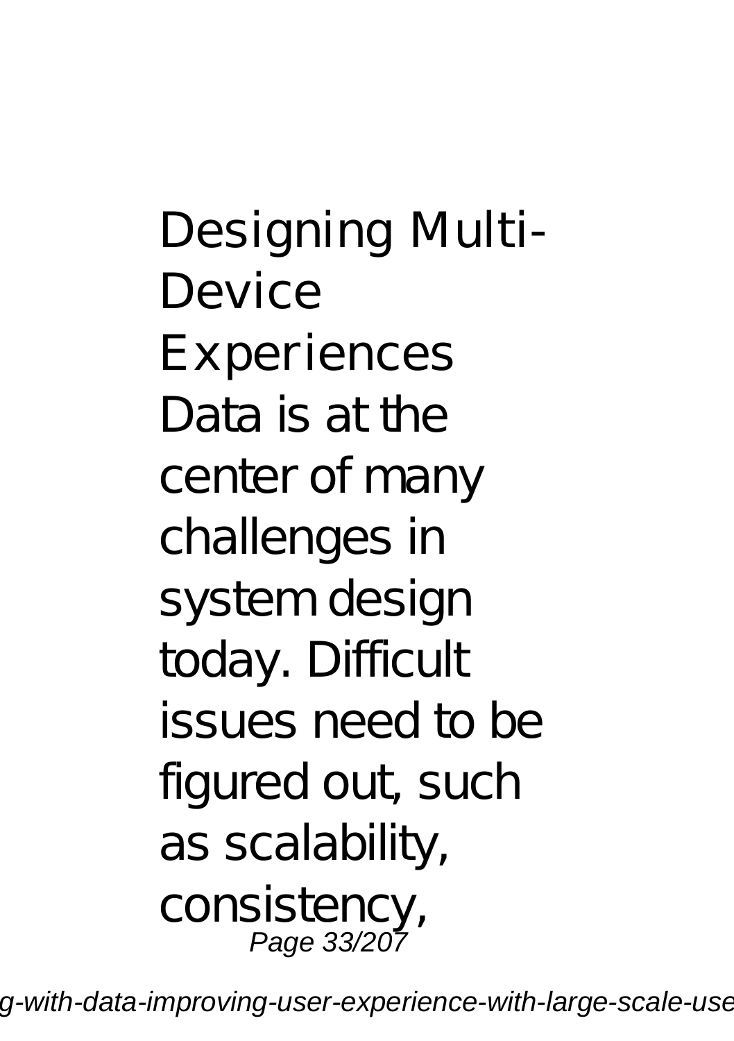Designing Multi-Device Experiences

Data is at the center of many challenges in system design today. Difficult issues need to be figured out, such as scalability, consistency,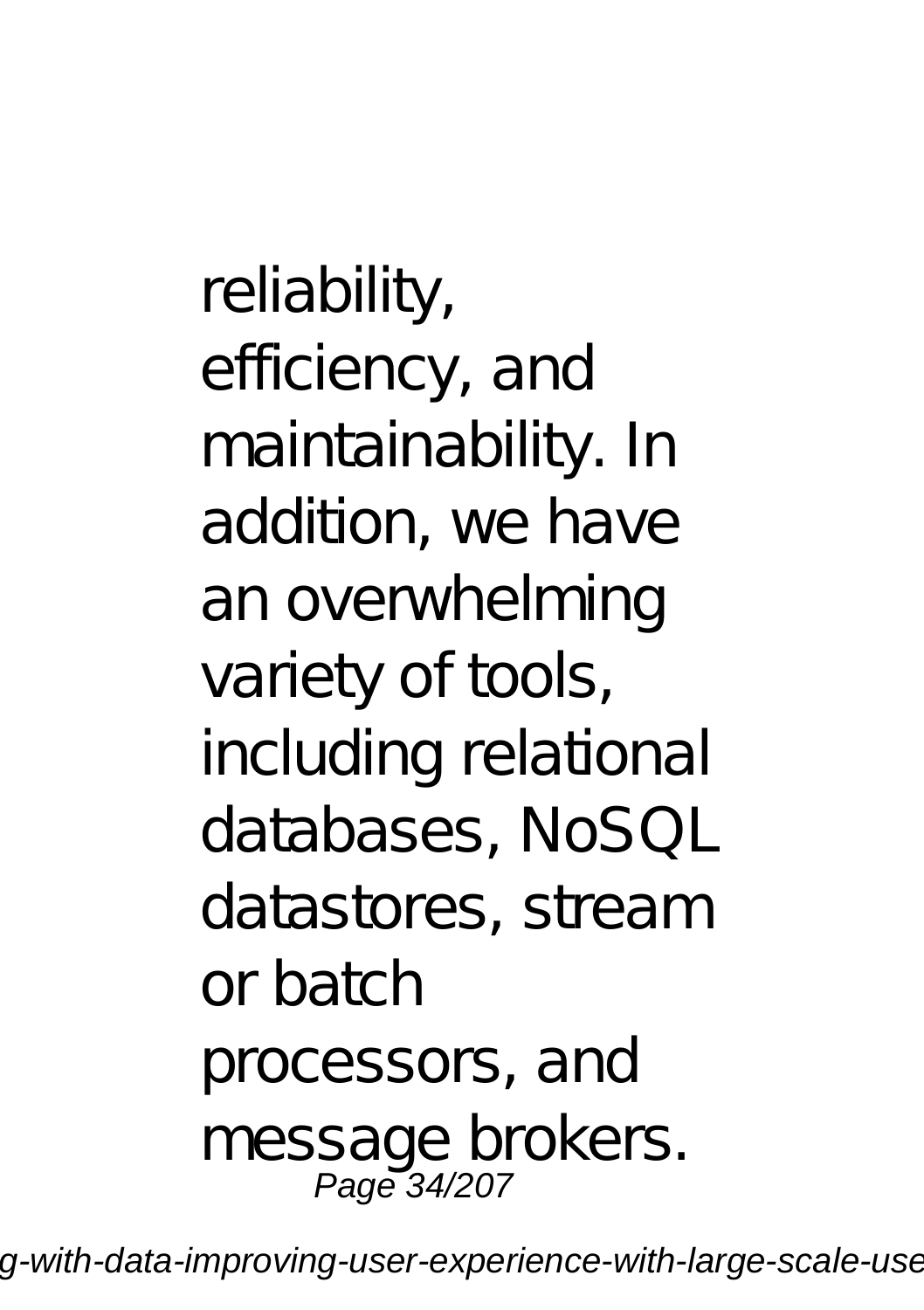reliability, efficiency, and maintainability. In addition, we have an overwhelming variety of tools, including relational databases, NoSQL datastores, stream or batch processors, and message brokers.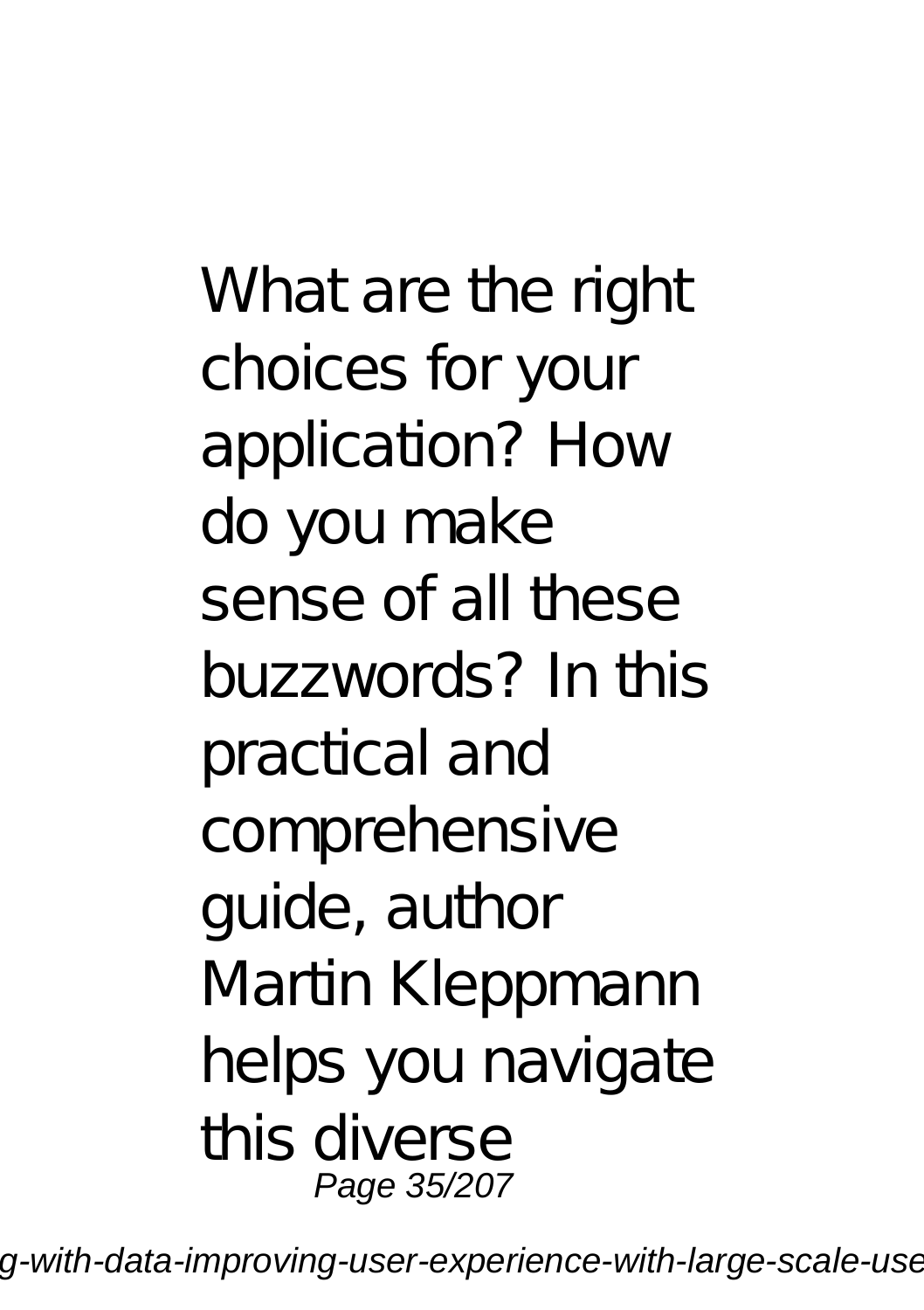What are the right choices for your application? How do you make sense of all these buzzwords? In this practical and comprehensive guide, author Martin Kleppmann helps you navigate this diverse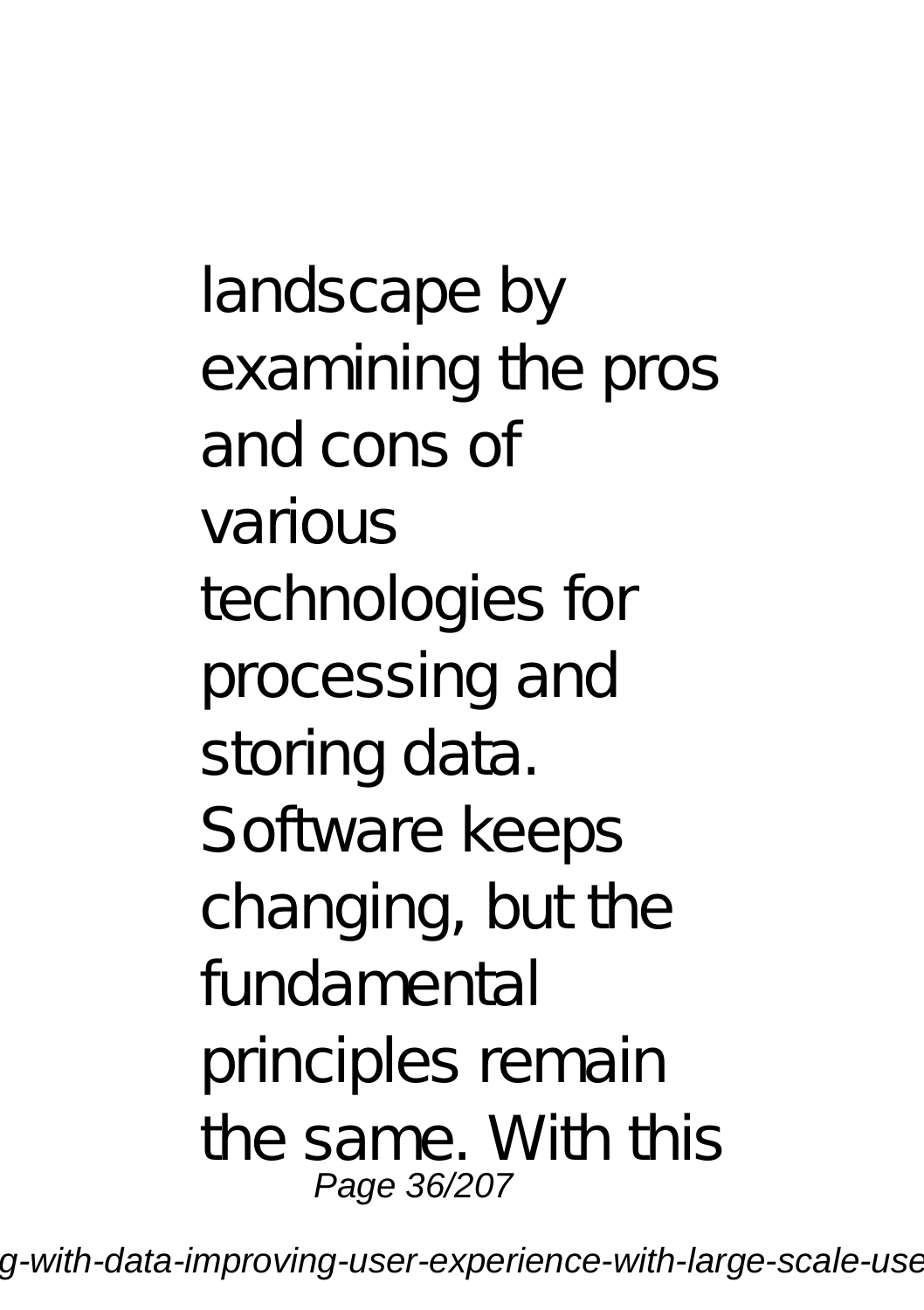landscape by examining the pros and cons of various technologies for processing and storing data. Software keeps changing, but the fundamental principles remain the same. With this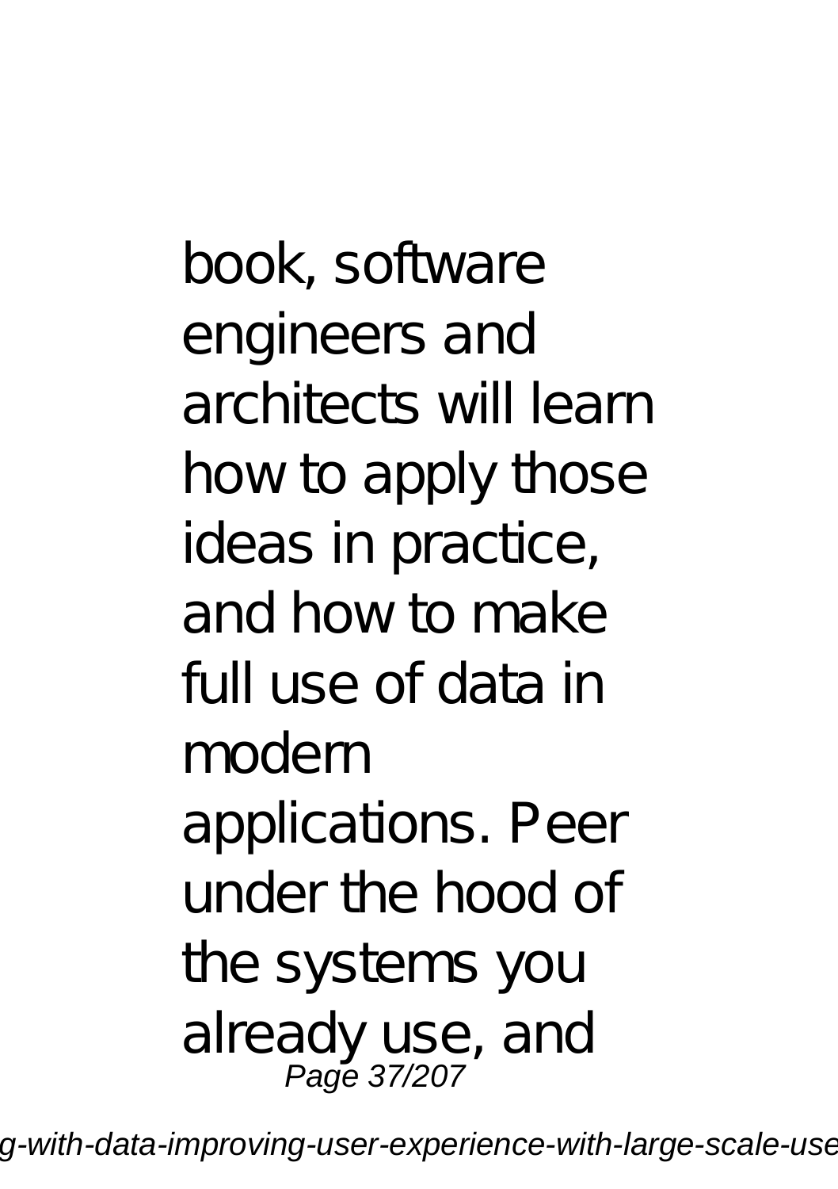book, software engineers and architects will learn how to apply those ideas in practice, and how to make full use of data in modern applications. Peer under the hood of the systems you already use, and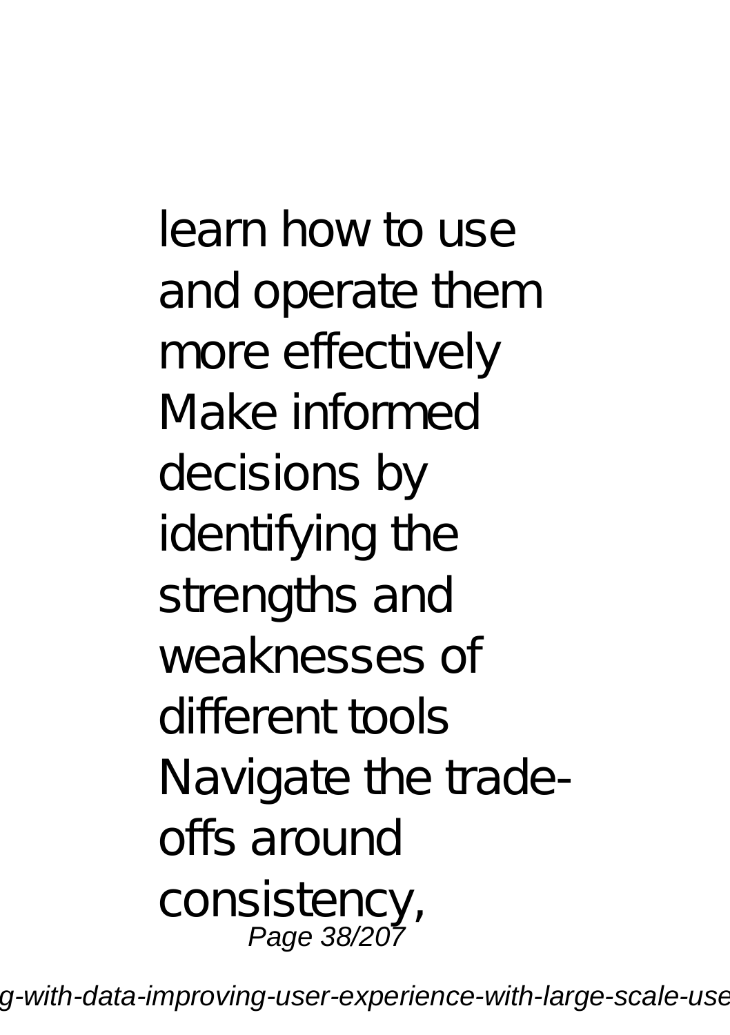learn how to use and operate them more effectively Make informed decisions by identifying the strengths and weaknesses of different tools Navigate the trade-offs around consistency,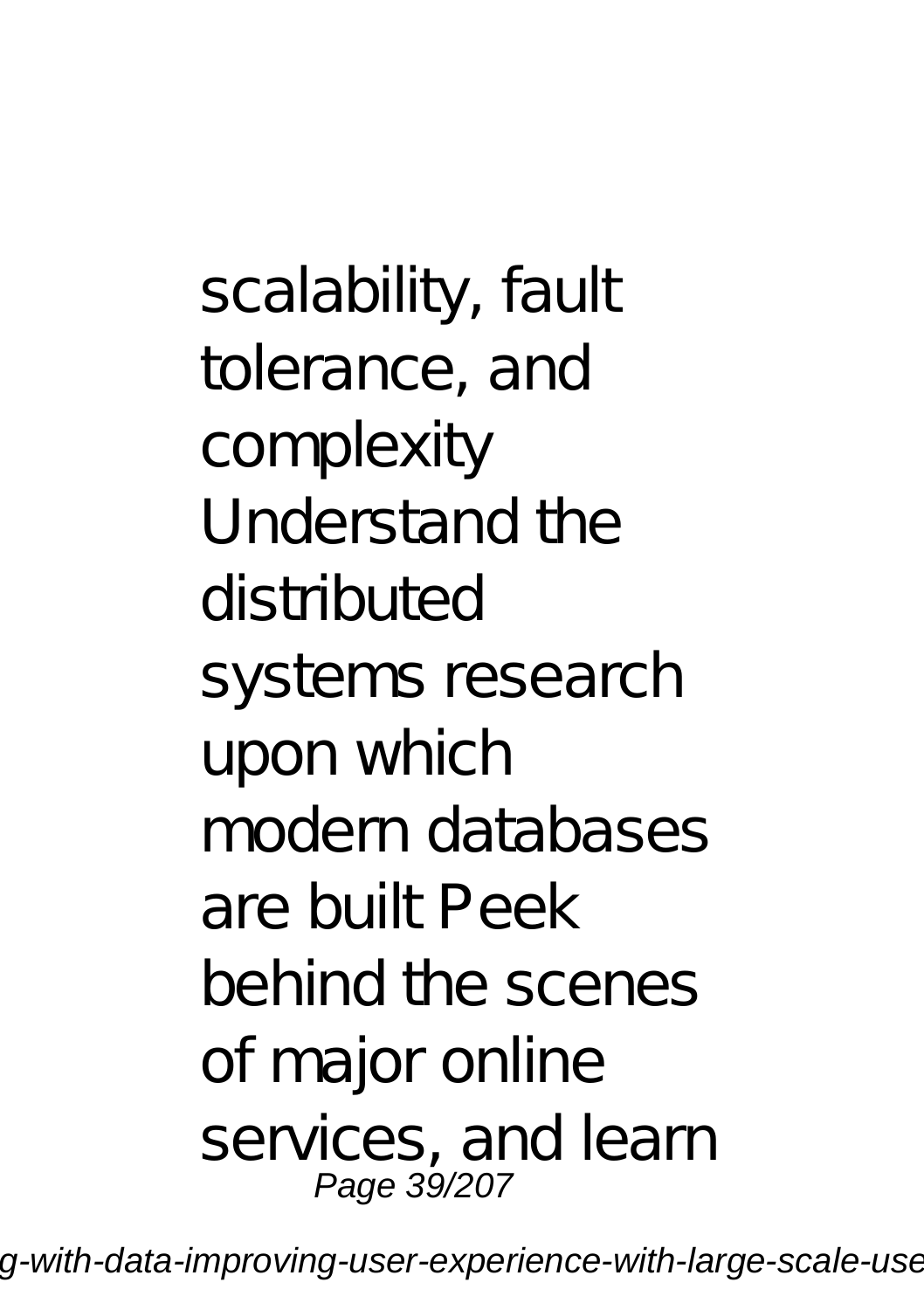scalability, fault tolerance, and complexity Understand the distributed systems research upon which modern databases are built Peek behind the scenes of major online services, and learn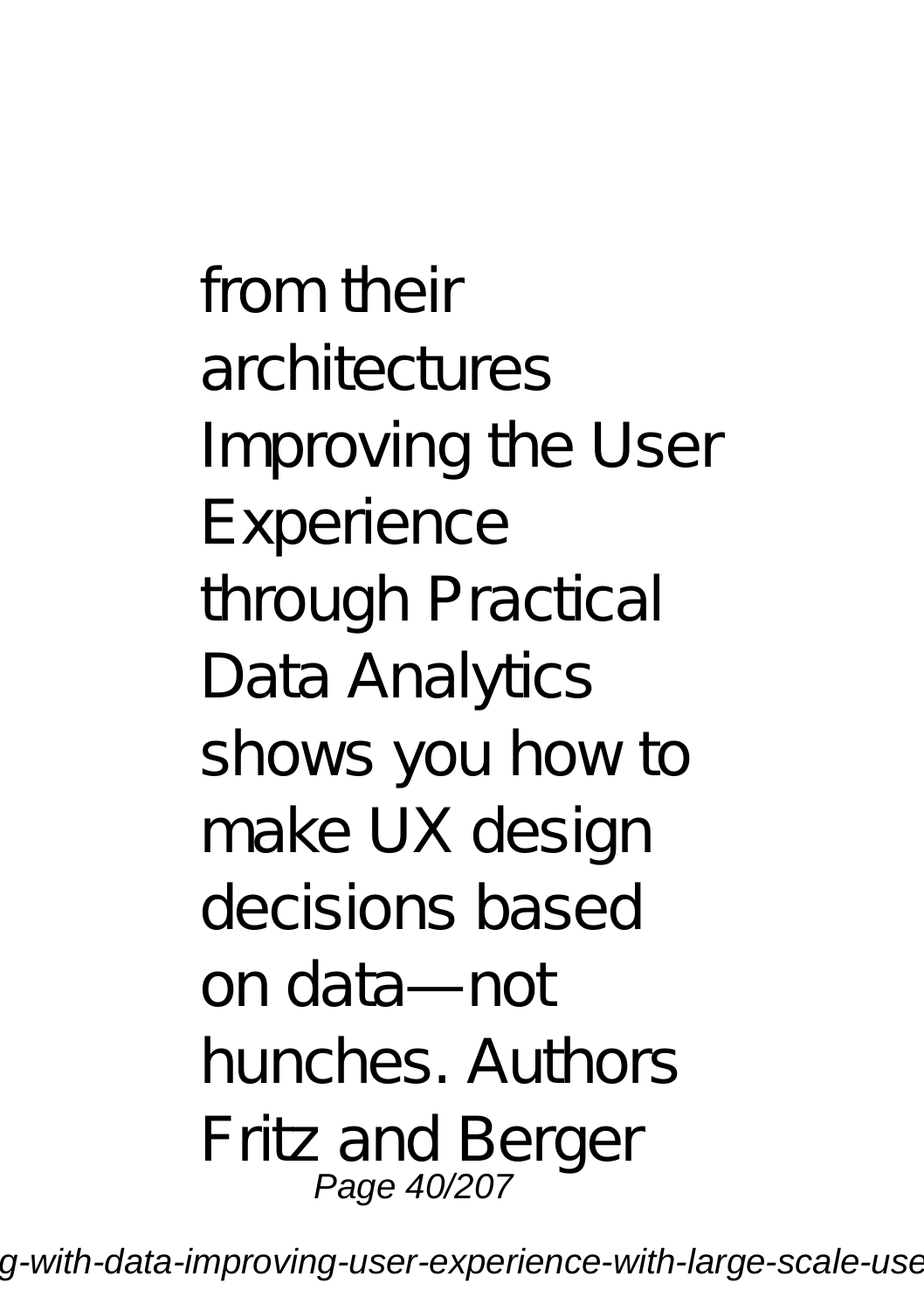from their architectures Improving the User Experience through Practical Data Analytics shows you how to make UX design decisions based on data—not hunches. Authors Fritz and Berger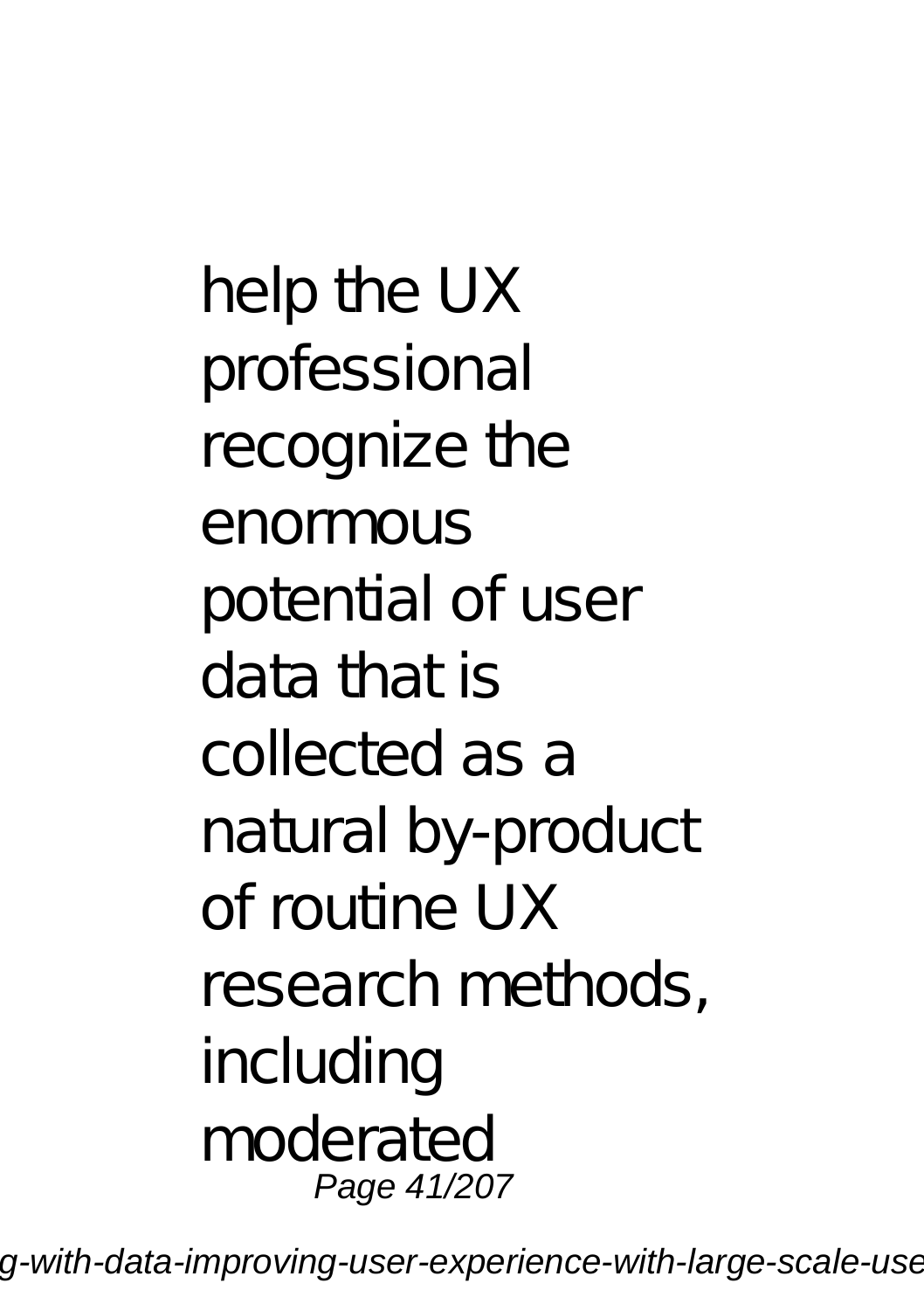help the UX professional recognize the enormous potential of user data that is collected as a natural by-product of routine UX research methods, including moderated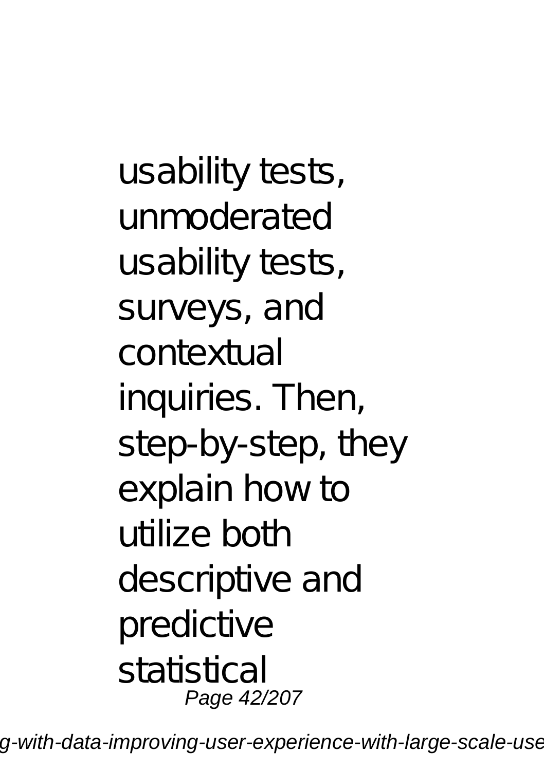usability tests, unmoderated usability tests, surveys, and contextual inquiries. Then, step-by-step, they explain how to utilize both descriptive and predictive statistical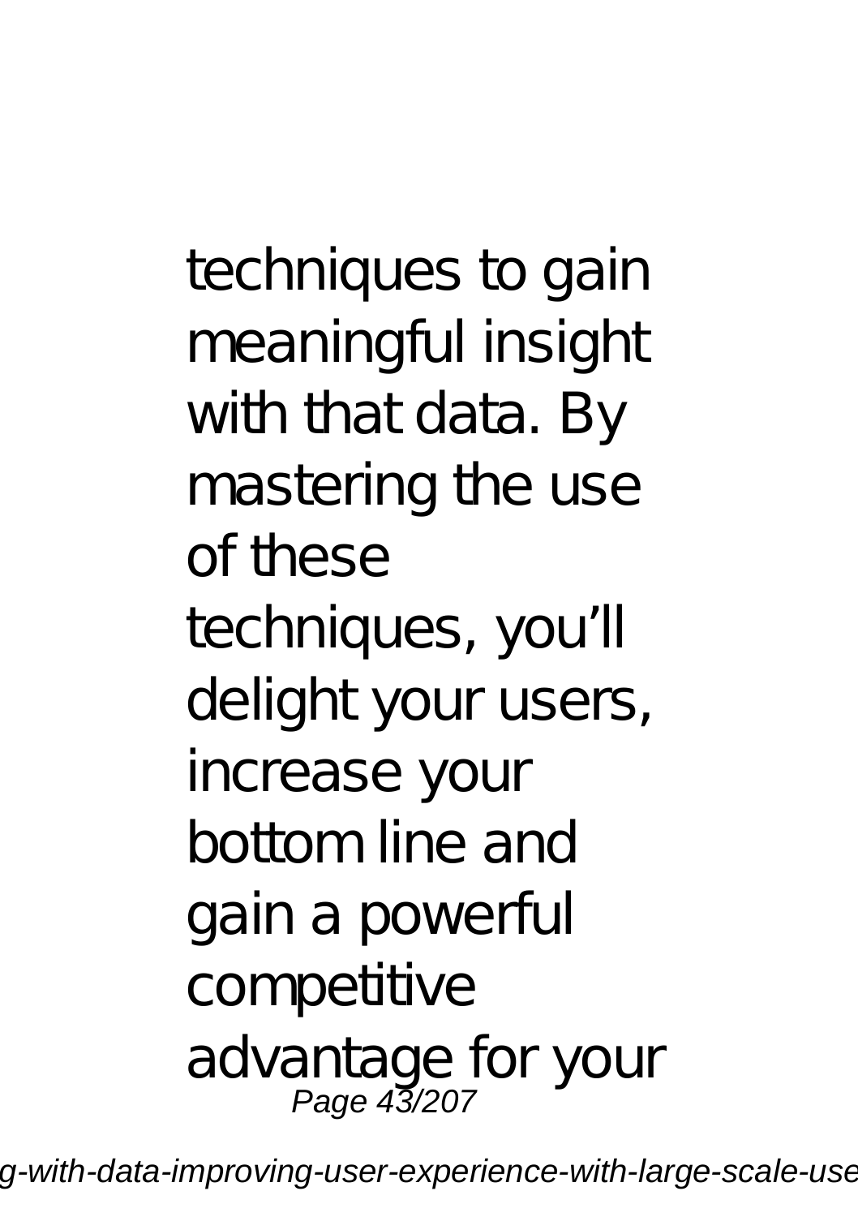techniques to gain meaningful insight with that data. By mastering the use of these techniques, you'll delight your users, increase your bottom line and gain a powerful competitive advantage for your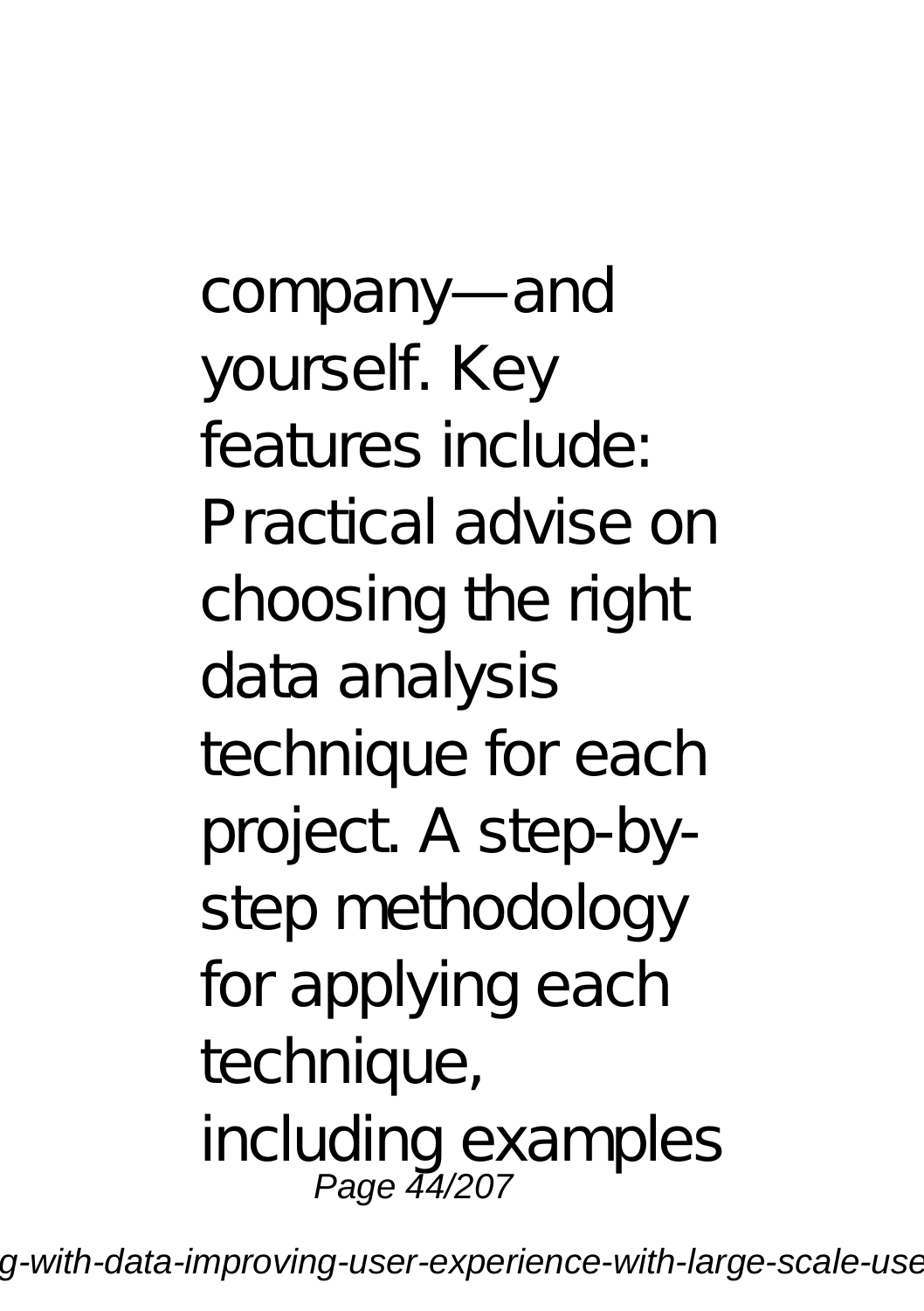company—and yourself. Key features include: Practical advise on choosing the right data analysis technique for each project. A step-by-step methodology for applying each technique, including examples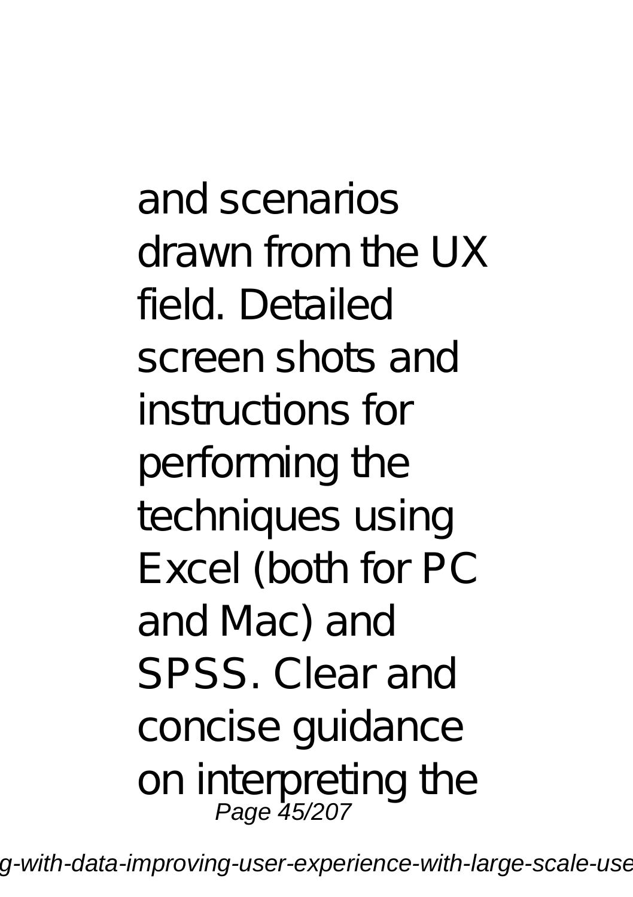and scenarios drawn from the UX field. Detailed screen shots and instructions for performing the techniques using Excel (both for PC and Mac) and SPSS. Clear and concise guidance on interpreting the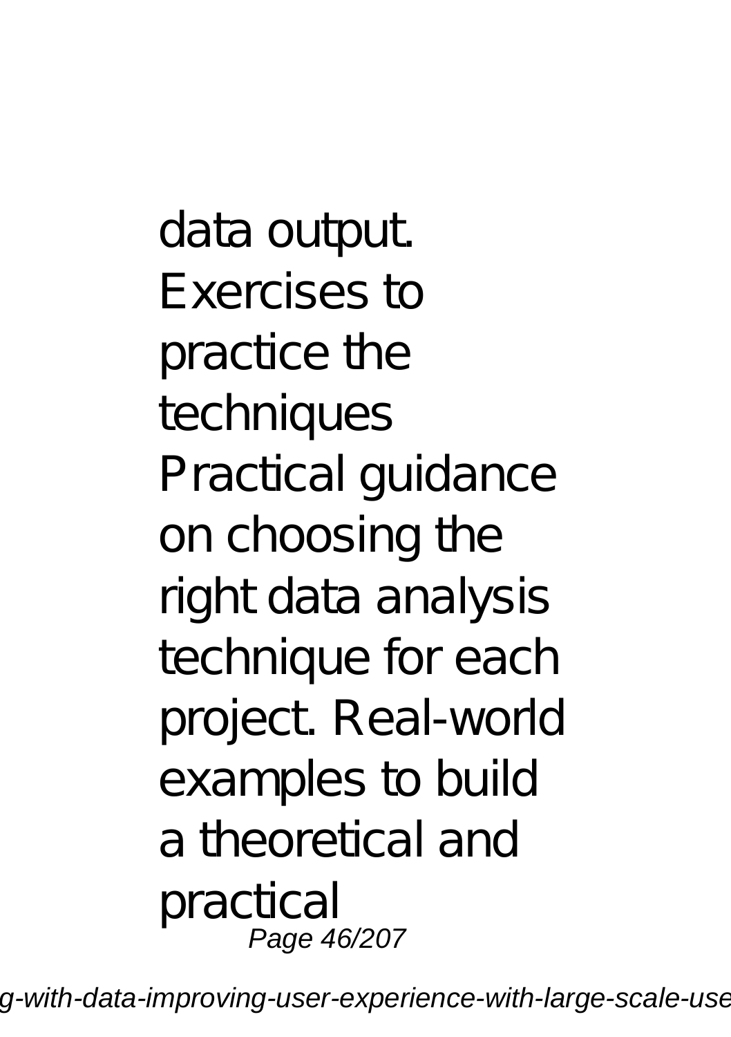data output. Exercises to practice the techniques Practical guidance on choosing the right data analysis technique for each project. Real-world examples to build a theoretical and practical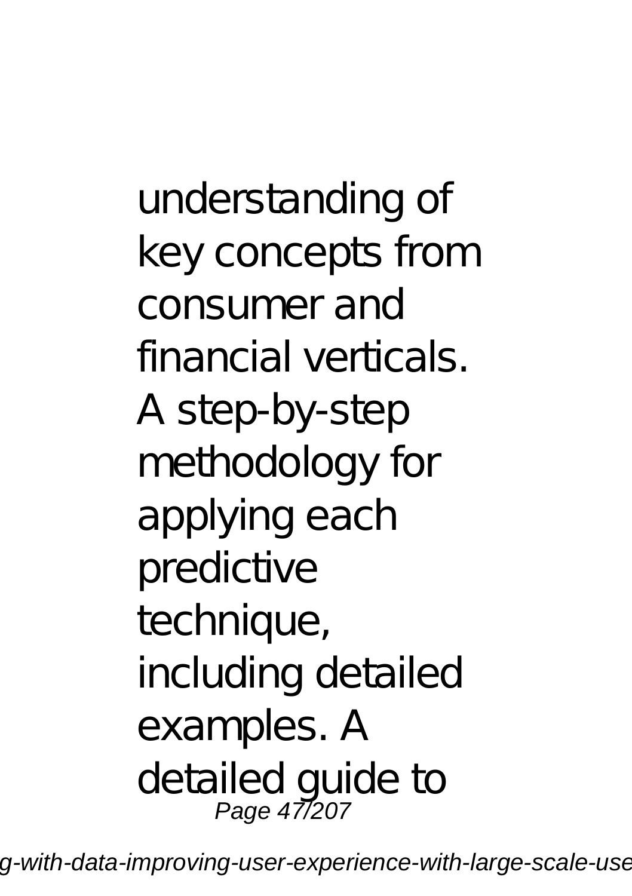understanding of key concepts from consumer and financial verticals. A step-by-step methodology for applying each predictive technique, including detailed examples. A detailed guide to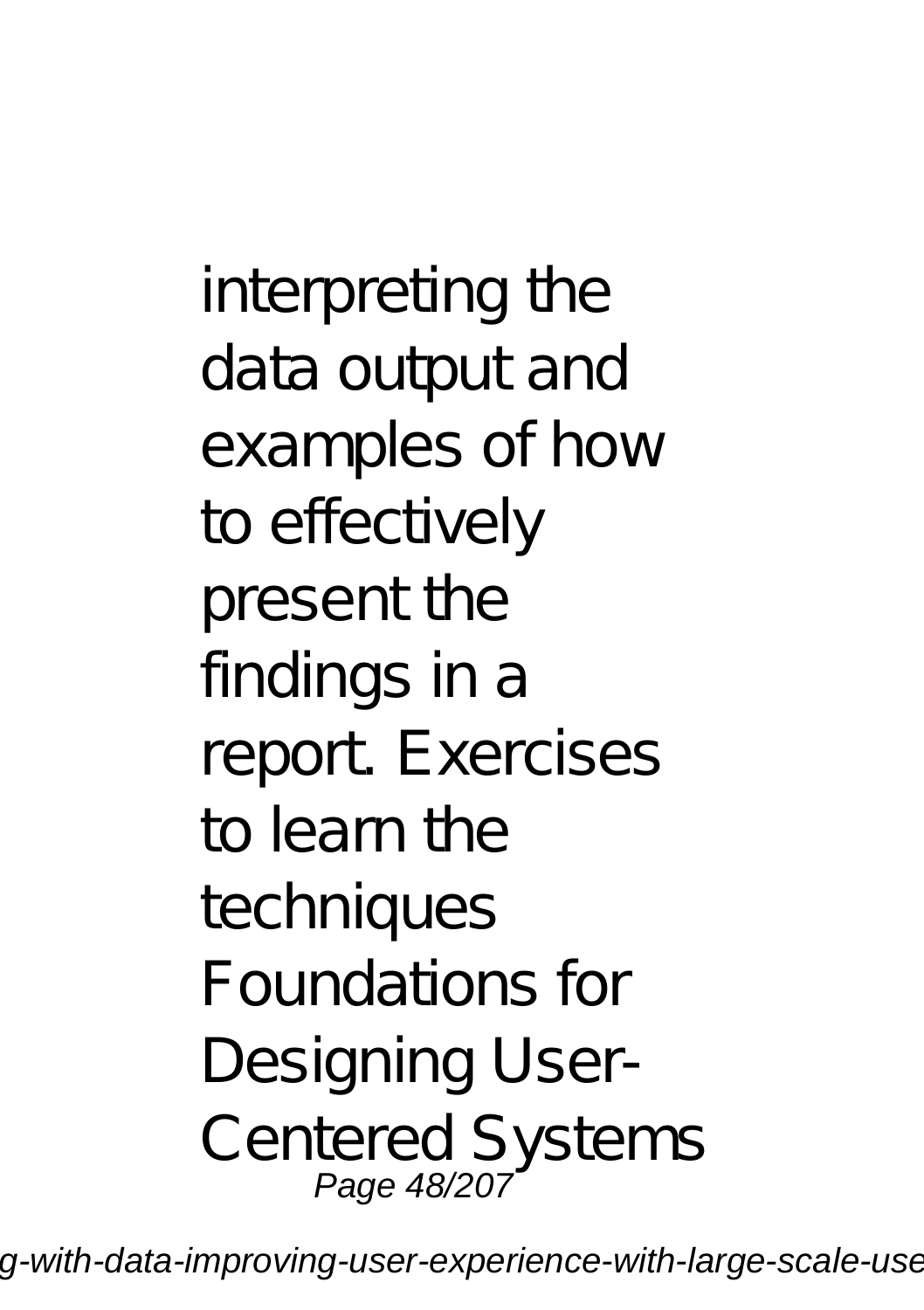interpreting the data output and examples of how to effectively present the findings in a report. Exercises to learn the techniques

Foundations for Designing User-Centered Systems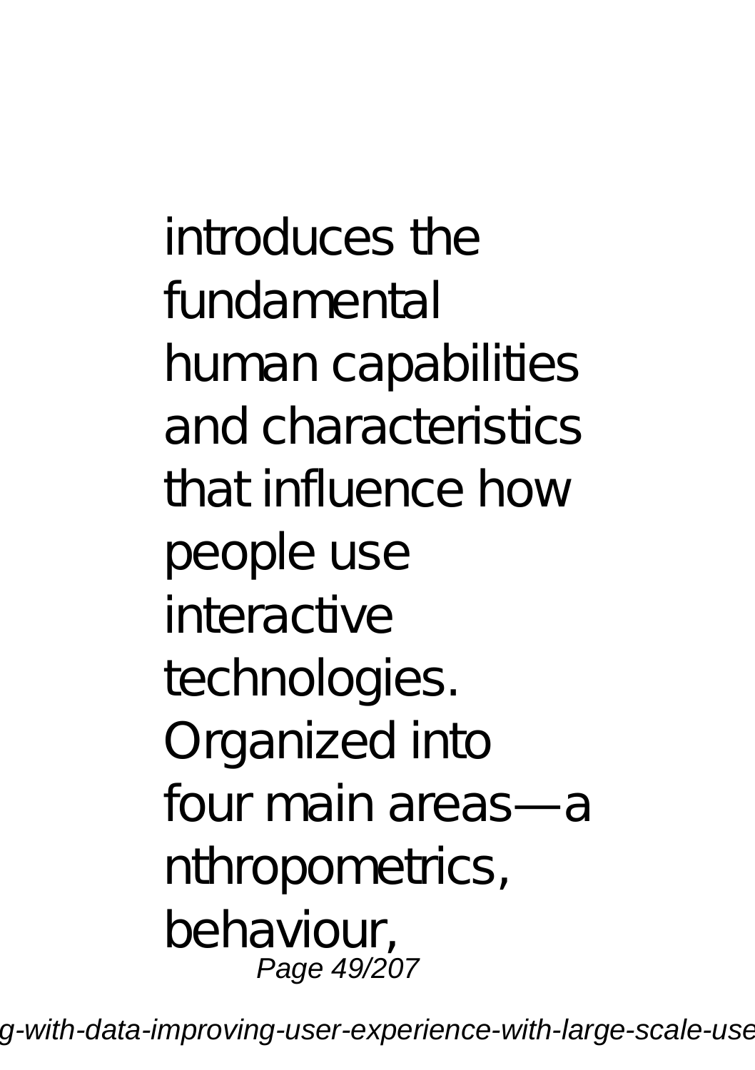introduces the fundamental human capabilities and characteristics that influence how people use interactive technologies. Organized into four main areas—anthropometrics, behaviour,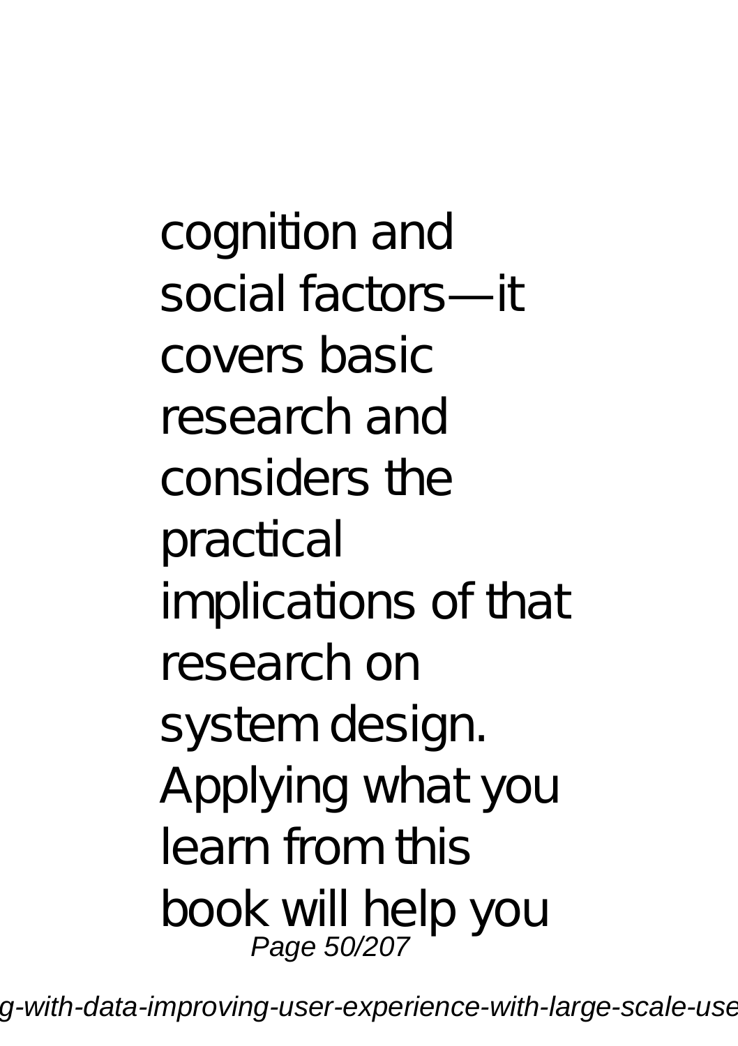cognition and social factors—it covers basic research and considers the practical implications of that research on system design. Applying what you learn from this book will help you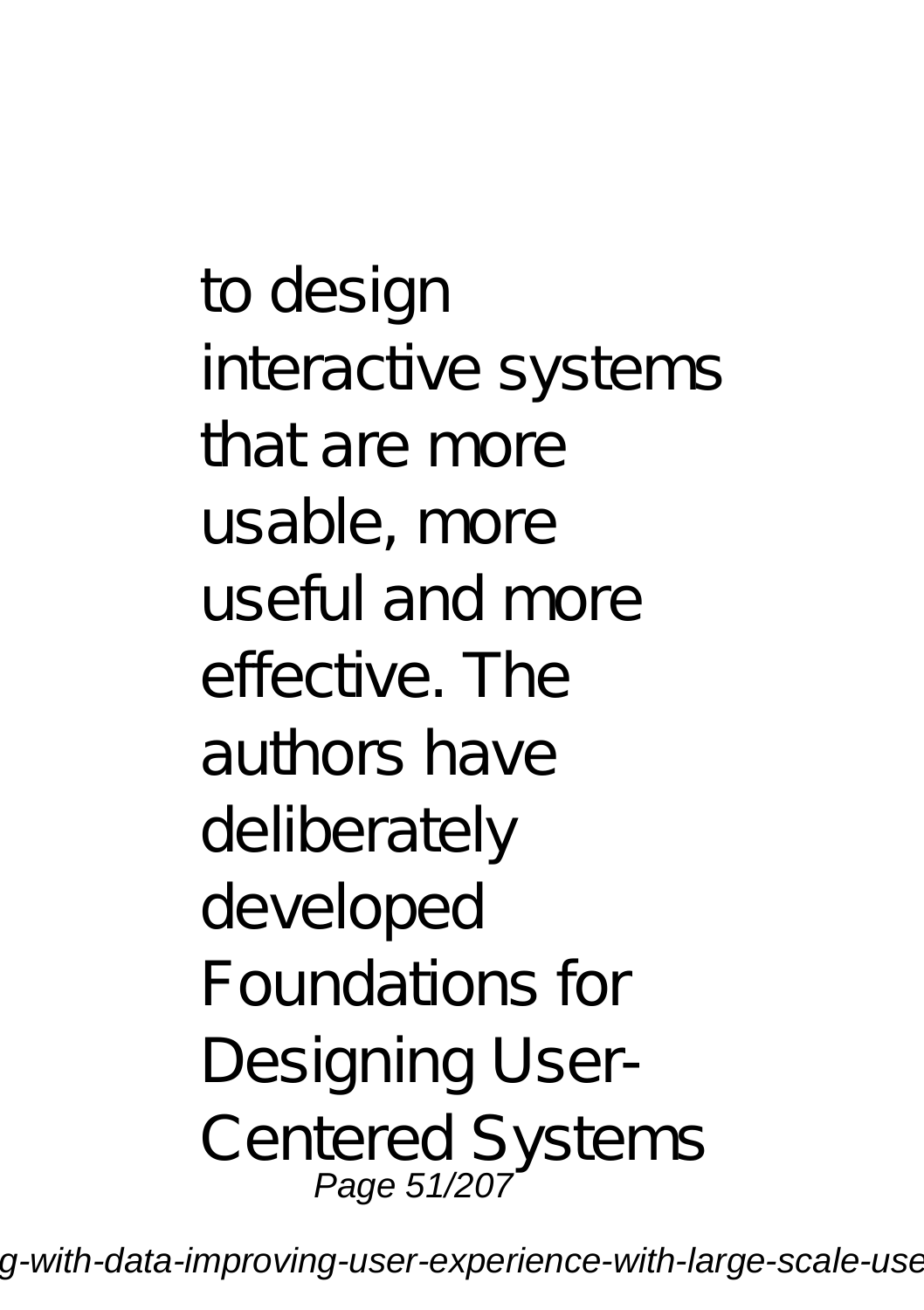to design interactive systems that are more usable, more useful and more effective. The authors have deliberately developed Foundations for Designing User-Centered Systems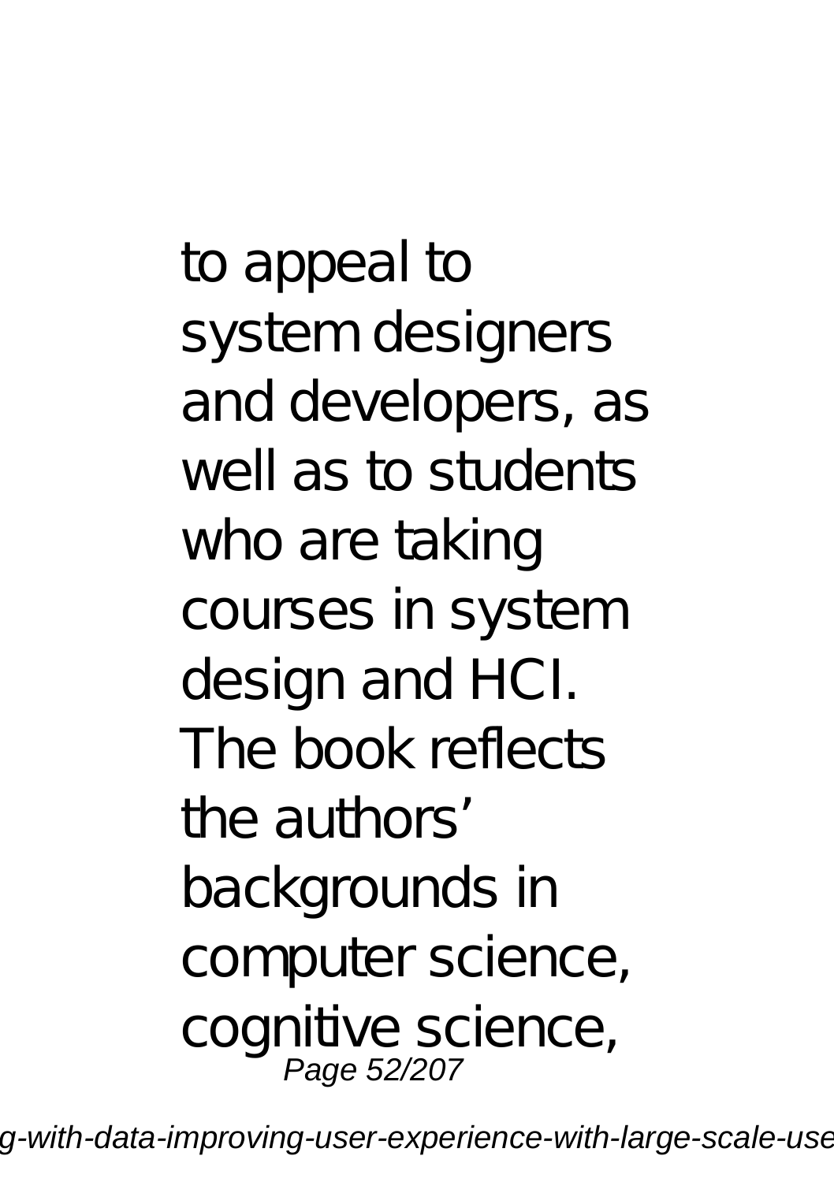to appeal to system designers and developers, as well as to students who are taking courses in system design and HCI. The book reflects the authors' backgrounds in computer science, cognitive science,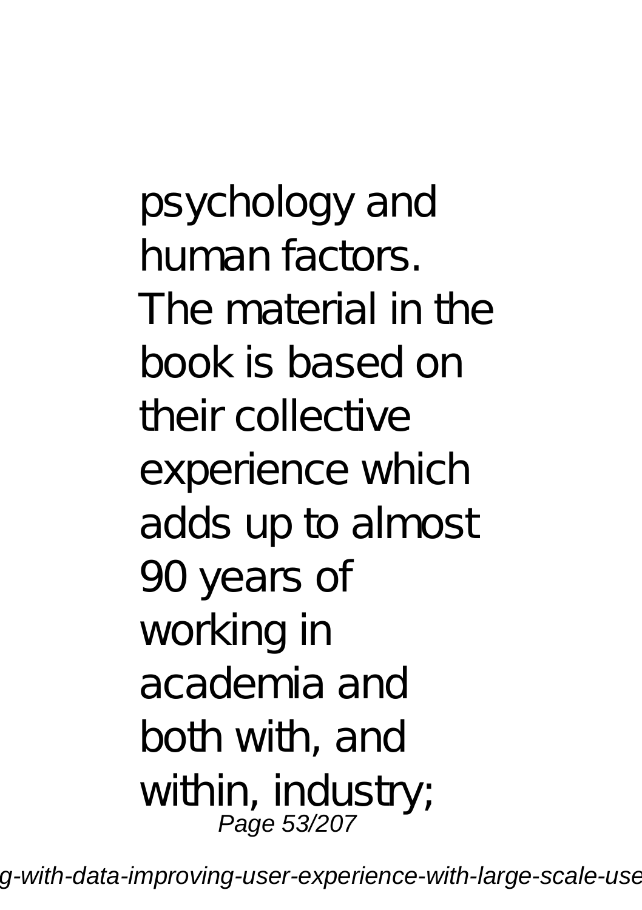psychology and human factors. The material in the book is based on their collective experience which adds up to almost 90 years of working in academia and both with, and within, industry;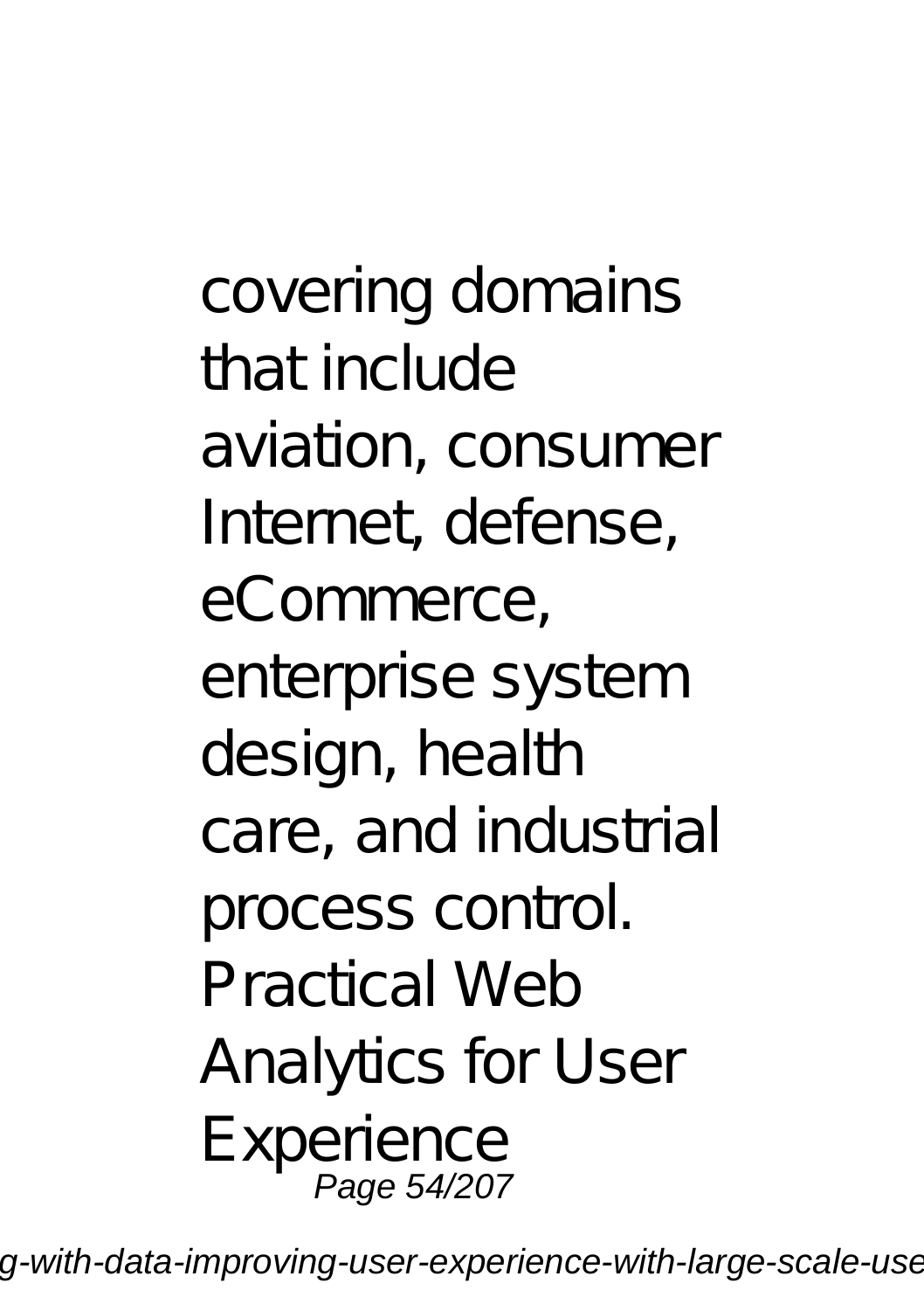covering domains that include aviation, consumer Internet, defense, eCommerce, enterprise system design, health care, and industrial process control. Practical Web Analytics for User Experience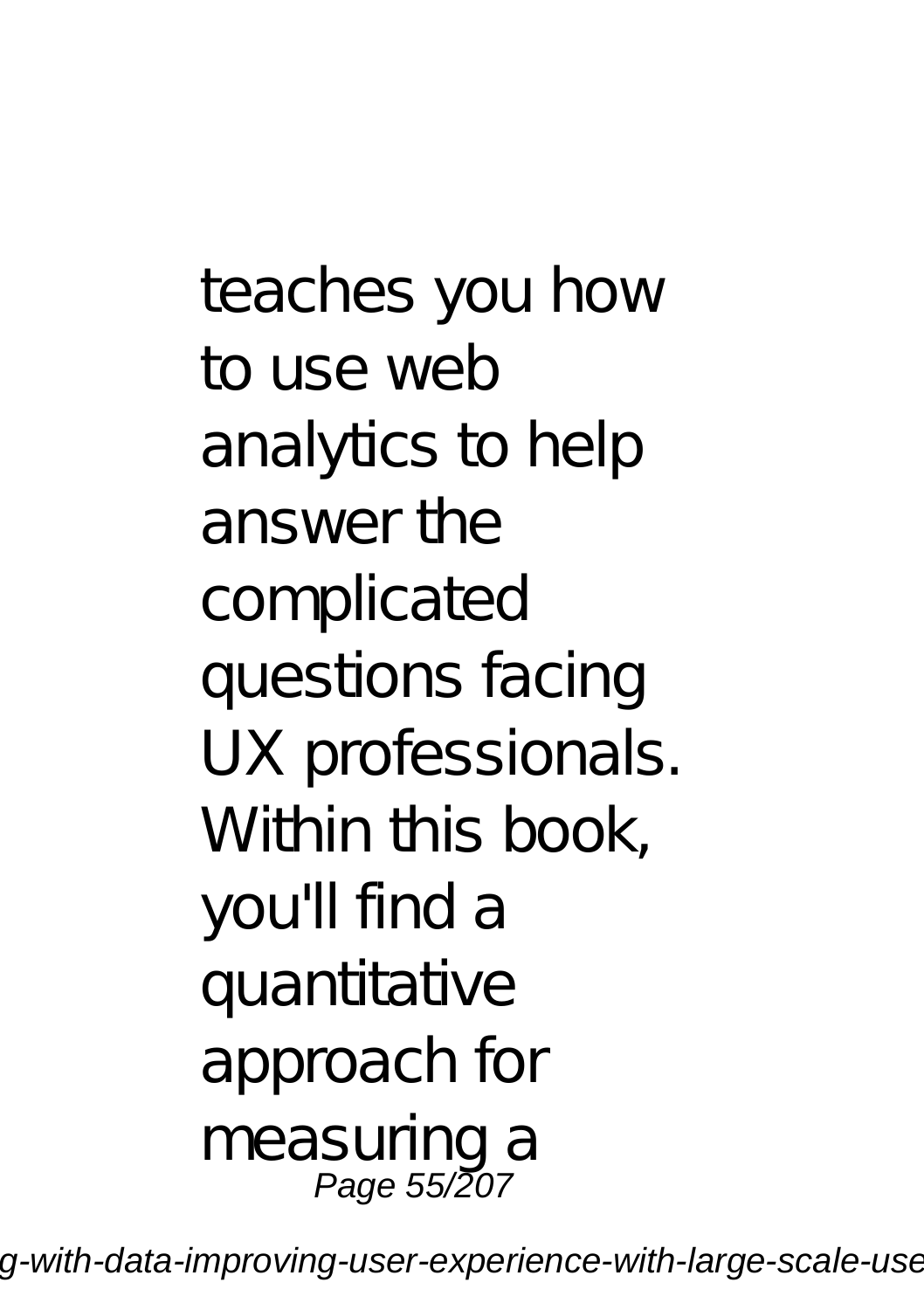teaches you how to use web analytics to help answer the complicated questions facing UX professionals. Within this book, you'll find a quantitative approach for measuring a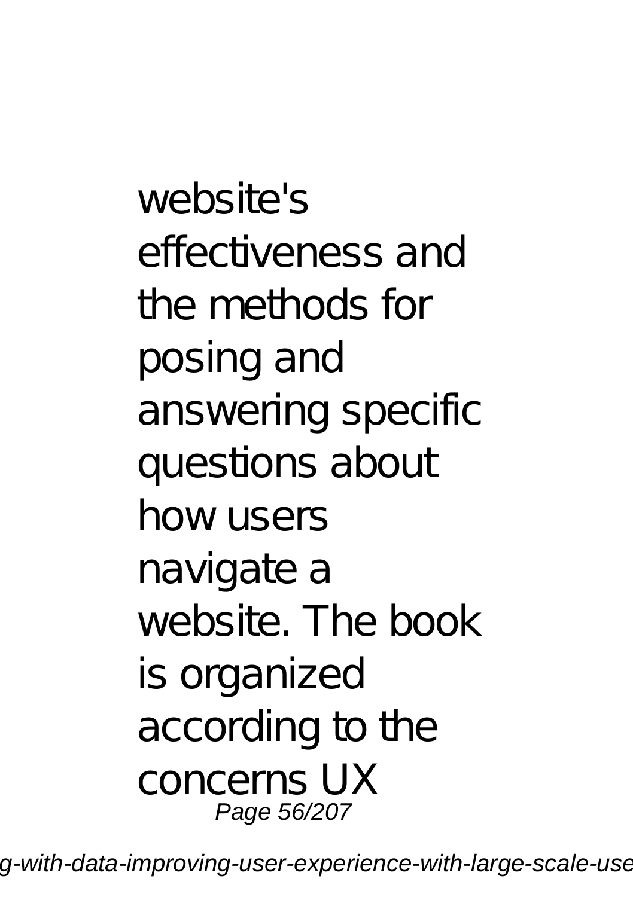website's effectiveness and the methods for posing and answering specific questions about how users navigate a website. The book is organized according to the concerns UX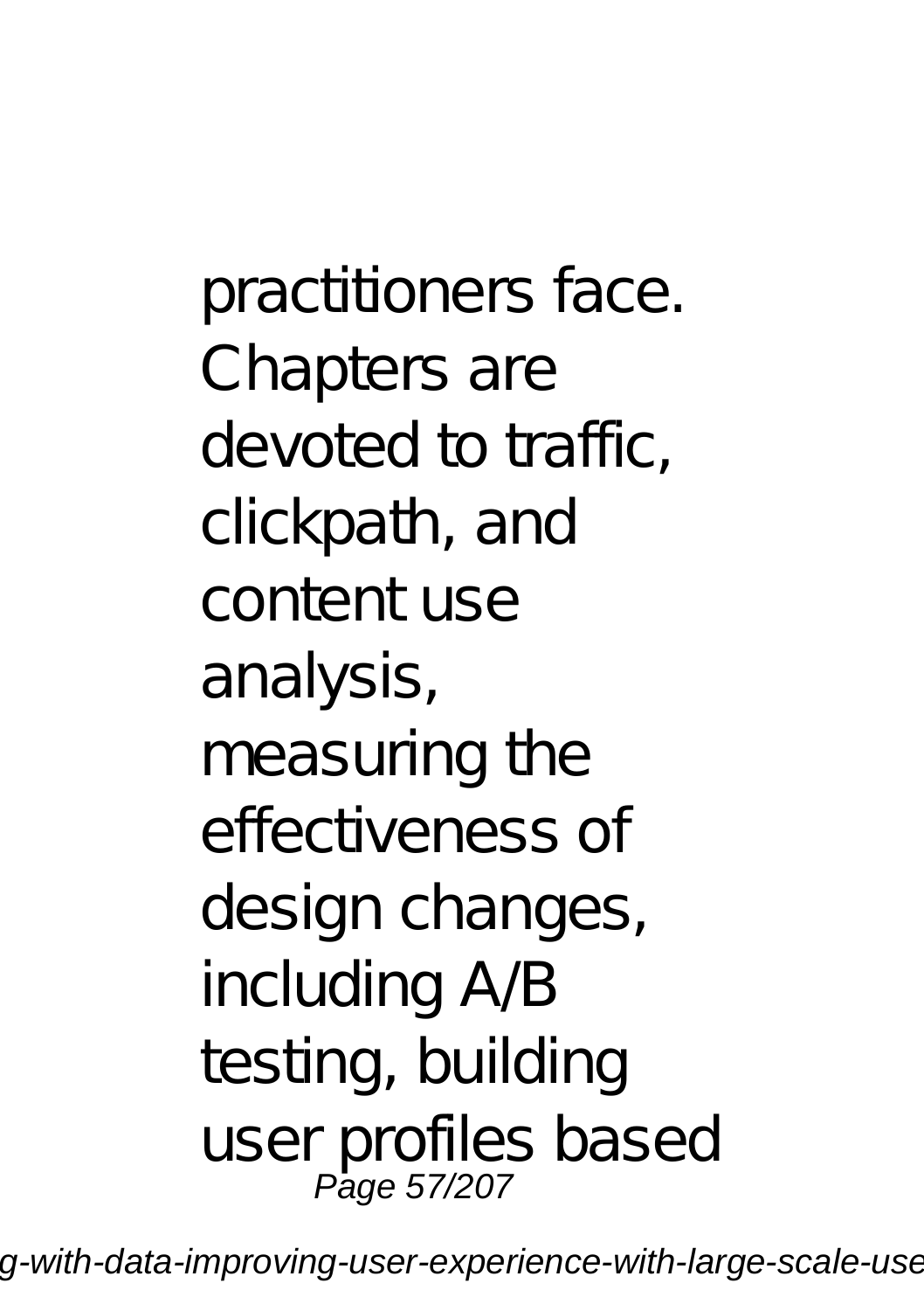practitioners face. Chapters are devoted to traffic, clickpath, and content use analysis, measuring the effectiveness of design changes, including A/B testing, building user profiles based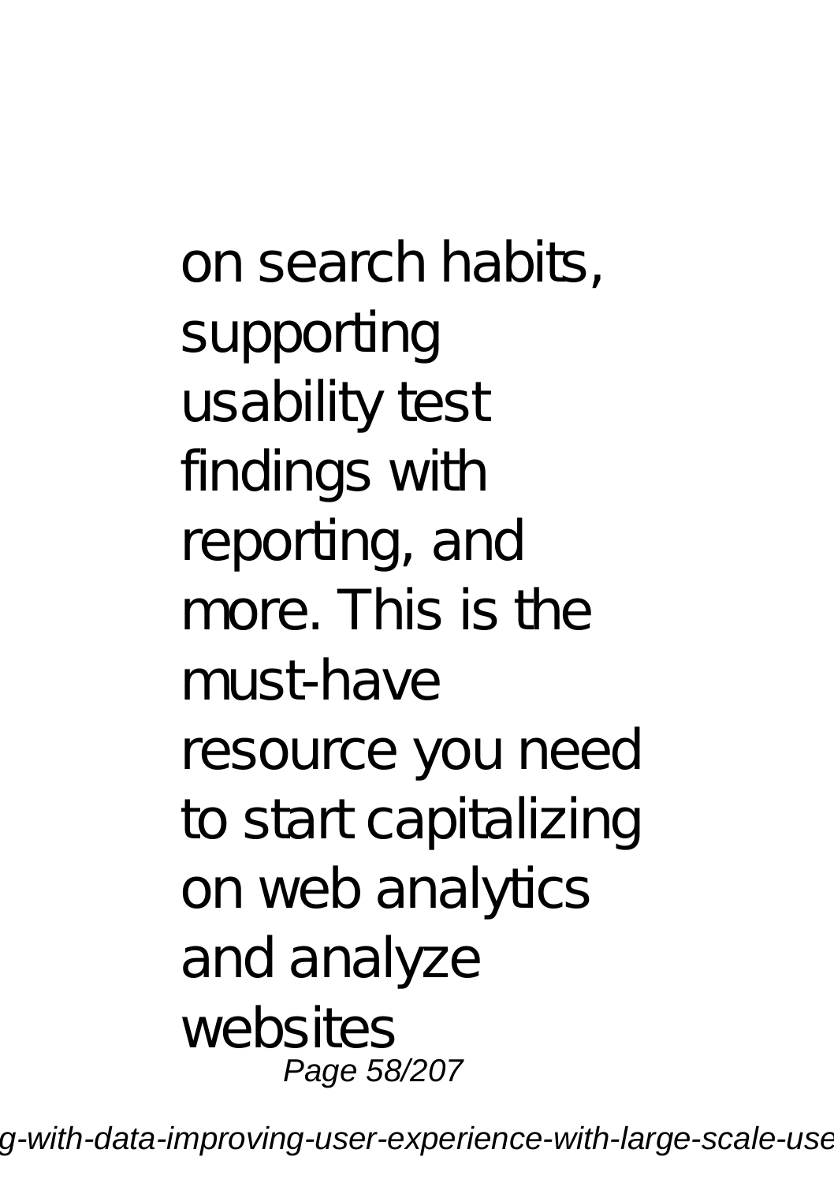on search habits, supporting usability test findings with reporting, and more. This is the must-have resource you need to start capitalizing on web analytics and analyze websites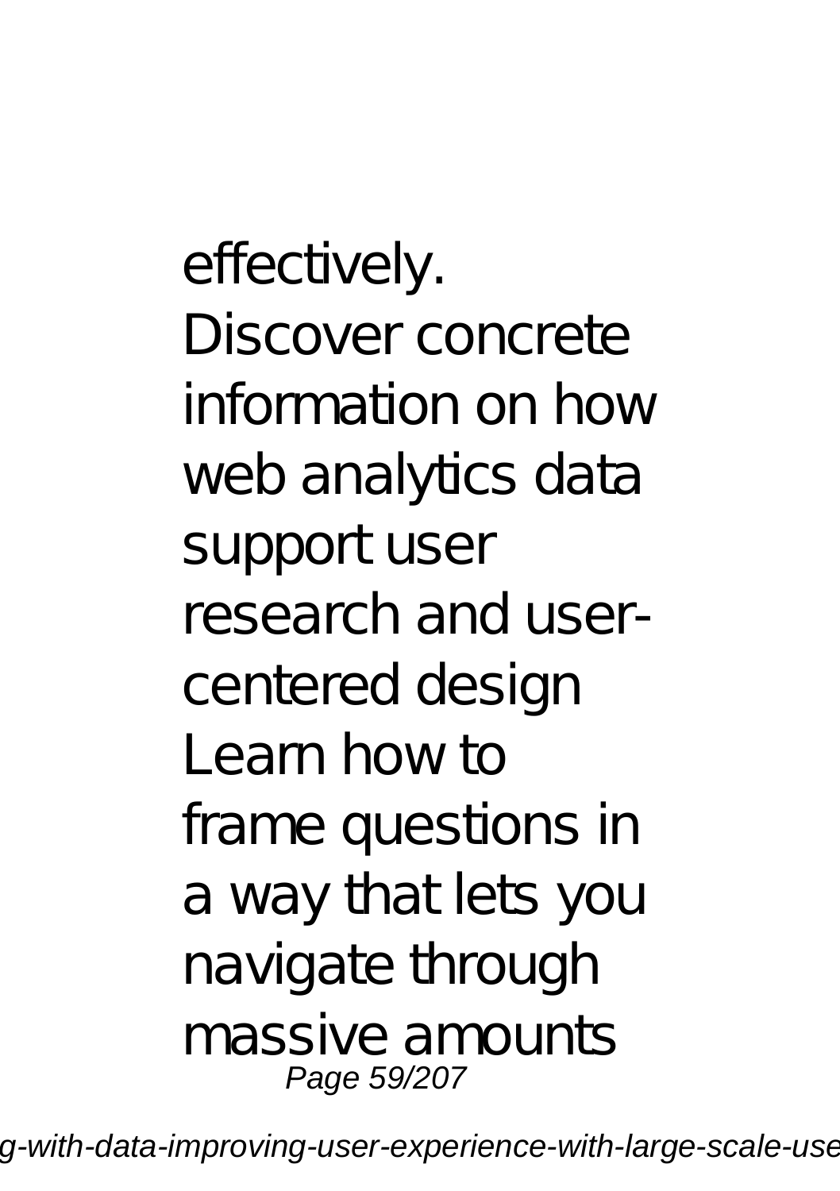effectively.
Discover concrete information on how web analytics data support user research and user-centered design
Learn how to frame questions in a way that lets you navigate through massive amounts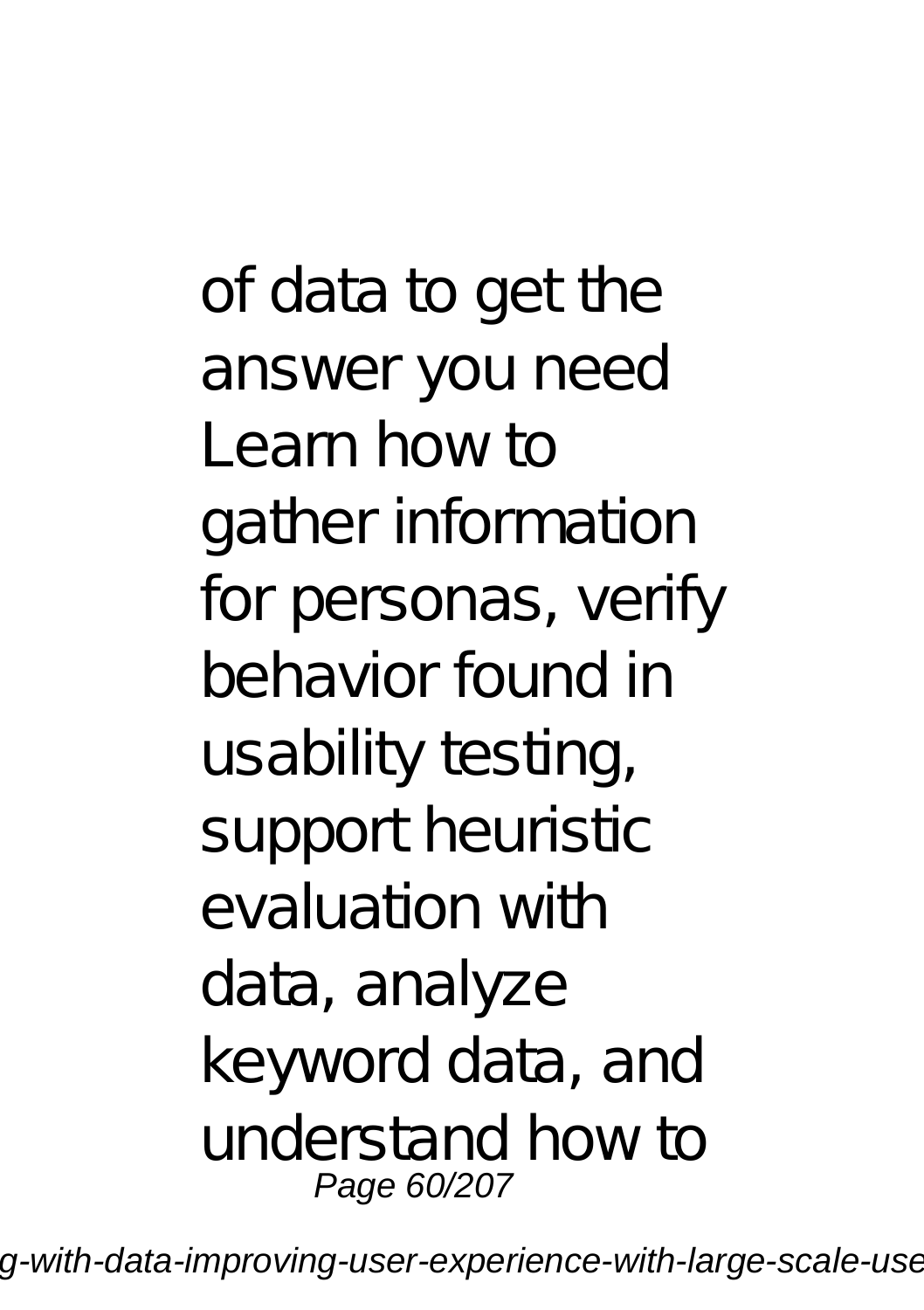of data to get the answer you need Learn how to gather information for personas, verify behavior found in usability testing, support heuristic evaluation with data, analyze keyword data, and understand how to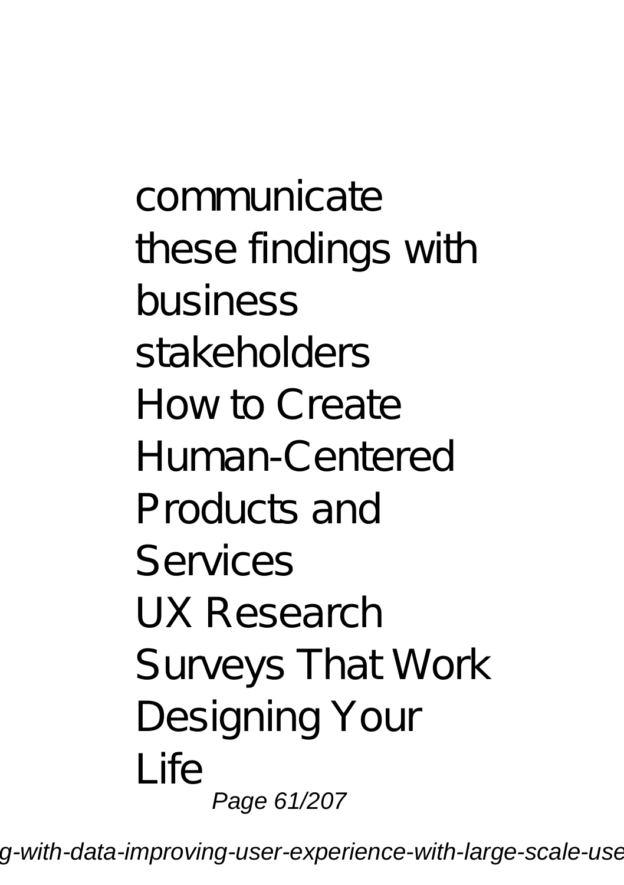communicate these findings with business stakeholders
How to Create Human-Centered Products and Services
UX Research
Surveys That Work
Designing Your Life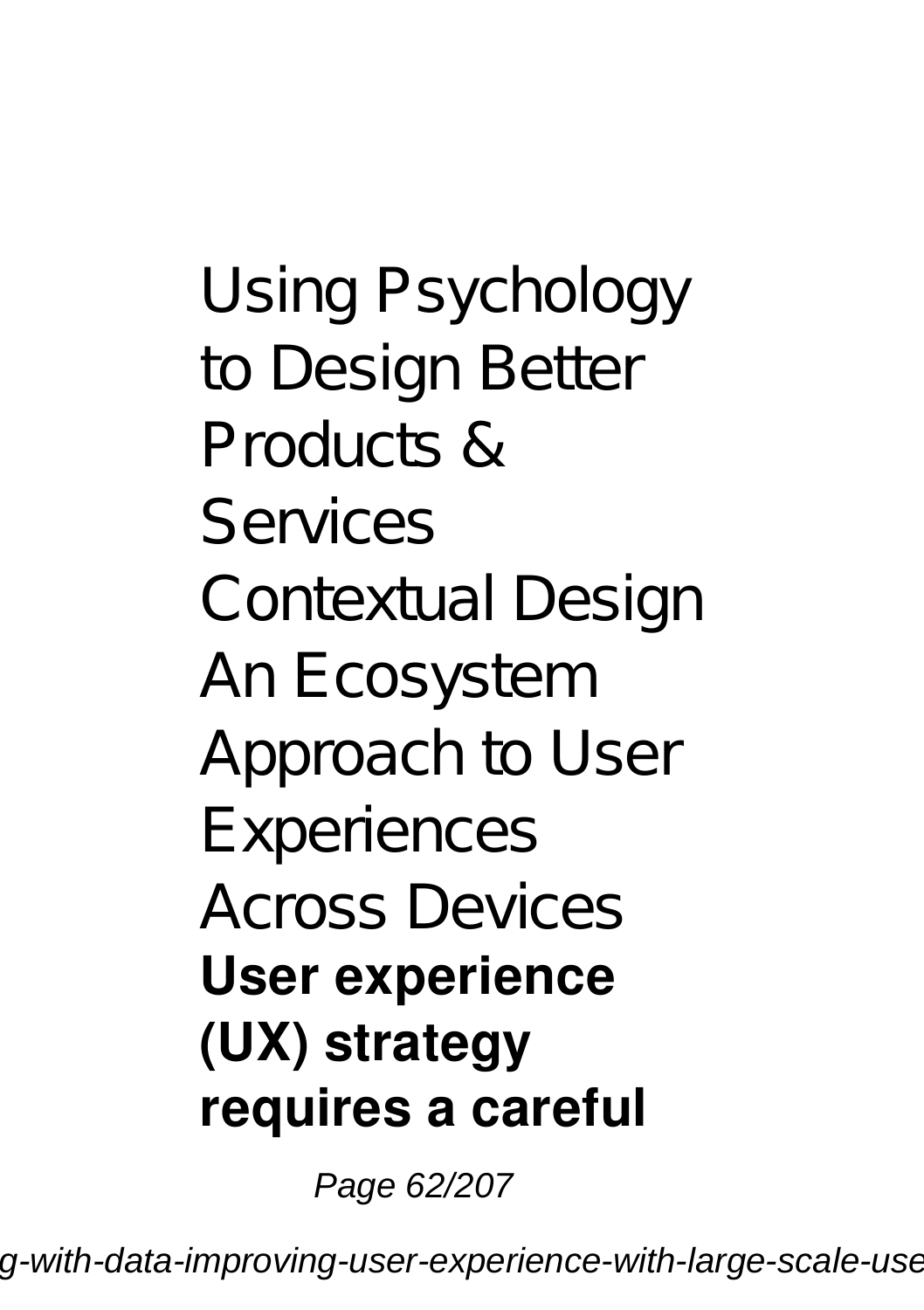Using Psychology to Design Better Products & Services
Contextual Design
An Ecosystem Approach to User Experiences Across Devices
**User experience (UX) strategy requires a careful**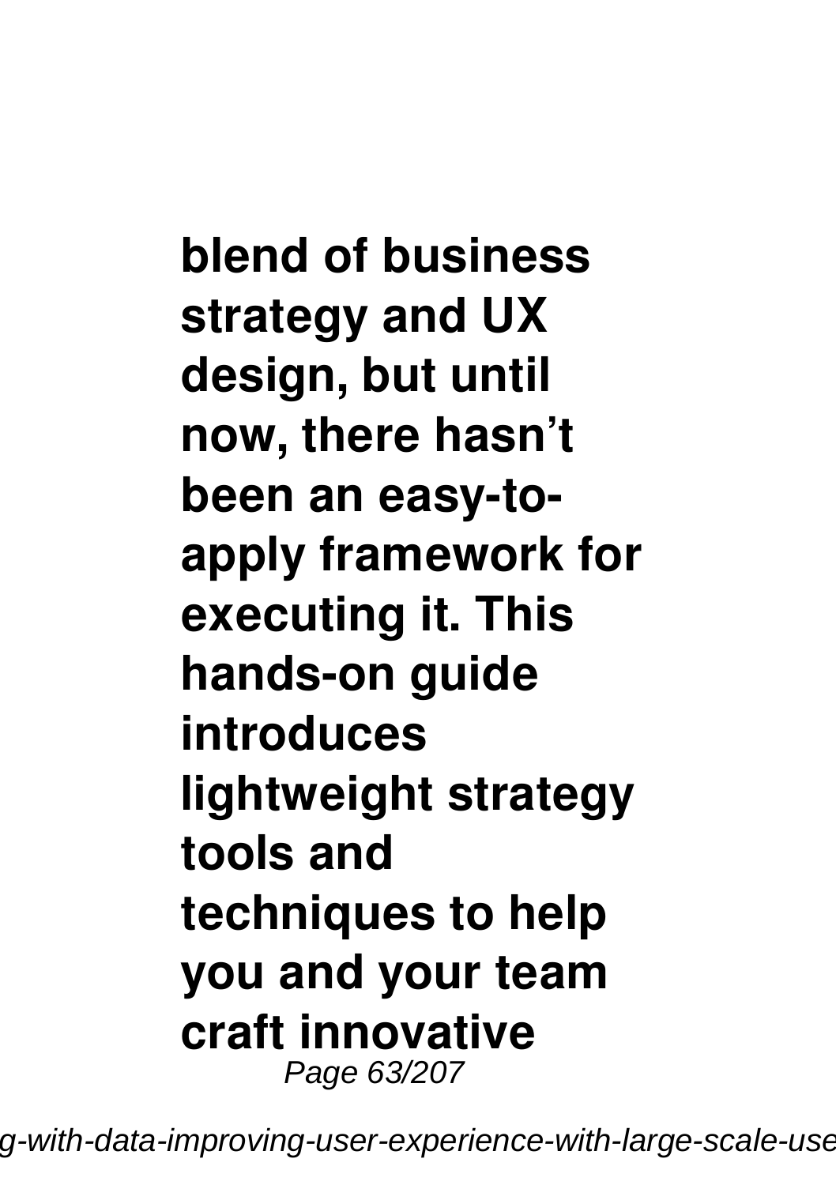**blend of business strategy and UX design, but until now, there hasn't been an easy-to-apply framework for executing it. This hands-on guide introduces lightweight strategy tools and techniques to help you and your team craft innovative**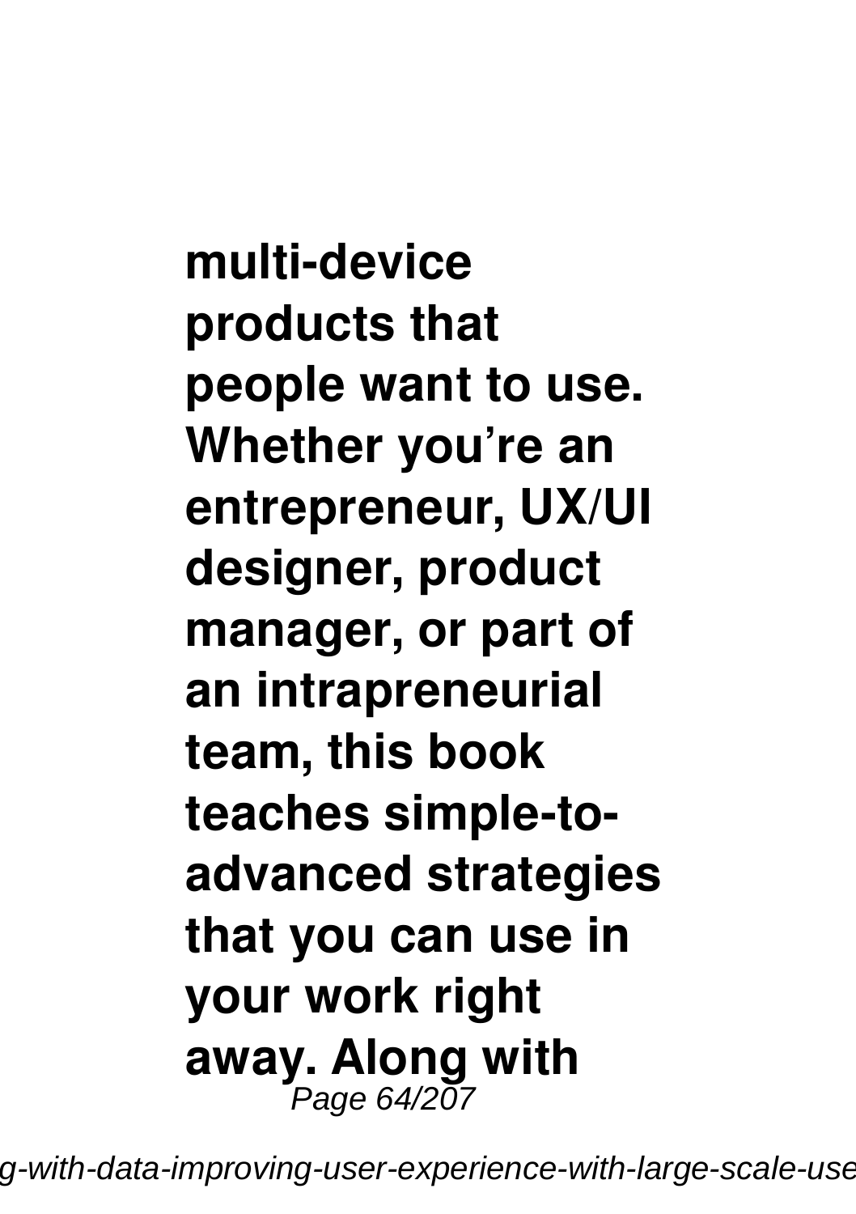**multi-device products that people want to use. Whether you're an entrepreneur, UX/UI designer, product manager, or part of an intrapreneurial team, this book teaches simple-to-advanced strategies that you can use in your work right away. Along with**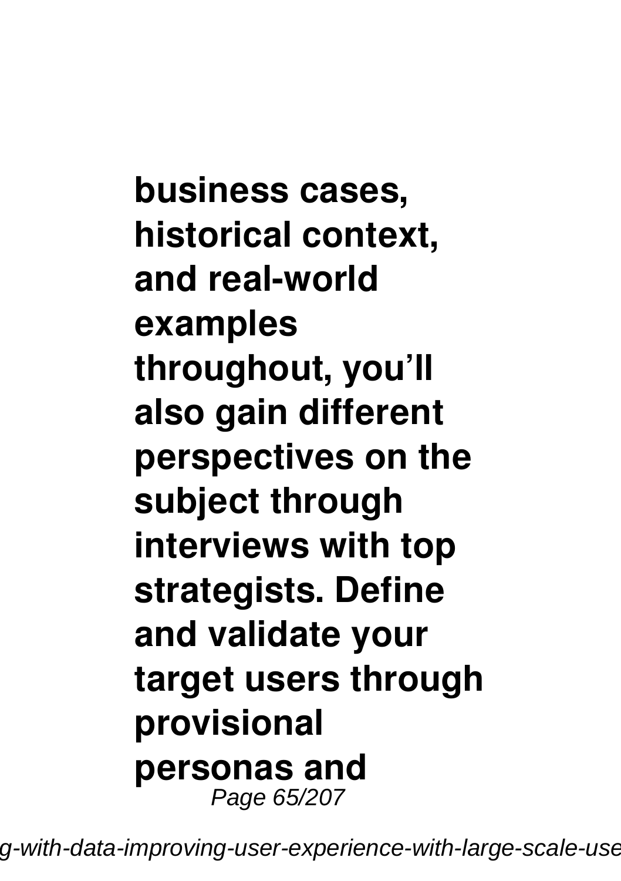**business cases, historical context, and real-world examples throughout, you'll also gain different perspectives on the subject through interviews with top strategists. Define and validate your target users through provisional personas and**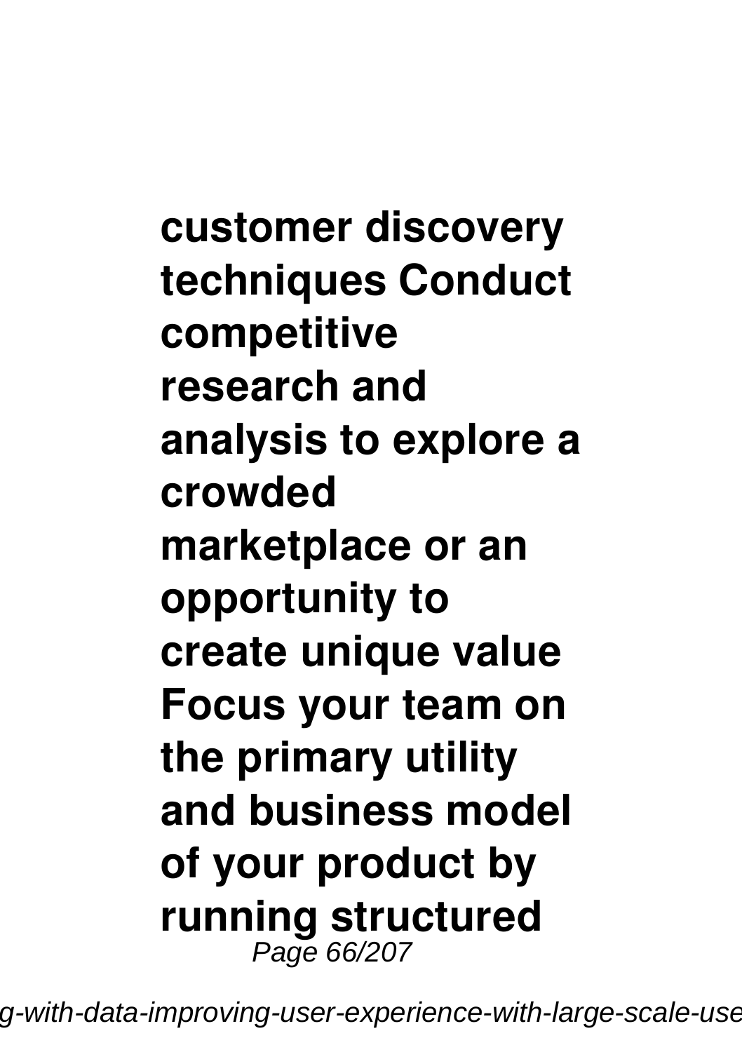**customer discovery techniques Conduct competitive research and analysis to explore a crowded marketplace or an opportunity to create unique value Focus your team on the primary utility and business model of your product by running structured**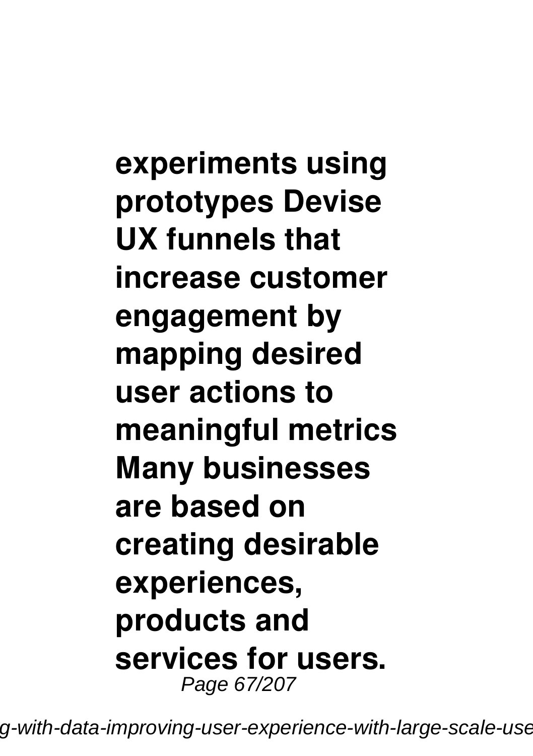**experiments using prototypes Devise UX funnels that increase customer engagement by mapping desired user actions to meaningful metrics Many businesses are based on creating desirable experiences, products and services for users.**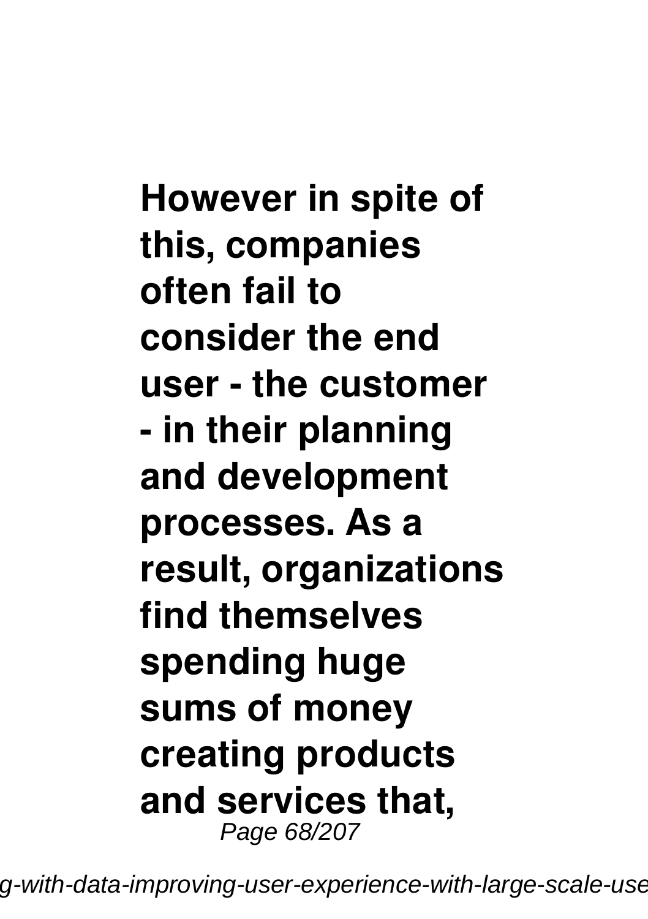**However in spite of this, companies often fail to consider the end user - the customer - in their planning and development processes. As a result, organizations find themselves spending huge sums of money creating products and services that,**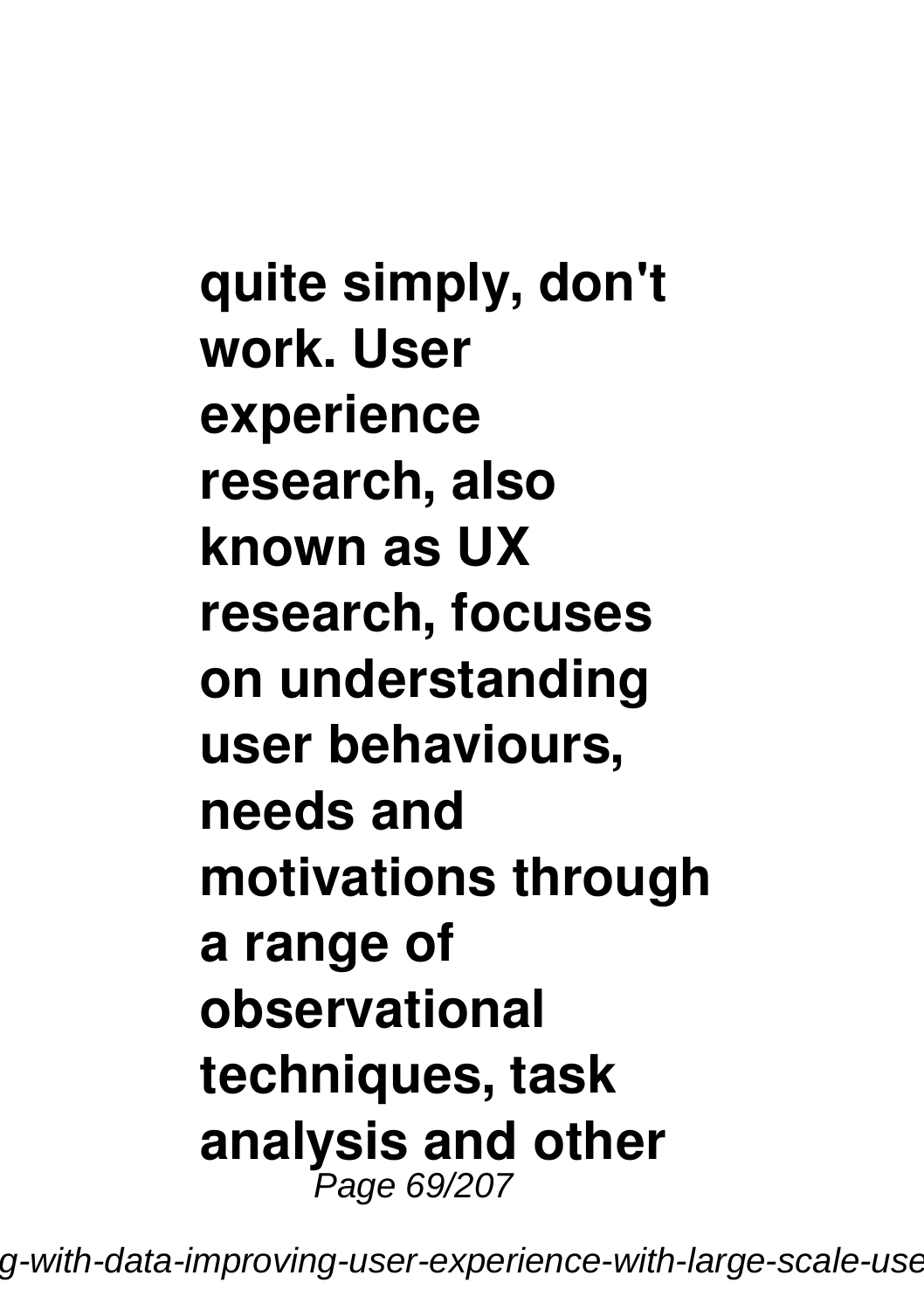**quite simply, don't work. User experience research, also known as UX research, focuses on understanding user behaviours, needs and motivations through a range of observational techniques, task analysis and other**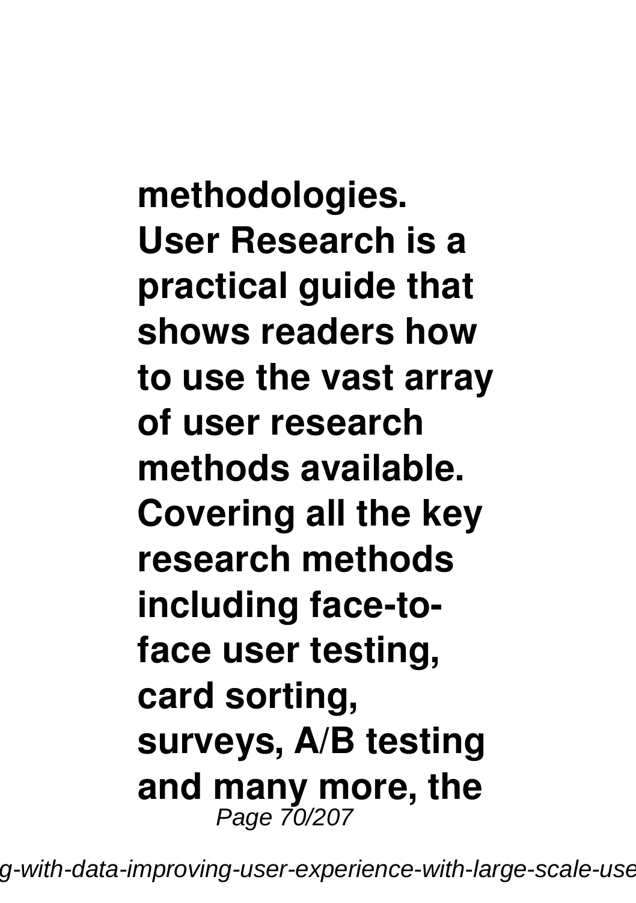**methodologies. User Research is a practical guide that shows readers how to use the vast array of user research methods available. Covering all the key research methods including face-to-face user testing, card sorting, surveys, A/B testing and many more, the**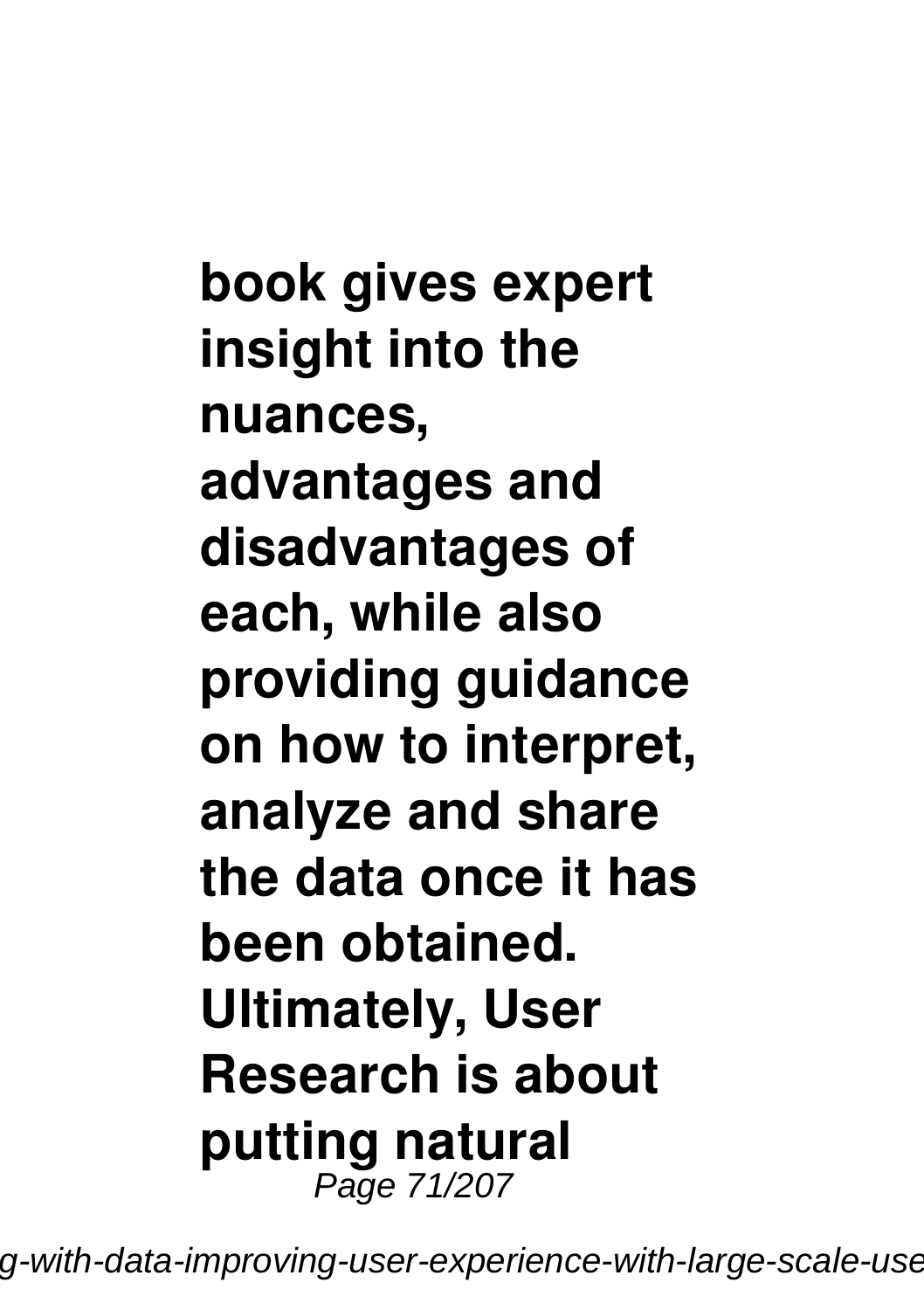**book gives expert insight into the nuances, advantages and disadvantages of each, while also providing guidance on how to interpret, analyze and share the data once it has been obtained. Ultimately, User Research is about putting natural**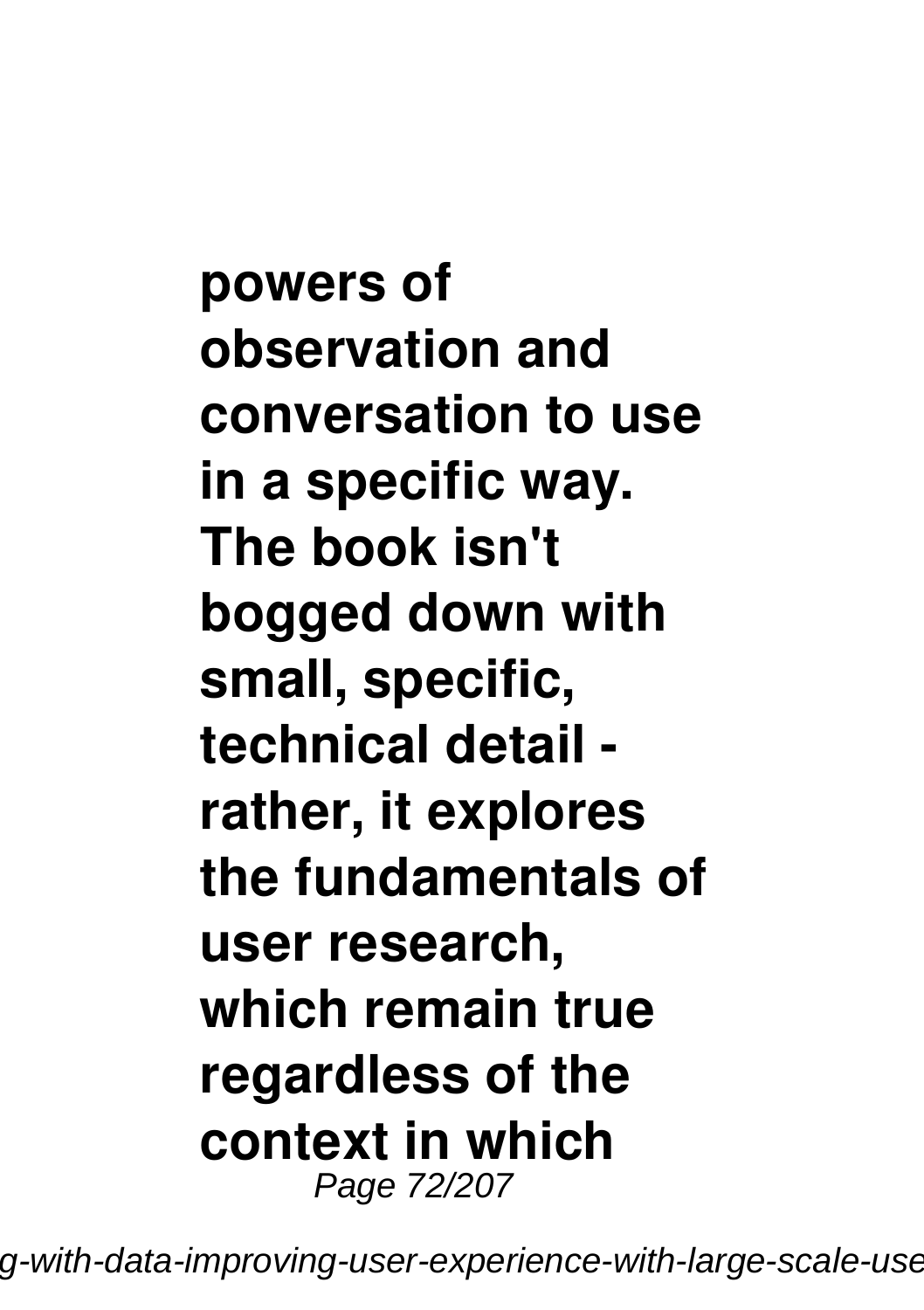**powers of observation and conversation to use in a specific way. The book isn't bogged down with small, specific, technical detail - rather, it explores the fundamentals of user research, which remain true regardless of the context in which**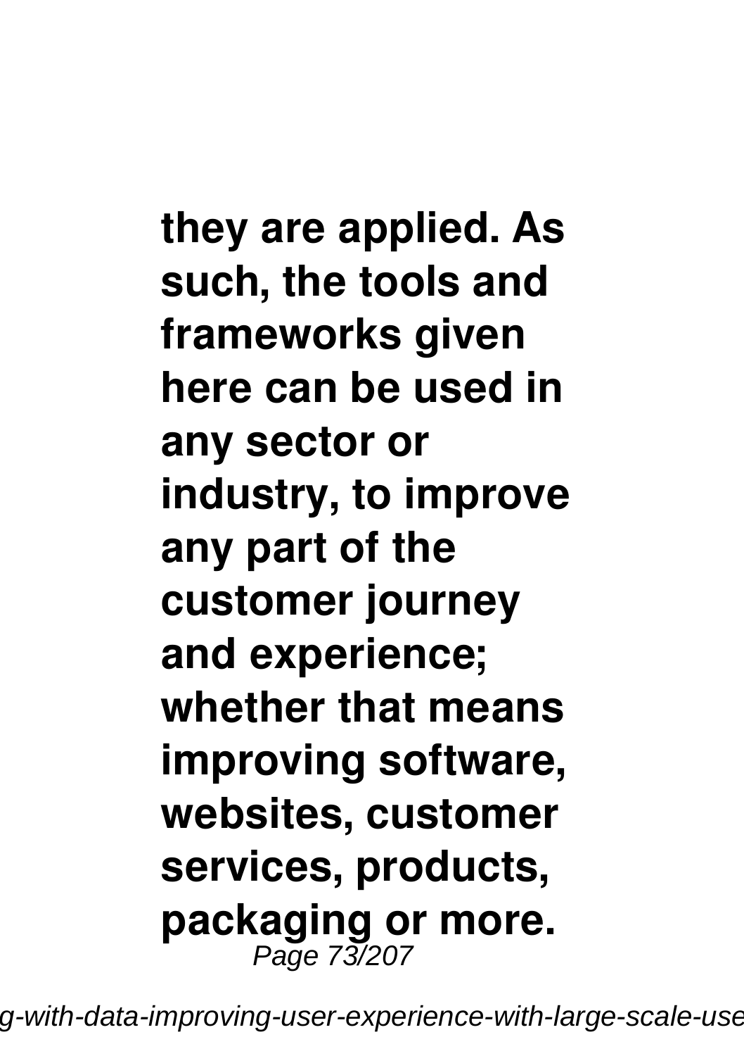**they are applied. As such, the tools and frameworks given here can be used in any sector or industry, to improve any part of the customer journey and experience; whether that means improving software, websites, customer services, products, packaging or more.**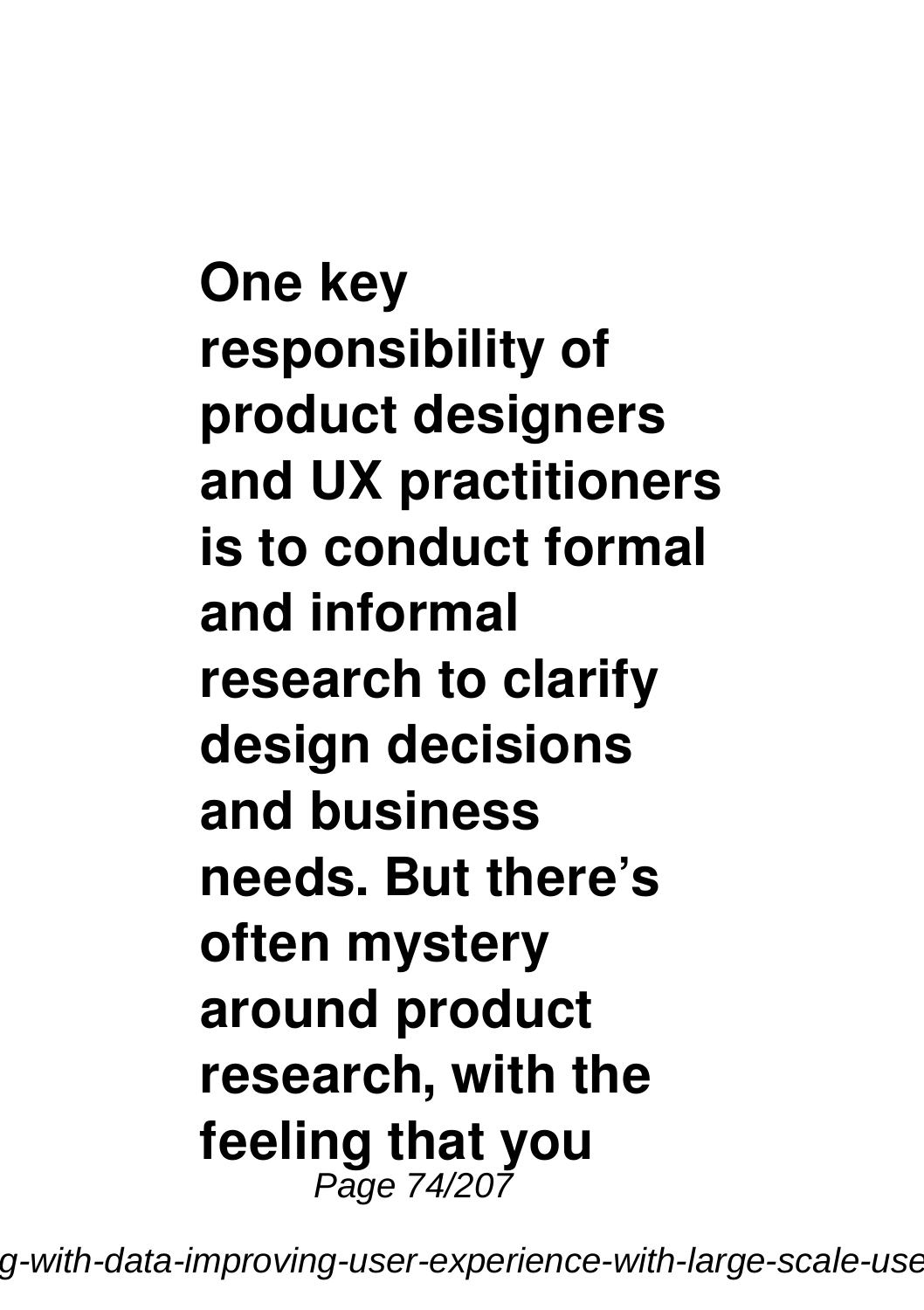**One key responsibility of product designers and UX practitioners is to conduct formal and informal research to clarify design decisions and business needs. But there's often mystery around product research, with the feeling that you**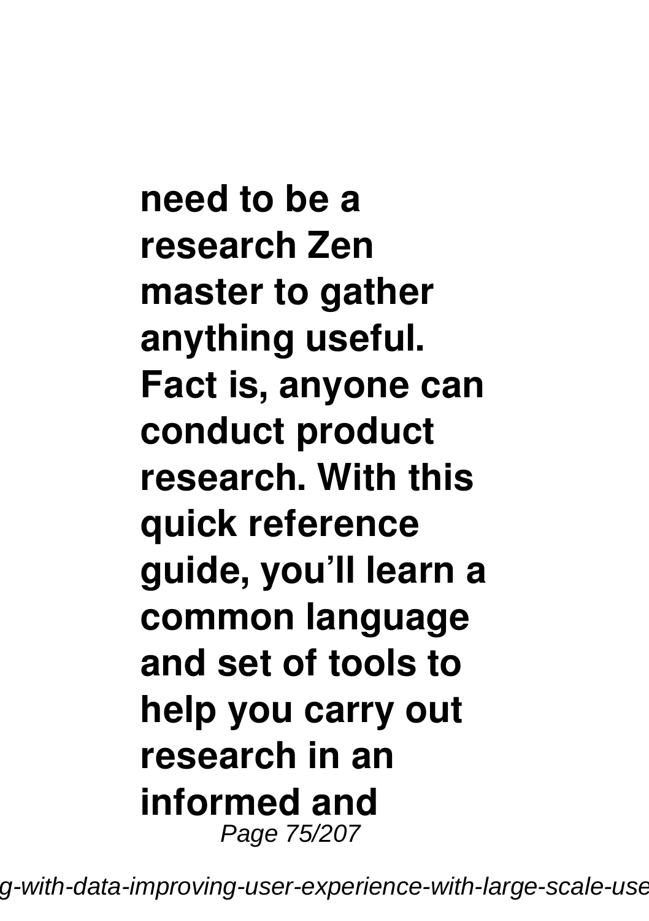**need to be a research Zen master to gather anything useful. Fact is, anyone can conduct product research. With this quick reference guide, you'll learn a common language and set of tools to help you carry out research in an informed and**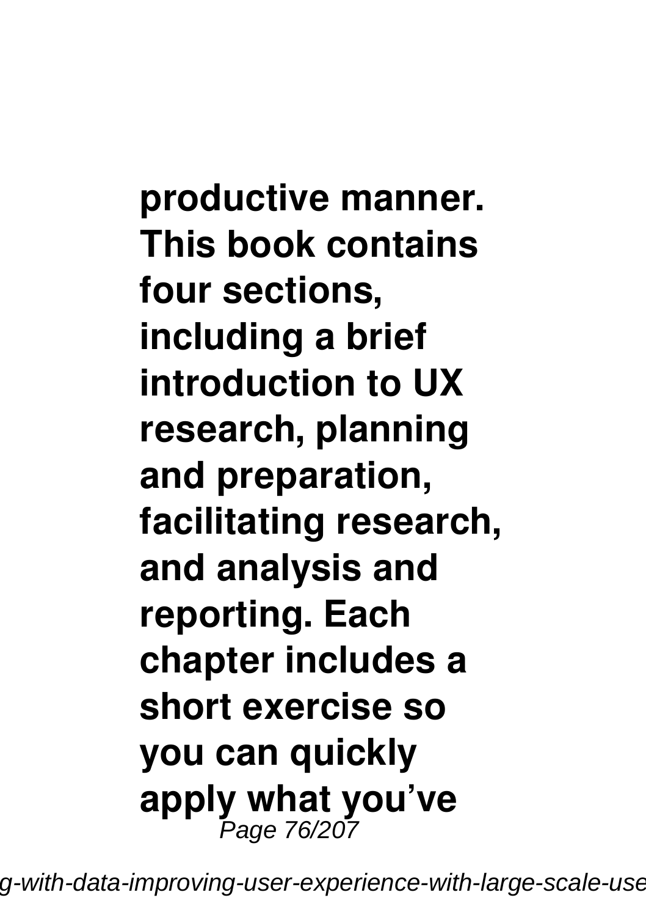**productive manner. This book contains four sections, including a brief introduction to UX research, planning and preparation, facilitating research, and analysis and reporting. Each chapter includes a short exercise so you can quickly apply what you've**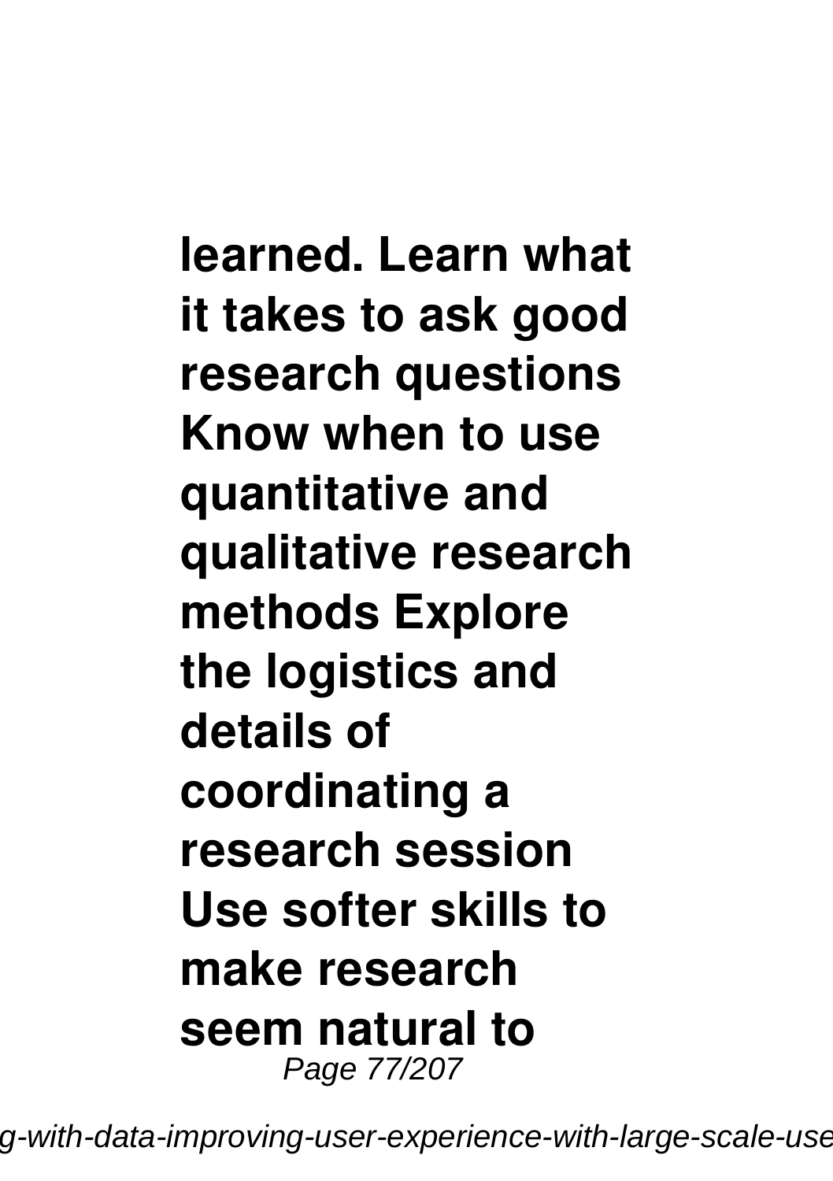**learned. Learn what it takes to ask good research questions Know when to use quantitative and qualitative research methods Explore the logistics and details of coordinating a research session Use softer skills to make research seem natural to**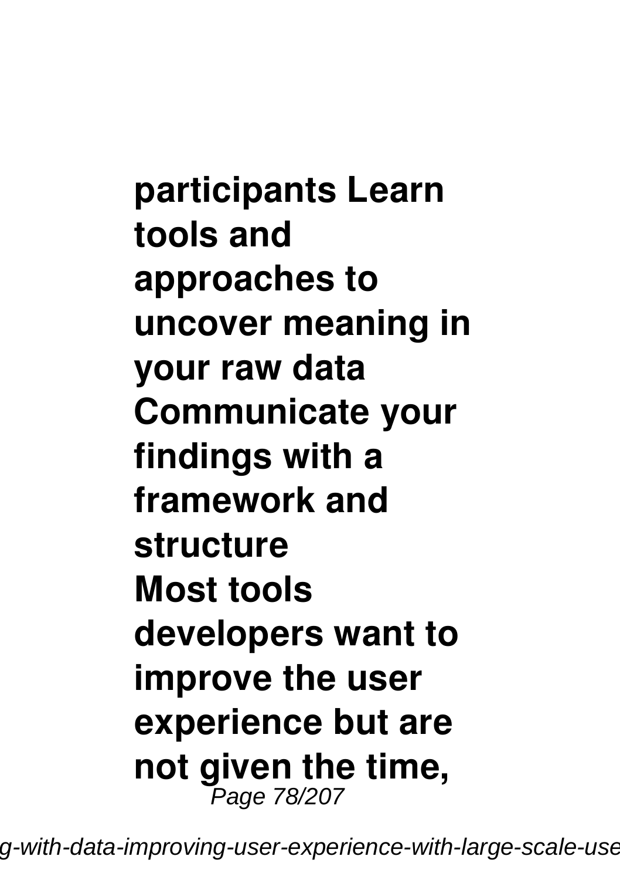**participants Learn tools and approaches to uncover meaning in your raw data Communicate your findings with a framework and structure**

**Most tools developers want to improve the user experience but are not given the time,**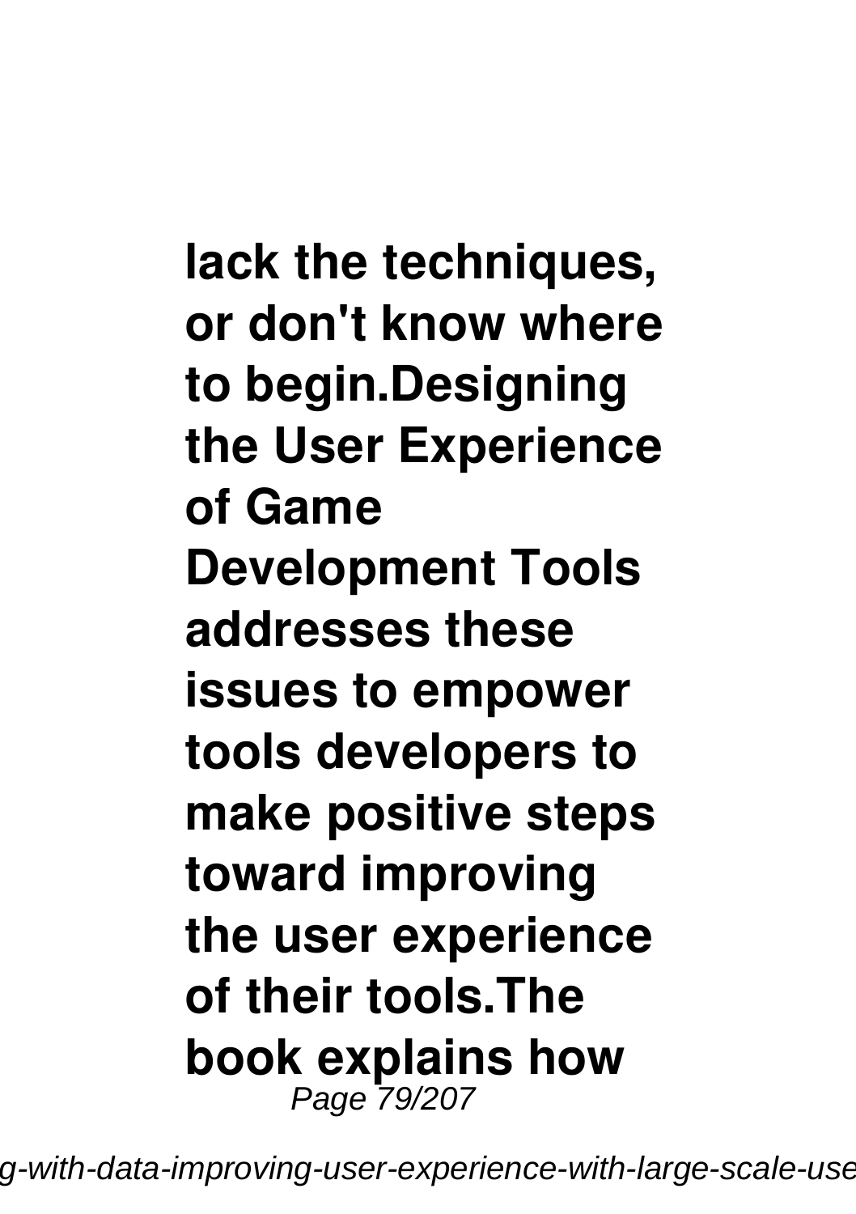**lack the techniques, or don't know where to begin.Designing the User Experience of Game Development Tools addresses these issues to empower tools developers to make positive steps toward improving the user experience of their tools.The book explains how**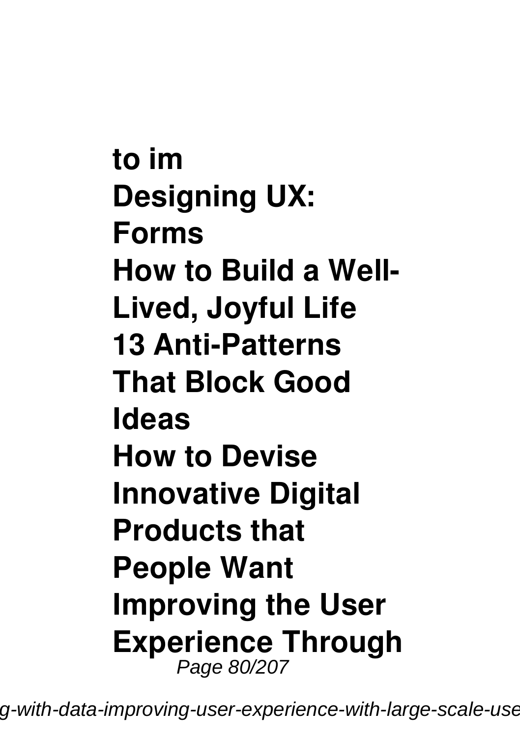**to im**
**Designing UX: Forms**
**How to Build a Well-Lived, Joyful Life**
**13 Anti-Patterns That Block Good Ideas**
**How to Devise Innovative Digital Products that People Want**
**Improving the User Experience Through**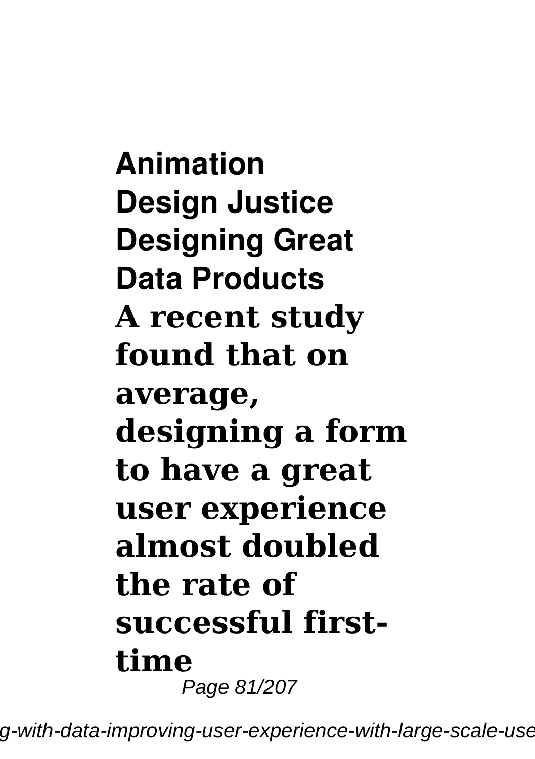**Animation**
**Design Justice**
**Designing Great Data Products**

**A recent study found that on average, designing a form to have a great user experience almost doubled the rate of successful first-time**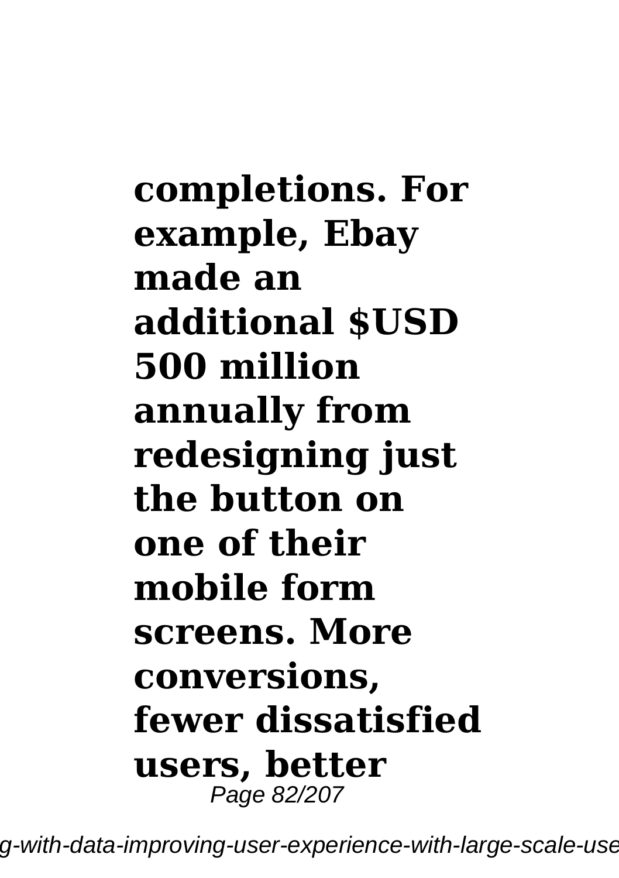**completions. For example, Ebay made an additional $USD 500 million annually from redesigning just the button on one of their mobile form screens. More conversions, fewer dissatisfied users, better**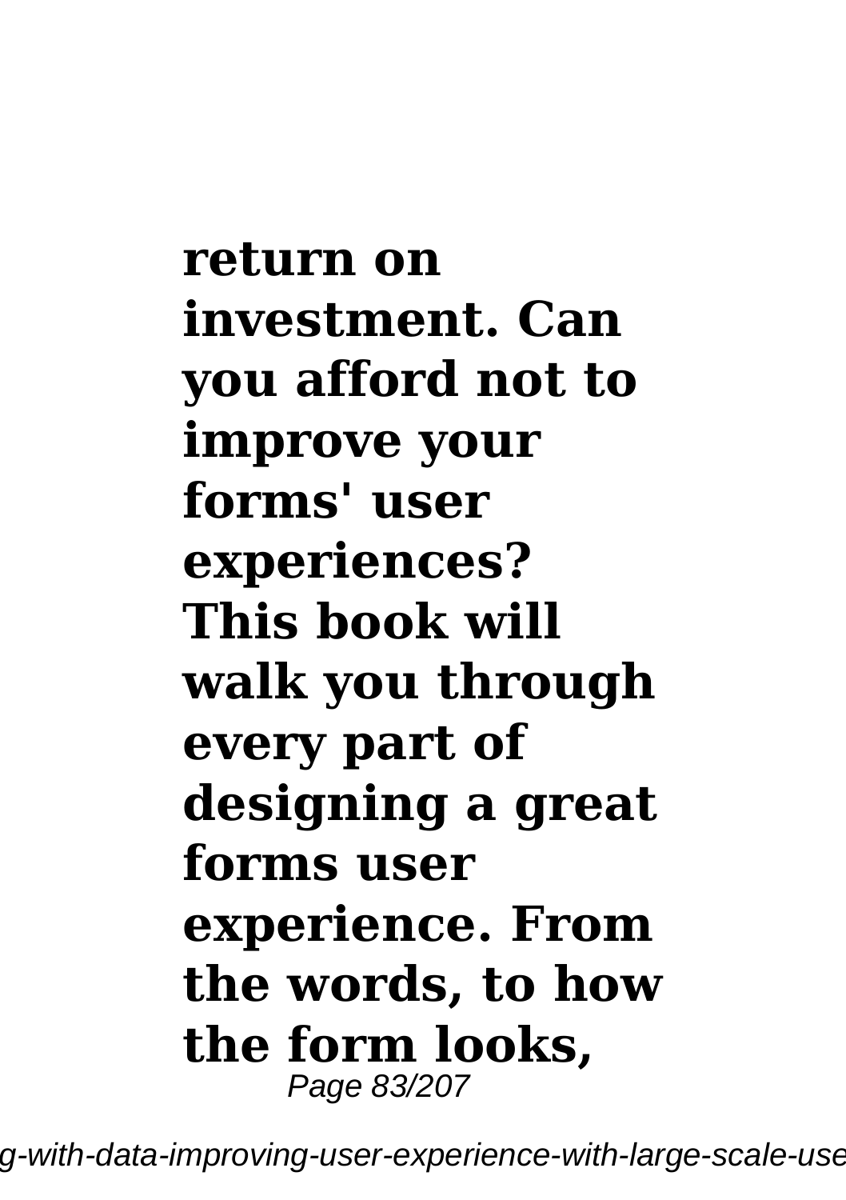**return on investment. Can you afford not to improve your forms' user experiences? This book will walk you through every part of designing a great forms user experience. From the words, to how the form looks,**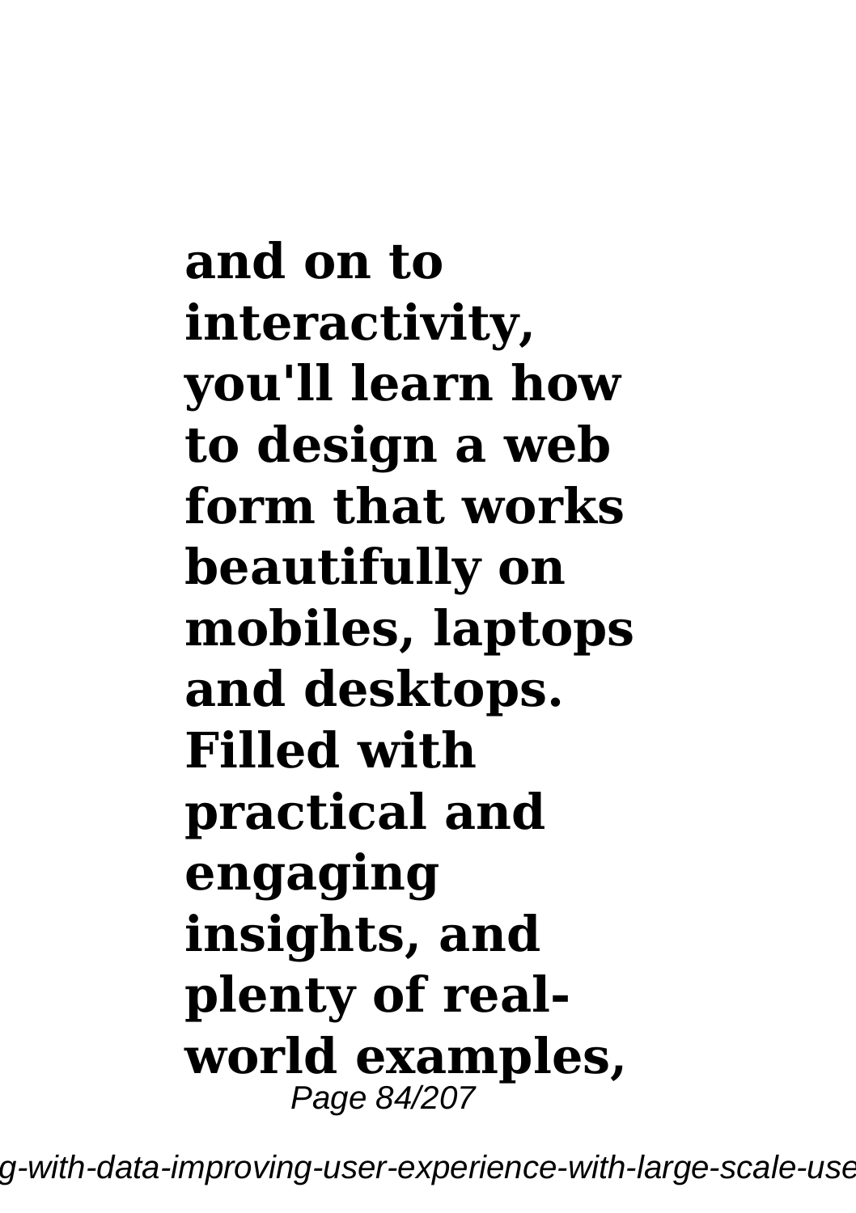**and on to interactivity, you'll learn how to design a web form that works beautifully on mobiles, laptops and desktops. Filled with practical and engaging insights, and plenty of real-world examples,**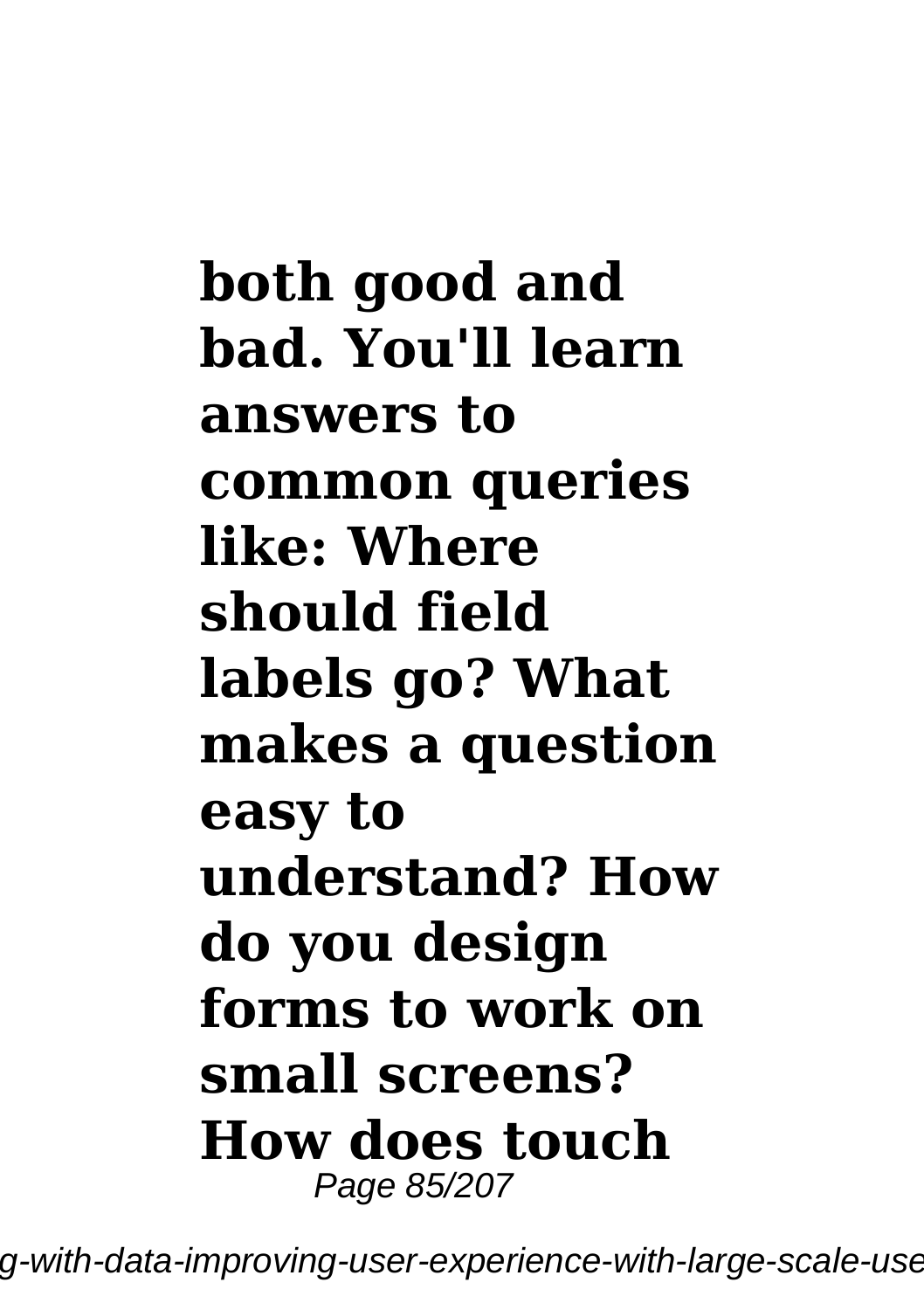**both good and bad. You'll learn answers to common queries like: Where should field labels go? What makes a question easy to understand? How do you design forms to work on small screens? How does touch**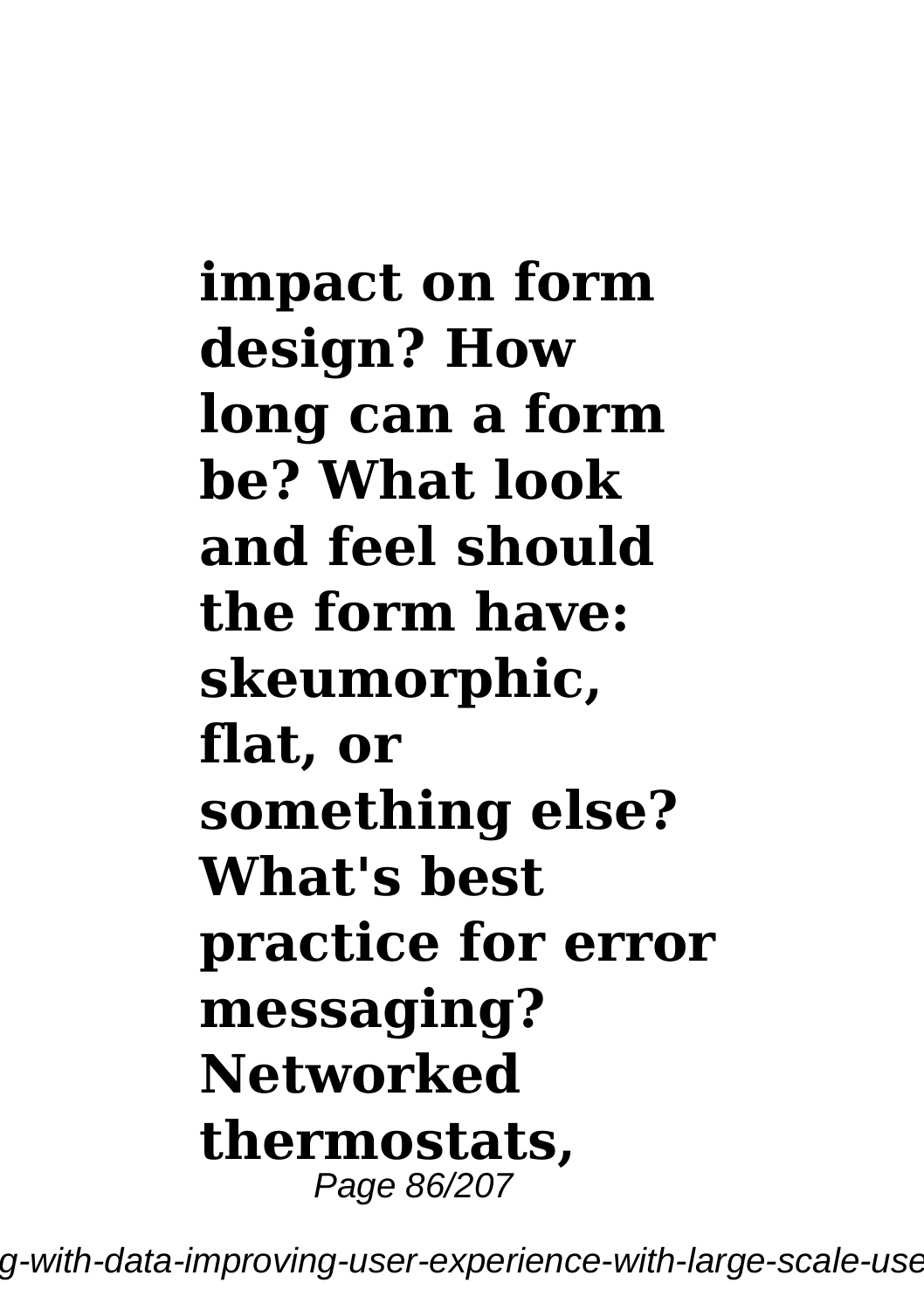**impact on form design? How long can a form be? What look and feel should the form have: skeumorphic, flat, or something else? What's best practice for error messaging? Networked thermostats,**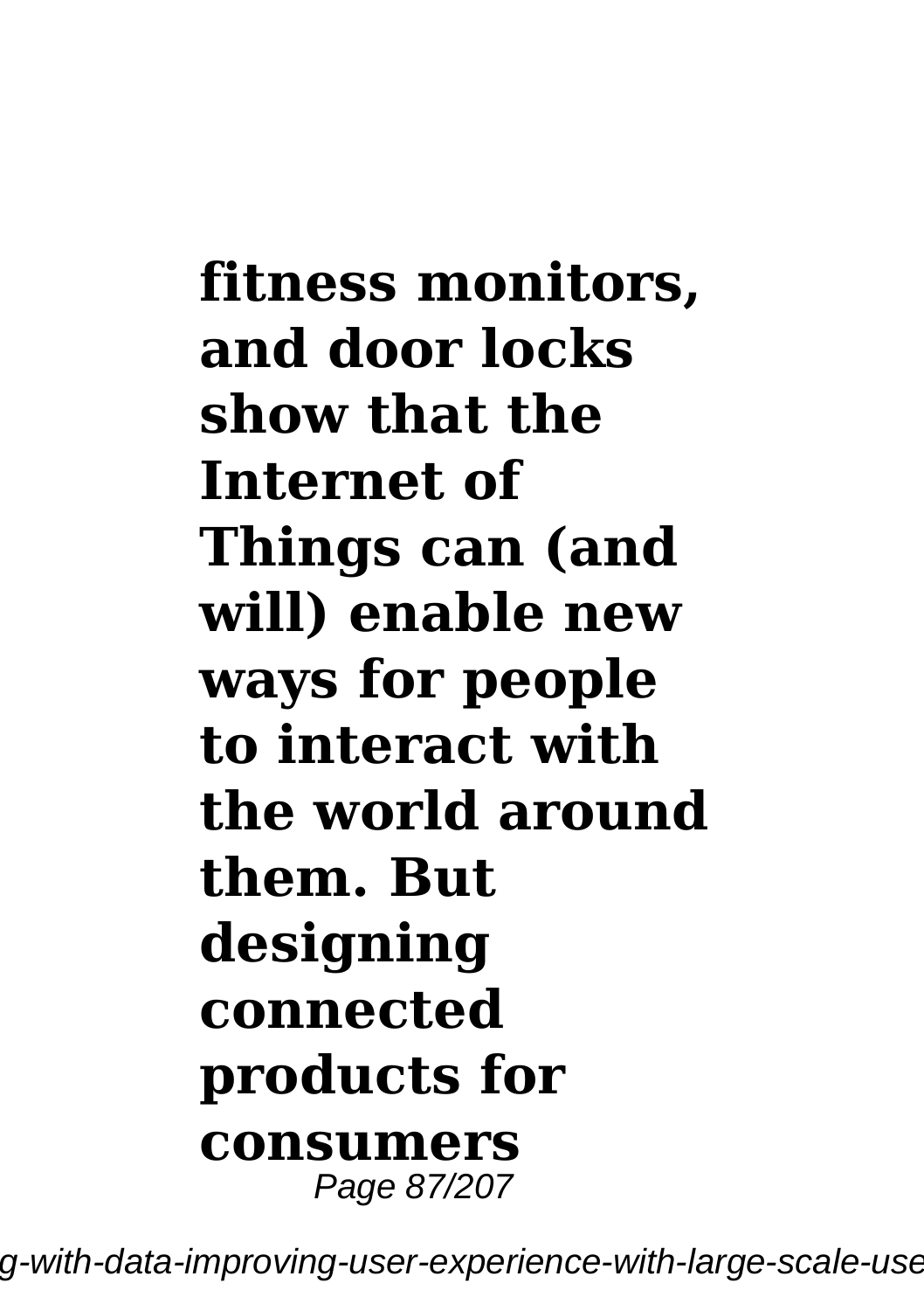**fitness monitors, and door locks show that the Internet of Things can (and will) enable new ways for people to interact with the world around them. But designing connected products for consumers**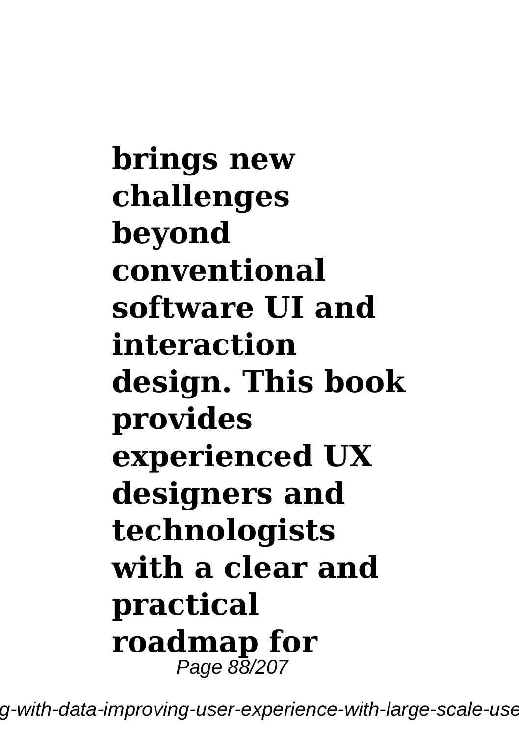**brings new challenges beyond conventional software UI and interaction design. This book provides experienced UX designers and technologists with a clear and practical roadmap for**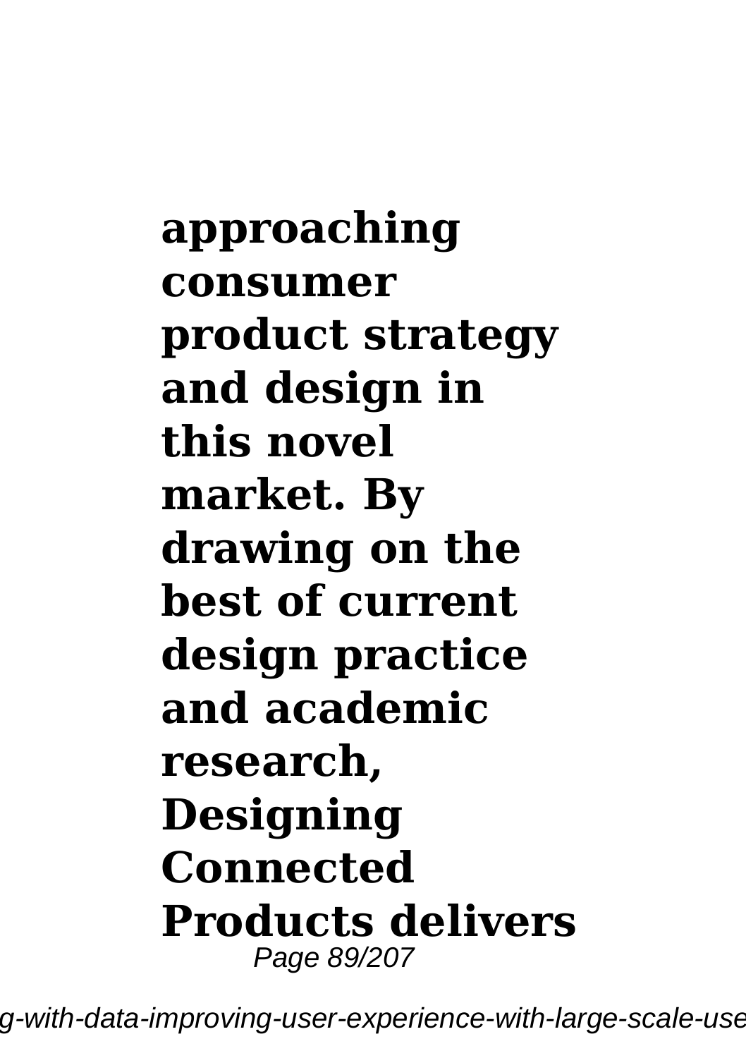**approaching consumer product strategy and design in this novel market. By drawing on the best of current design practice and academic research, Designing Connected Products delivers**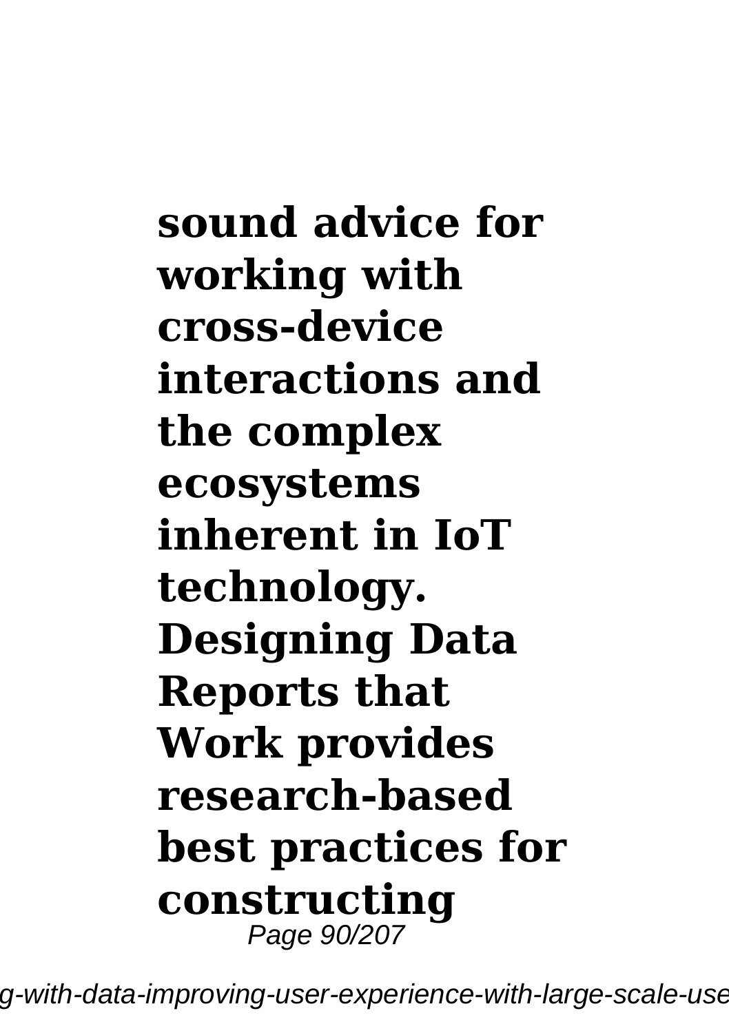**sound advice for working with cross-device interactions and the complex ecosystems inherent in IoT technology. Designing Data Reports that Work provides research-based best practices for constructing**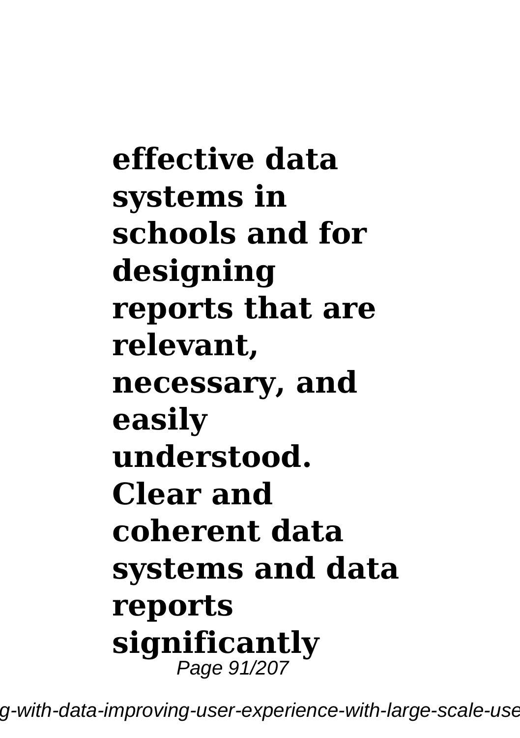**effective data systems in schools and for designing reports that are relevant, necessary, and easily understood. Clear and coherent data systems and data reports significantly**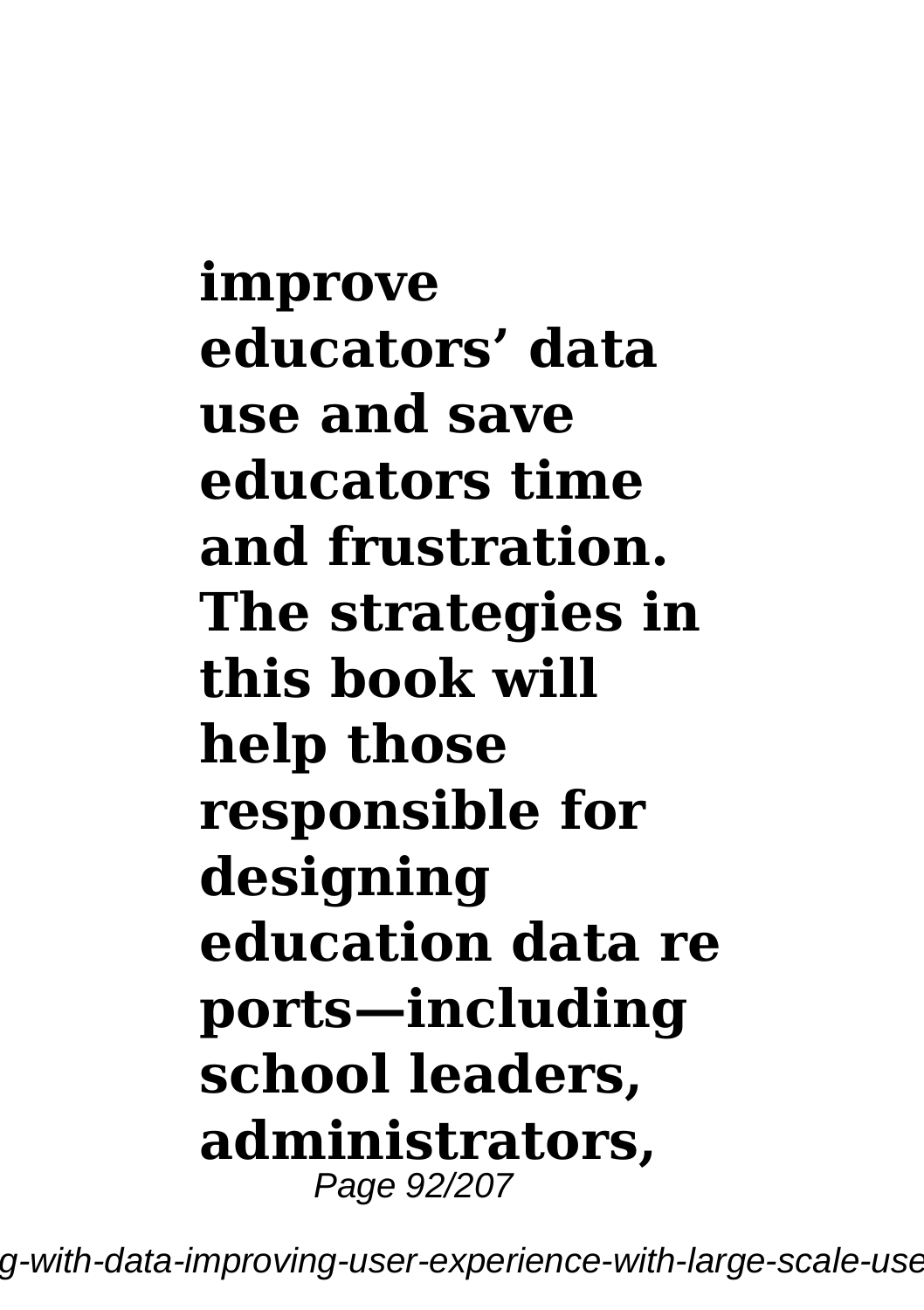**improve educators' data use and save educators time and frustration. The strategies in this book will help those responsible for designing education data re ports—including school leaders, administrators,**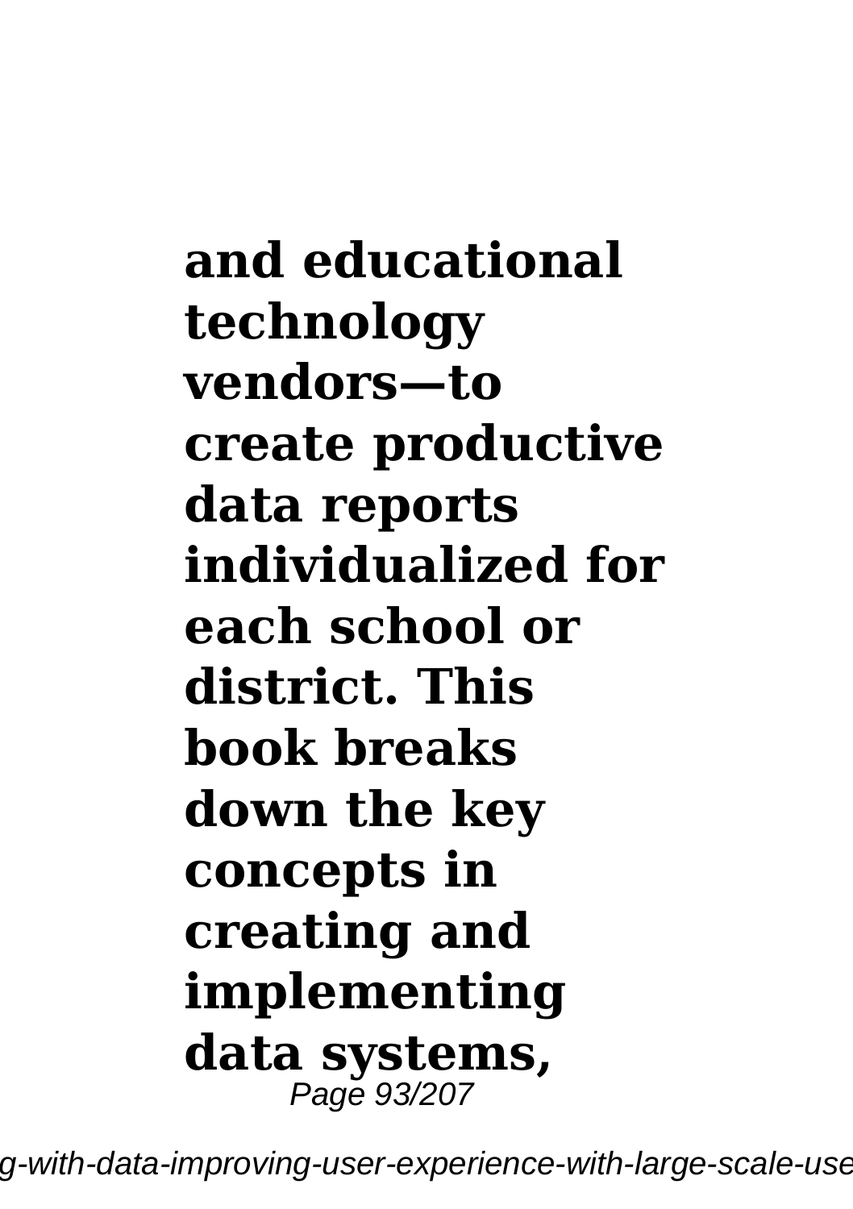**and educational technology vendors—to create productive data reports individualized for each school or district. This book breaks down the key concepts in creating and implementing data systems,**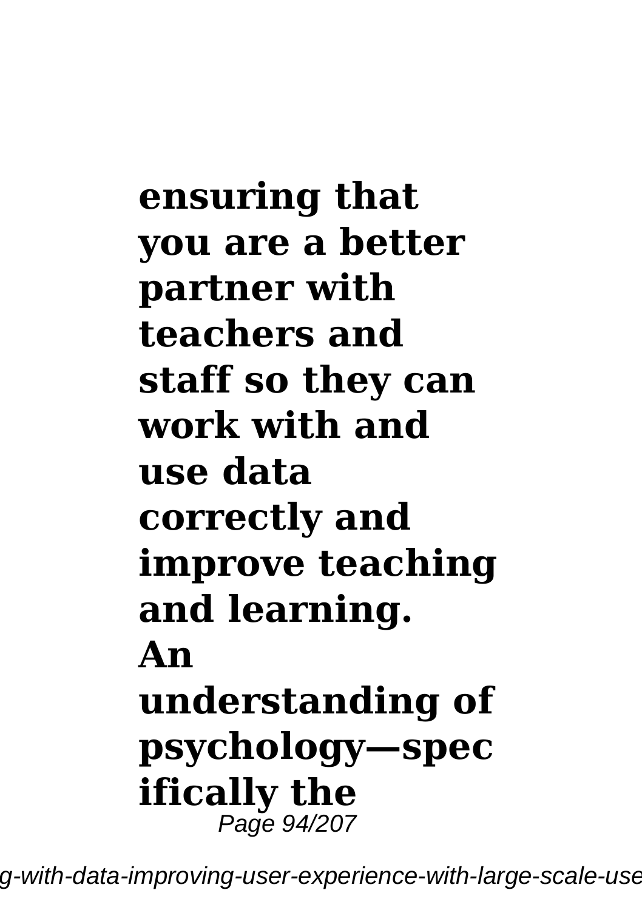**ensuring that you are a better partner with teachers and staff so they can work with and use data correctly and improve teaching and learning. An understanding of psychology—specifically the**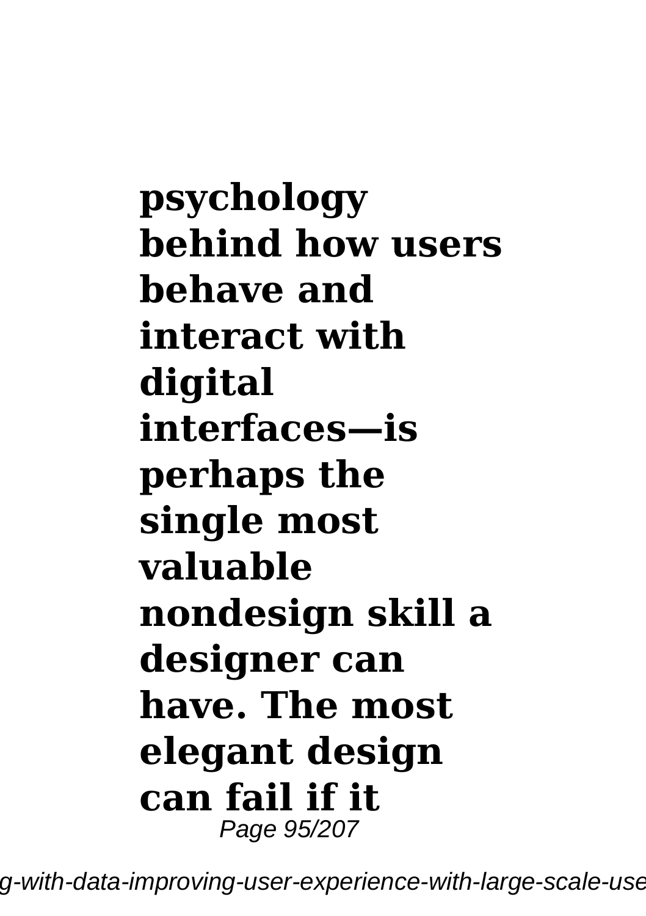**psychology behind how users behave and interact with digital interfaces—is perhaps the single most valuable nondesign skill a designer can have. The most elegant design can fail if it**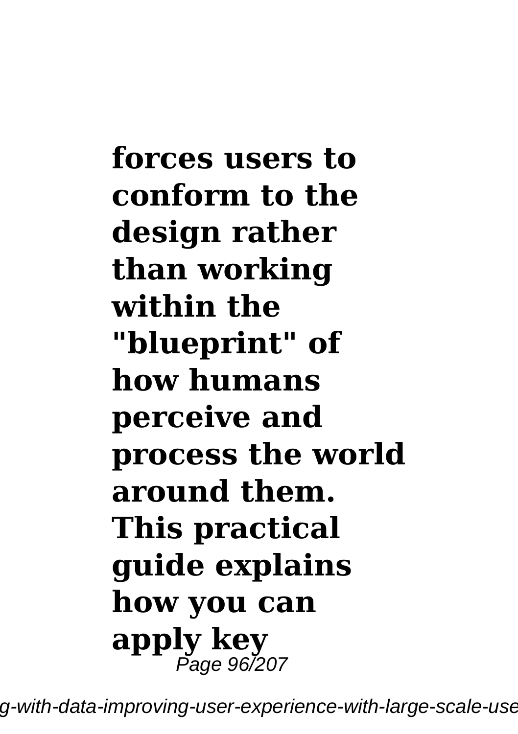**forces users to conform to the design rather than working within the "blueprint" of how humans perceive and process the world around them. This practical guide explains how you can apply key**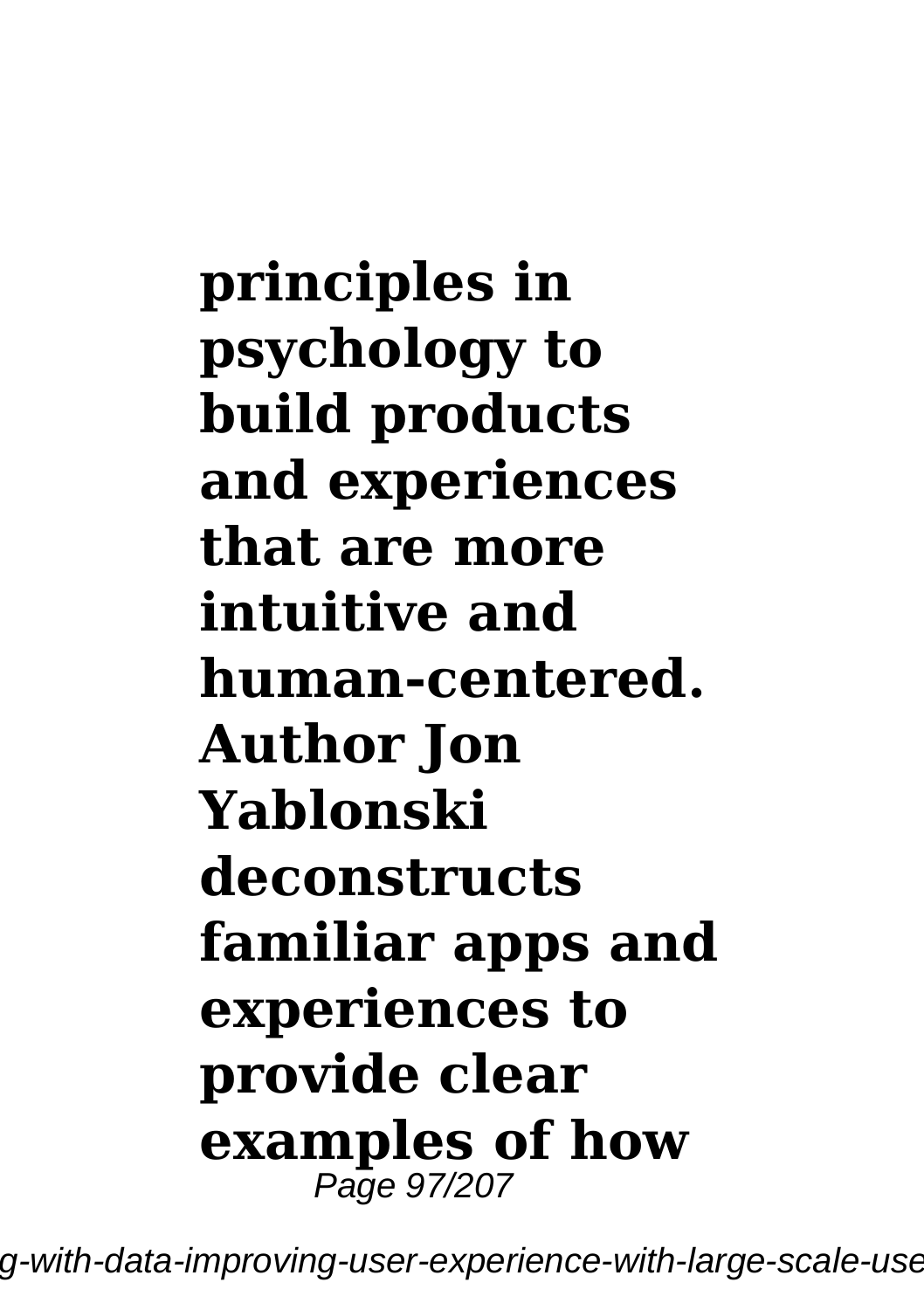**principles in psychology to build products and experiences that are more intuitive and human-centered. Author Jon Yablonski deconstructs familiar apps and experiences to provide clear examples of how**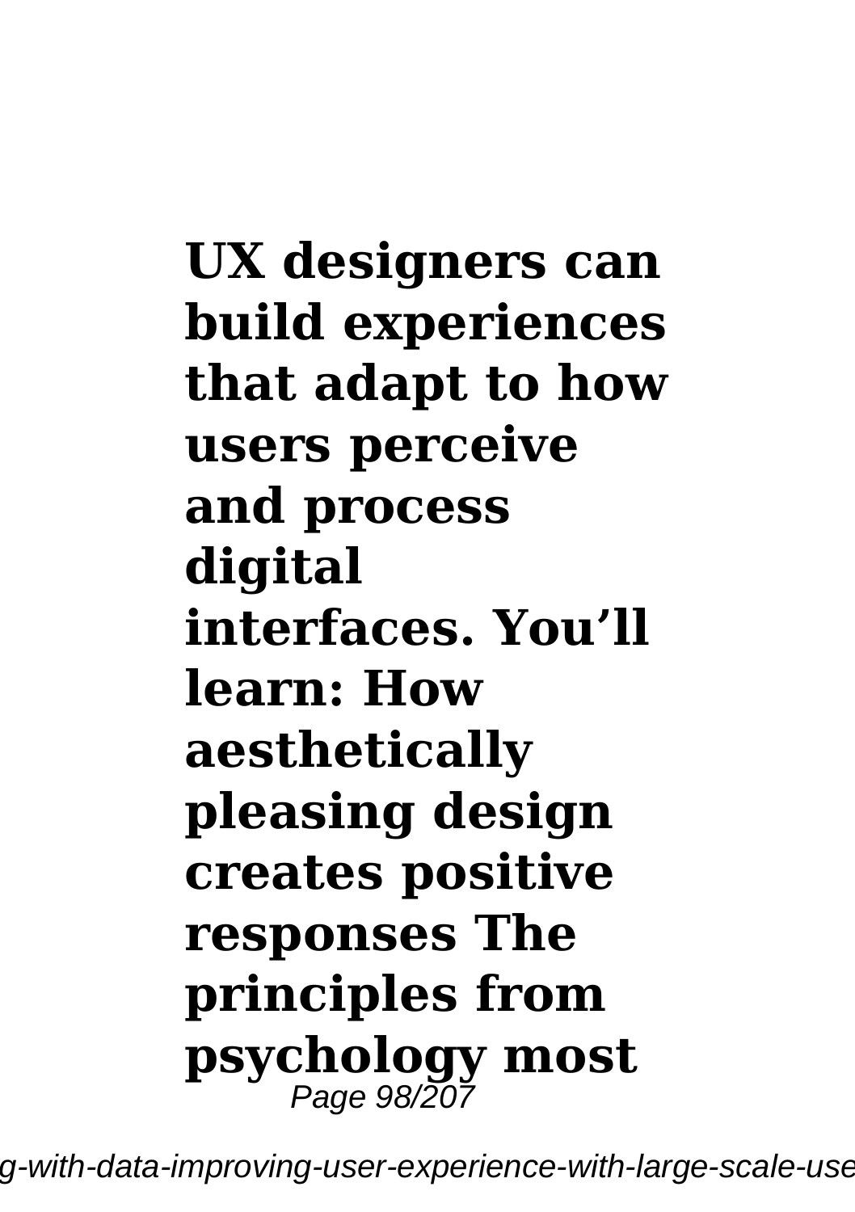**UX designers can build experiences that adapt to how users perceive and process digital interfaces. You'll learn: How aesthetically pleasing design creates positive responses The principles from psychology most**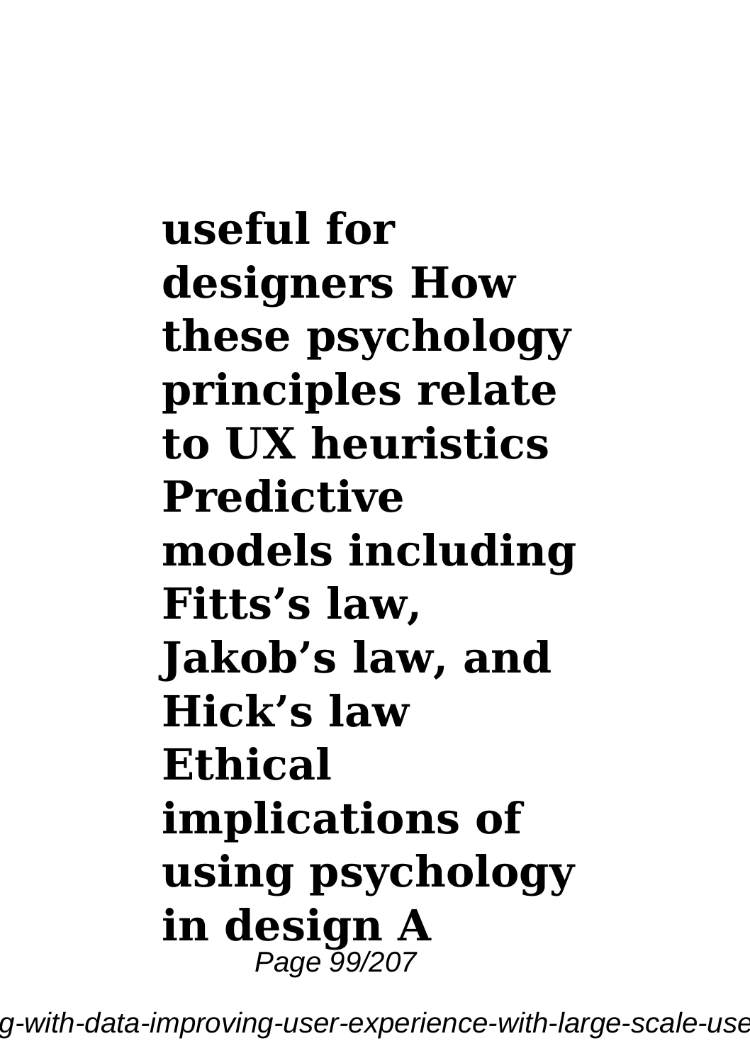**useful for designers How these psychology principles relate to UX heuristics Predictive models including Fitts’s law, Jakob’s law, and Hick’s law Ethical implications of using psychology in design A**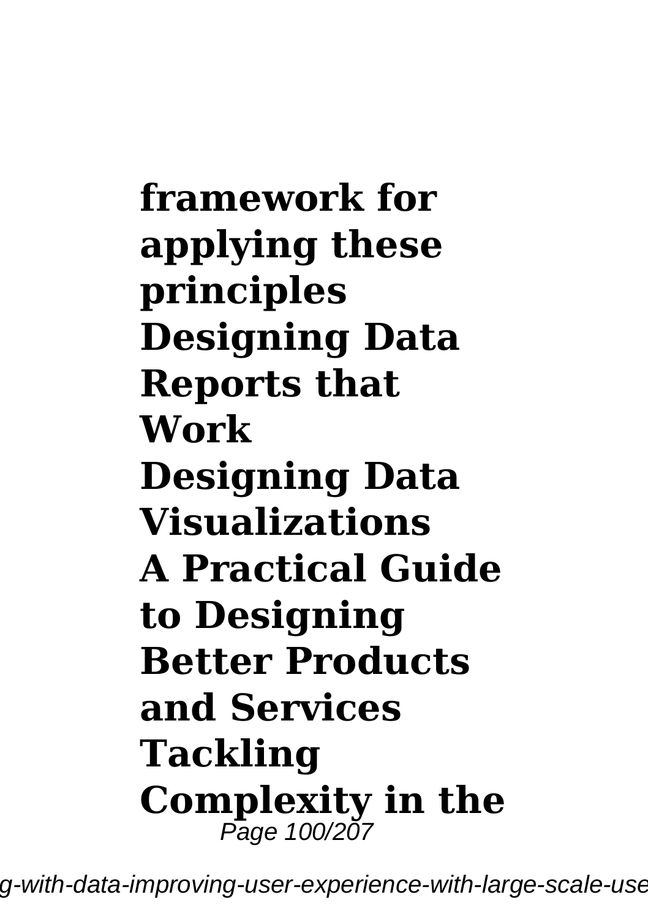**framework for applying these principles**
**Designing Data Reports that Work**
**Designing Data Visualizations**
**A Practical Guide to Designing Better Products and Services**
**Tackling Complexity in the**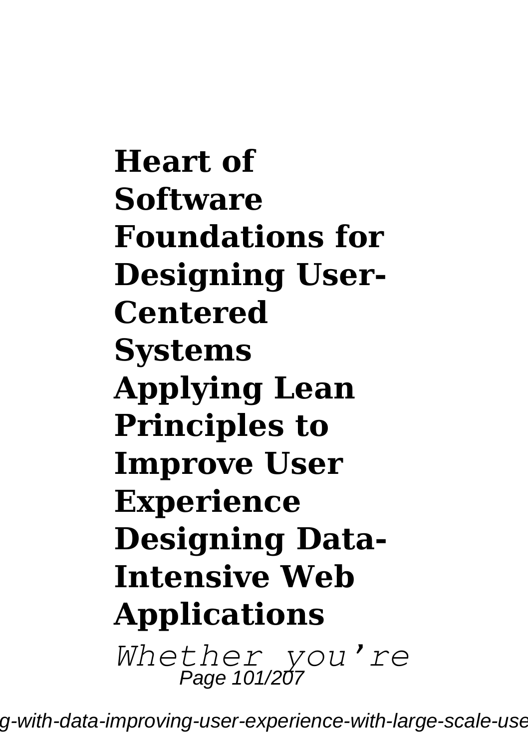**Heart of Software**

**Foundations for Designing User-Centered Systems**

**Applying Lean Principles to Improve User Experience**

**Designing Data-Intensive Web Applications**

*Whether you're*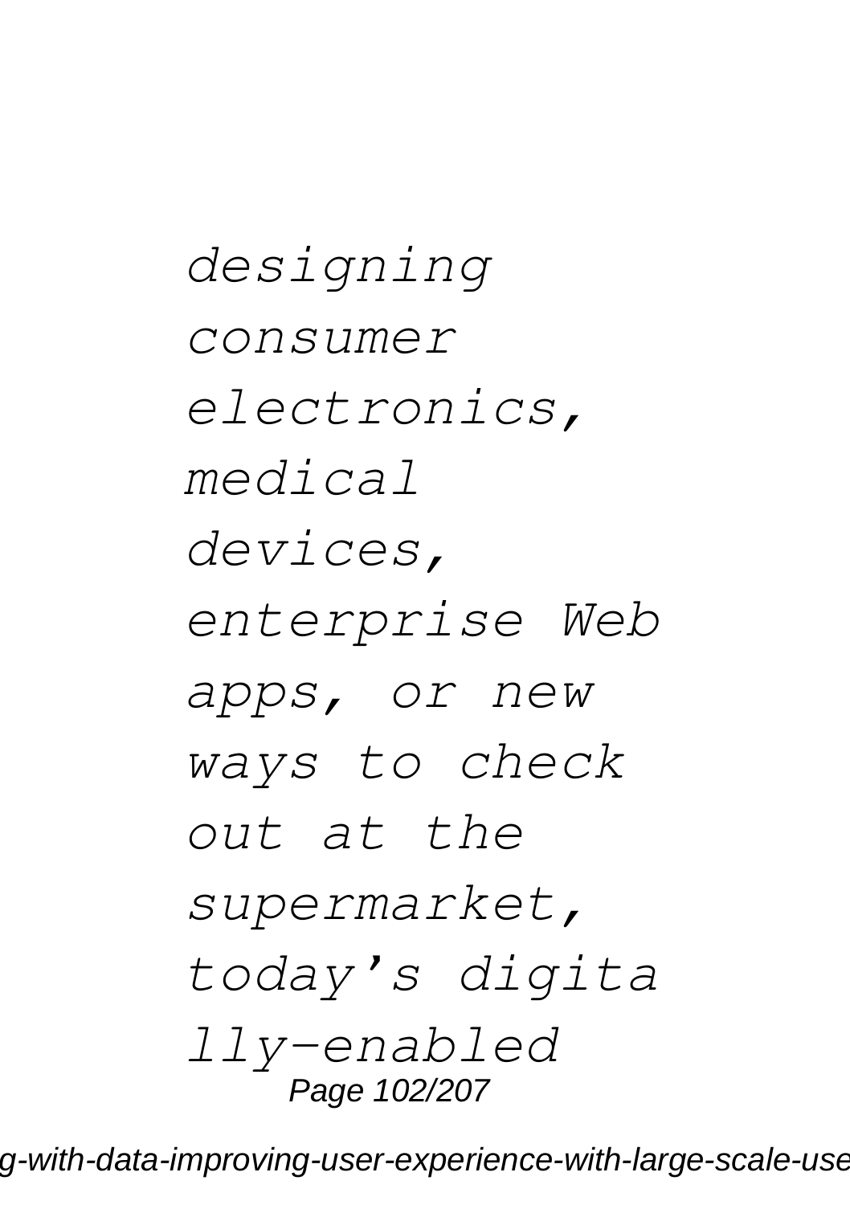*designing consumer electronics, medical devices, enterprise Web apps, or new ways to check out at the supermarket, today's digita lly-enabled*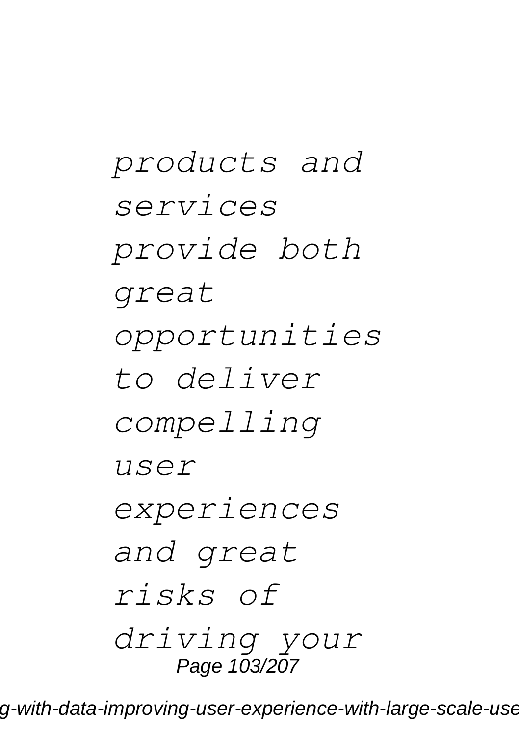*products and services provide both great opportunities to deliver compelling user experiences and great risks of driving your*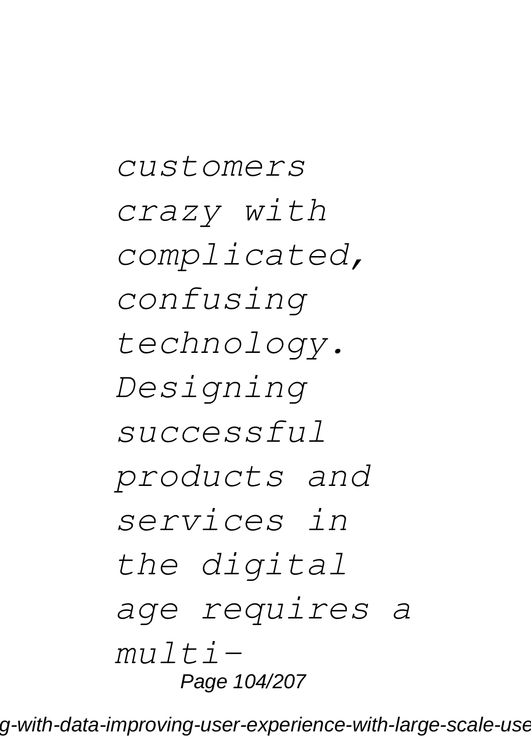*customers crazy with complicated, confusing technology. Designing successful products and services in the digital age requires a multi-*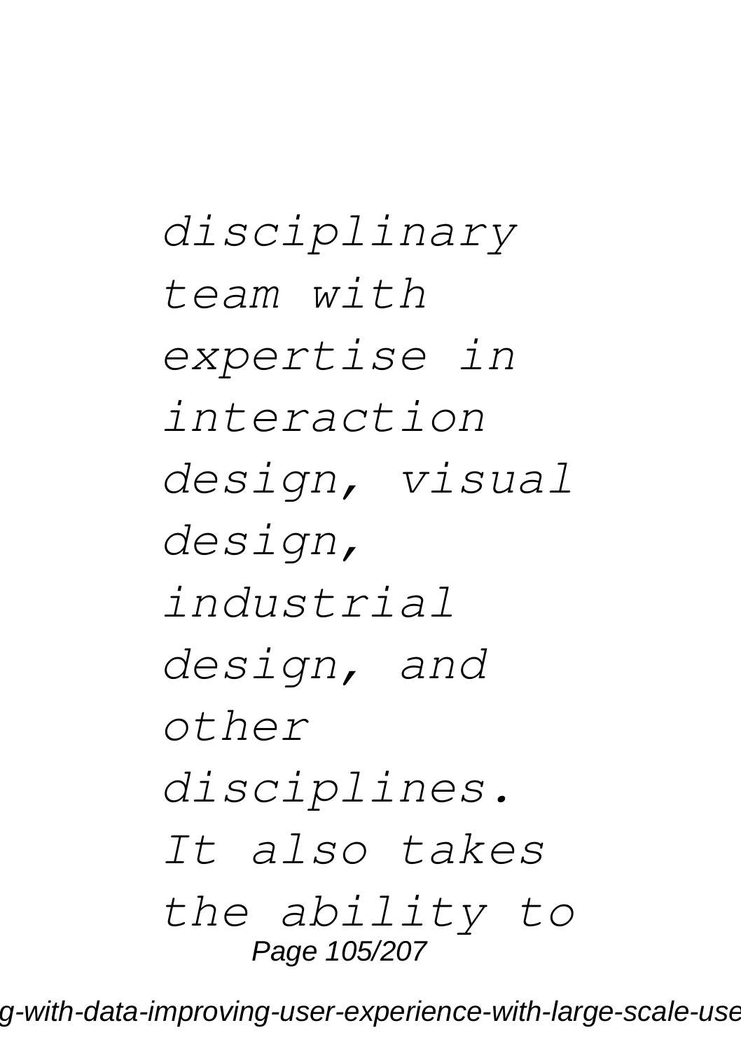*disciplinary team with expertise in interaction design, visual design, industrial design, and other disciplines. It also takes the ability to*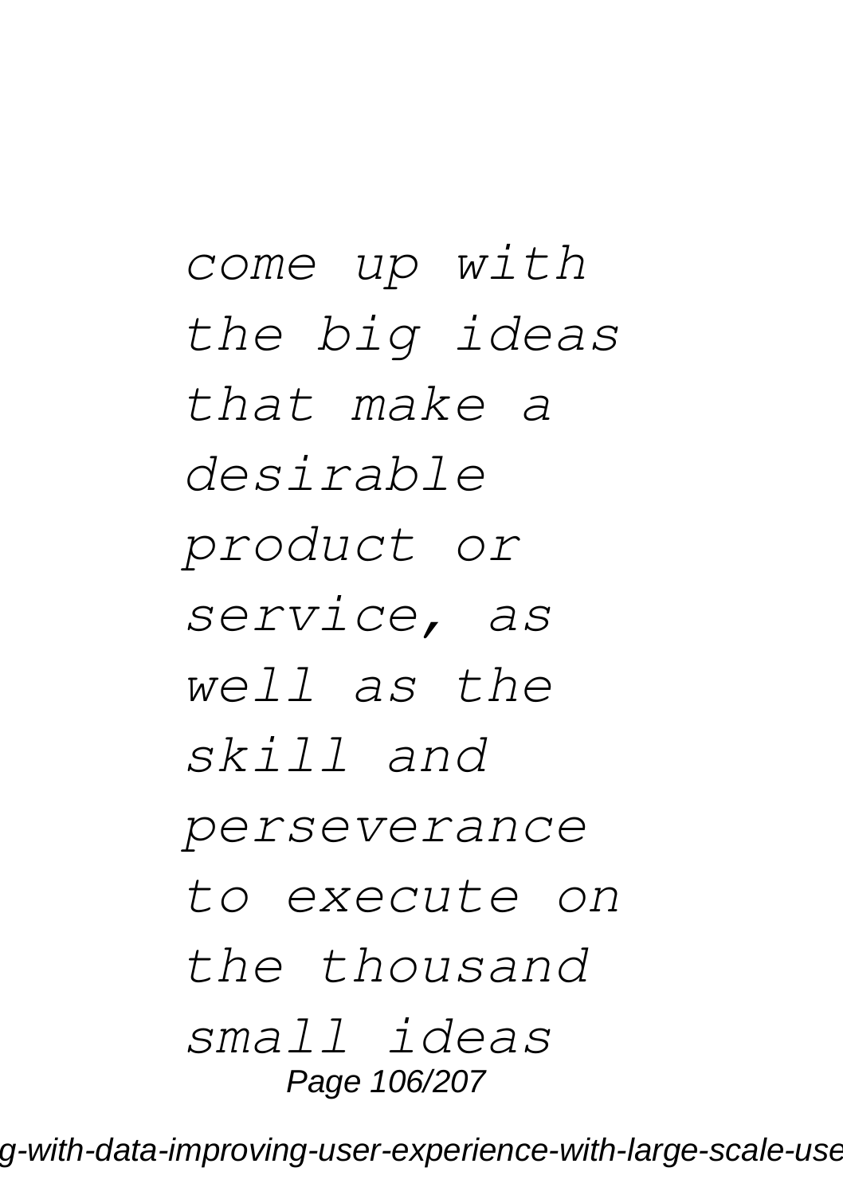*come up with the big ideas that make a desirable product or service, as well as the skill and perseverance to execute on the thousand small ideas*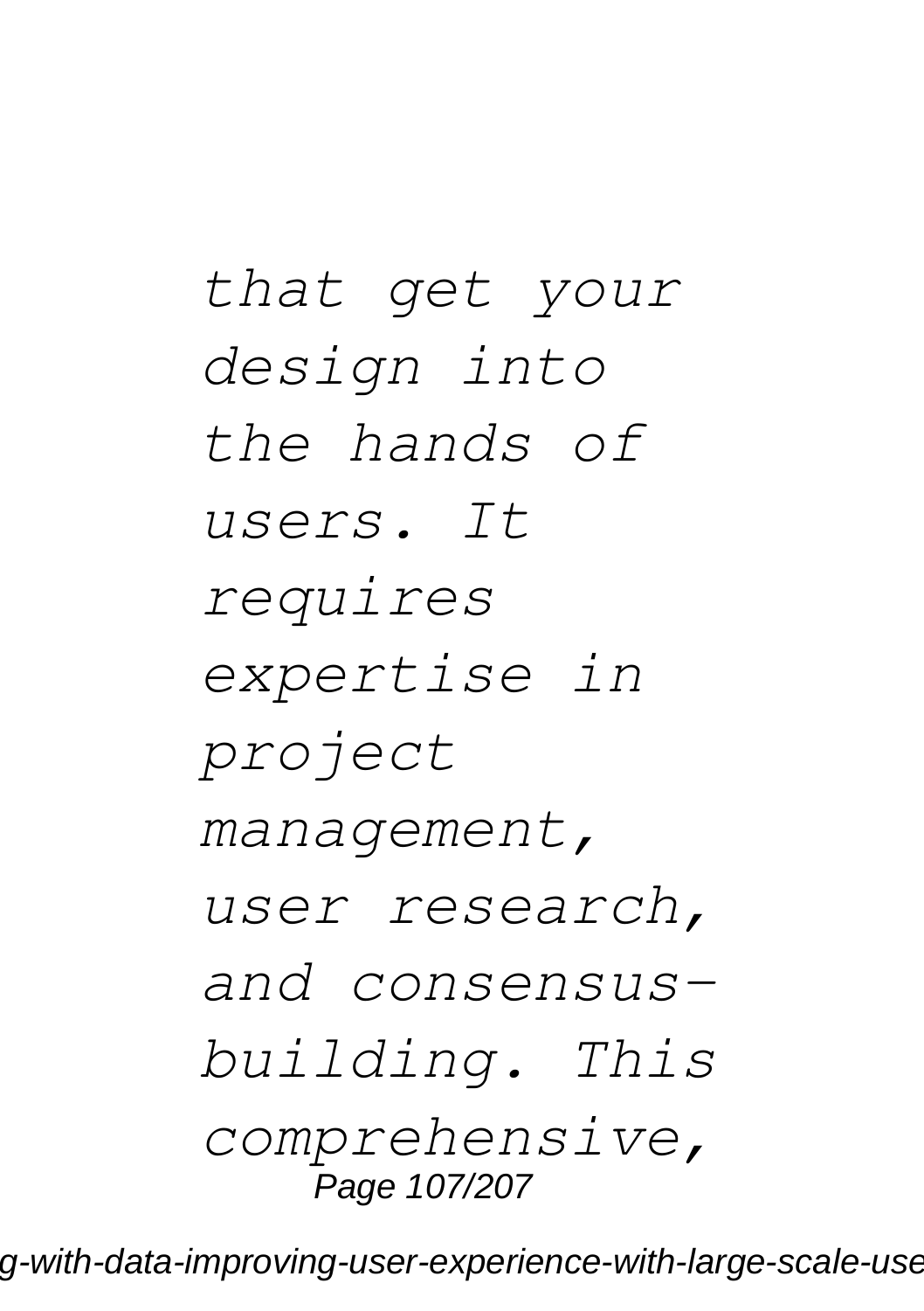*that get your design into the hands of users. It requires expertise in project management, user research, and consensus-building. This comprehensive,*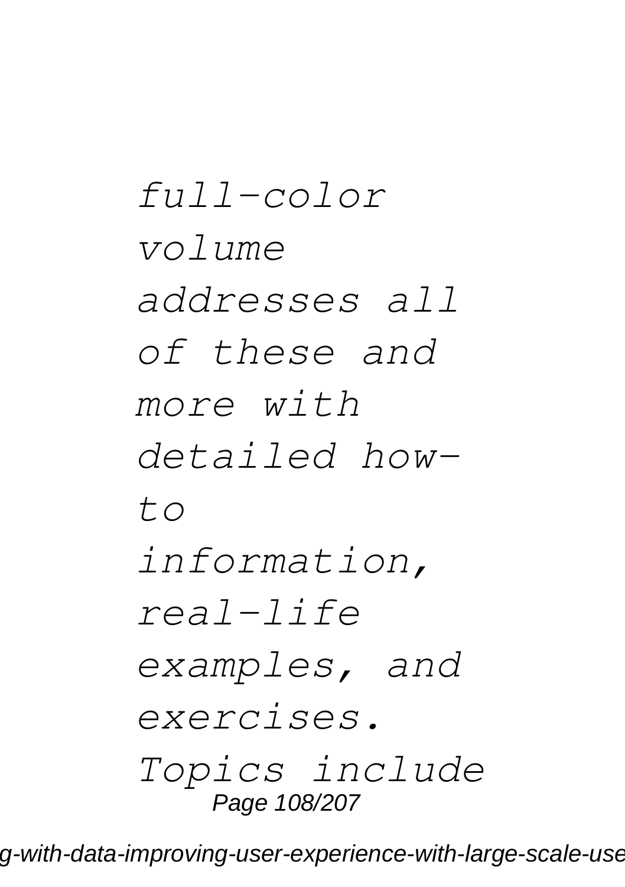*full-color volume addresses all of these and more with detailed how-to information, real-life examples, and exercises. Topics include*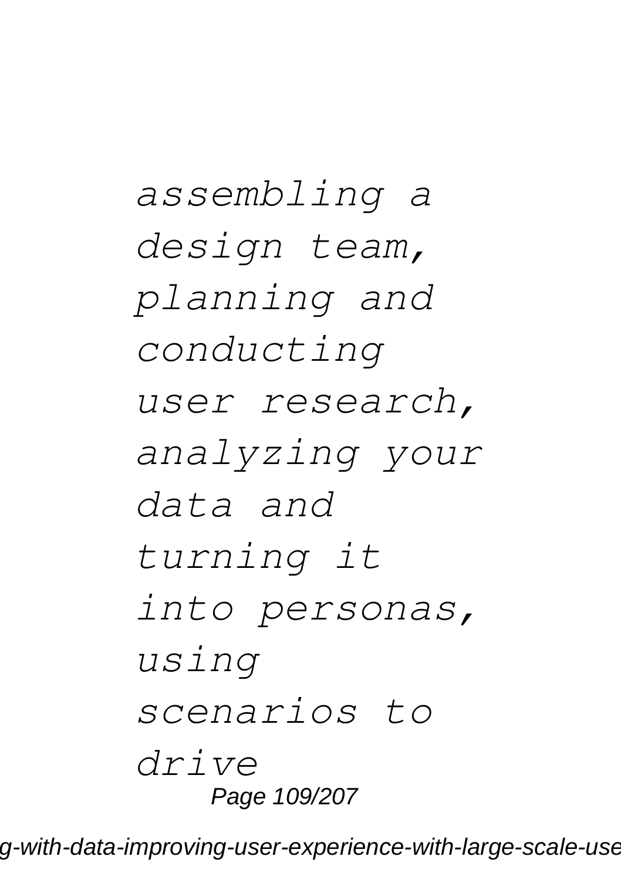*assembling a design team, planning and conducting user research, analyzing your data and turning it into personas, using scenarios to drive*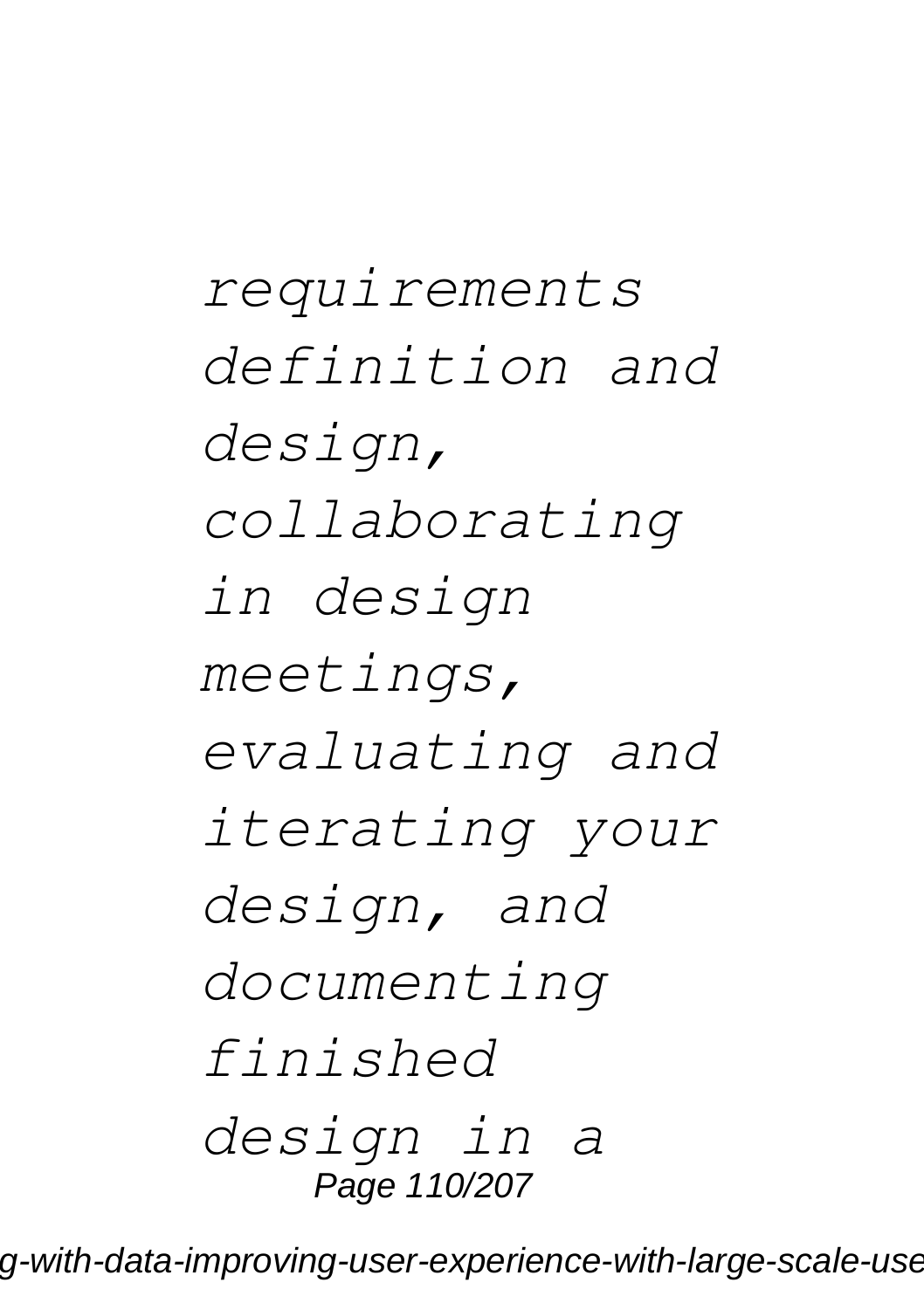*requirements definition and design, collaborating in design meetings, evaluating and iterating your design, and documenting finished design in a*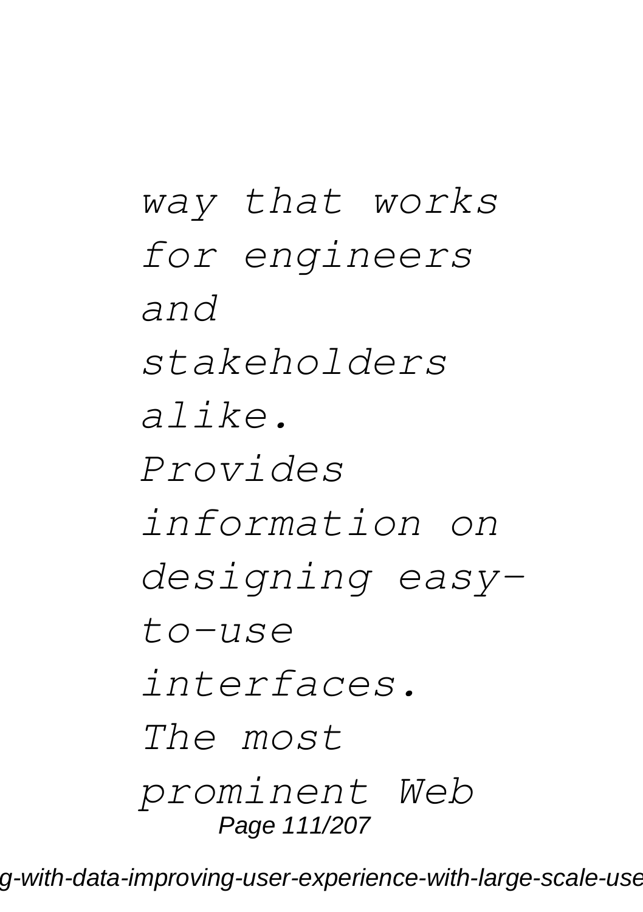*way that works for engineers and stakeholders alike.*

*Provides information on designing easy-to-use interfaces.*

*The most prominent Web*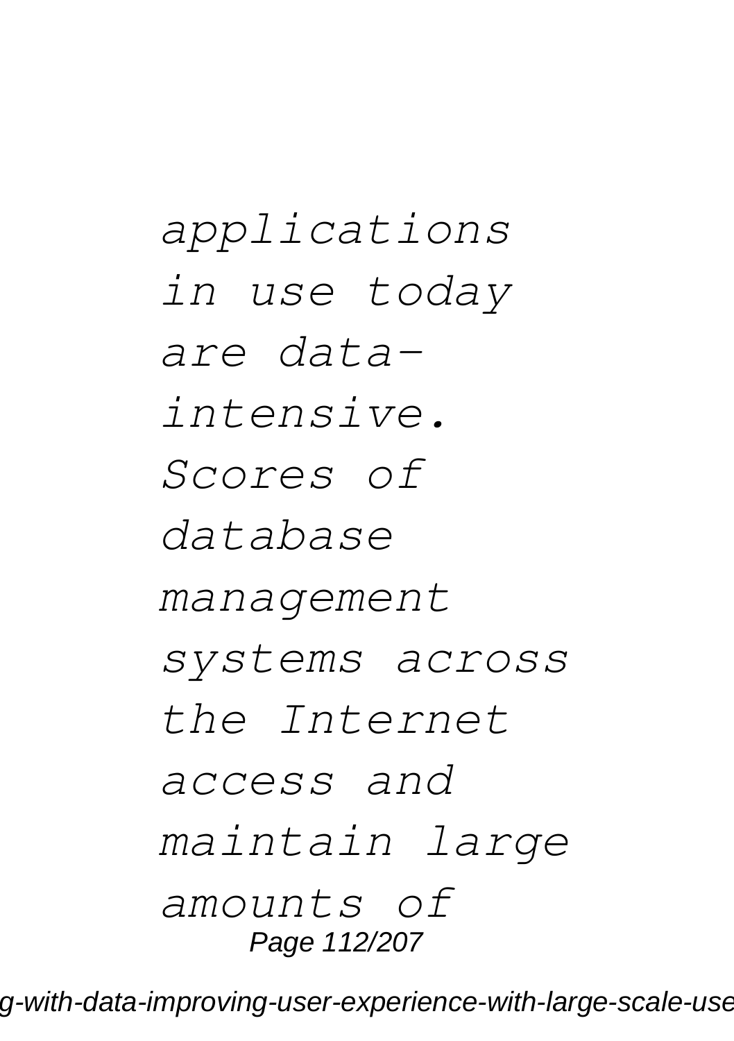*applications in use today are data-intensive. Scores of database management systems across the Internet access and maintain large amounts of*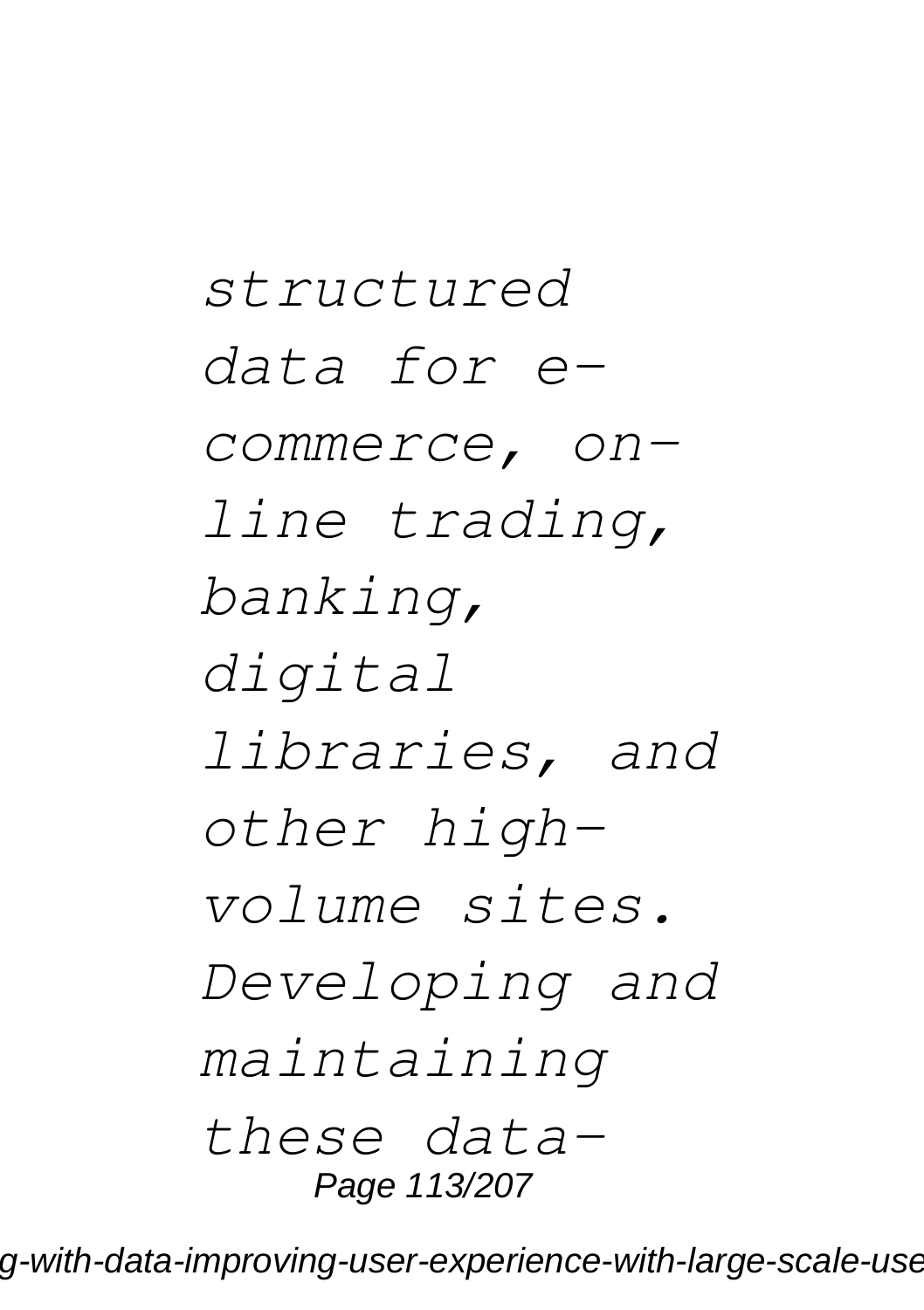*structured data for e-commerce, on-line trading, banking, digital libraries, and other high-volume sites. Developing and maintaining these data-*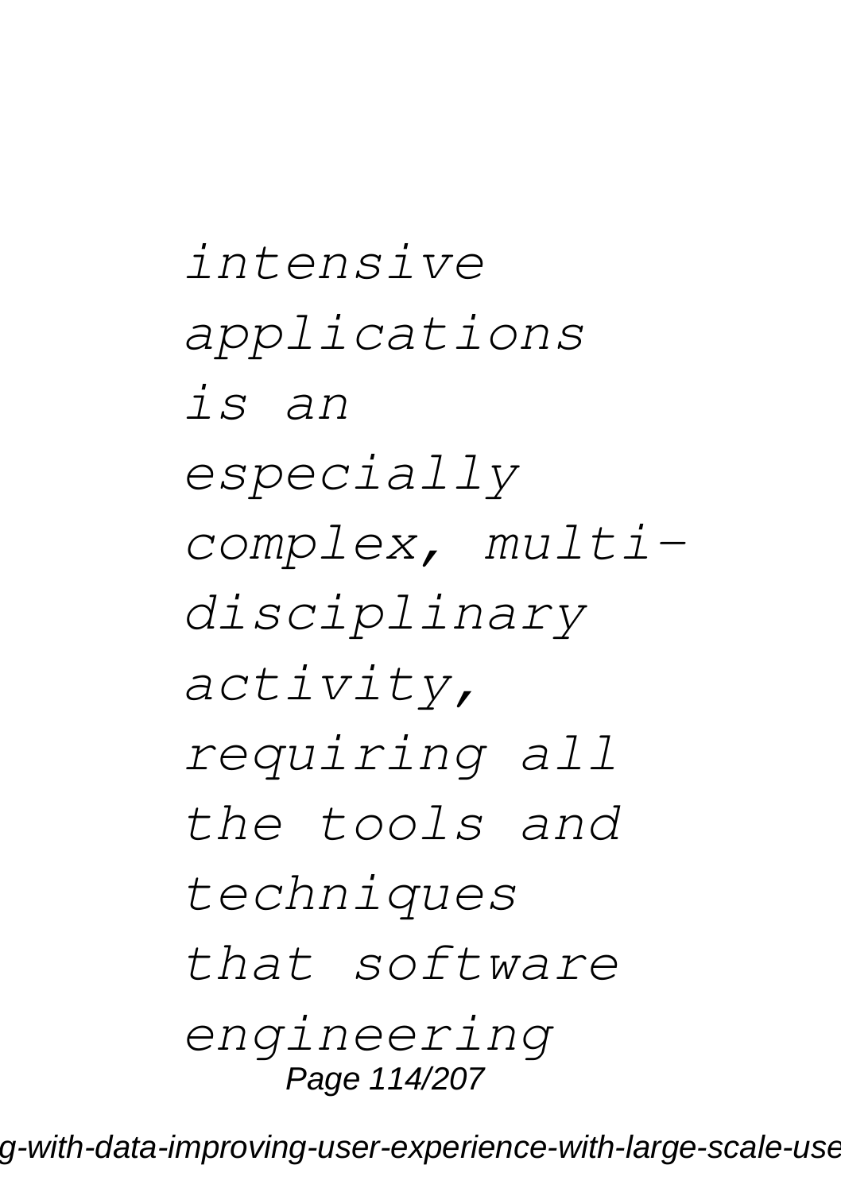*intensive applications is an especially complex, multi-disciplinary activity, requiring all the tools and techniques that software engineering*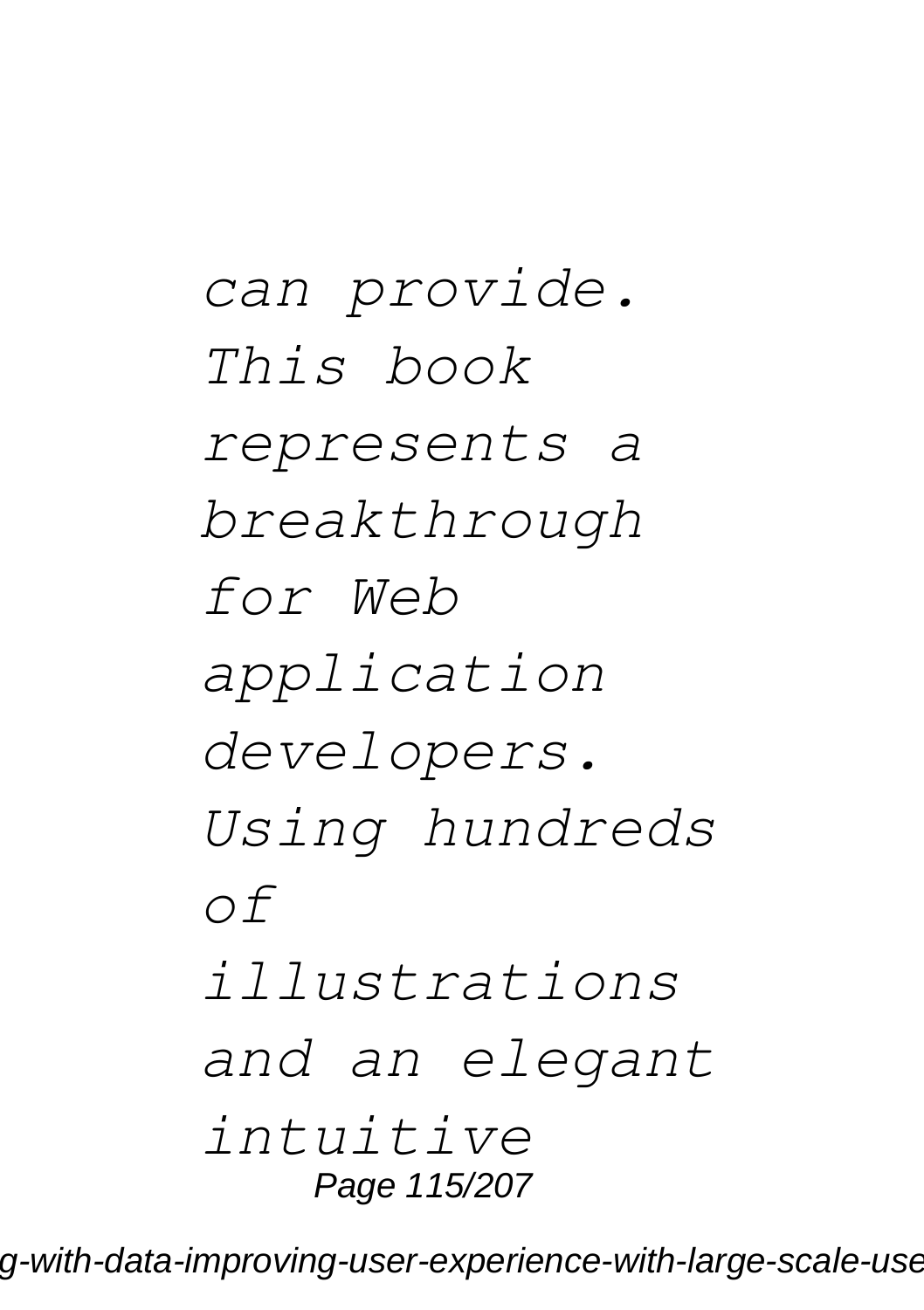*can provide. This book represents a breakthrough for Web application developers. Using hundreds of illustrations and an elegant intuitive*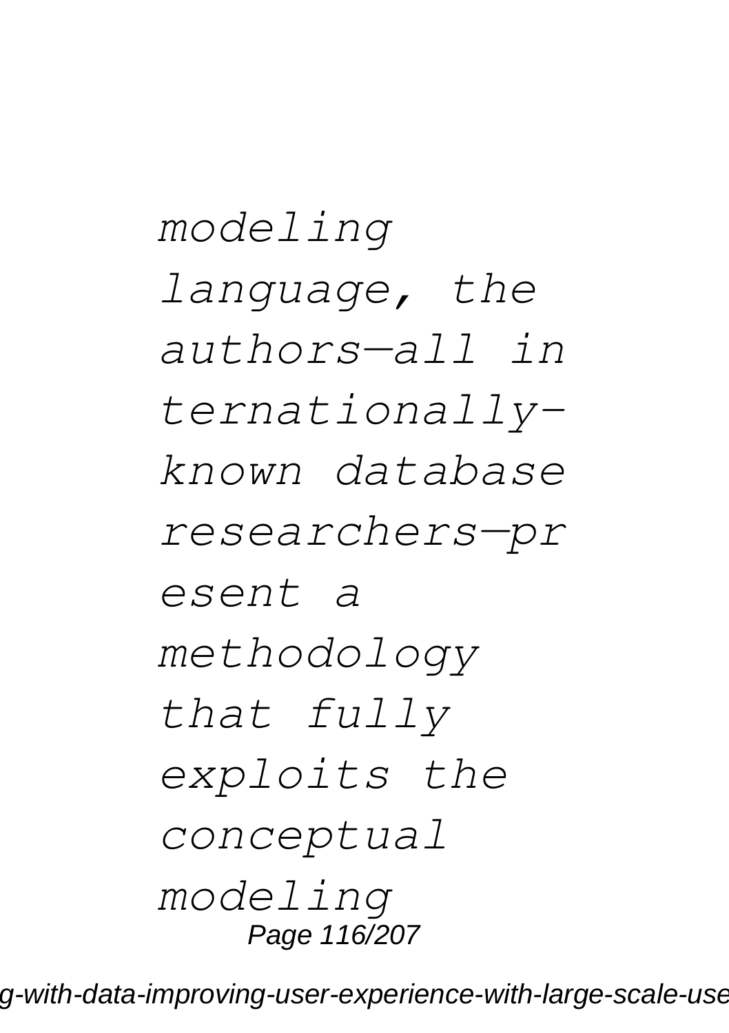*modeling language, the authors—all internationally-known database researchers—present a methodology that fully exploits the conceptual modeling*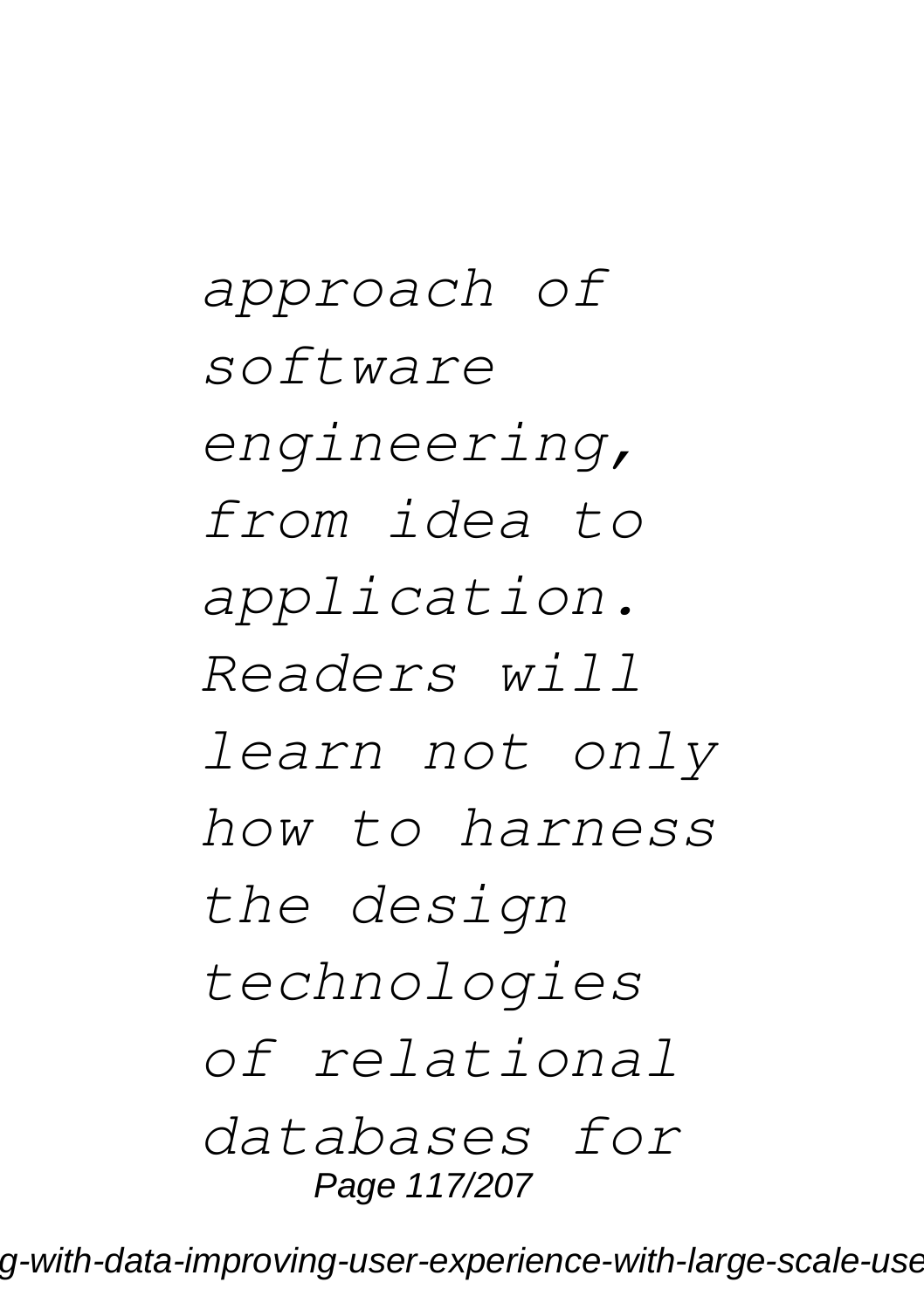*approach of software engineering, from idea to application. Readers will learn not only how to harness the design technologies of relational databases for*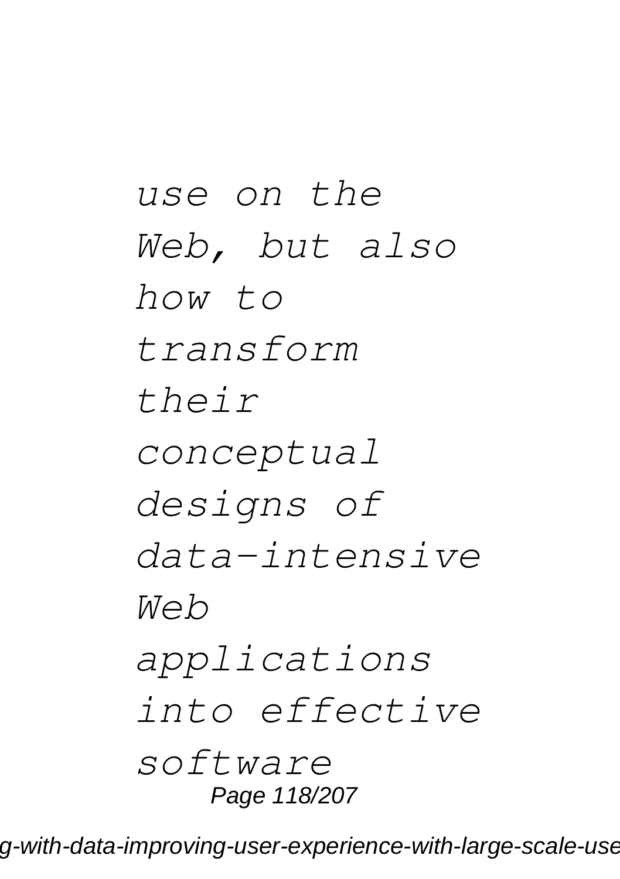*use on the Web, but also how to transform their conceptual designs of data-intensive Web applications into effective software*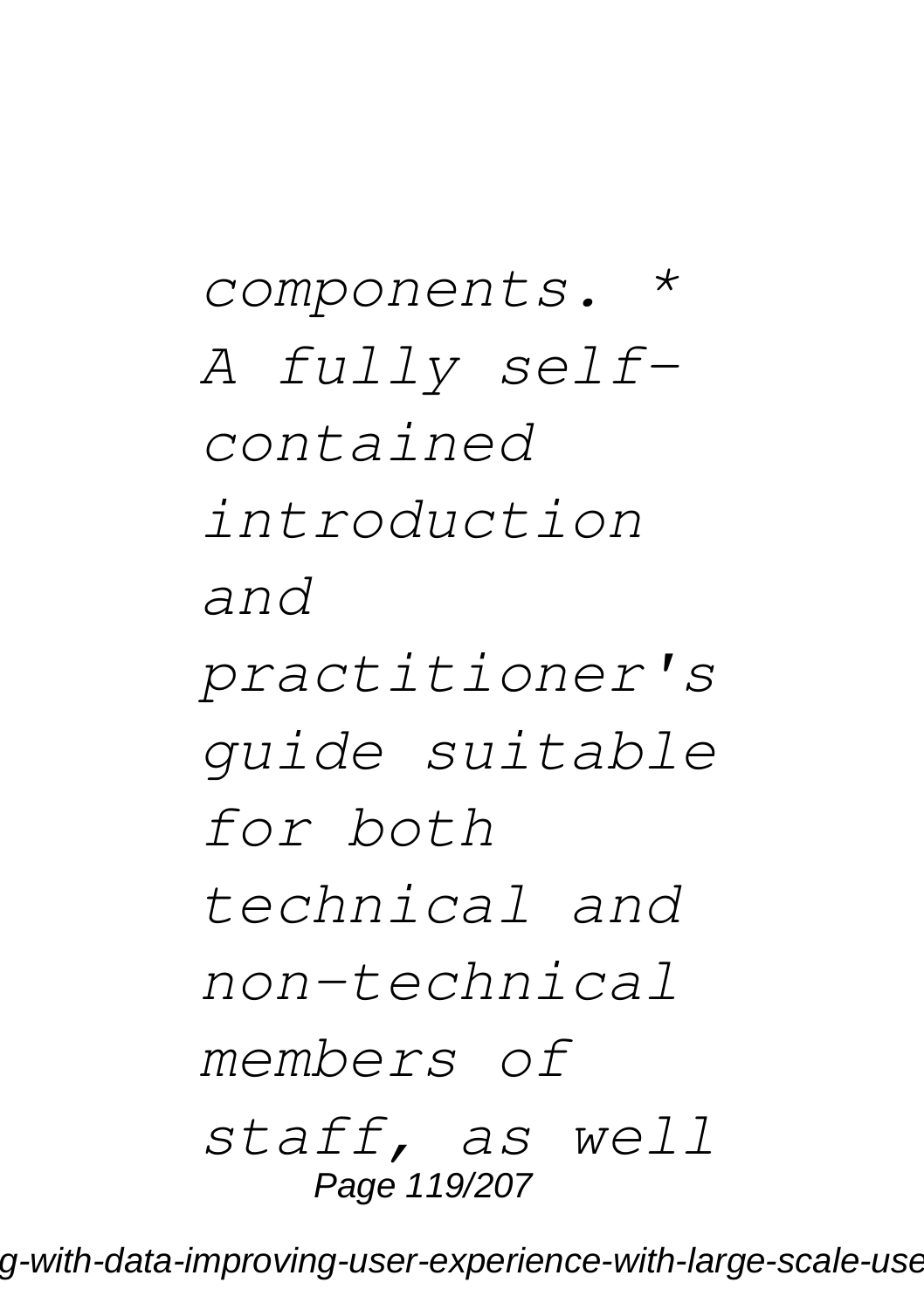*components. * A fully self-contained introduction and practitioner's guide suitable for both technical and non-technical members of staff, as well*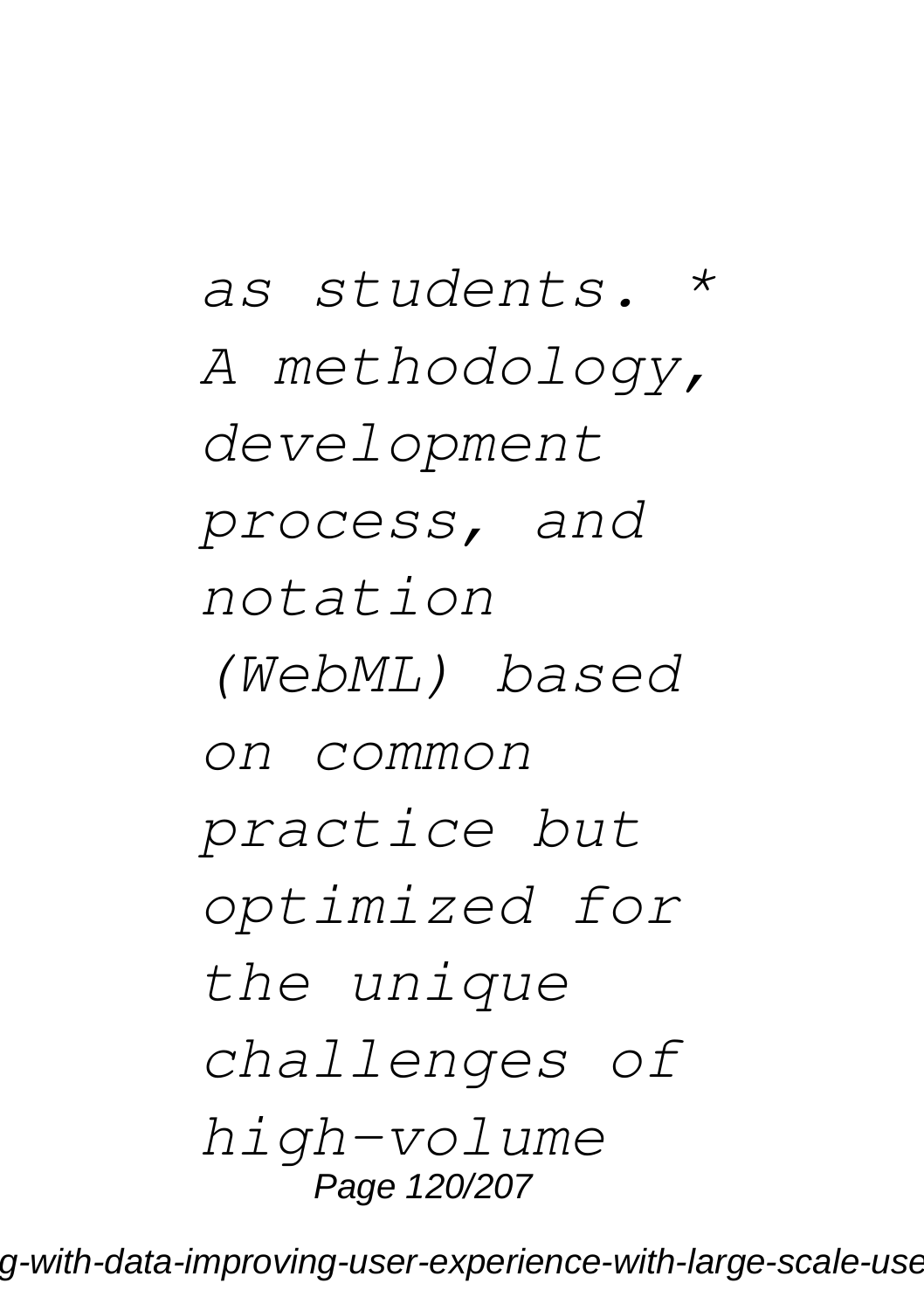*as students. * A methodology, development process, and notation (WebML) based on common practice but optimized for the unique challenges of high-volume*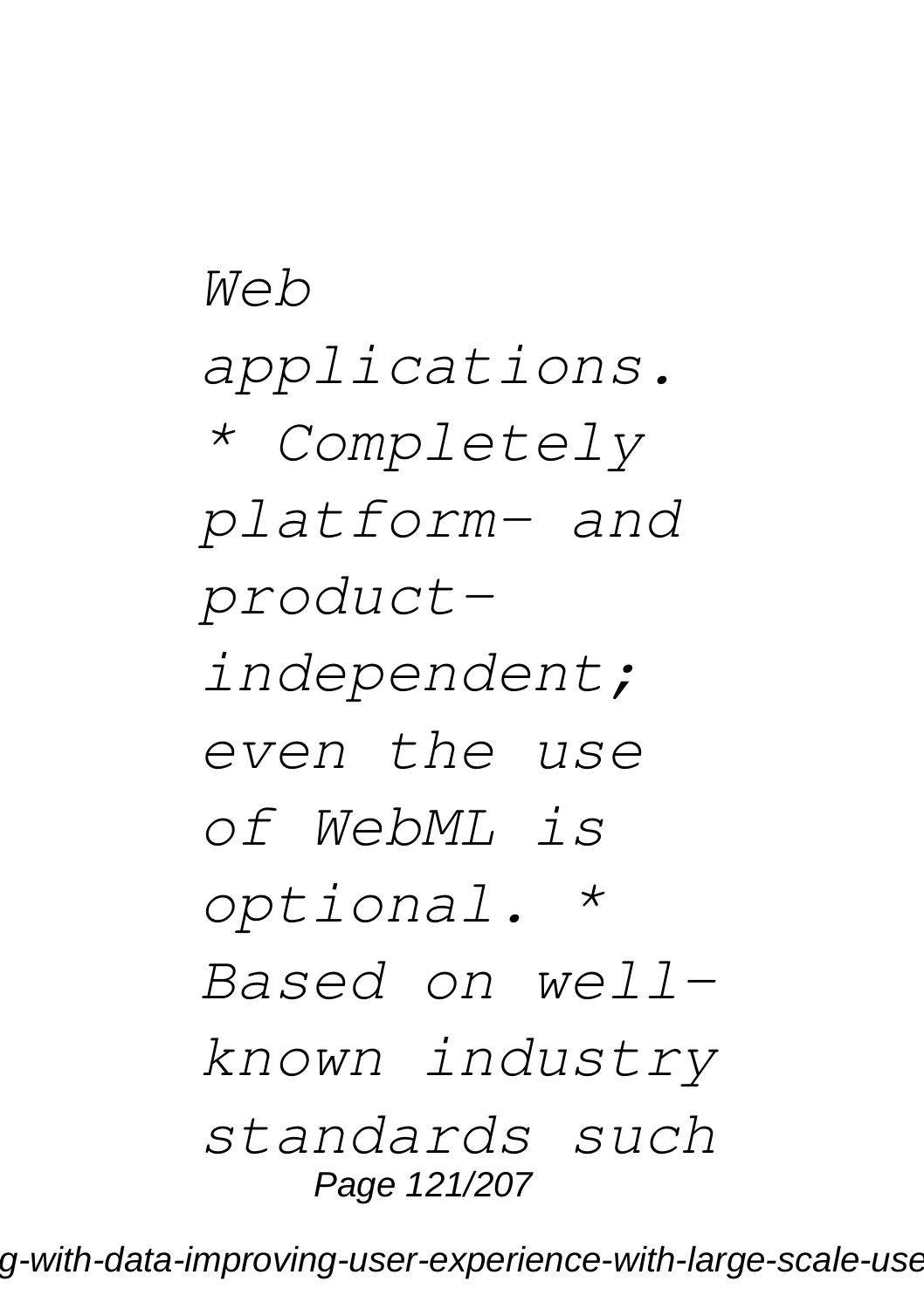*Web applications. * Completely platform- and product-independent; even the use of WebML is optional. * Based on well-known industry standards such*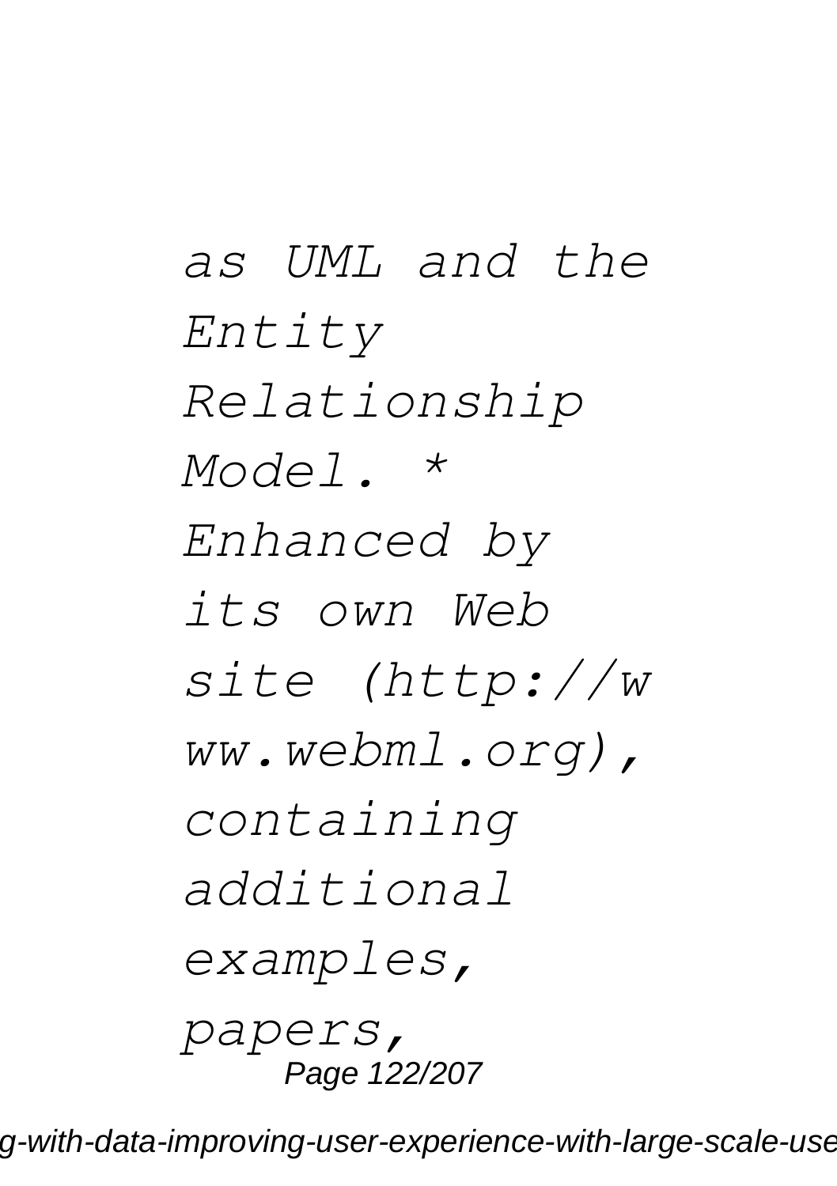*as UML and the Entity Relationship Model. * Enhanced by its own Web site (http://www.webml.org), containing additional examples, papers,*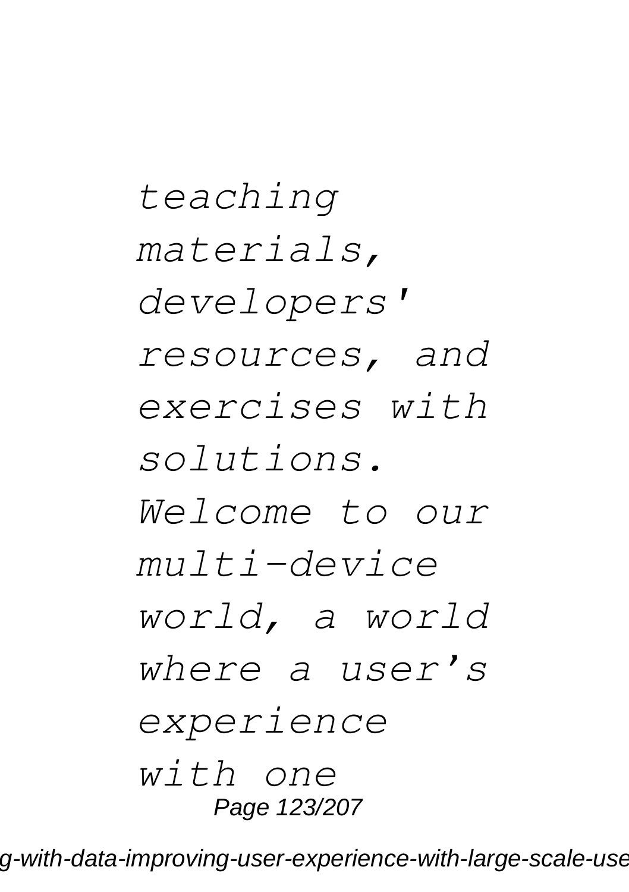*teaching materials, developers' resources, and exercises with solutions. Welcome to our multi-device world, a world where a user's experience with one*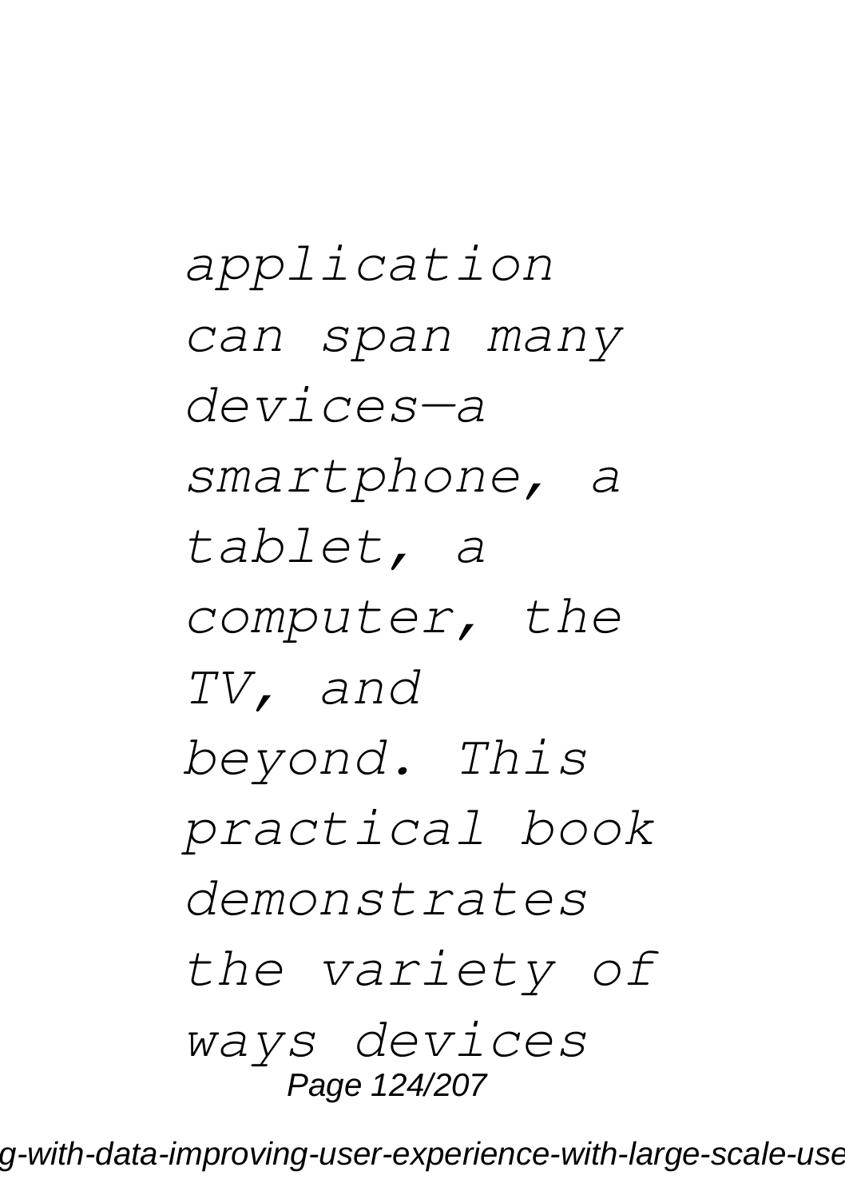*application can span many devices—a smartphone, a tablet, a computer, the TV, and beyond. This practical book demonstrates the variety of ways devices*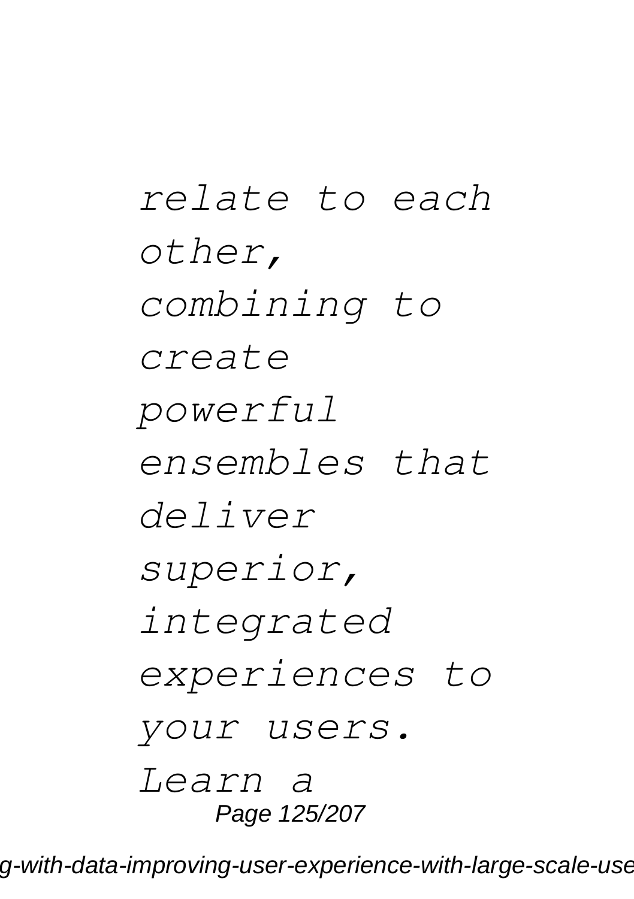*relate to each other, combining to create powerful ensembles that deliver superior, integrated experiences to your users. Learn a*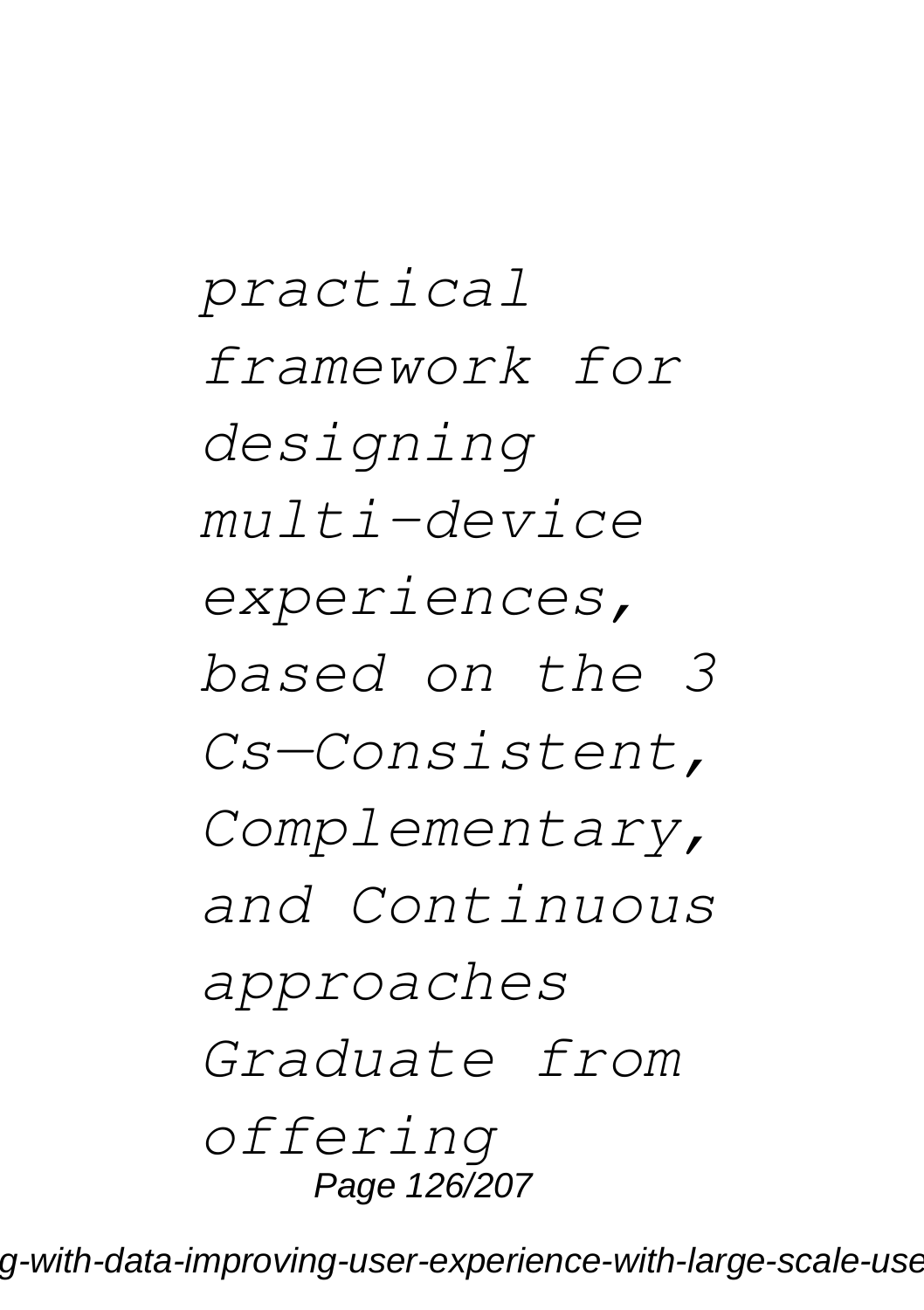*practical framework for designing multi-device experiences, based on the 3 Cs—Consistent, Complementary, and Continuous approaches Graduate from offering*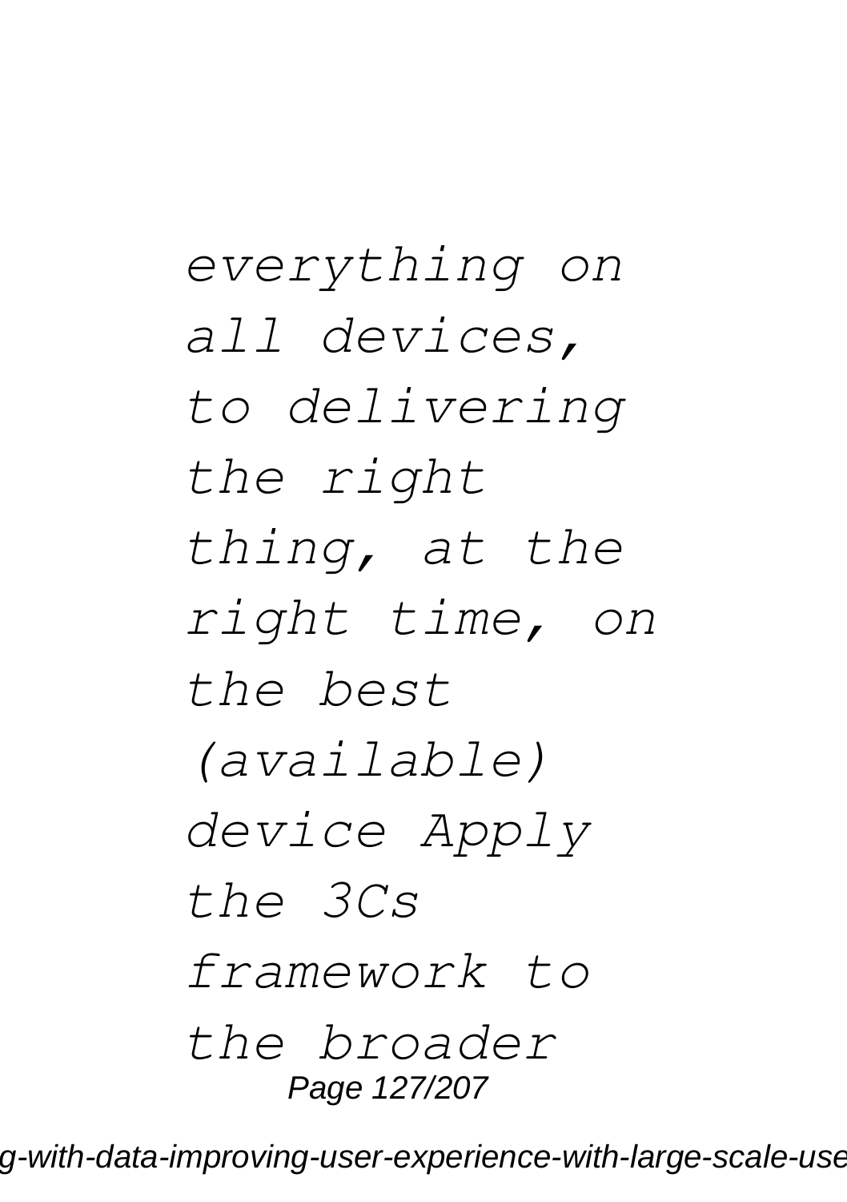*everything on all devices, to delivering the right thing, at the right time, on the best (available) device Apply the 3Cs framework to the broader*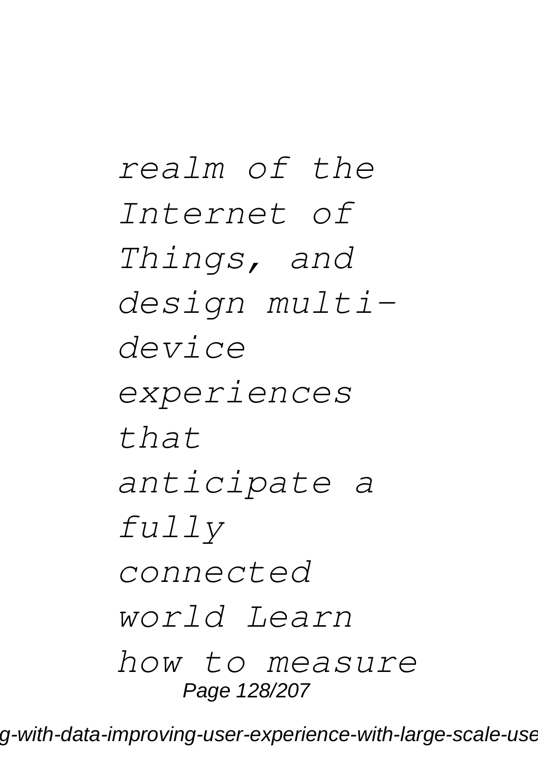*realm of the Internet of Things, and design multi-device experiences that anticipate a fully connected world Learn how to measure*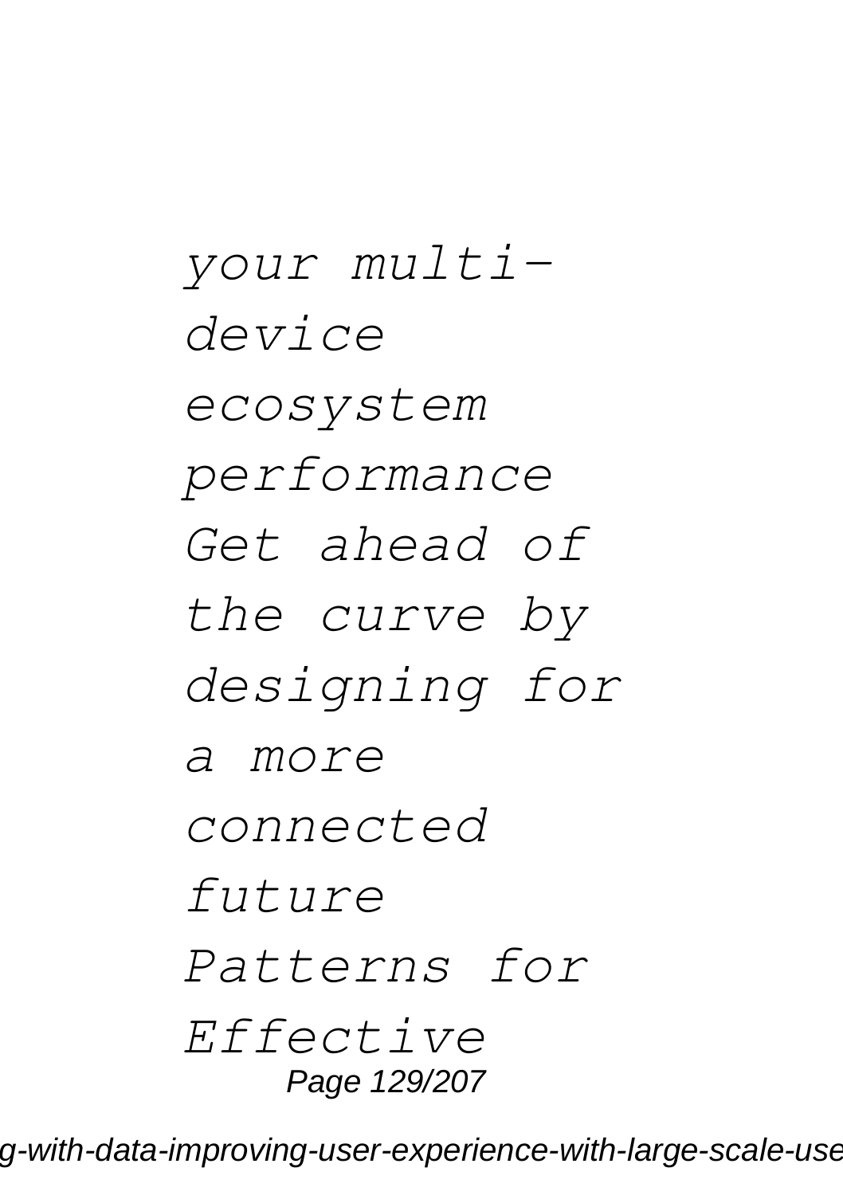*your multi-device ecosystem performance Get ahead of the curve by designing for a more connected future Patterns for Effective*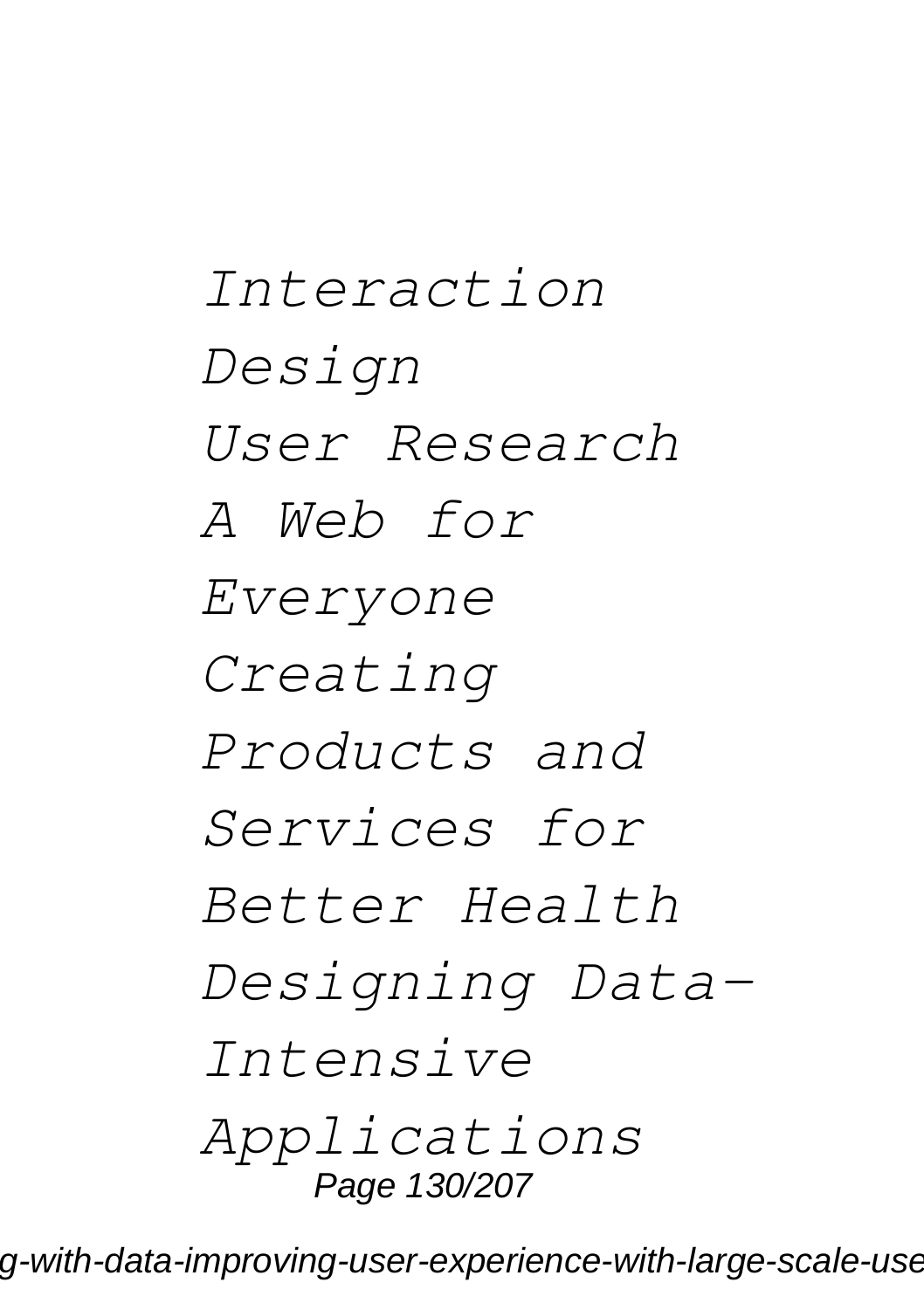*Interaction Design*

*User Research*

*A Web for Everyone*

*Creating Products and Services for Better Health*

*Designing Data-Intensive Applications*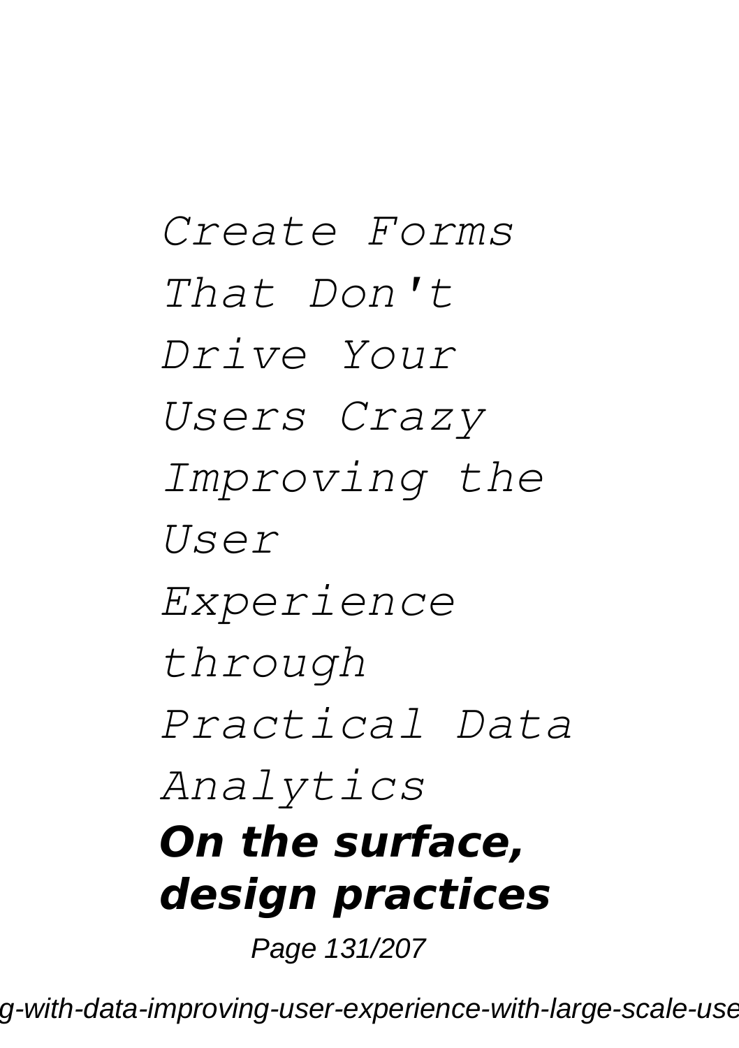*Create Forms That Don't Drive Your Users Crazy Improving the User Experience through Practical Data Analytics*

***On the surface, design practices***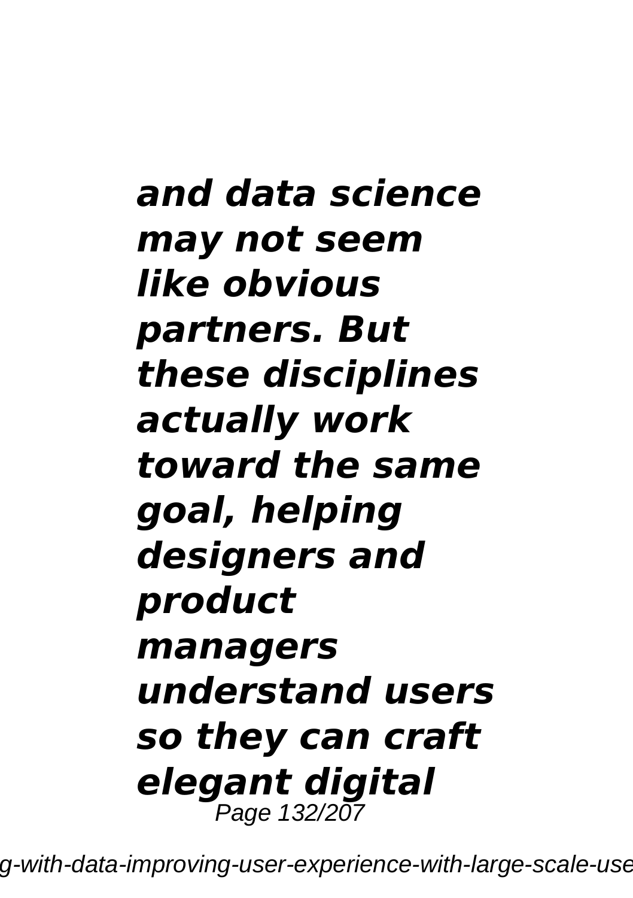***and data science may not seem like obvious partners. But these disciplines actually work toward the same goal, helping designers and product managers understand users so they can craft elegant digital***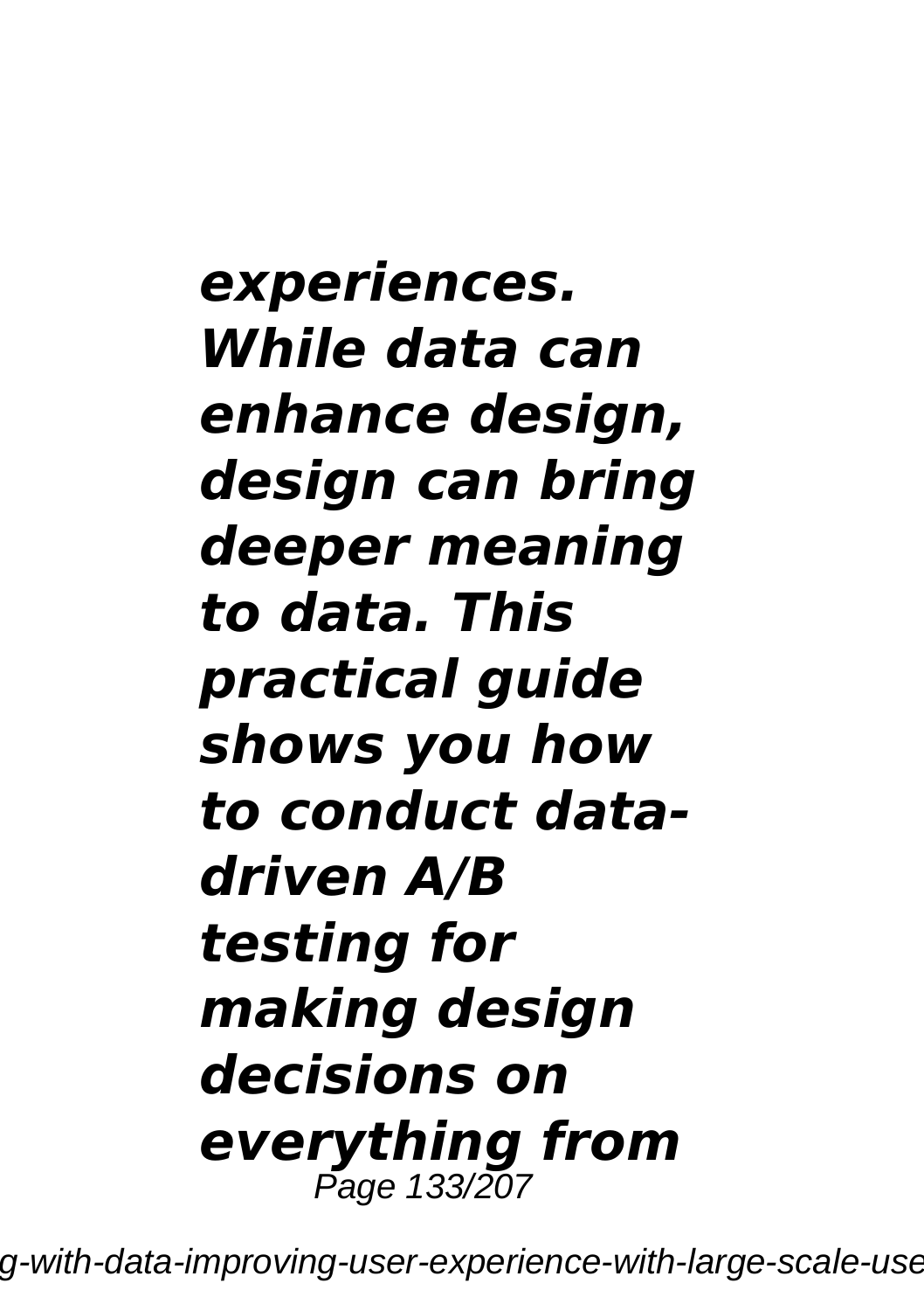***experiences. While data can enhance design, design can bring deeper meaning to data. This practical guide shows you how to conduct data-driven A/B testing for making design decisions on everything from***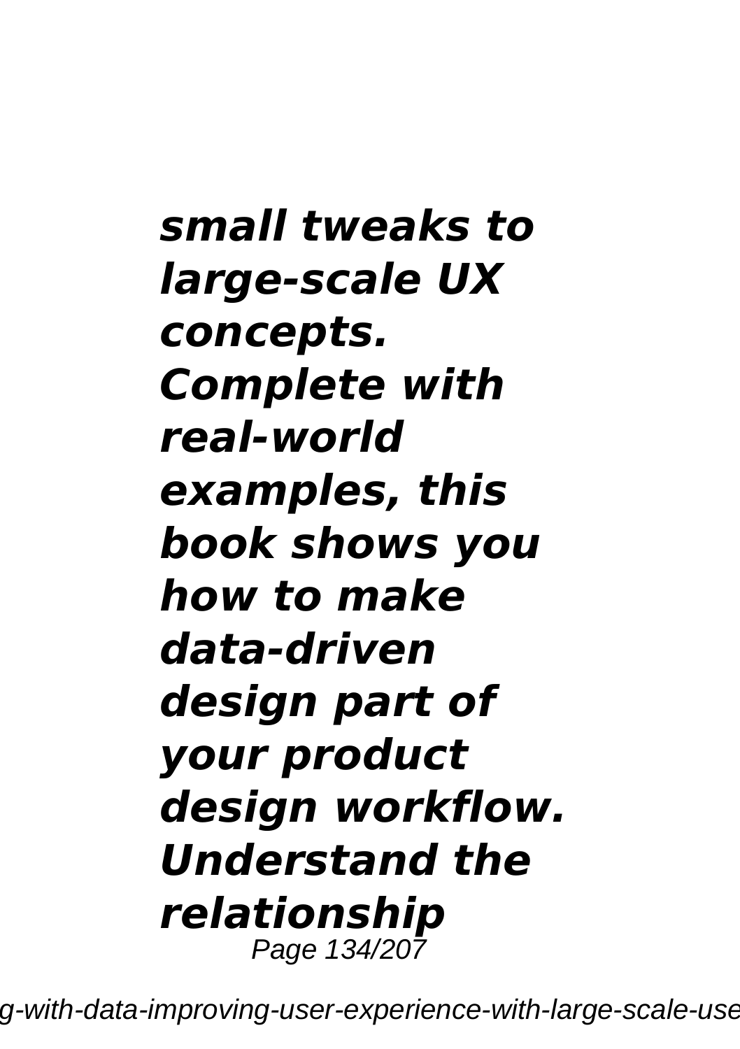***small tweaks to large-scale UX concepts. Complete with real-world examples, this book shows you how to make data-driven design part of your product design workflow. Understand the relationship***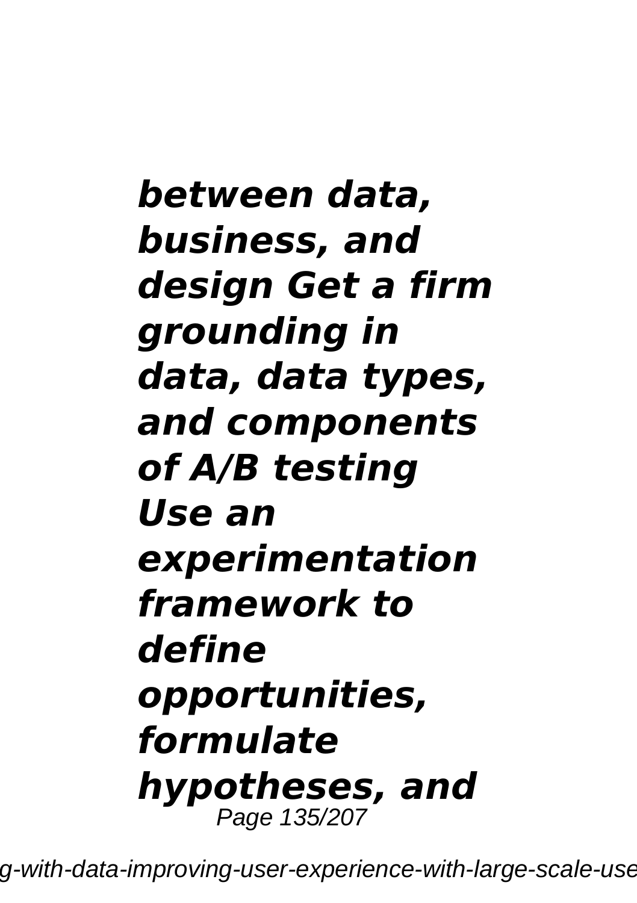***between data, business, and design Get a firm grounding in data, data types, and components of A/B testing Use an experimentation framework to define opportunities, formulate hypotheses, and***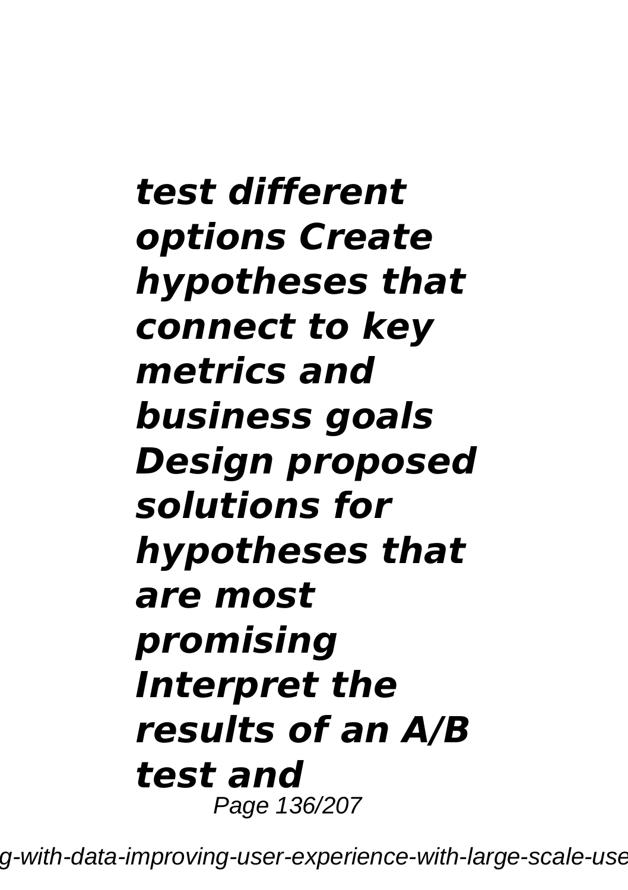***test different options Create hypotheses that connect to key metrics and business goals Design proposed solutions for hypotheses that are most promising Interpret the results of an A/B test and***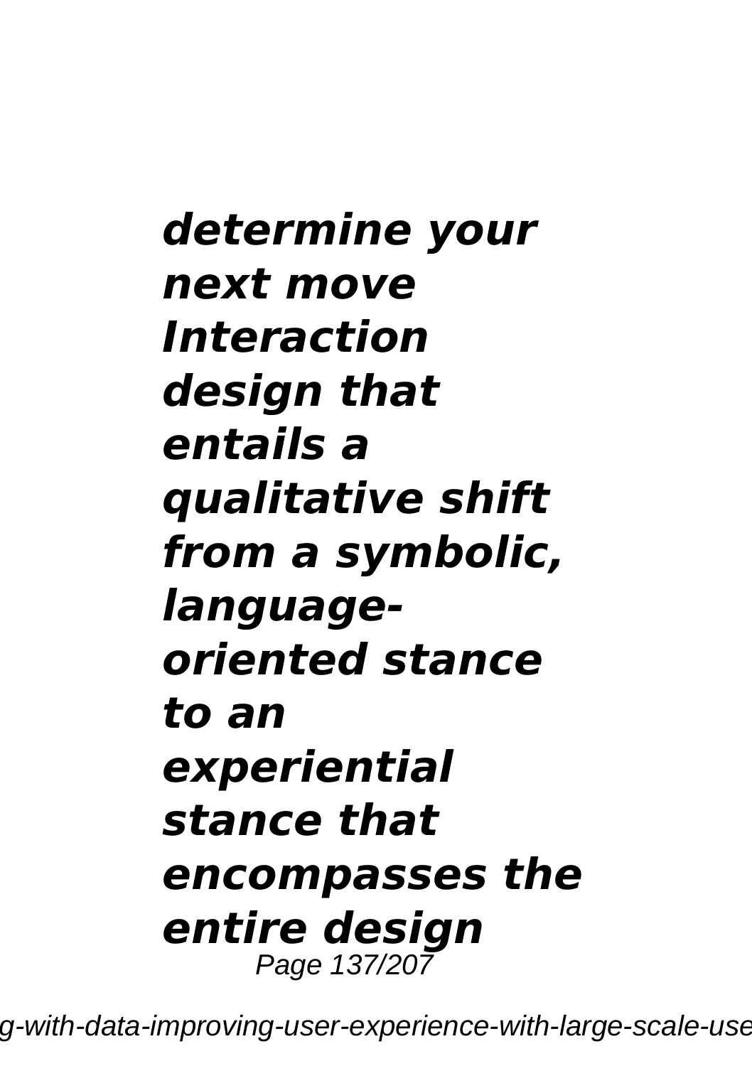***determine your next move Interaction design that entails a qualitative shift from a symbolic, language-oriented stance to an experiential stance that encompasses the entire design***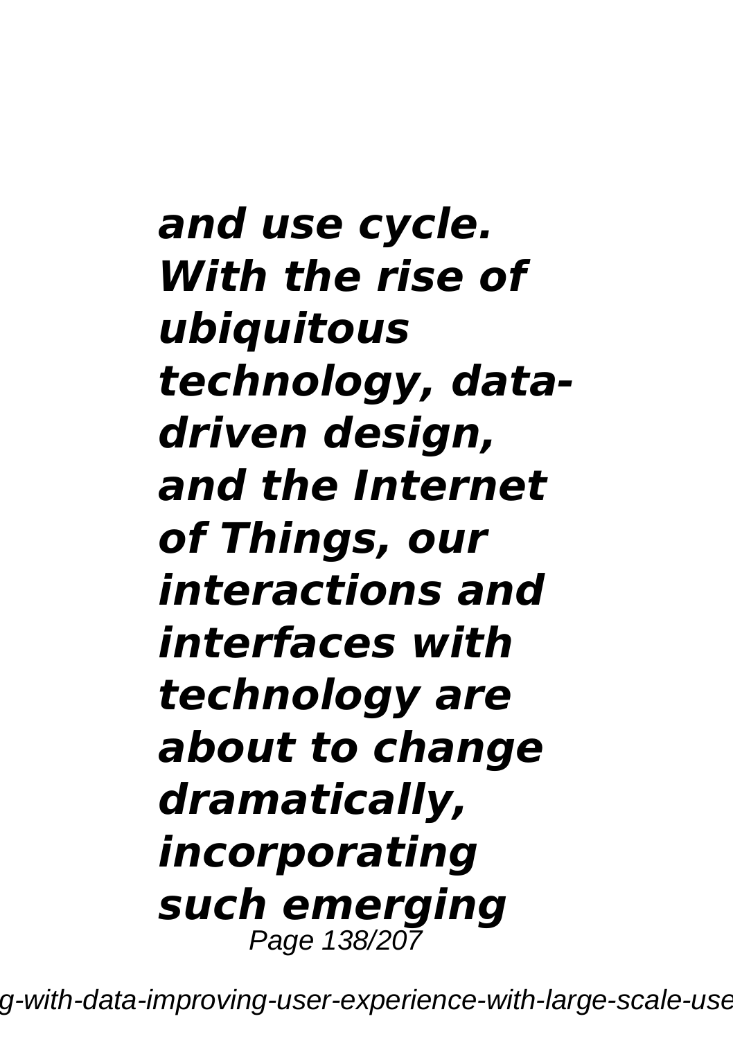***and use cycle. With the rise of ubiquitous technology, data-driven design, and the Internet of Things, our interactions and interfaces with technology are about to change dramatically, incorporating such emerging***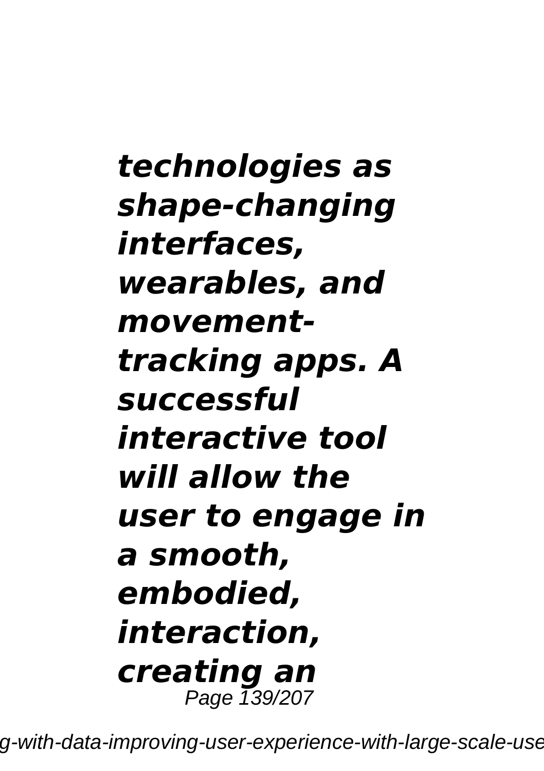***technologies as shape-changing interfaces, wearables, and movement-tracking apps. A successful interactive tool will allow the user to engage in a smooth, embodied, interaction, creating an***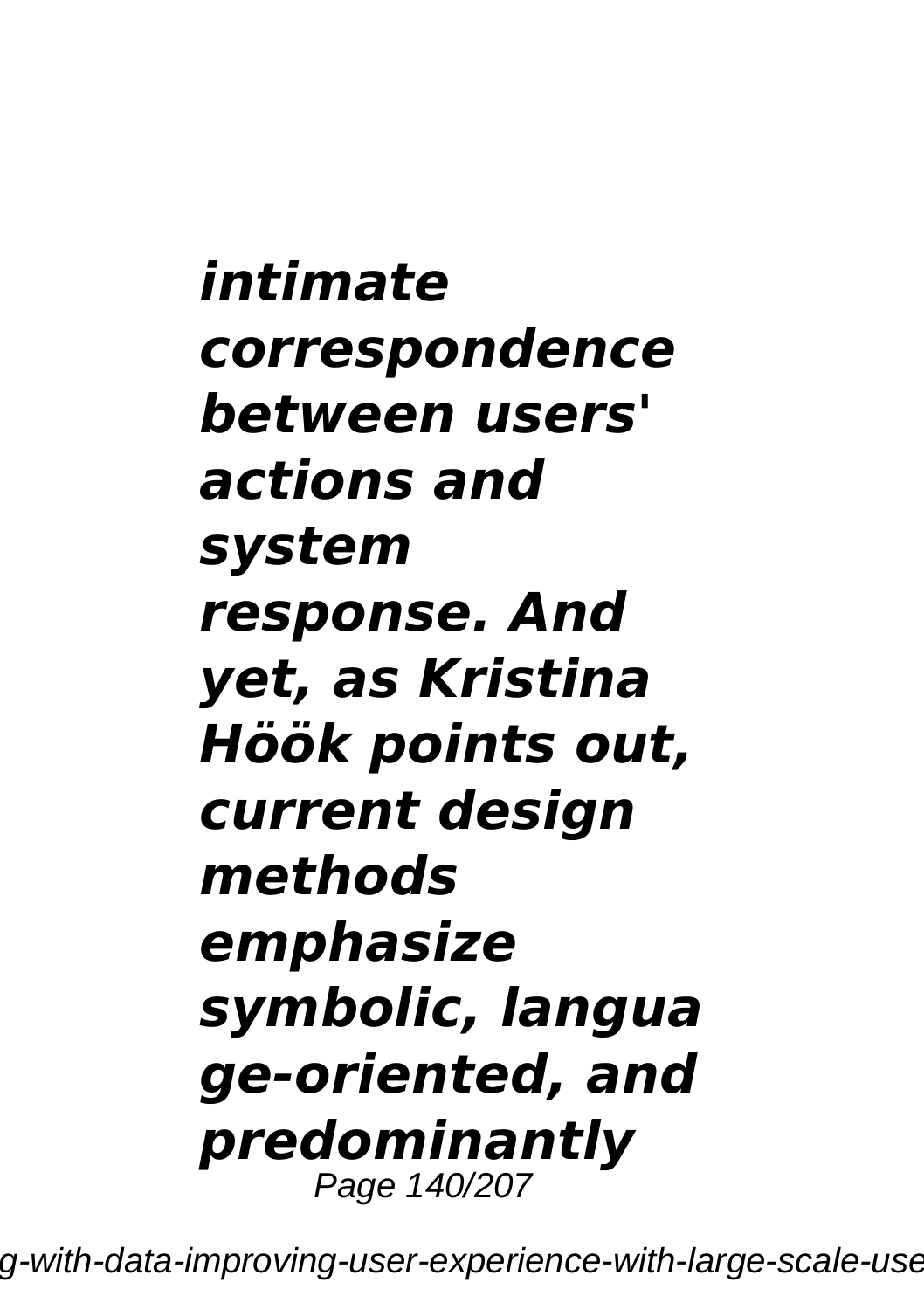***intimate correspondence between users' actions and system response. And yet, as Kristina Höök points out, current design methods emphasize symbolic, language-oriented, and predominantly***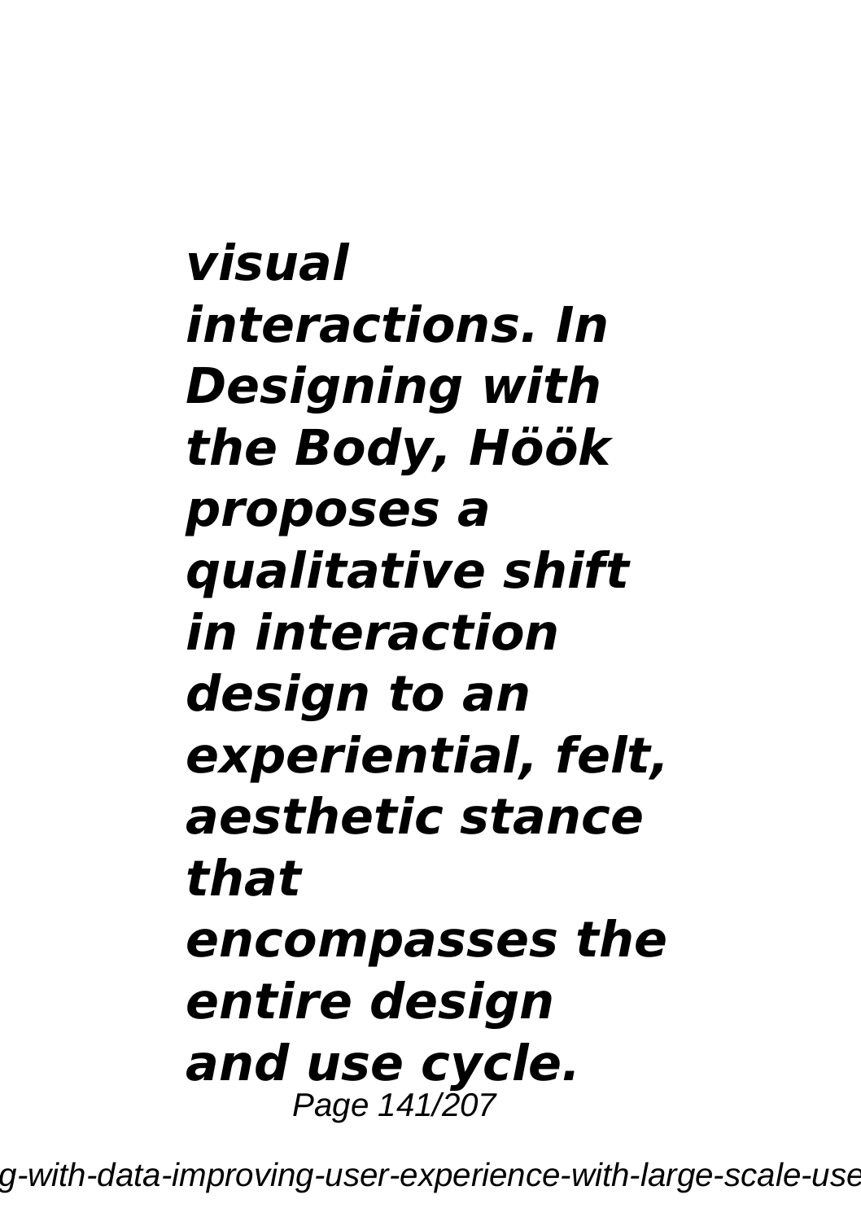***visual interactions. In Designing with the Body, Höök proposes a qualitative shift in interaction design to an experiential, felt, aesthetic stance that encompasses the entire design and use cycle.***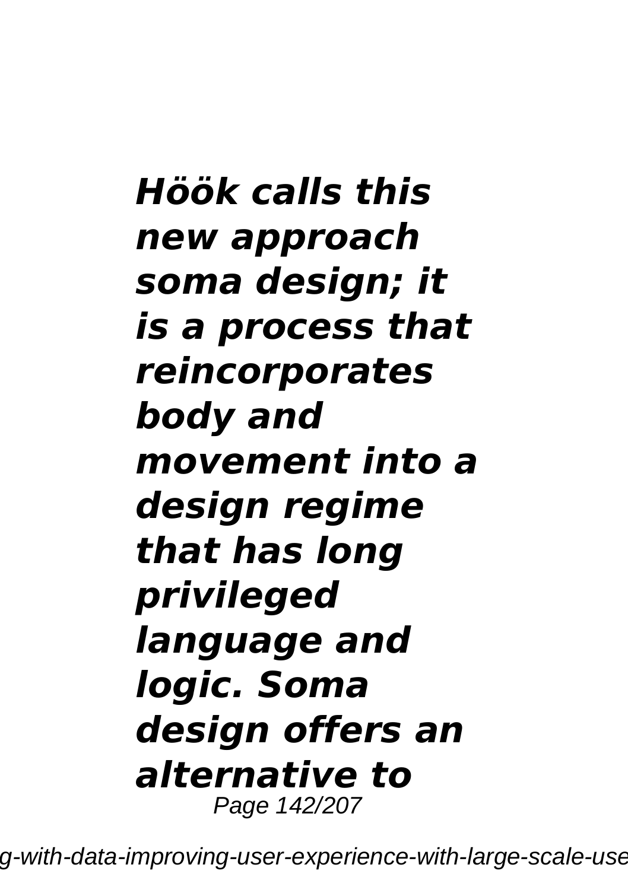***Höök calls this new approach soma design; it is a process that reincorporates body and movement into a design regime that has long privileged language and logic. Soma design offers an alternative to***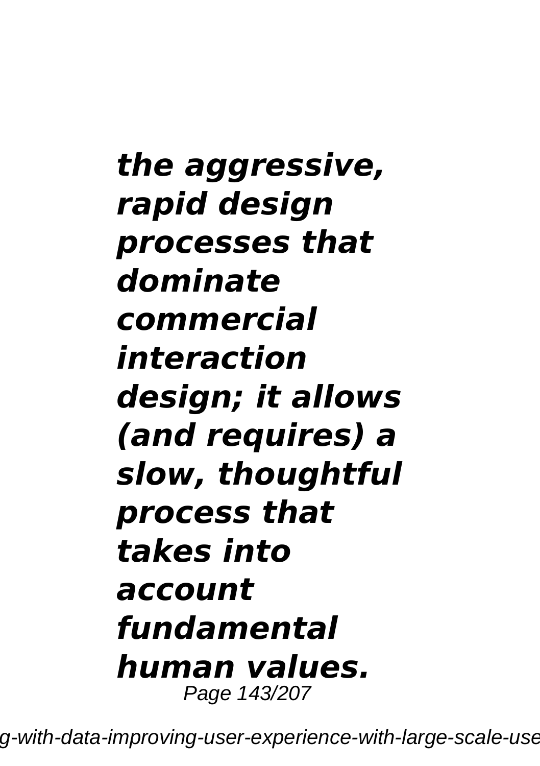***the aggressive, rapid design processes that dominate commercial interaction design; it allows (and requires) a slow, thoughtful process that takes into account fundamental human values.***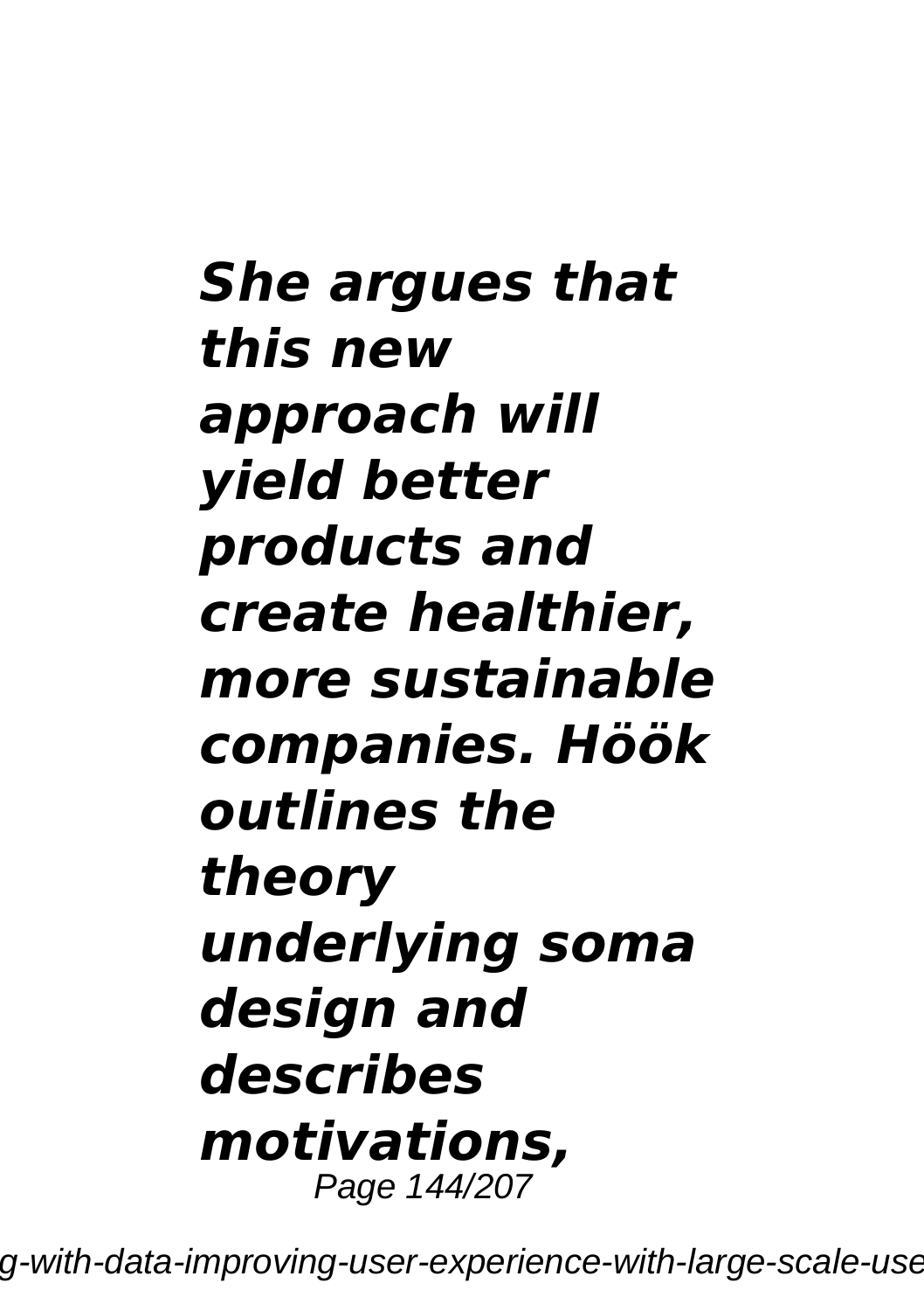***She argues that this new approach will yield better products and create healthier, more sustainable companies. Höök outlines the theory underlying soma design and describes motivations,***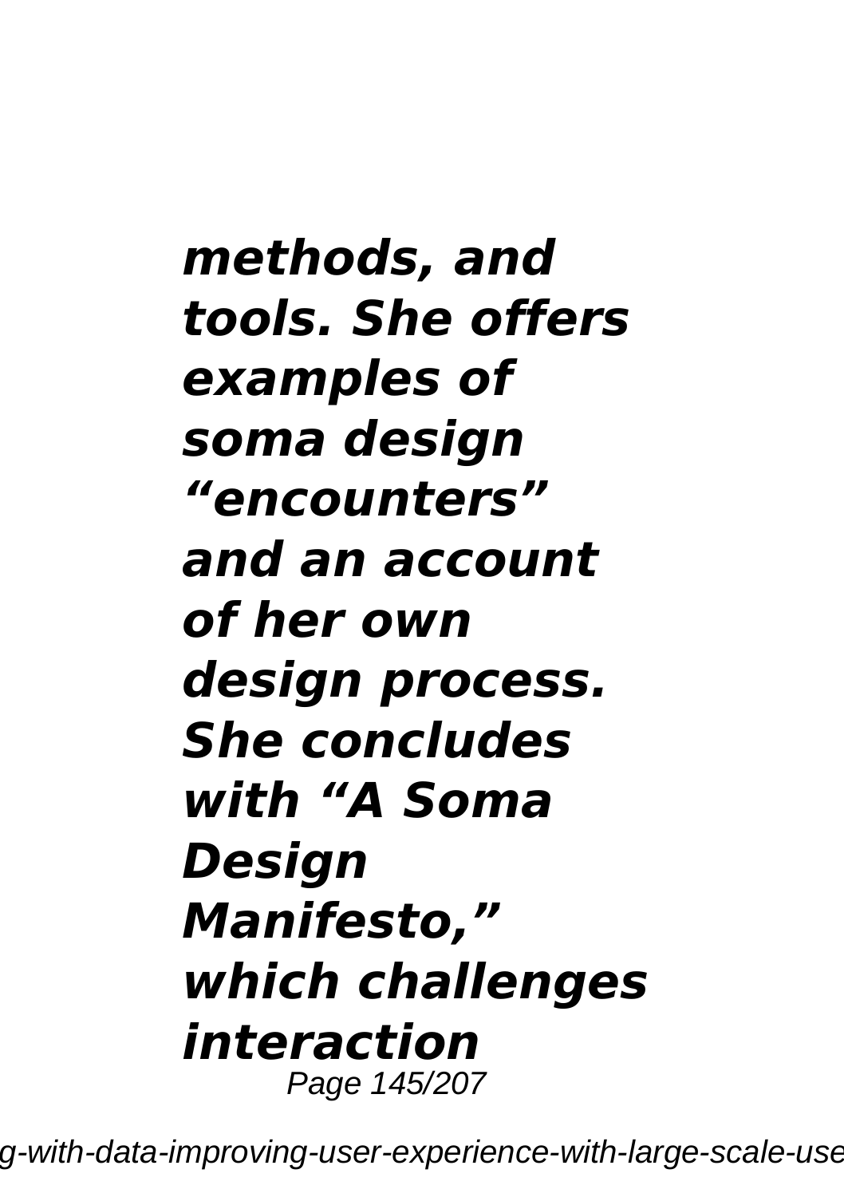***methods, and tools. She offers examples of soma design "encounters" and an account of her own design process. She concludes with "A Soma Design Manifesto," which challenges interaction***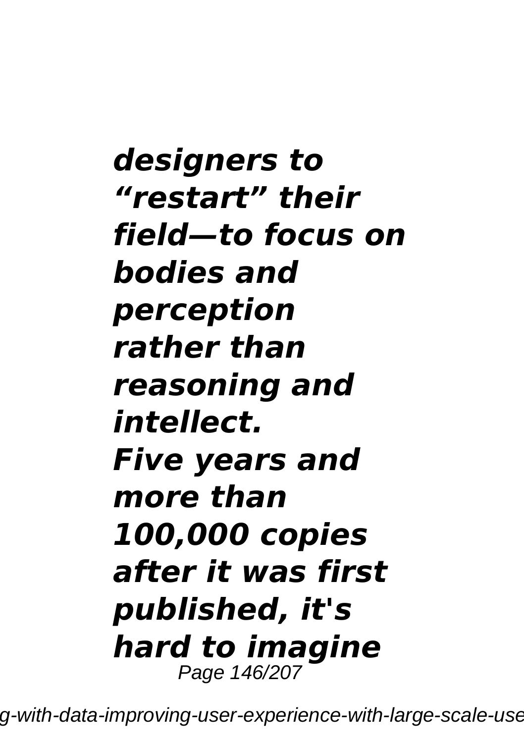***designers to "restart" their field—to focus on bodies and perception rather than reasoning and intellect.***

***Five years and more than 100,000 copies after it was first published, it's hard to imagine***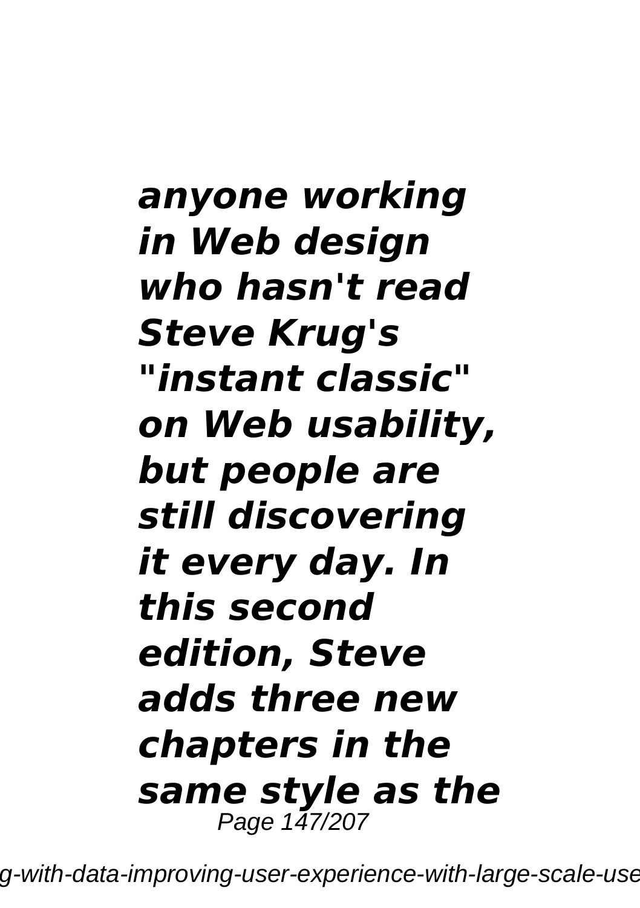***anyone working in Web design who hasn't read Steve Krug's "instant classic" on Web usability, but people are still discovering it every day. In this second edition, Steve adds three new chapters in the same style as the***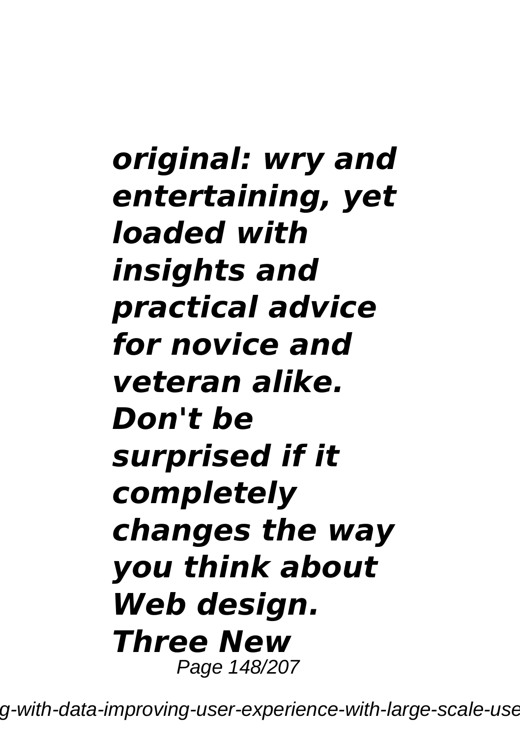***original: wry and entertaining, yet loaded with insights and practical advice for novice and veteran alike. Don't be surprised if it completely changes the way you think about Web design. Three New***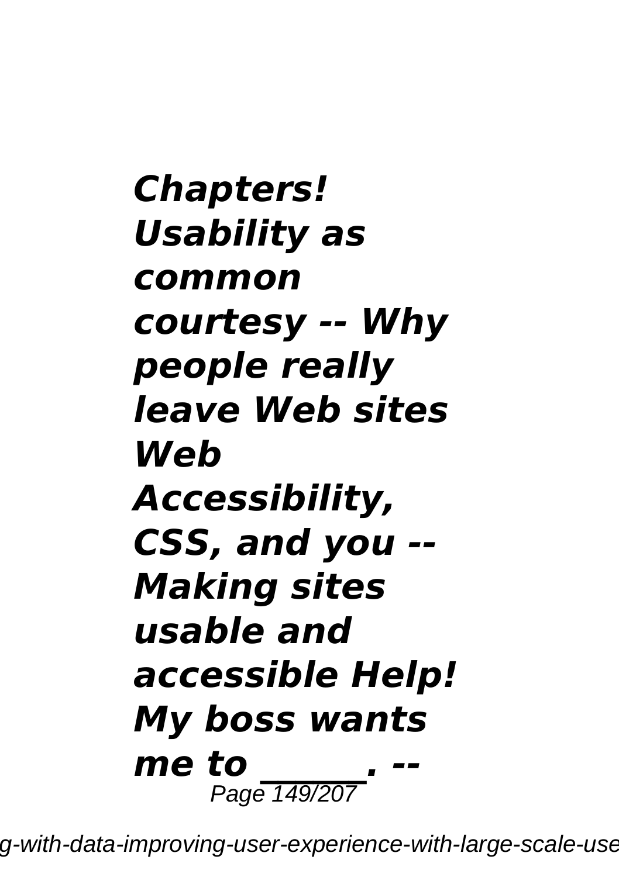***Chapters! Usability as common courtesy -- Why people really leave Web sites Web Accessibility, CSS, and you -- Making sites usable and accessible Help! My boss wants me to ______. --***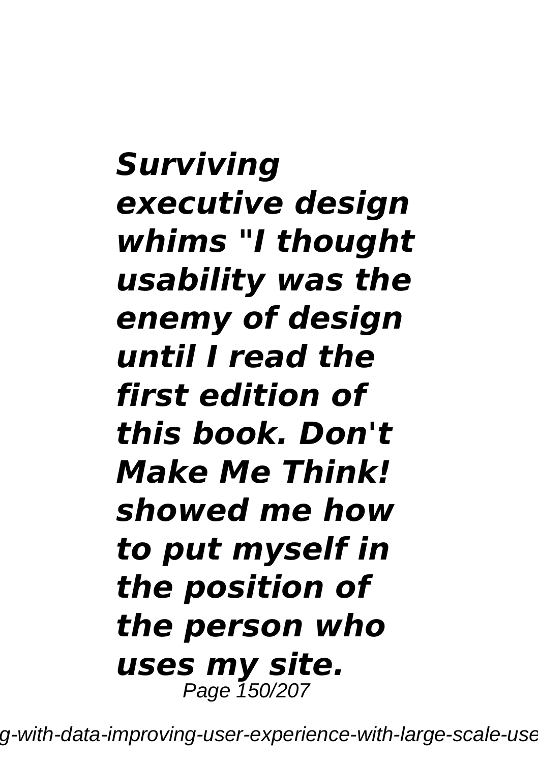***Surviving executive design whims "I thought usability was the enemy of design until I read the first edition of this book. Don't Make Me Think! showed me how to put myself in the position of the person who uses my site.***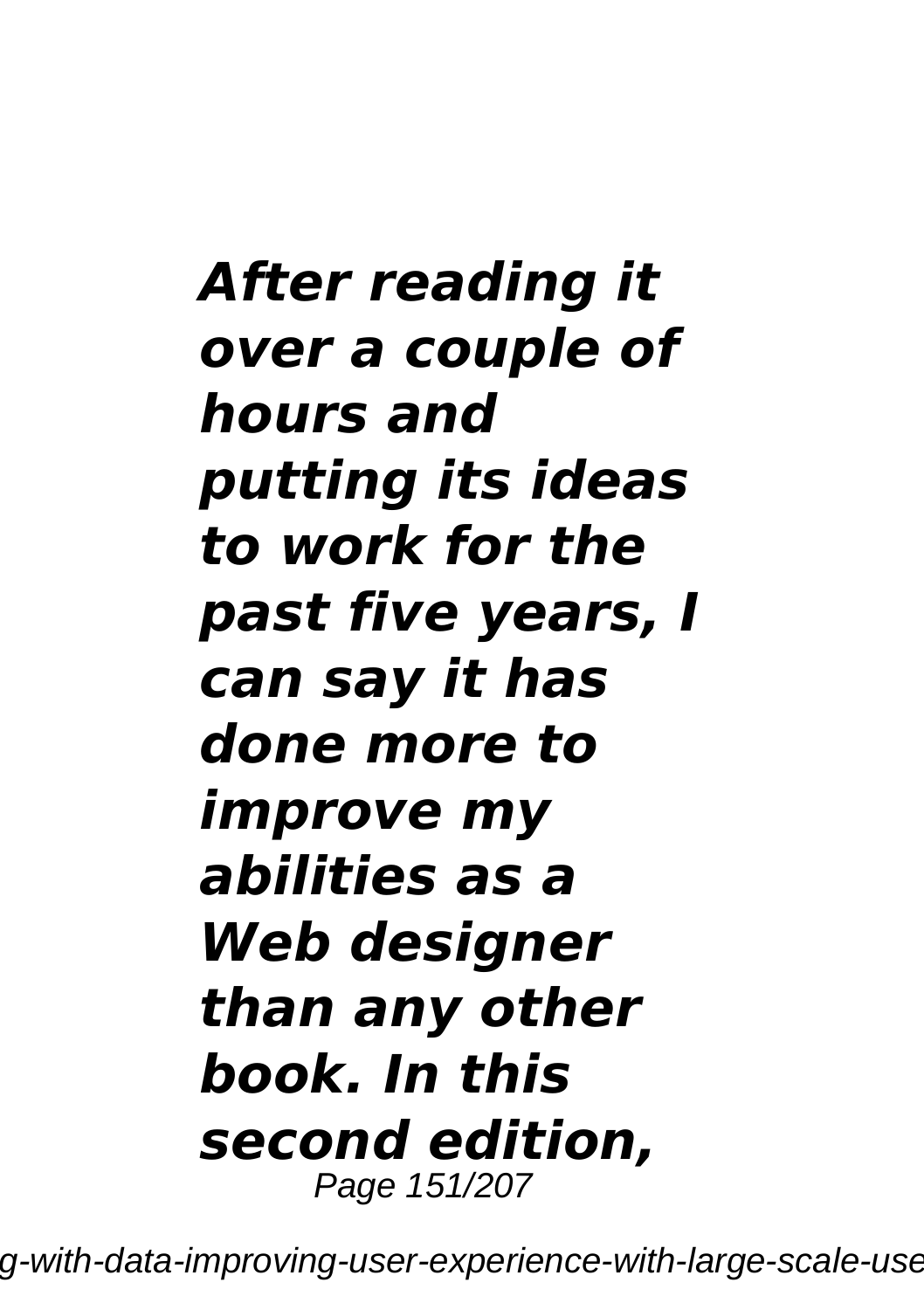***After reading it over a couple of hours and putting its ideas to work for the past five years, I can say it has done more to improve my abilities as a Web designer than any other book. In this second edition,***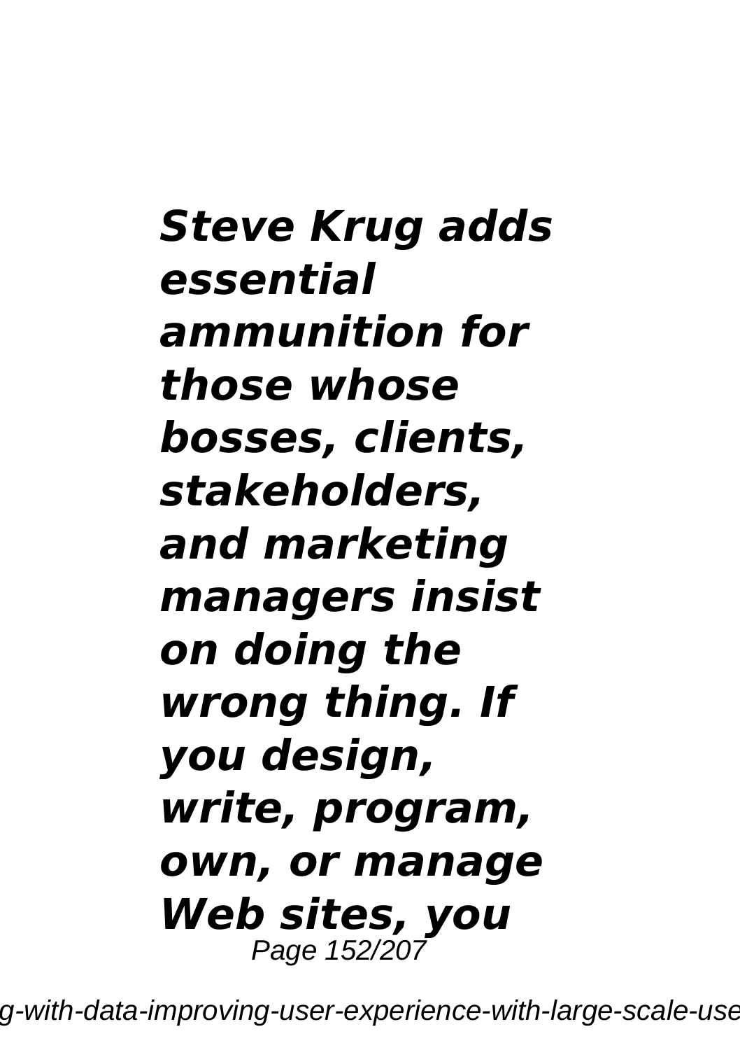***Steve Krug adds essential ammunition for those whose bosses, clients, stakeholders, and marketing managers insist on doing the wrong thing. If you design, write, program, own, or manage Web sites, you***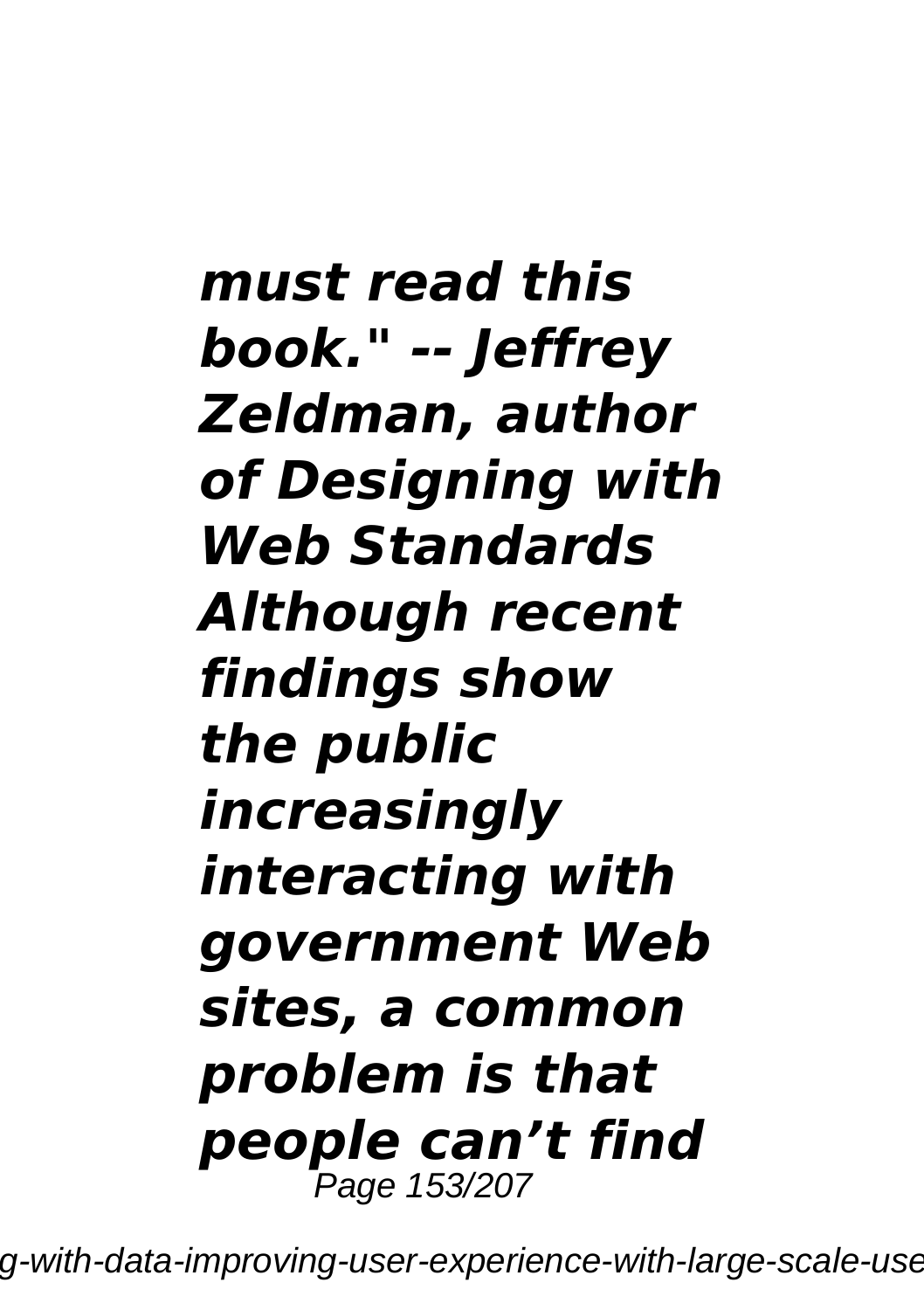***must read this book." -- Jeffrey Zeldman, author of Designing with Web Standards Although recent findings show the public increasingly interacting with government Web sites, a common problem is that people can't find***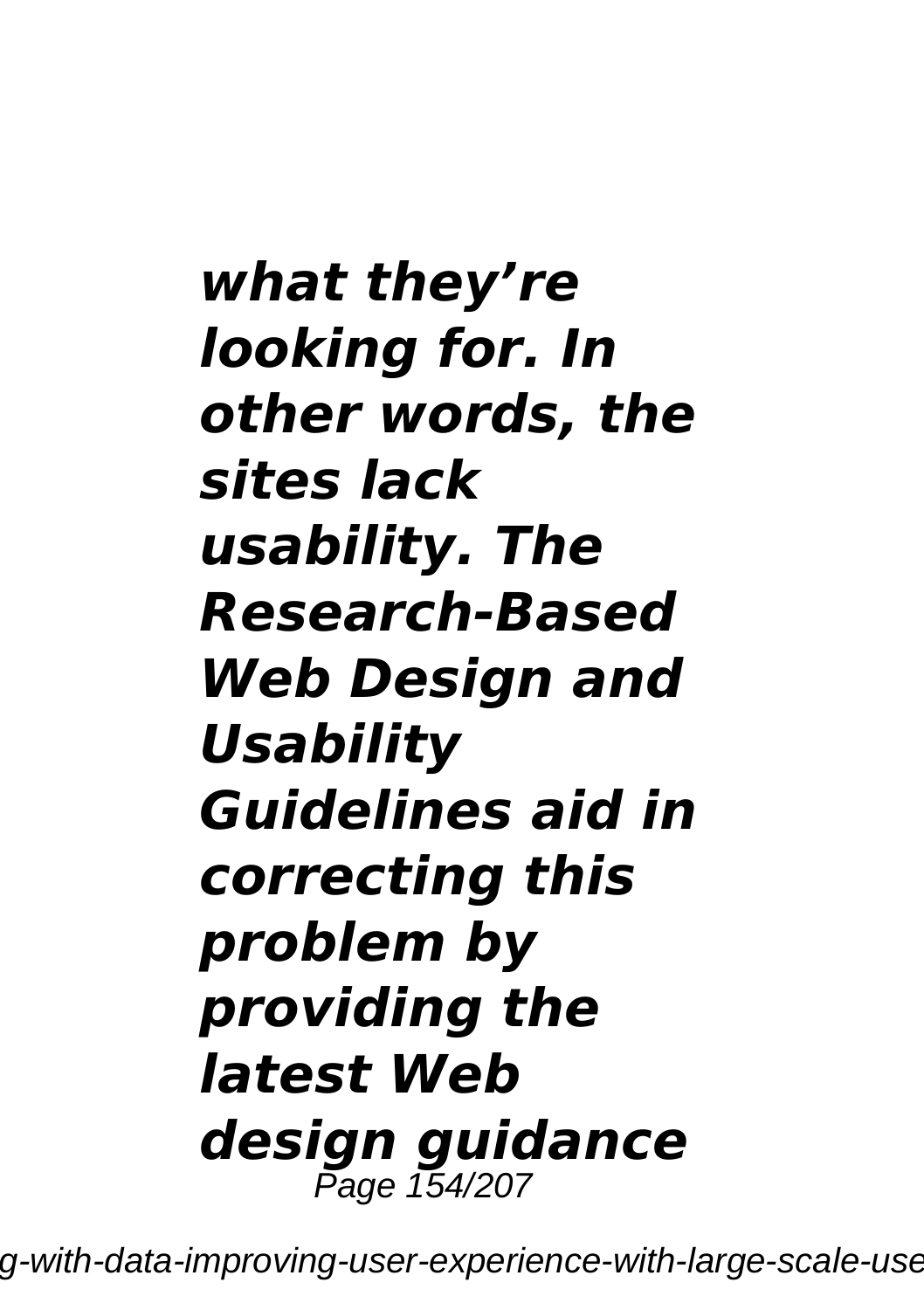***what they're looking for. In other words, the sites lack usability. The Research-Based Web Design and Usability Guidelines aid in correcting this problem by providing the latest Web design guidance***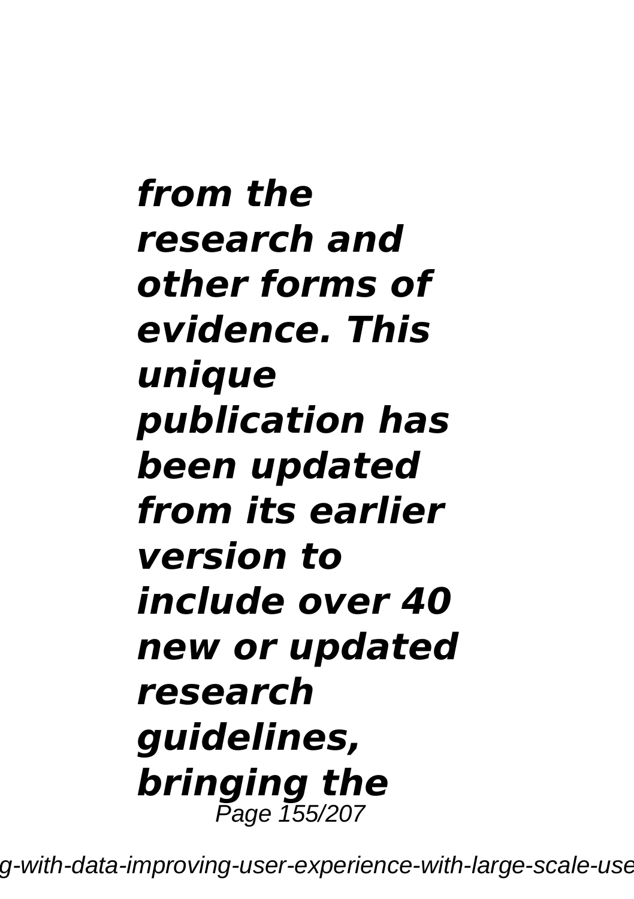***from the research and other forms of evidence. This unique publication has been updated from its earlier version to include over 40 new or updated research guidelines, bringing the***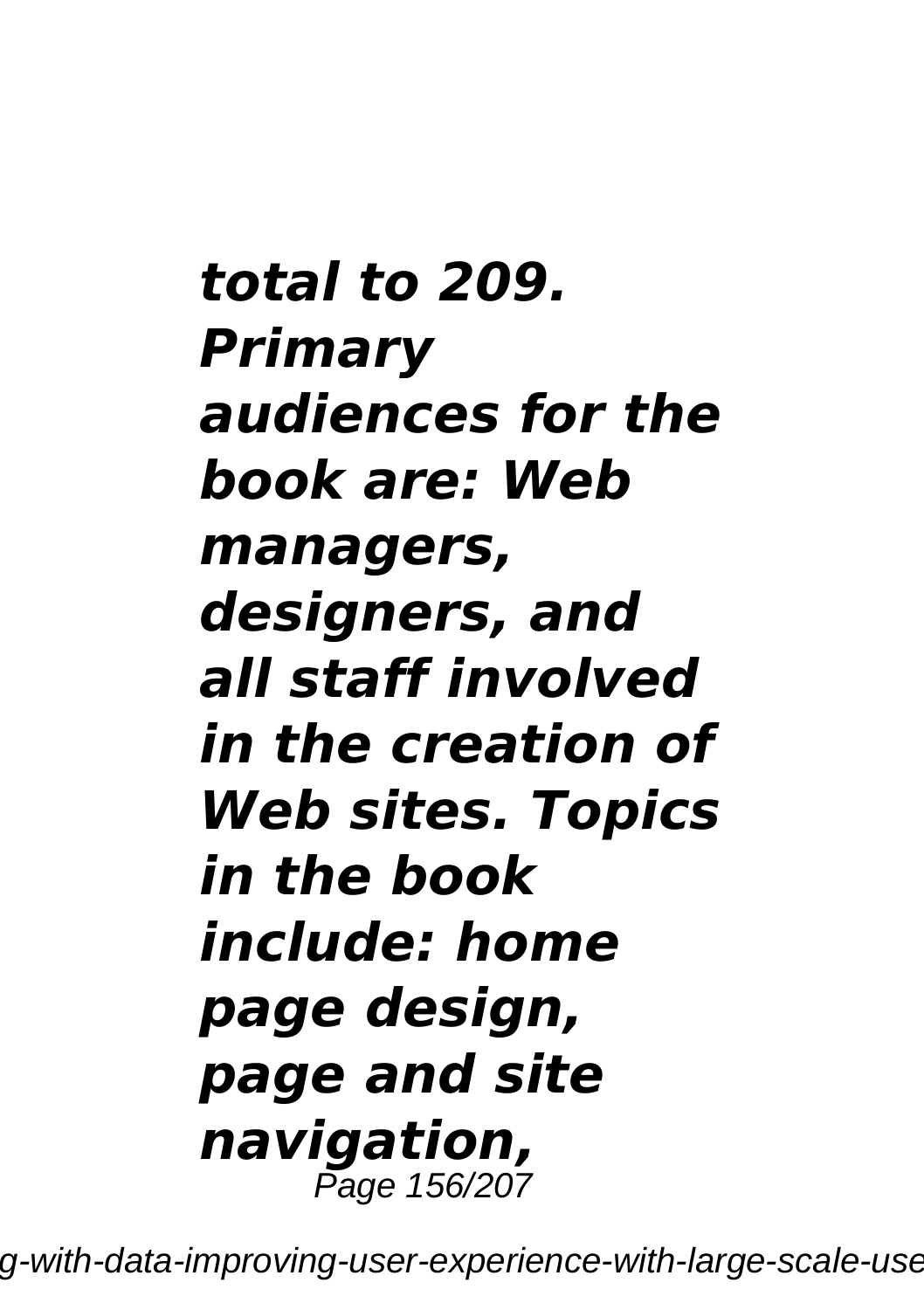***total to 209. Primary audiences for the book are: Web managers, designers, and all staff involved in the creation of Web sites. Topics in the book include: home page design, page and site navigation,***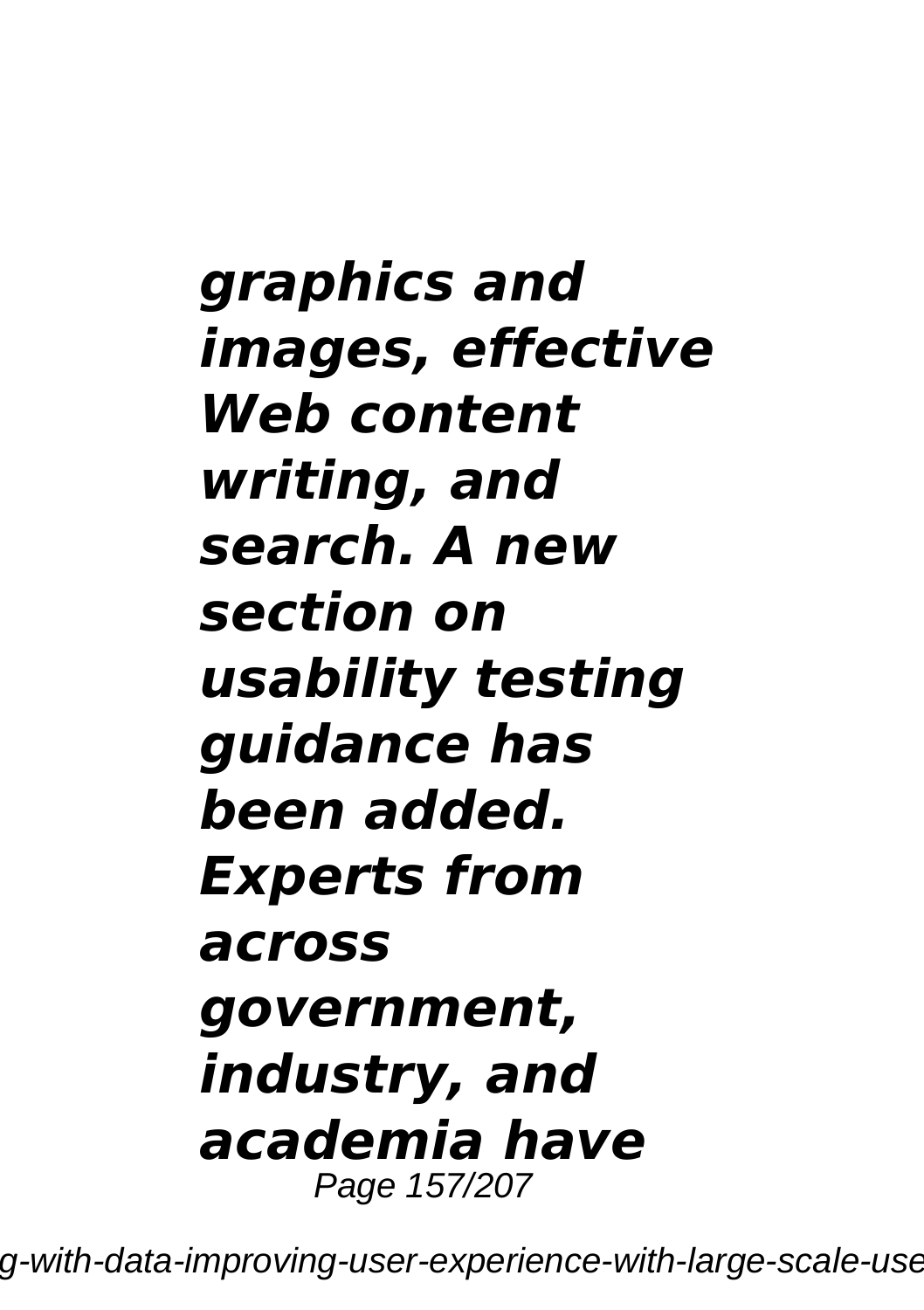***graphics and images, effective Web content writing, and search. A new section on usability testing guidance has been added. Experts from across government, industry, and academia have***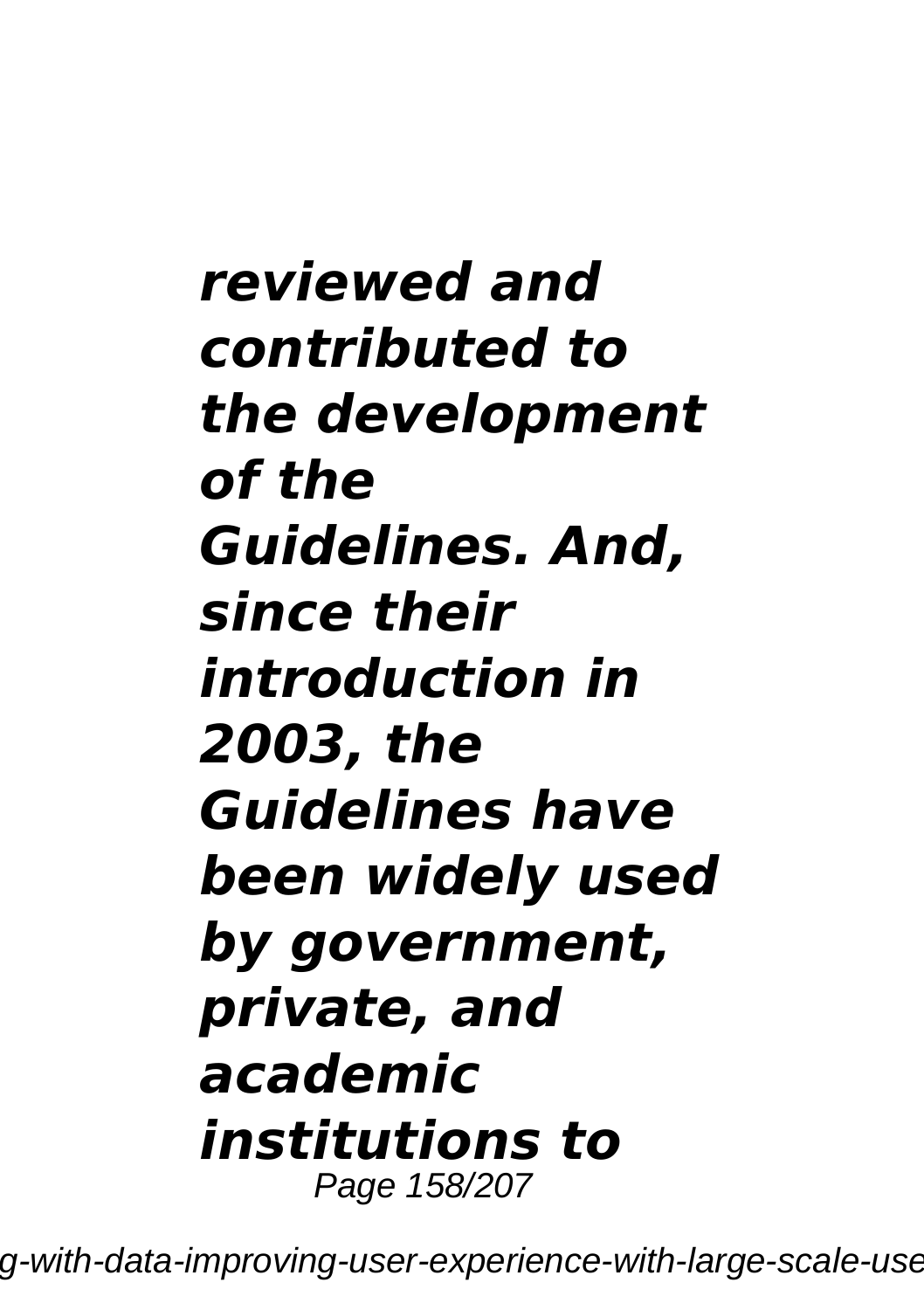***reviewed and contributed to the development of the Guidelines. And, since their introduction in 2003, the Guidelines have been widely used by government, private, and academic institutions to***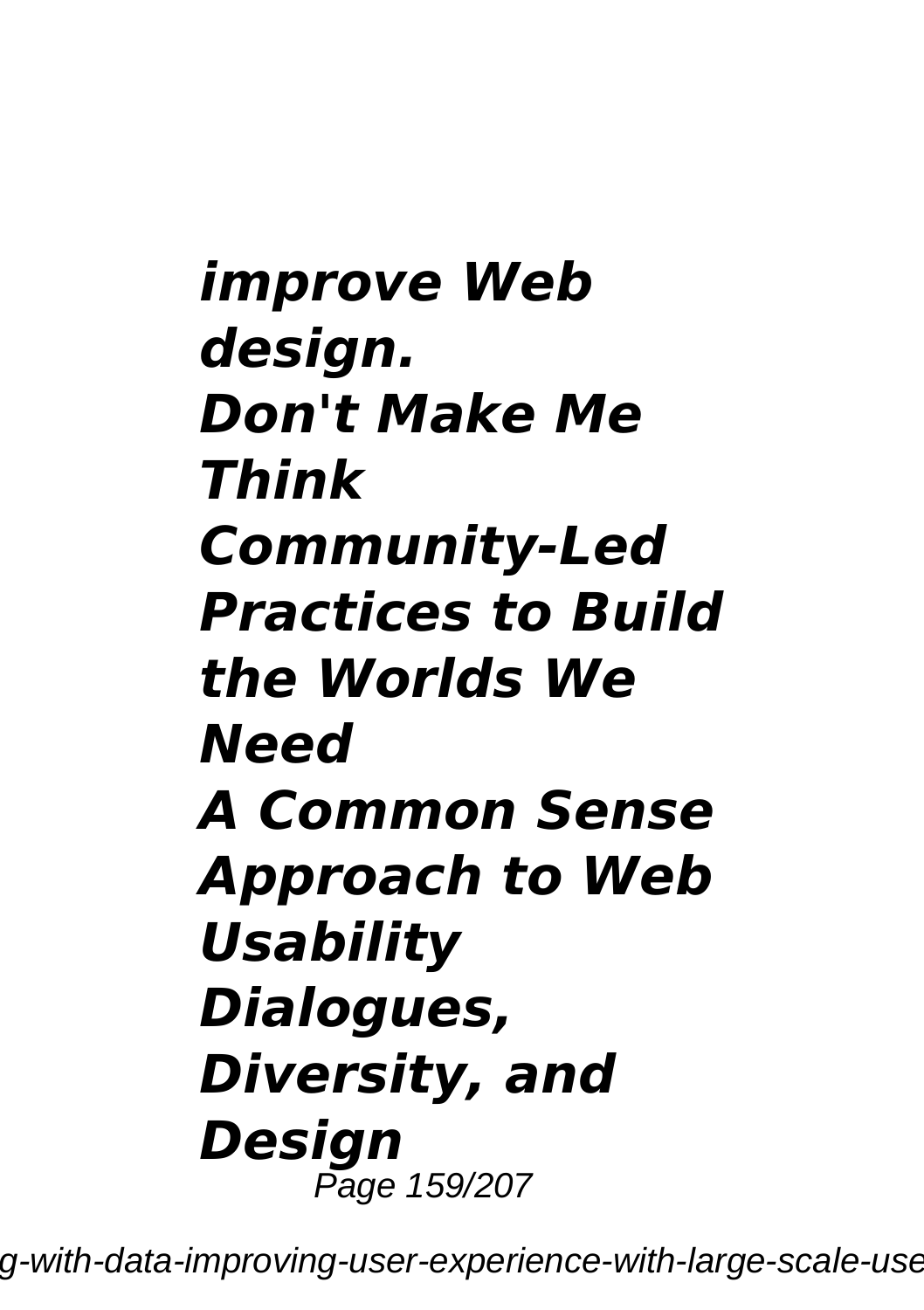***improve Web design.***
***Don't Make Me Think***
***Community-Led Practices to Build the Worlds We Need***
***A Common Sense Approach to Web Usability***
***Dialogues, Diversity, and Design***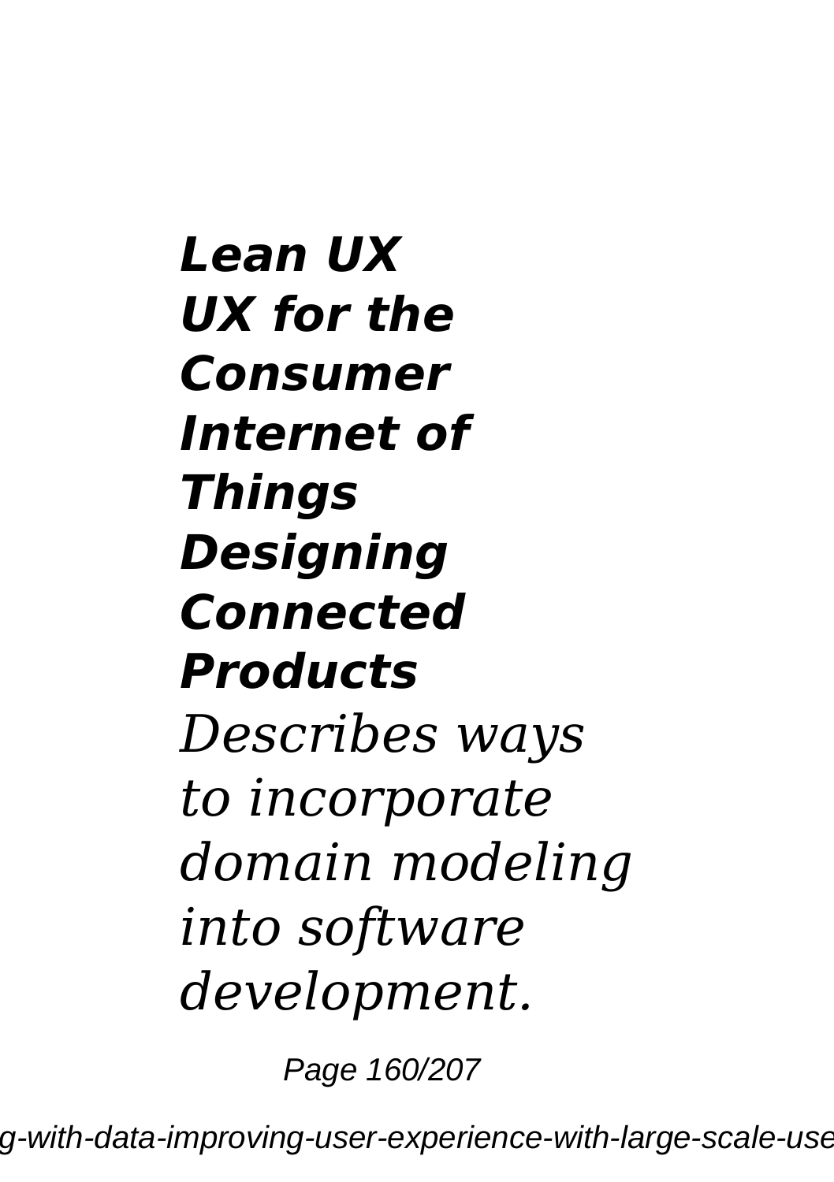***Lean UX***
***UX for the Consumer Internet of Things***
***Designing Connected Products***

*Describes ways to incorporate domain modeling into software development.*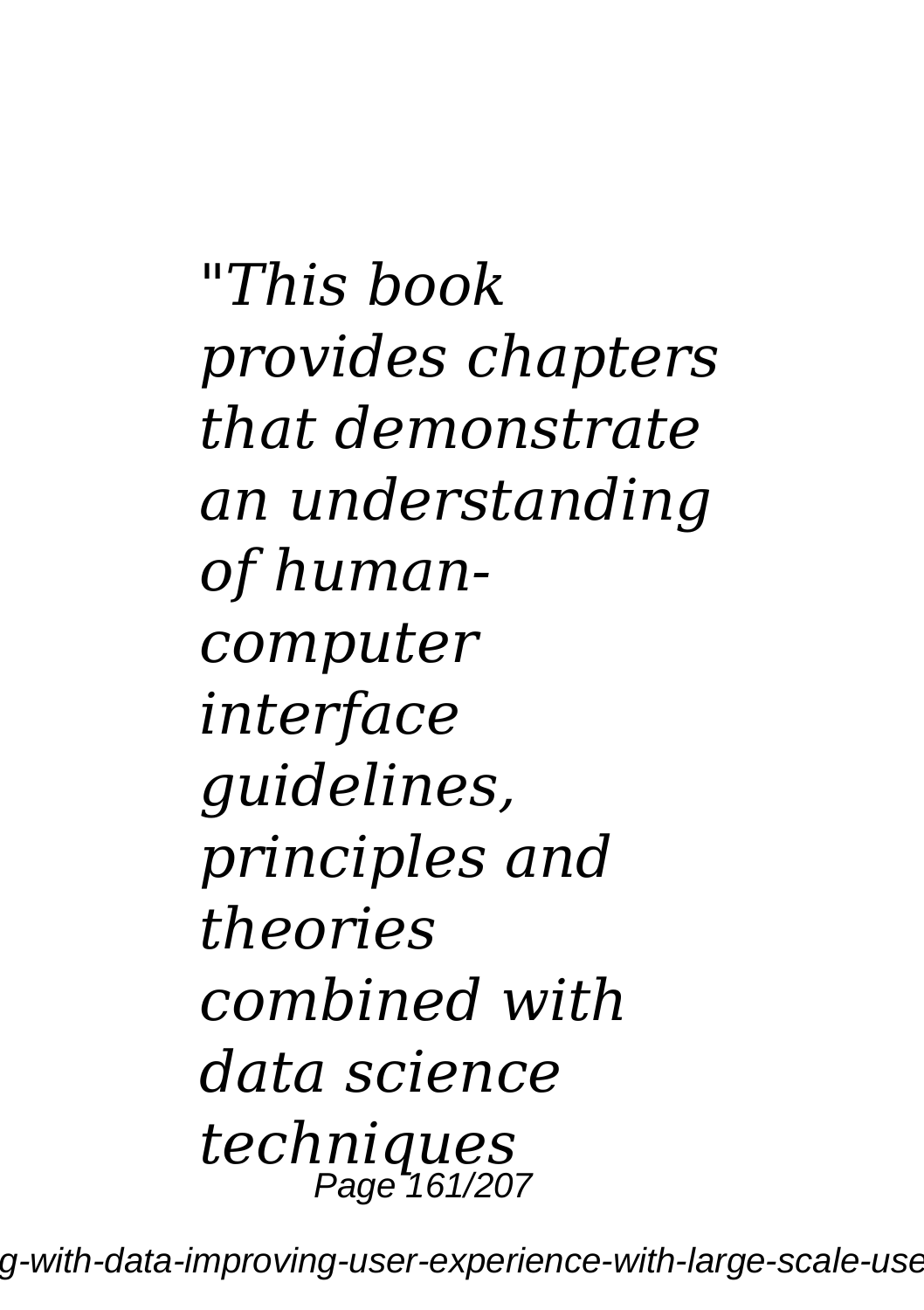*"This book provides chapters that demonstrate an understanding of human-computer interface guidelines, principles and theories combined with data science techniques*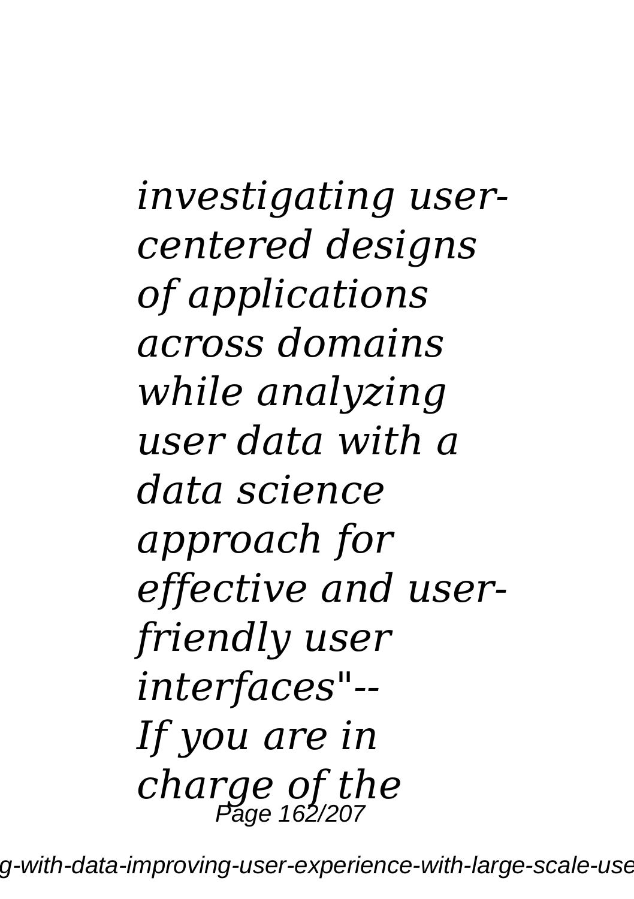*investigating user-centered designs of applications across domains while analyzing user data with a data science approach for effective and user-friendly user interfaces"--*

*If you are in charge of the*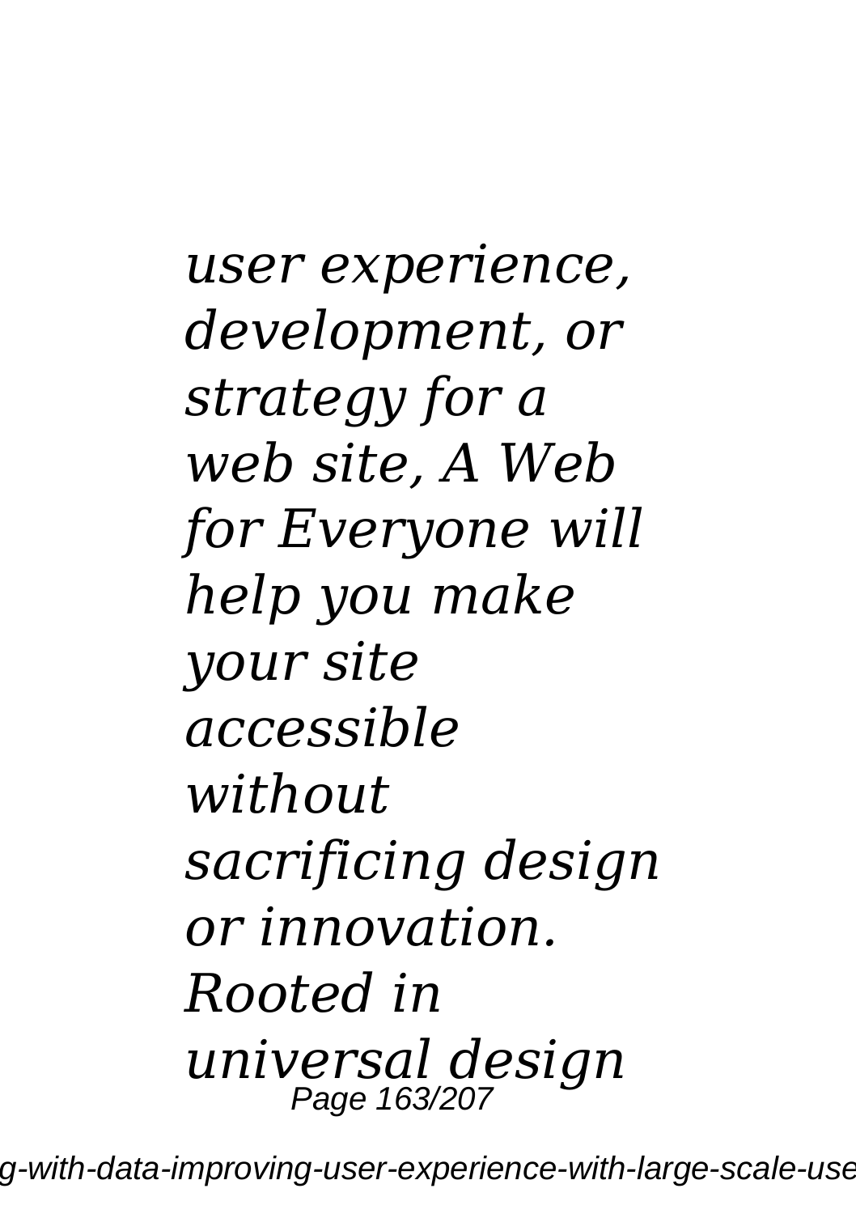*user experience, development, or strategy for a web site, A Web for Everyone will help you make your site accessible without sacrificing design or innovation. Rooted in universal design*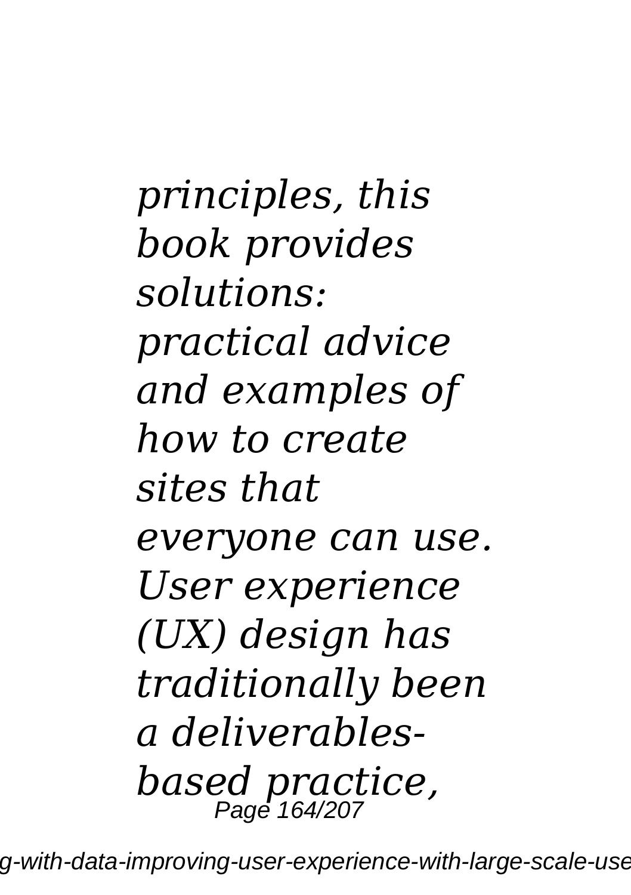*principles, this book provides solutions: practical advice and examples of how to create sites that everyone can use. User experience (UX) design has traditionally been a deliverables-based practice,*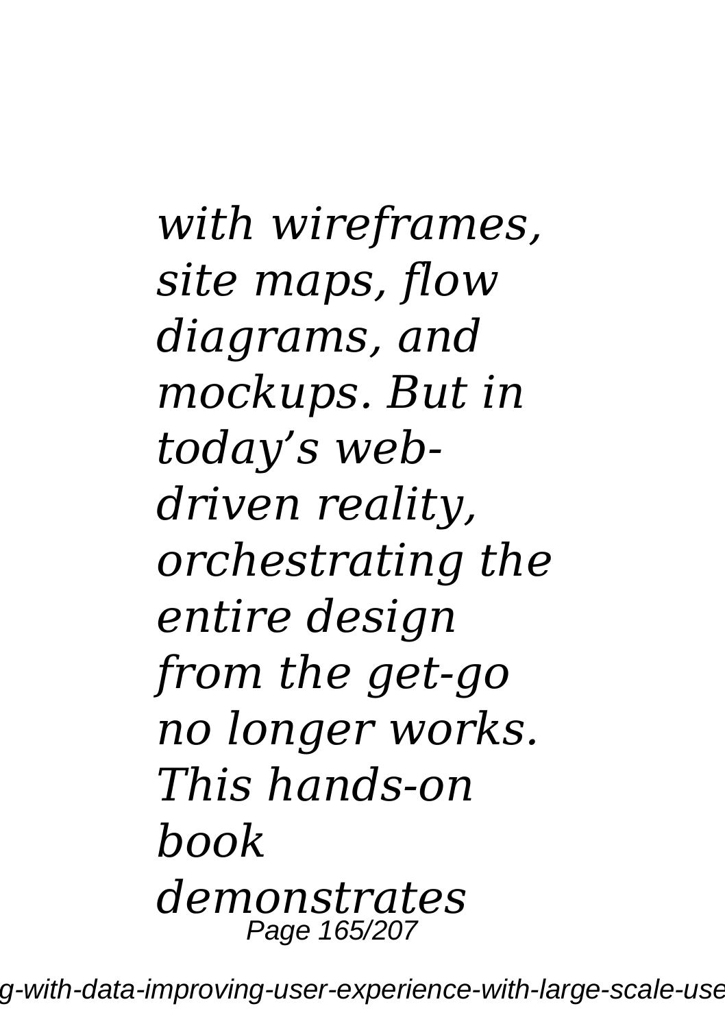*with wireframes, site maps, flow diagrams, and mockups. But in today’s web-driven reality, orchestrating the entire design from the get-go no longer works. This hands-on book demonstrates*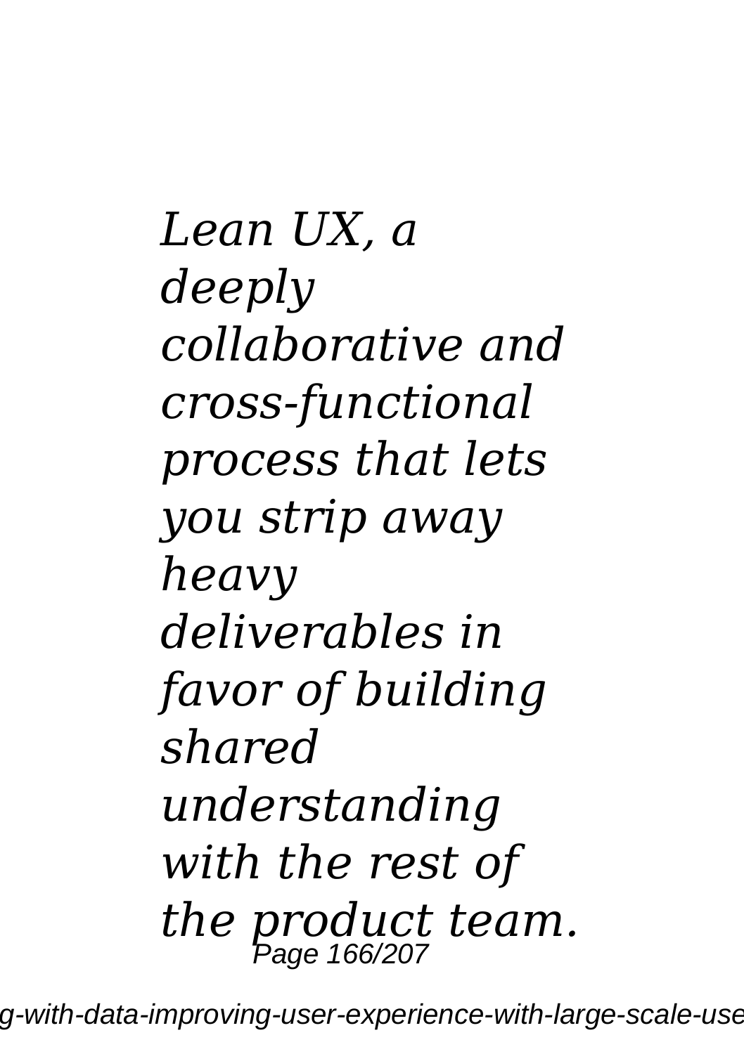*Lean UX, a deeply collaborative and cross-functional process that lets you strip away heavy deliverables in favor of building shared understanding with the rest of the product team.*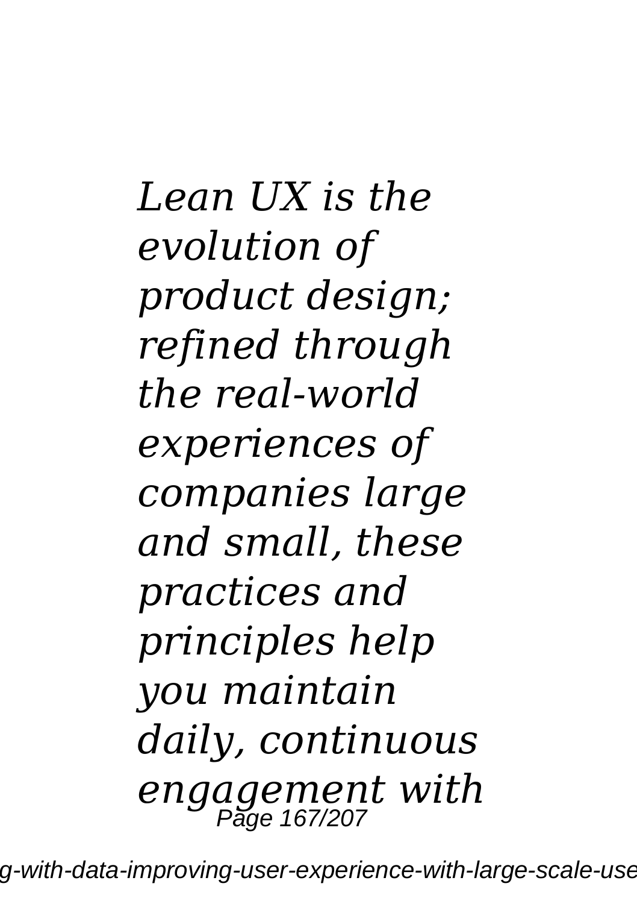*Lean UX is the evolution of product design; refined through the real-world experiences of companies large and small, these practices and principles help you maintain daily, continuous engagement with*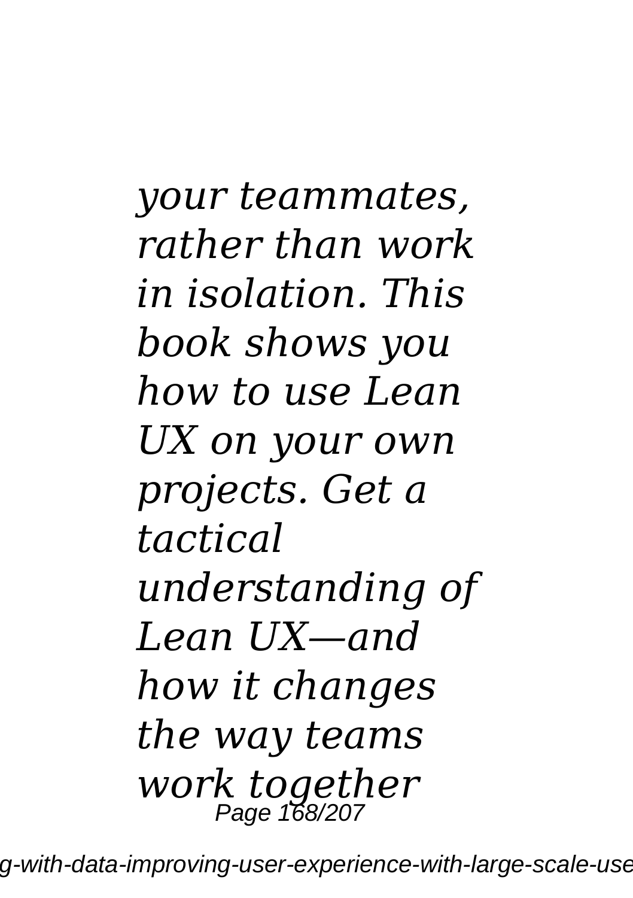*your teammates, rather than work in isolation. This book shows you how to use Lean UX on your own projects. Get a tactical understanding of Lean UX—and how it changes the way teams work together*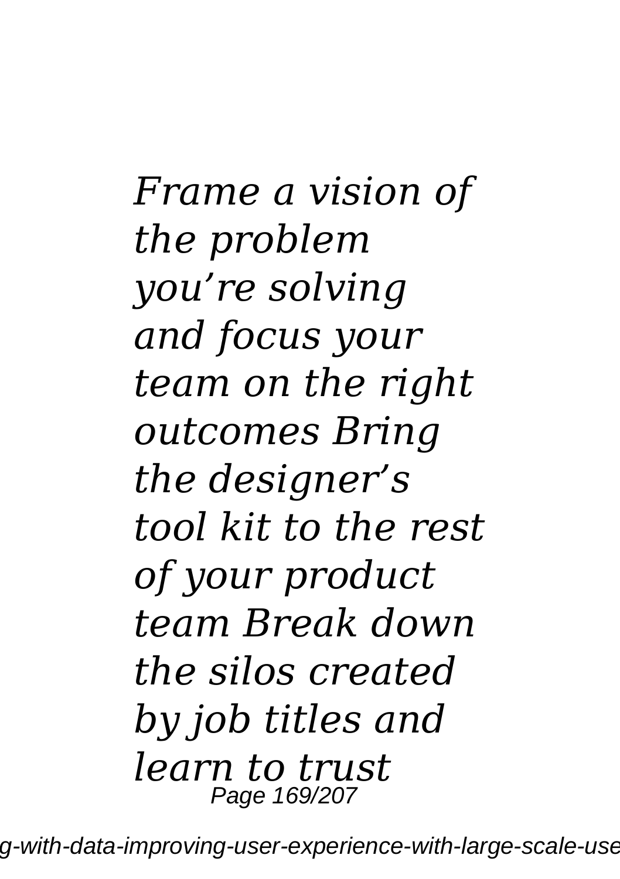*Frame a vision of the problem you're solving and focus your team on the right outcomes Bring the designer's tool kit to the rest of your product team Break down the silos created by job titles and learn to trust*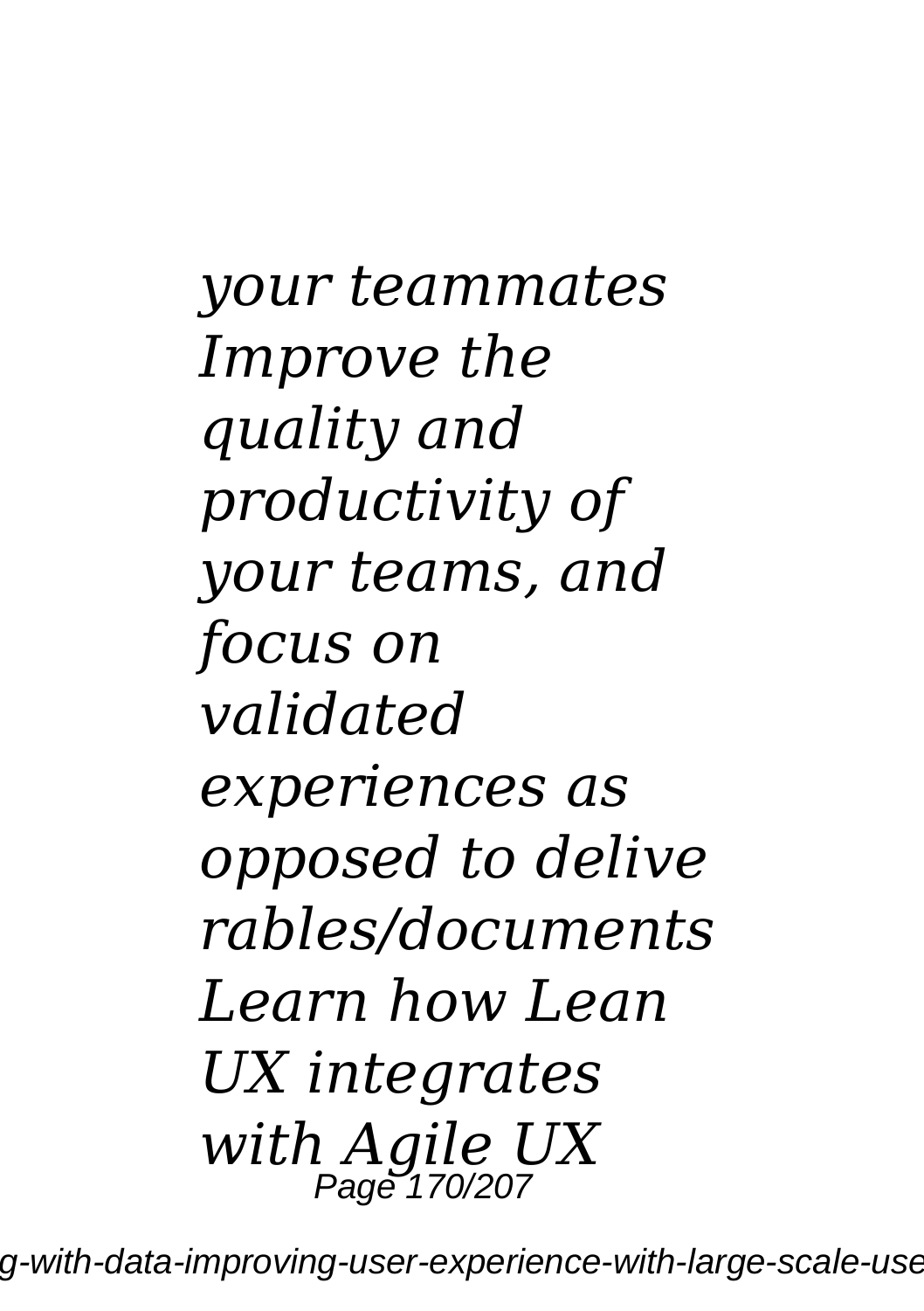*your teammates Improve the quality and productivity of your teams, and focus on validated experiences as opposed to delive rables/documents Learn how Lean UX integrates with Agile UX*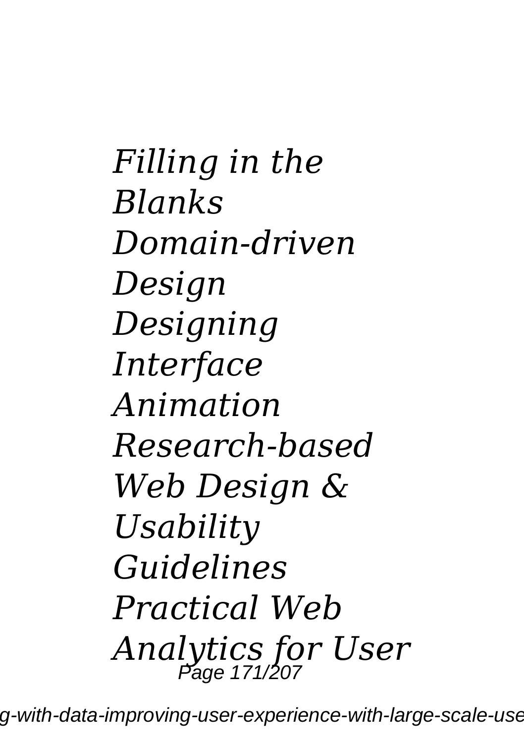*Filling in the Blanks*
*Domain-driven Design*
*Designing Interface Animation*
*Research-based Web Design & Usability Guidelines*
*Practical Web Analytics for User*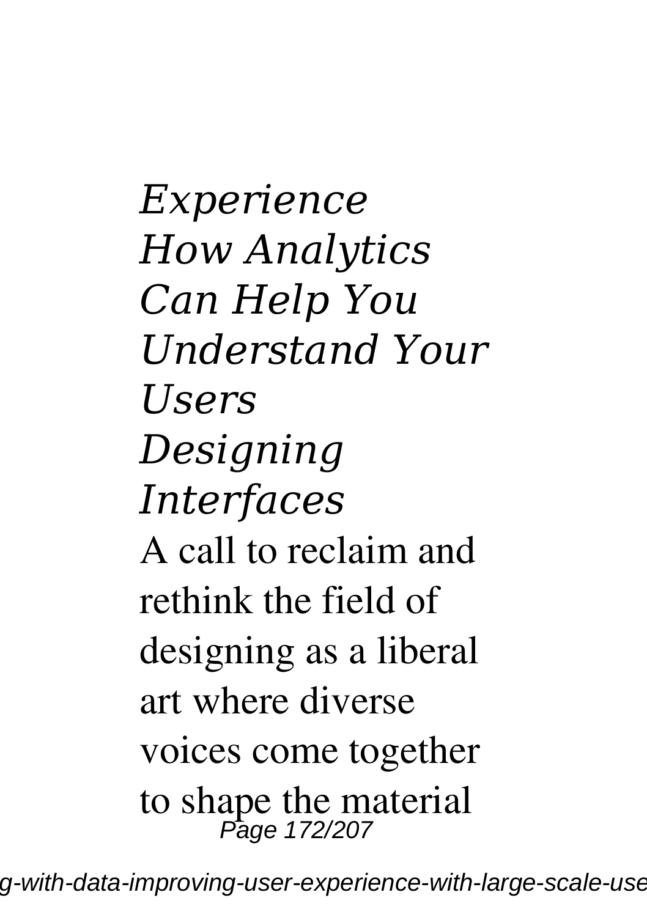*Experience*
*How Analytics Can Help You Understand Your Users*
*Designing Interfaces*

A call to reclaim and rethink the field of designing as a liberal art where diverse voices come together to shape the material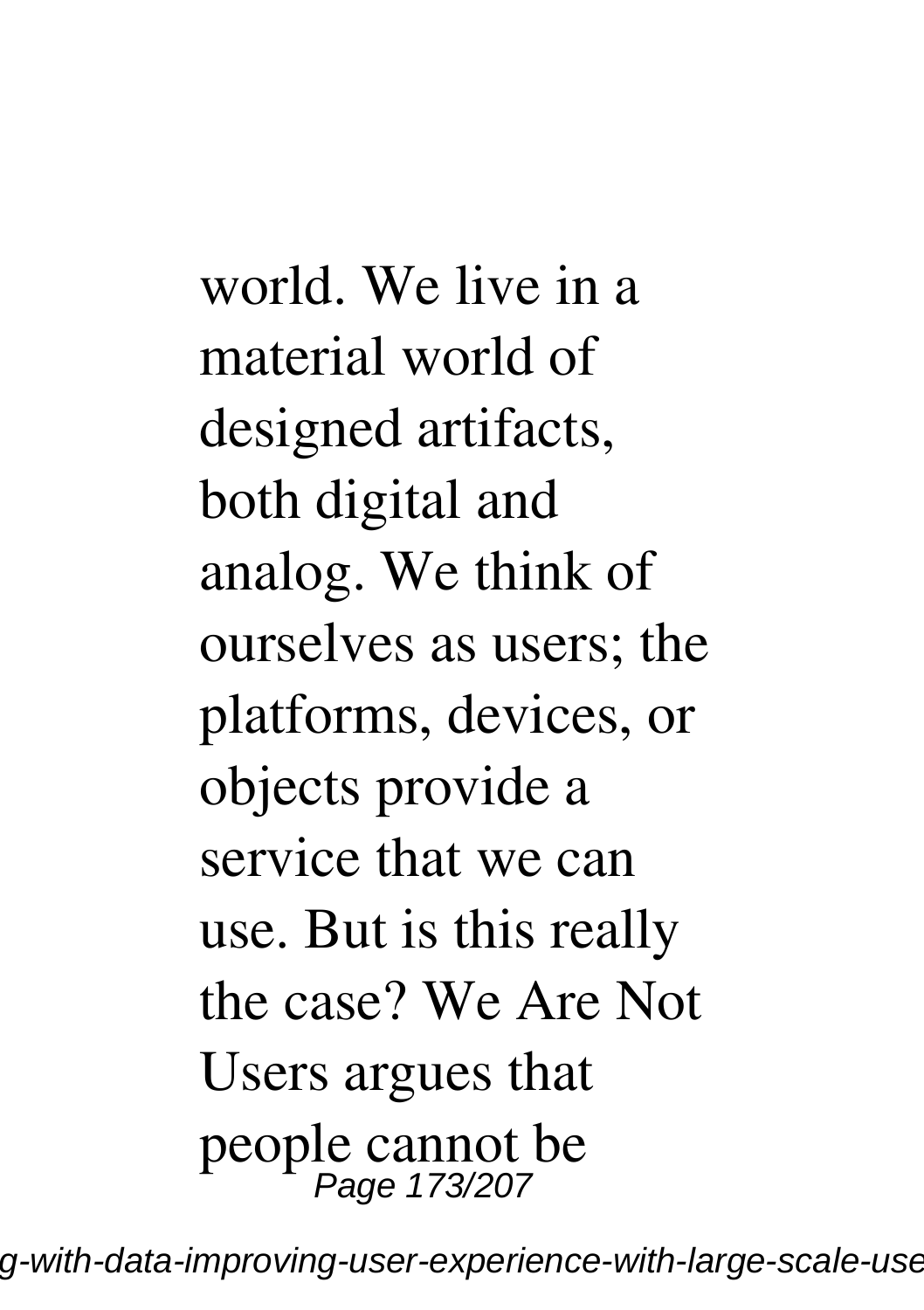world. We live in a material world of designed artifacts, both digital and analog. We think of ourselves as users; the platforms, devices, or objects provide a service that we can use. But is this really the case? We Are Not Users argues that people cannot be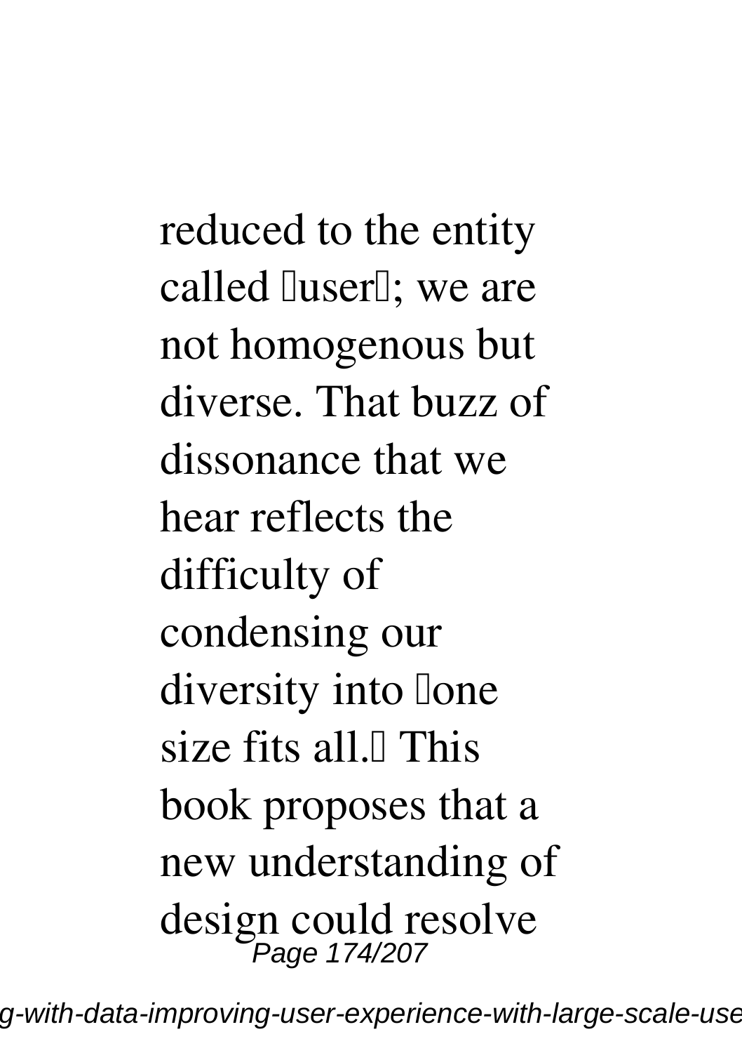reduced to the entity called user; we are not homogenous but diverse. That buzz of dissonance that we hear reflects the difficulty of condensing our diversity into one size fits all. This book proposes that a new understanding of design could resolve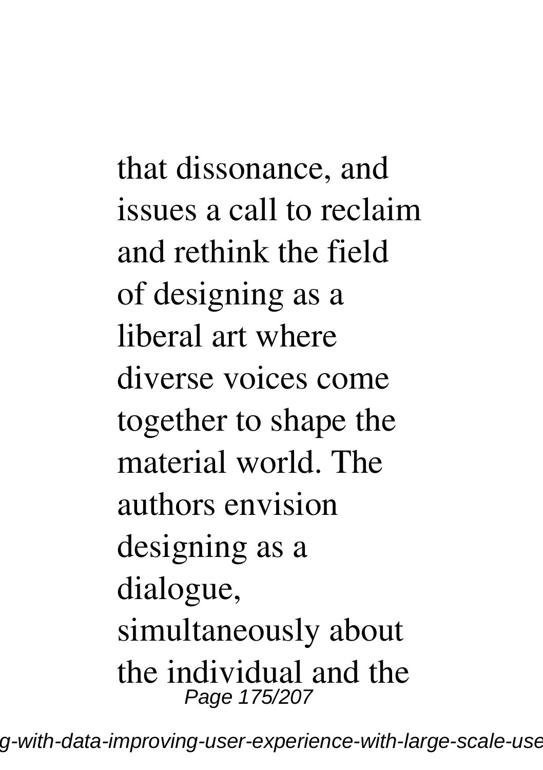that dissonance, and issues a call to reclaim and rethink the field of designing as a liberal art where diverse voices come together to shape the material world. The authors envision designing as a dialogue, simultaneously about the individual and the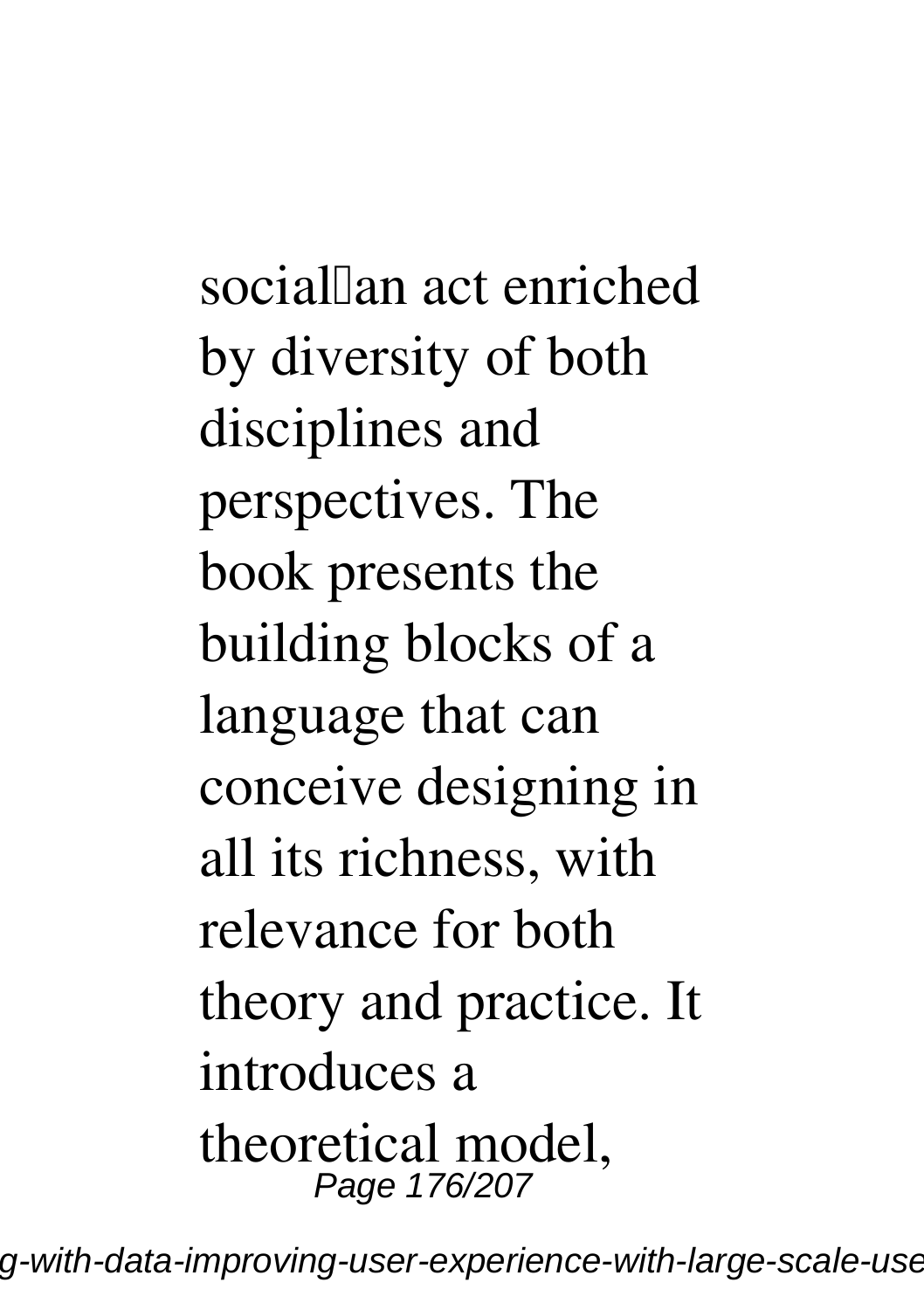social—an act enriched by diversity of both disciplines and perspectives. The book presents the building blocks of a language that can conceive designing in all its richness, with relevance for both theory and practice. It introduces a theoretical model,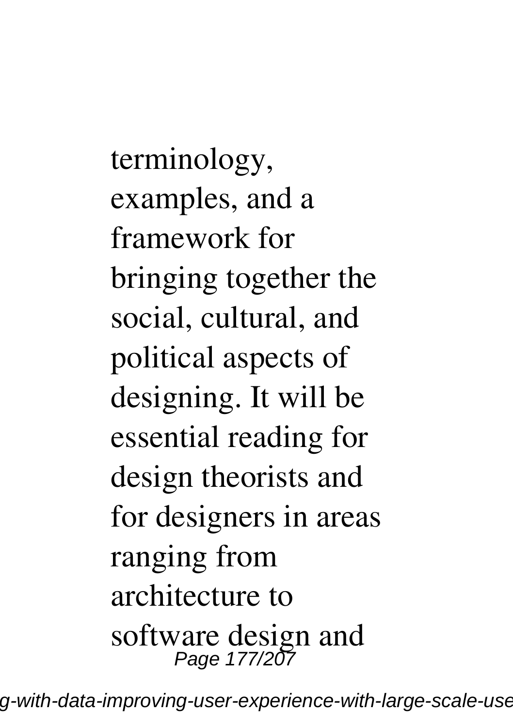terminology, examples, and a framework for bringing together the social, cultural, and political aspects of designing. It will be essential reading for design theorists and for designers in areas ranging from architecture to software design and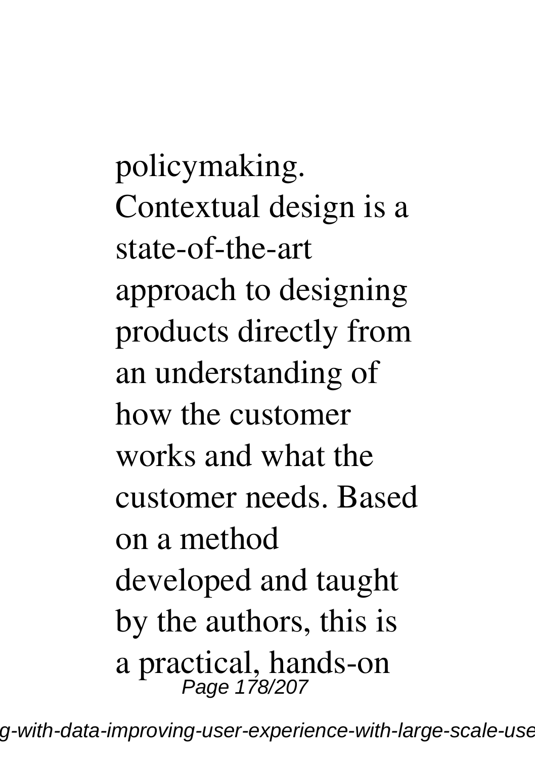policymaking. Contextual design is a state-of-the-art approach to designing products directly from an understanding of how the customer works and what the customer needs. Based on a method developed and taught by the authors, this is a practical, hands-on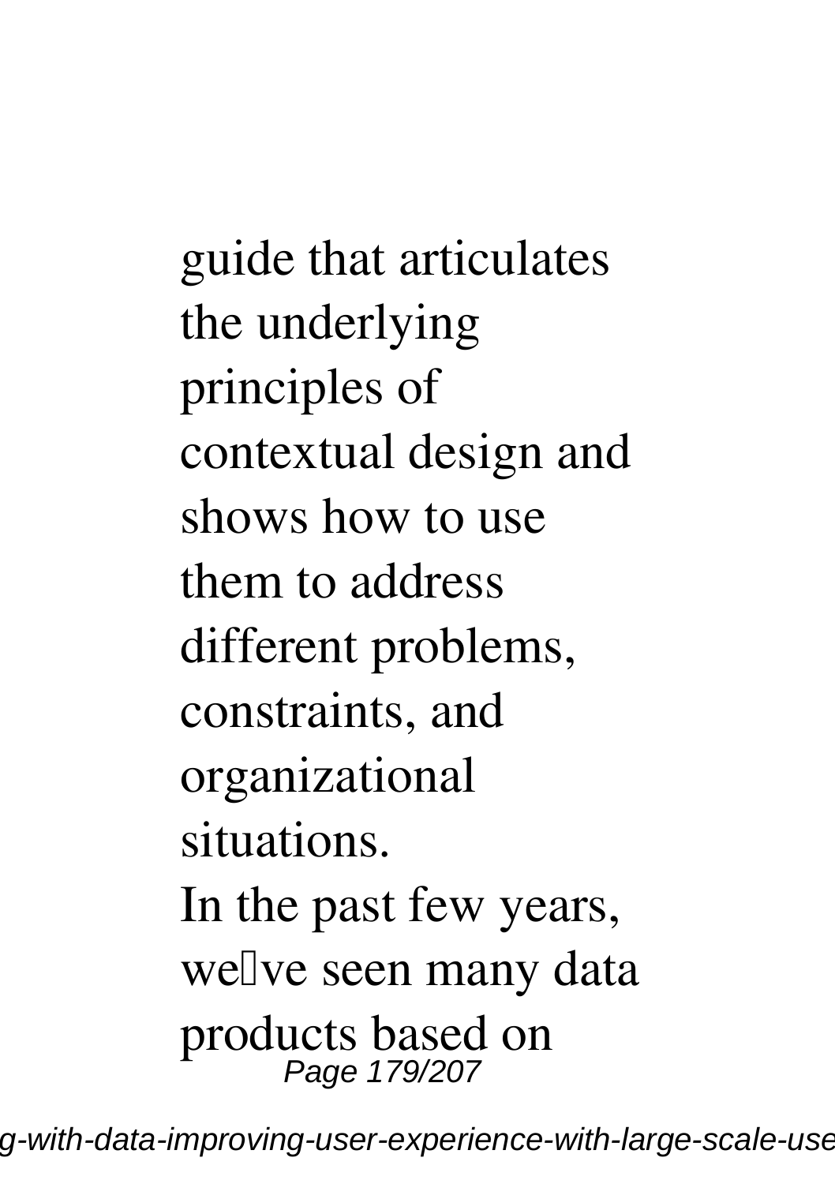guide that articulates the underlying principles of contextual design and shows how to use them to address different problems, constraints, and organizational situations.

In the past few years, we've seen many data products based on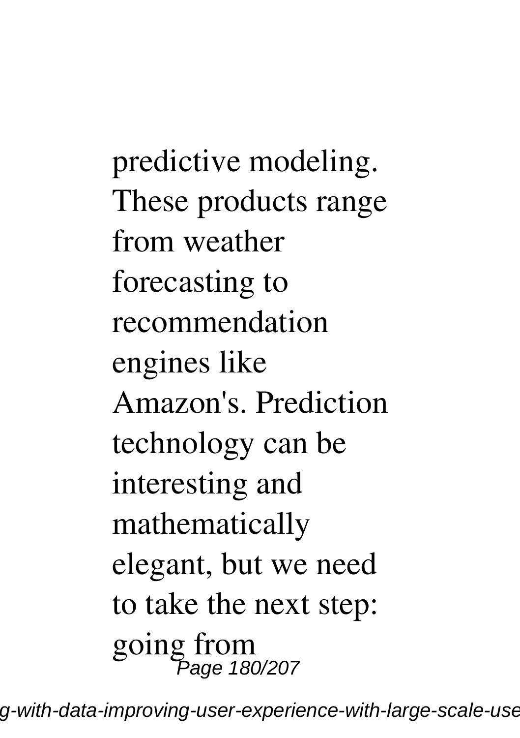predictive modeling. These products range from weather forecasting to recommendation engines like Amazon's. Prediction technology can be interesting and mathematically elegant, but we need to take the next step: going from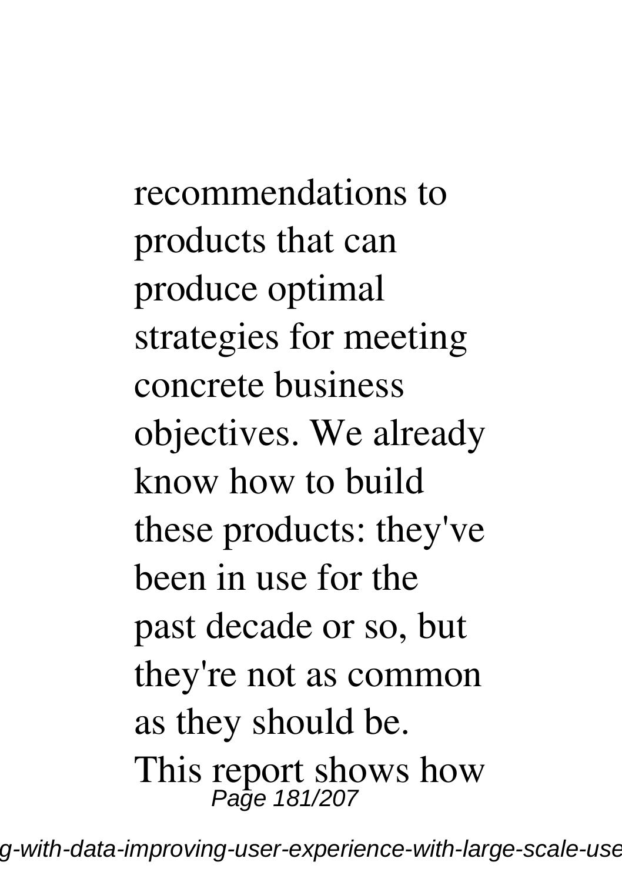recommendations to products that can produce optimal strategies for meeting concrete business objectives. We already know how to build these products: they've been in use for the past decade or so, but they're not as common as they should be. This report shows how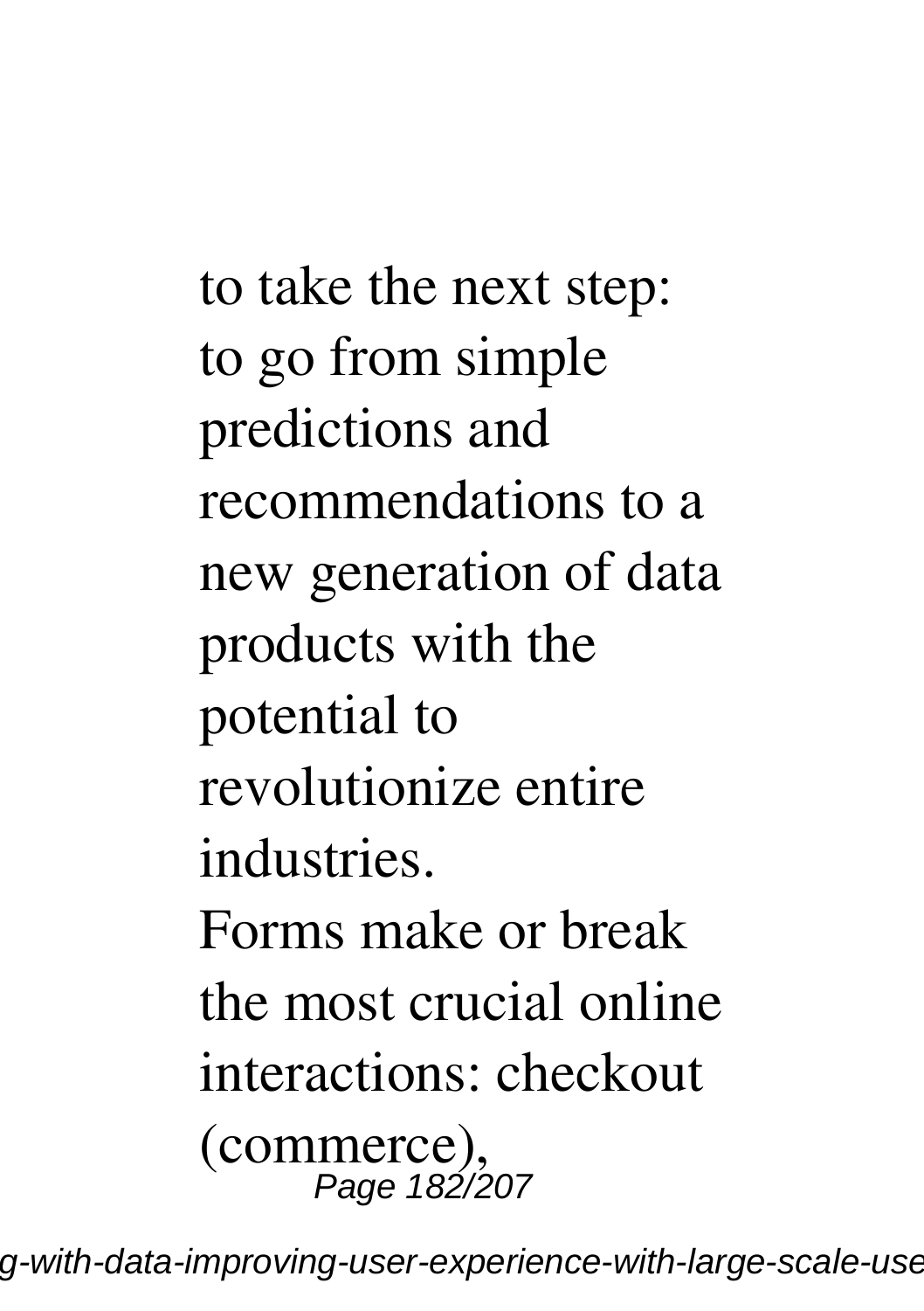to take the next step: to go from simple predictions and recommendations to a new generation of data products with the potential to revolutionize entire industries.

Forms make or break the most crucial online interactions: checkout (commerce),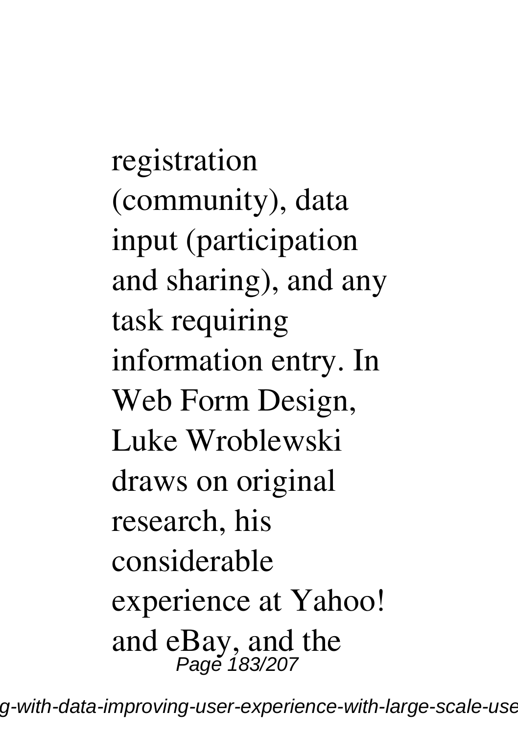registration (community), data input (participation and sharing), and any task requiring information entry. In Web Form Design, Luke Wroblewski draws on original research, his considerable experience at Yahoo! and eBay, and the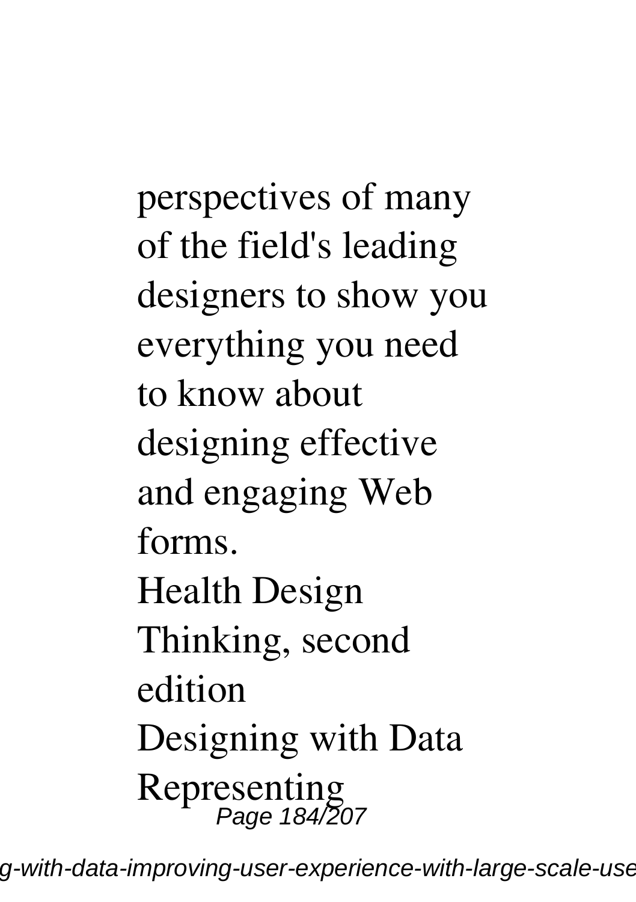perspectives of many of the field's leading designers to show you everything you need to know about designing effective and engaging Web forms.

Health Design Thinking, second edition

Designing with Data

Representing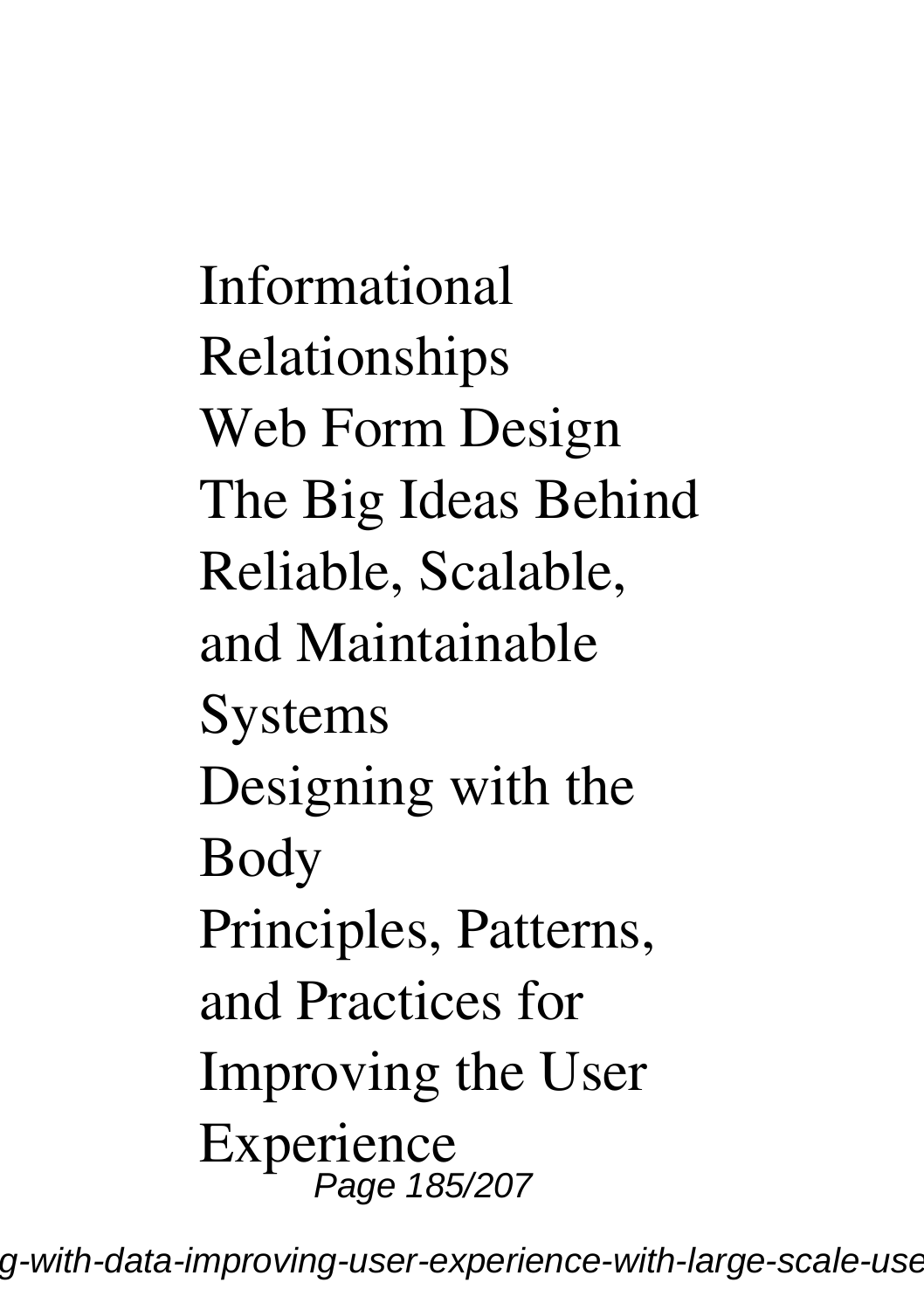Informational Relationships
Web Form Design
The Big Ideas Behind Reliable, Scalable, and Maintainable Systems
Designing with the Body
Principles, Patterns, and Practices for Improving the User Experience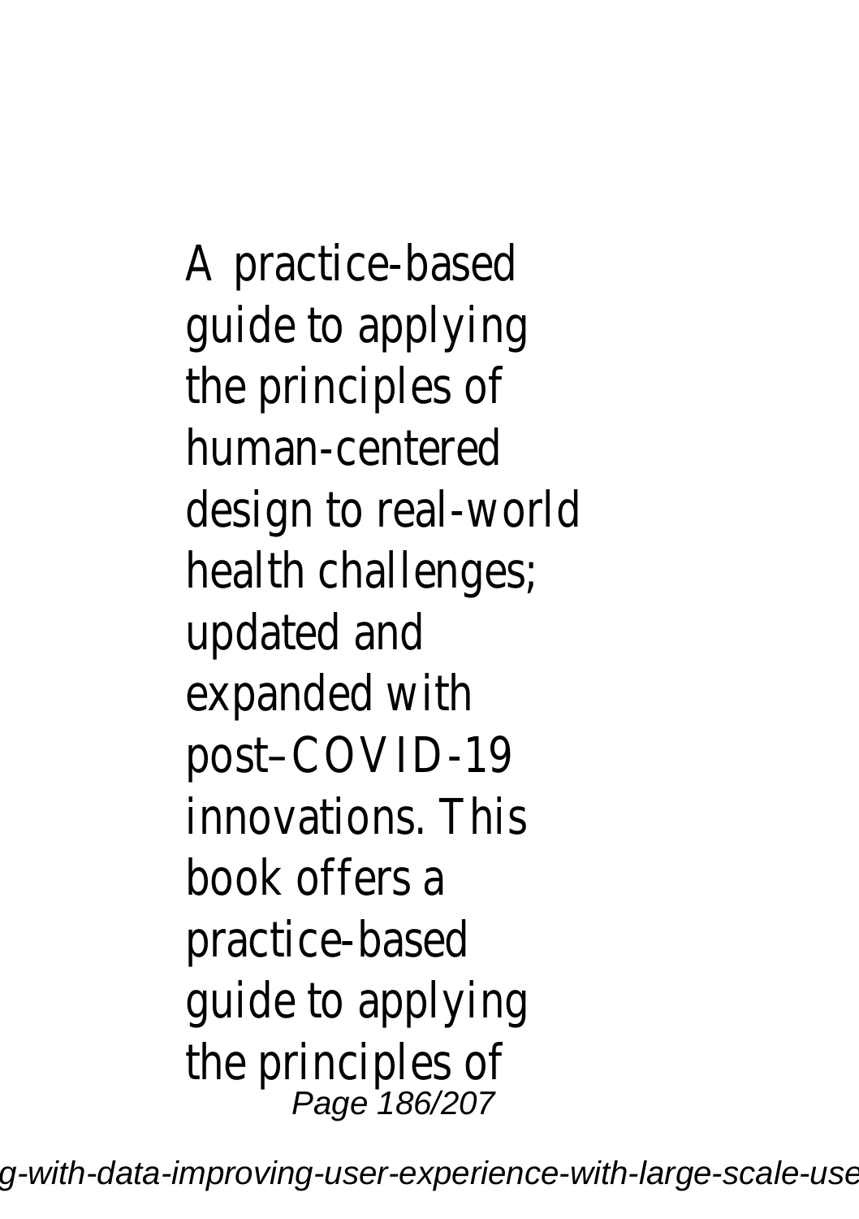A practice-based guide to applying the principles of human-centered design to real-world health challenges; updated and expanded with post–COVID-19 innovations. This book offers a practice-based guide to applying the principles of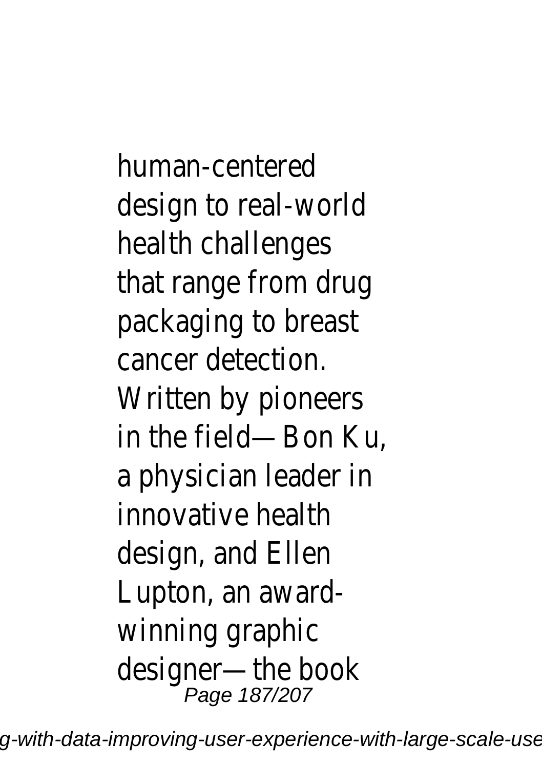human-centered design to real-world health challenges that range from drug packaging to breast cancer detection. Written by pioneers in the field—Bon Ku, a physician leader in innovative health design, and Ellen Lupton, an award-winning graphic designer—the book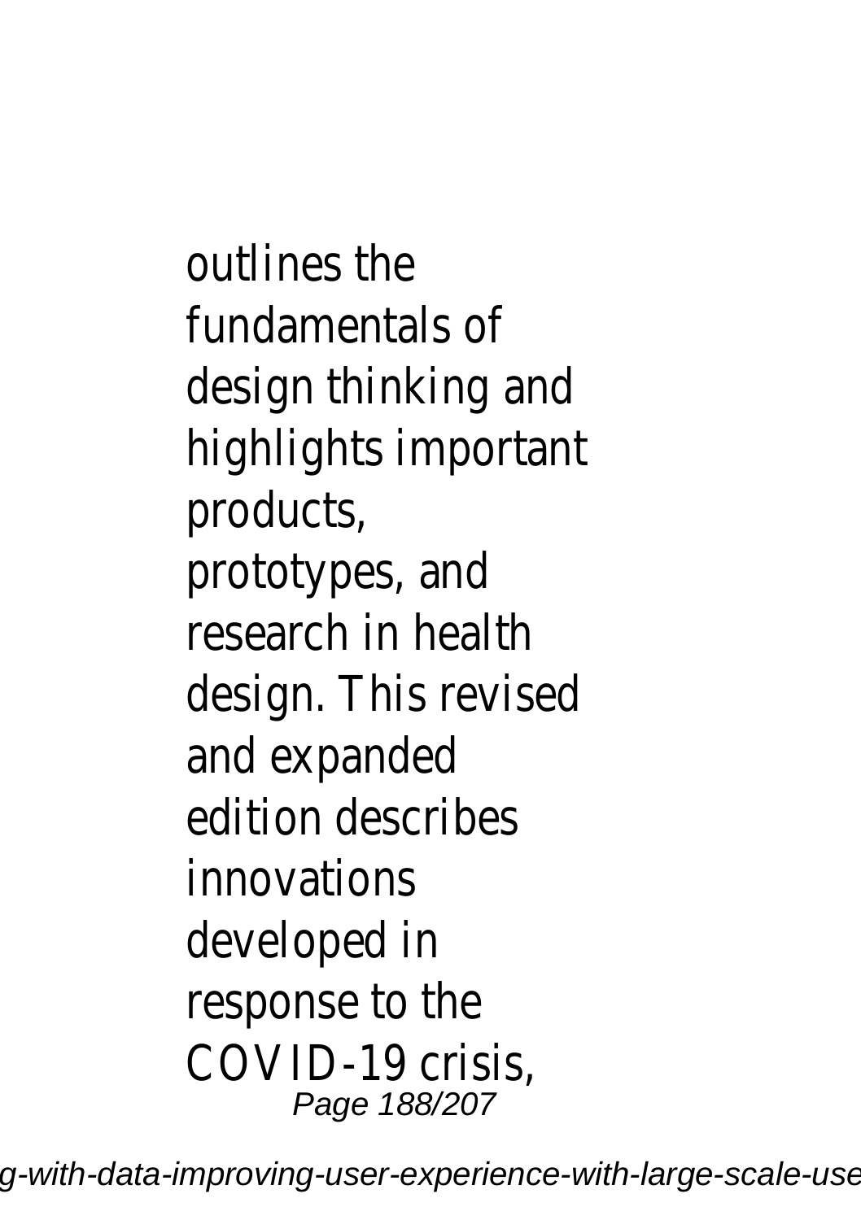outlines the fundamentals of design thinking and highlights important products, prototypes, and research in health design. This revised and expanded edition describes innovations developed in response to the COVID-19 crisis,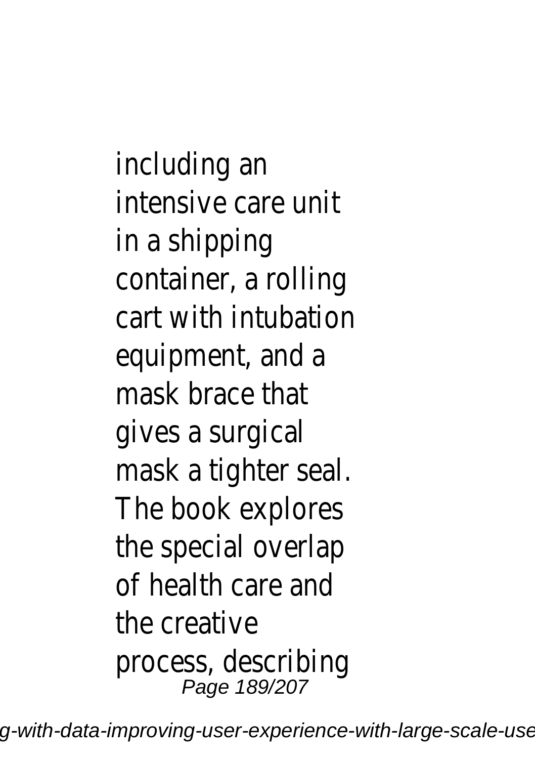including an intensive care unit in a shipping container, a rolling cart with intubation equipment, and a mask brace that gives a surgical mask a tighter seal. The book explores the special overlap of health care and the creative process, describing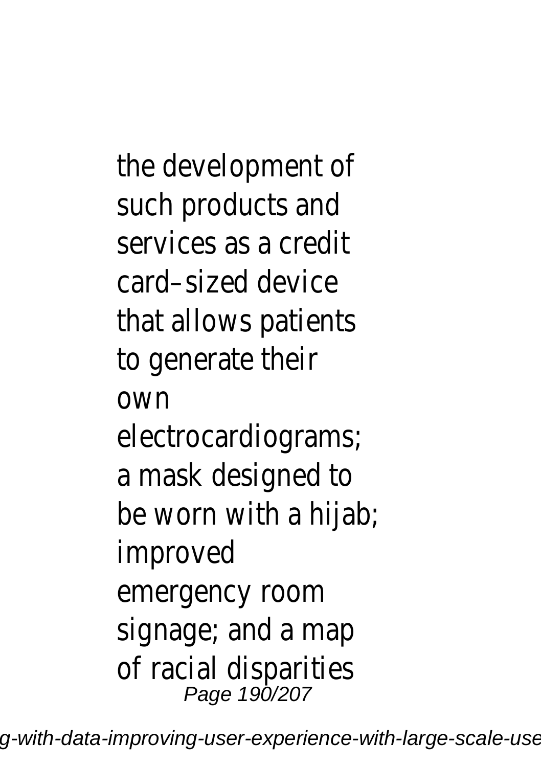the development of such products and services as a credit card–sized device that allows patients to generate their own electrocardiograms; a mask designed to be worn with a hijab; improved emergency room signage; and a map of racial disparities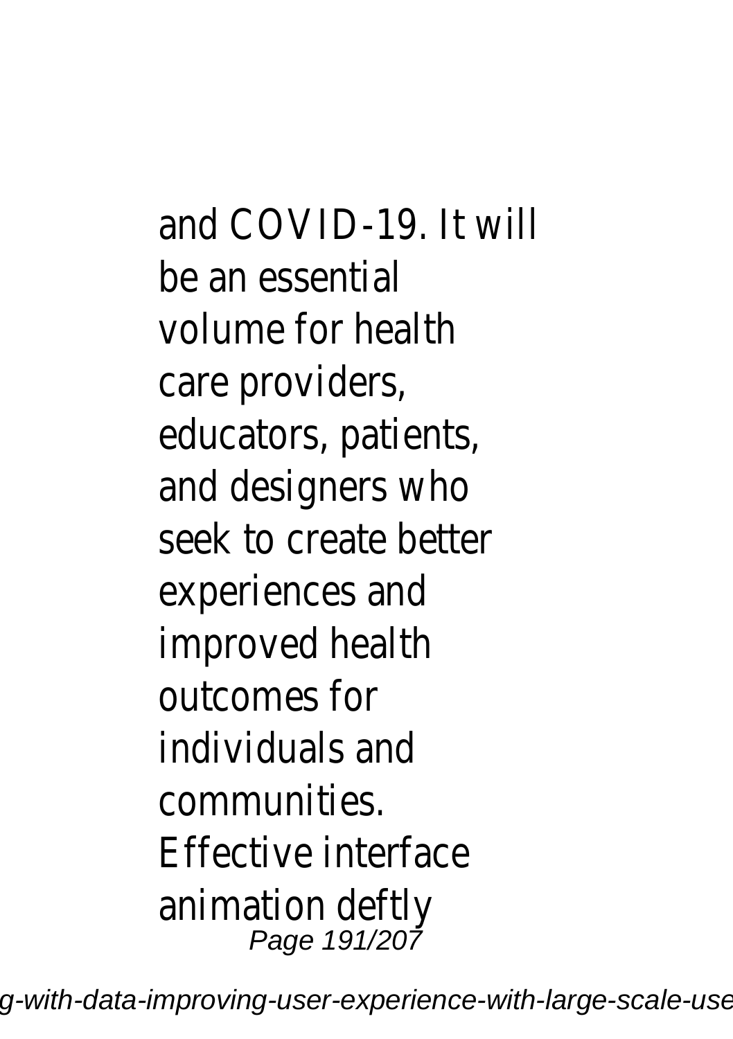and COVID-19. It will be an essential volume for health care providers, educators, patients, and designers who seek to create better experiences and improved health outcomes for individuals and communities.

Effective interface animation deftly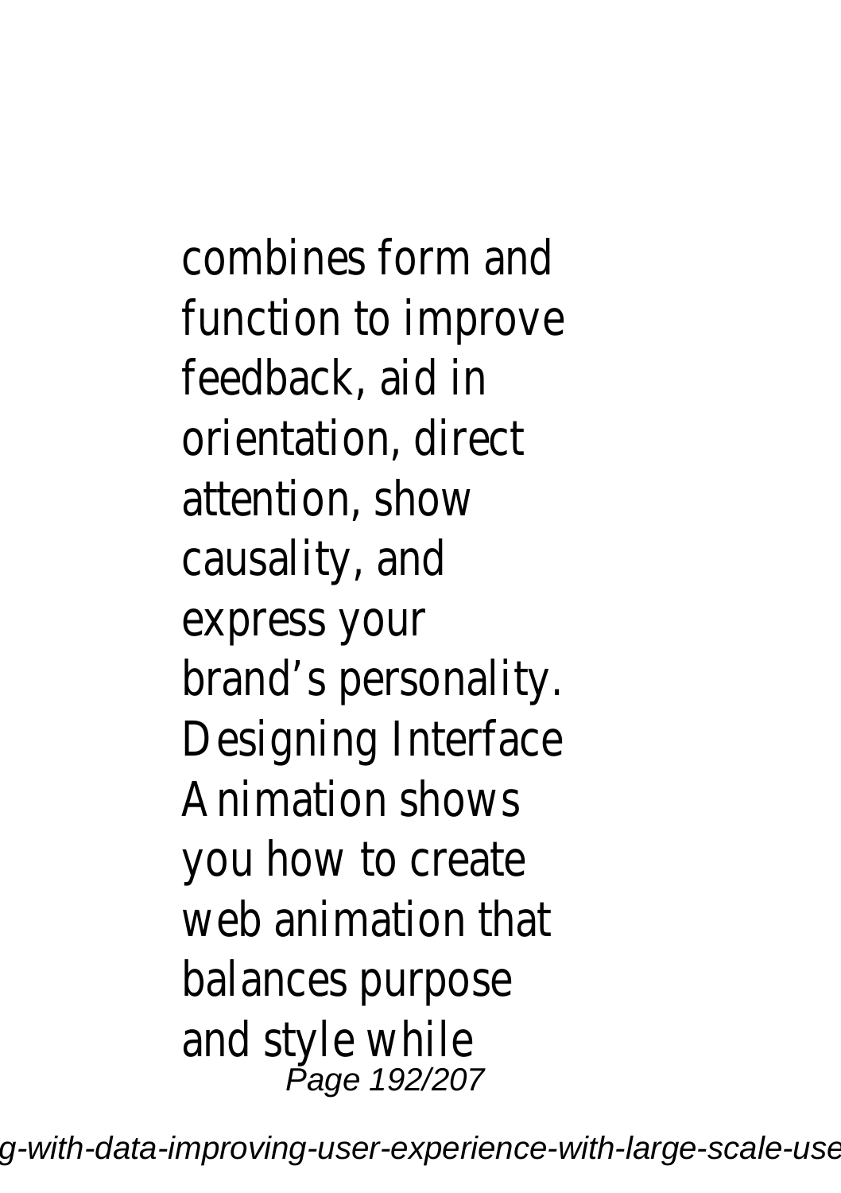combines form and function to improve feedback, aid in orientation, direct attention, show causality, and express your brand's personality. Designing Interface Animation shows you how to create web animation that balances purpose and style while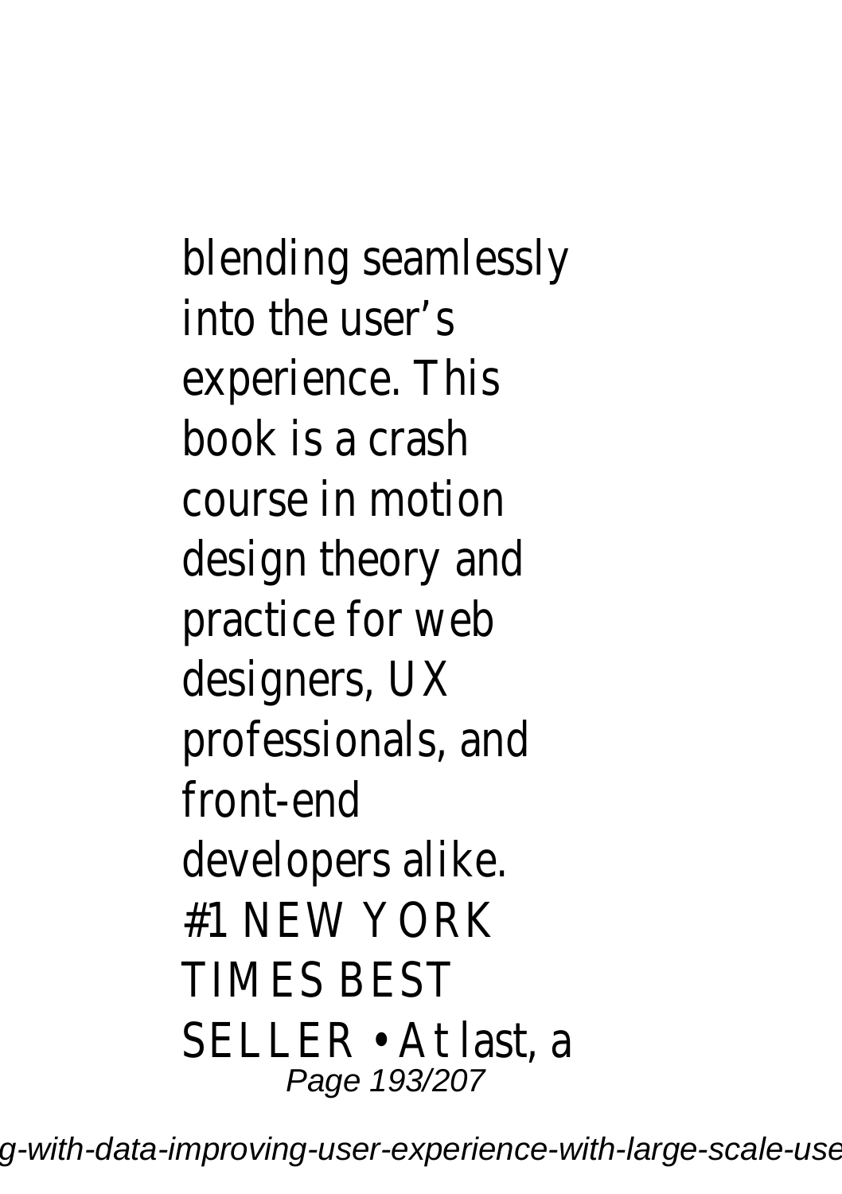blending seamlessly into the user's experience. This book is a crash course in motion design theory and practice for web designers, UX professionals, and front-end developers alike.
#1 NEW YORK TIMES BEST SELLER • At last, a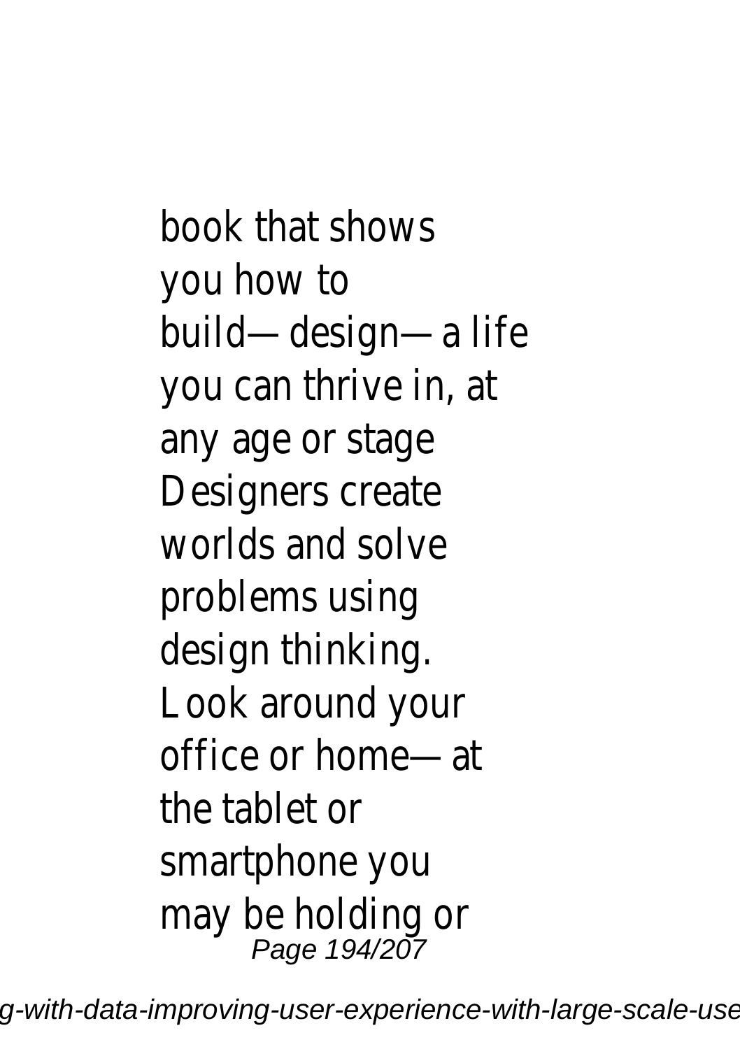book that shows you how to build—design—a life you can thrive in, at any age or stage Designers create worlds and solve problems using design thinking. Look around your office or home—at the tablet or smartphone you may be holding or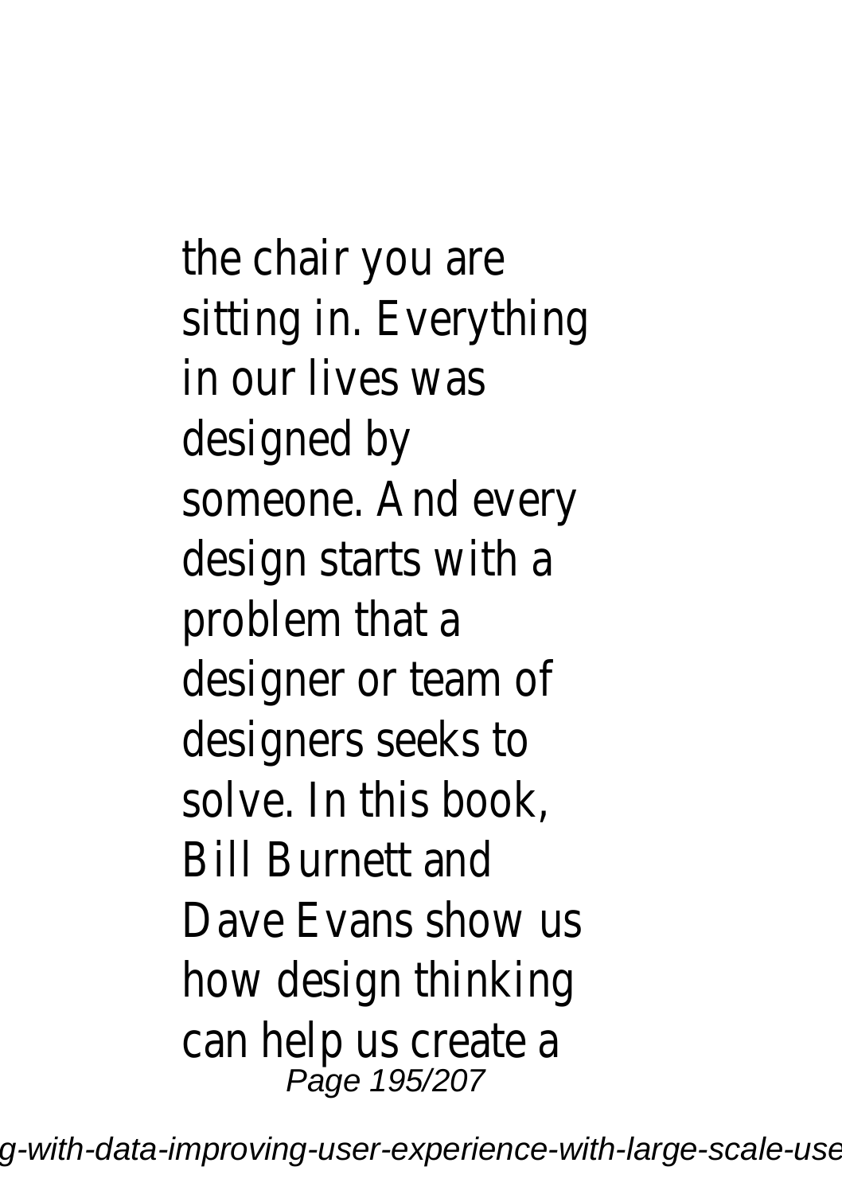the chair you are sitting in. Everything in our lives was designed by someone. And every design starts with a problem that a designer or team of designers seeks to solve. In this book, Bill Burnett and Dave Evans show us how design thinking can help us create a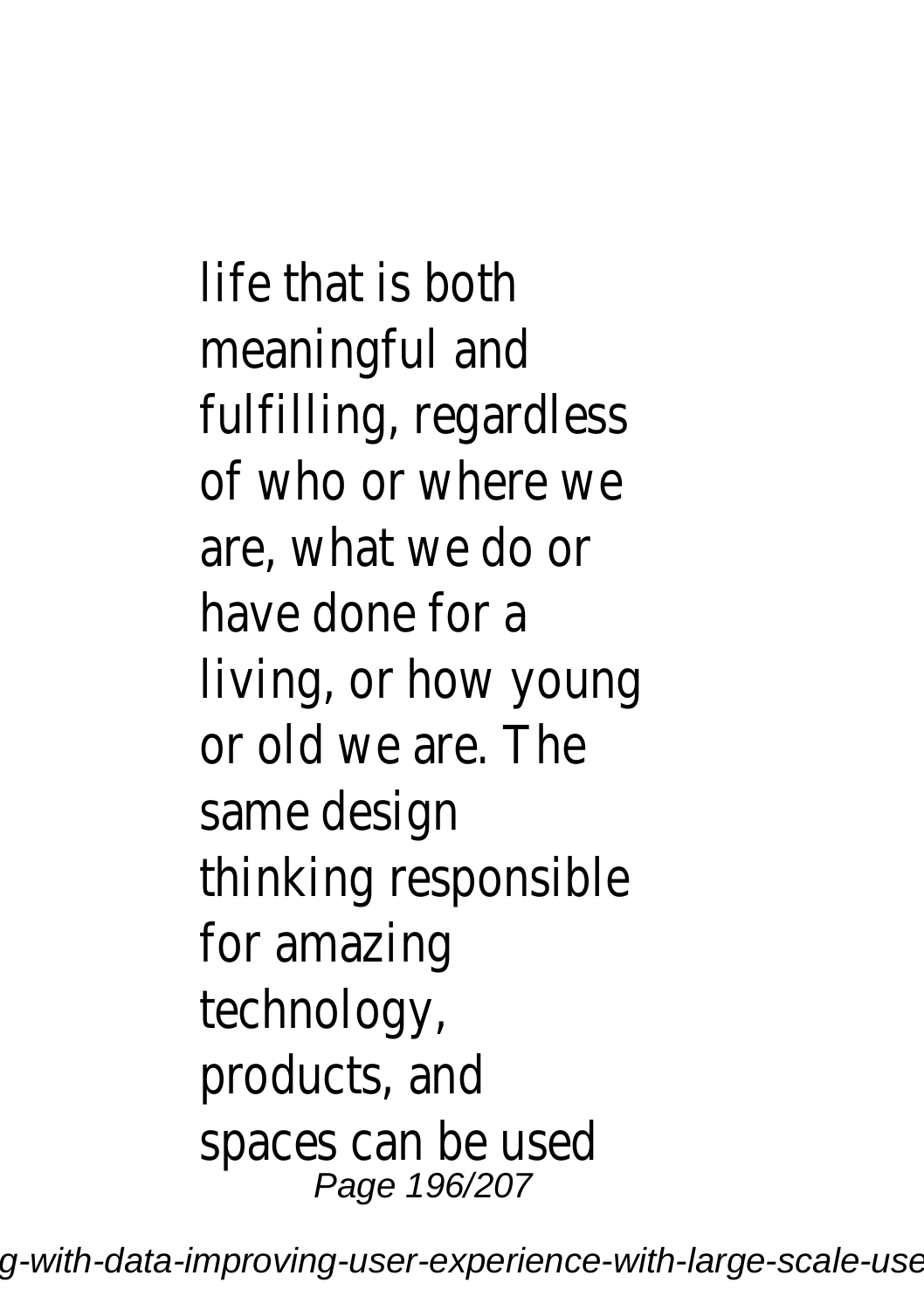life that is both meaningful and fulfilling, regardless of who or where we are, what we do or have done for a living, or how young or old we are. The same design thinking responsible for amazing technology, products, and spaces can be used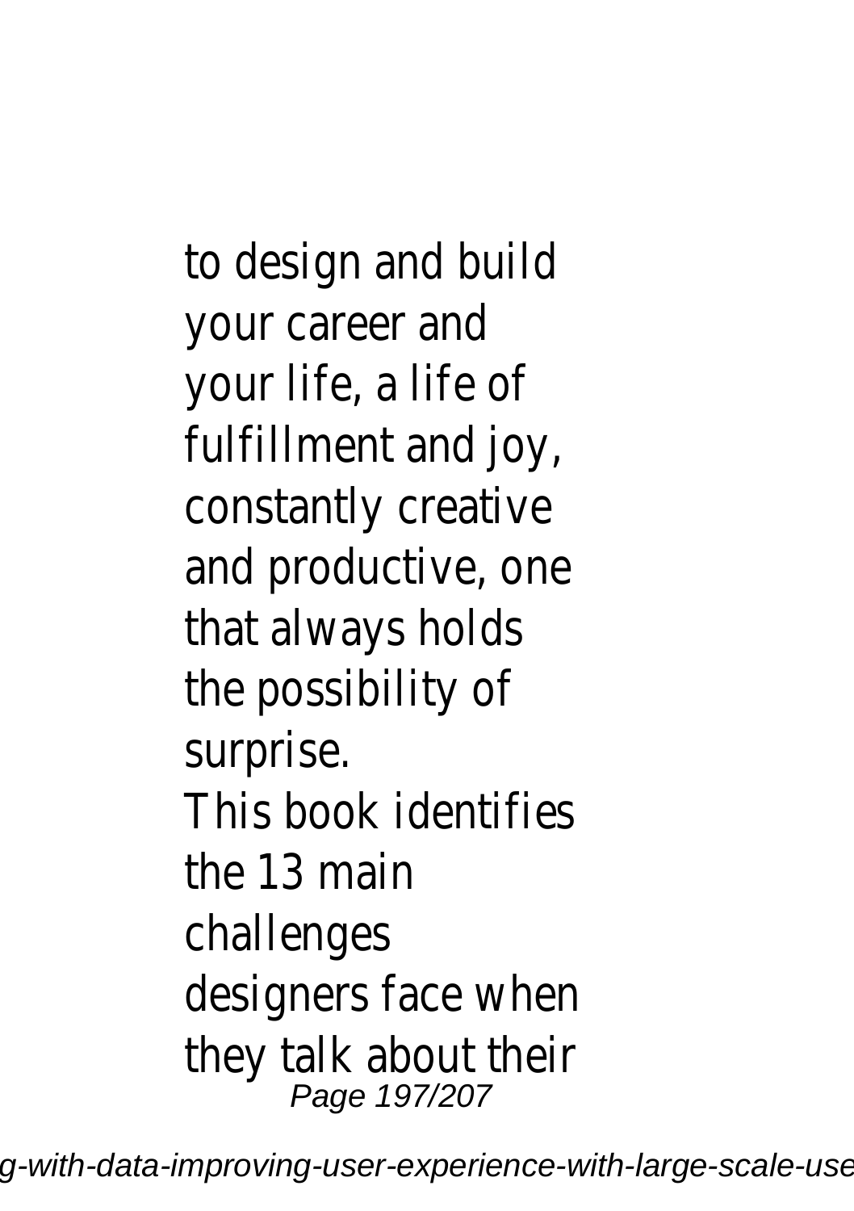to design and build your career and your life, a life of fulfillment and joy, constantly creative and productive, one that always holds the possibility of surprise.

This book identifies the 13 main challenges designers face when they talk about their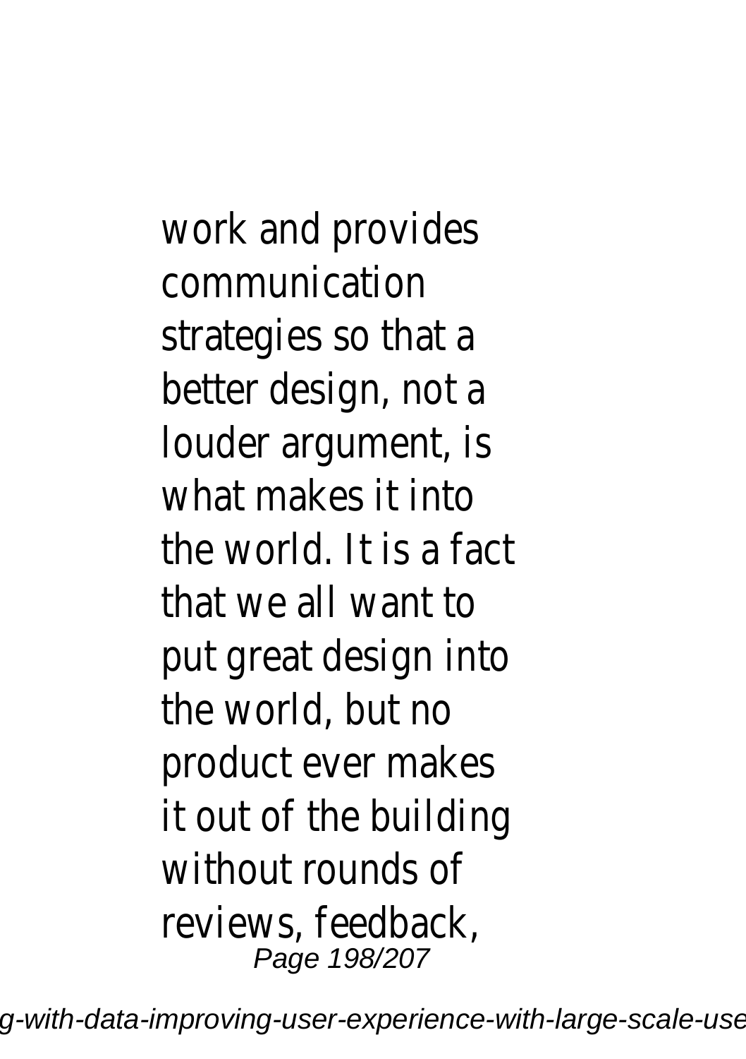work and provides communication strategies so that a better design, not a louder argument, is what makes it into the world. It is a fact that we all want to put great design into the world, but no product ever makes it out of the building without rounds of reviews, feedback,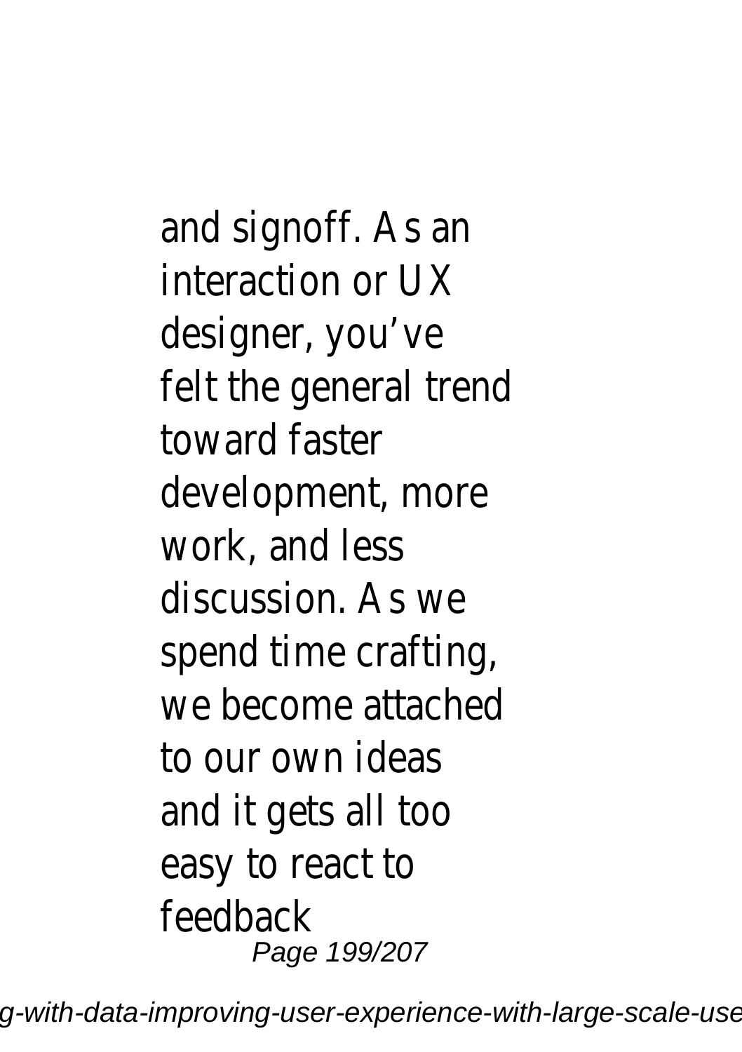and signoff. As an interaction or UX designer, you've felt the general trend toward faster development, more work, and less discussion. As we spend time crafting, we become attached to our own ideas and it gets all too easy to react to feedback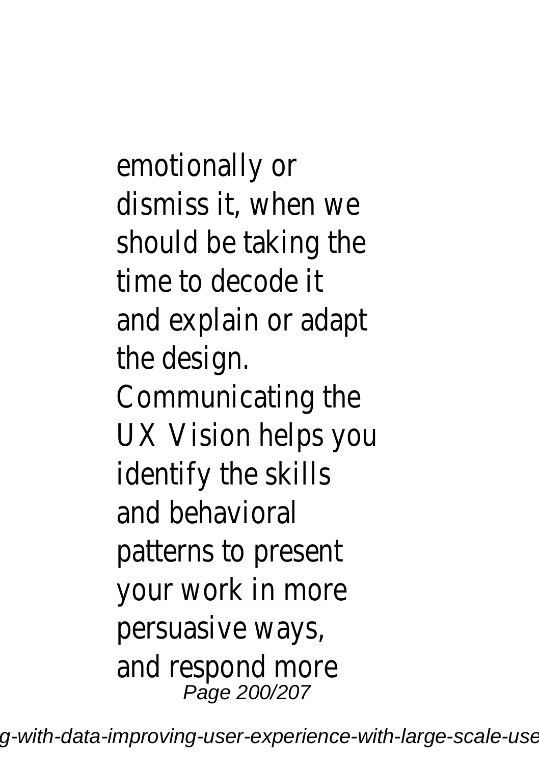emotionally or dismiss it, when we should be taking the time to decode it and explain or adapt the design. Communicating the UX Vision helps you identify the skills and behavioral patterns to present your work in more persuasive ways, and respond more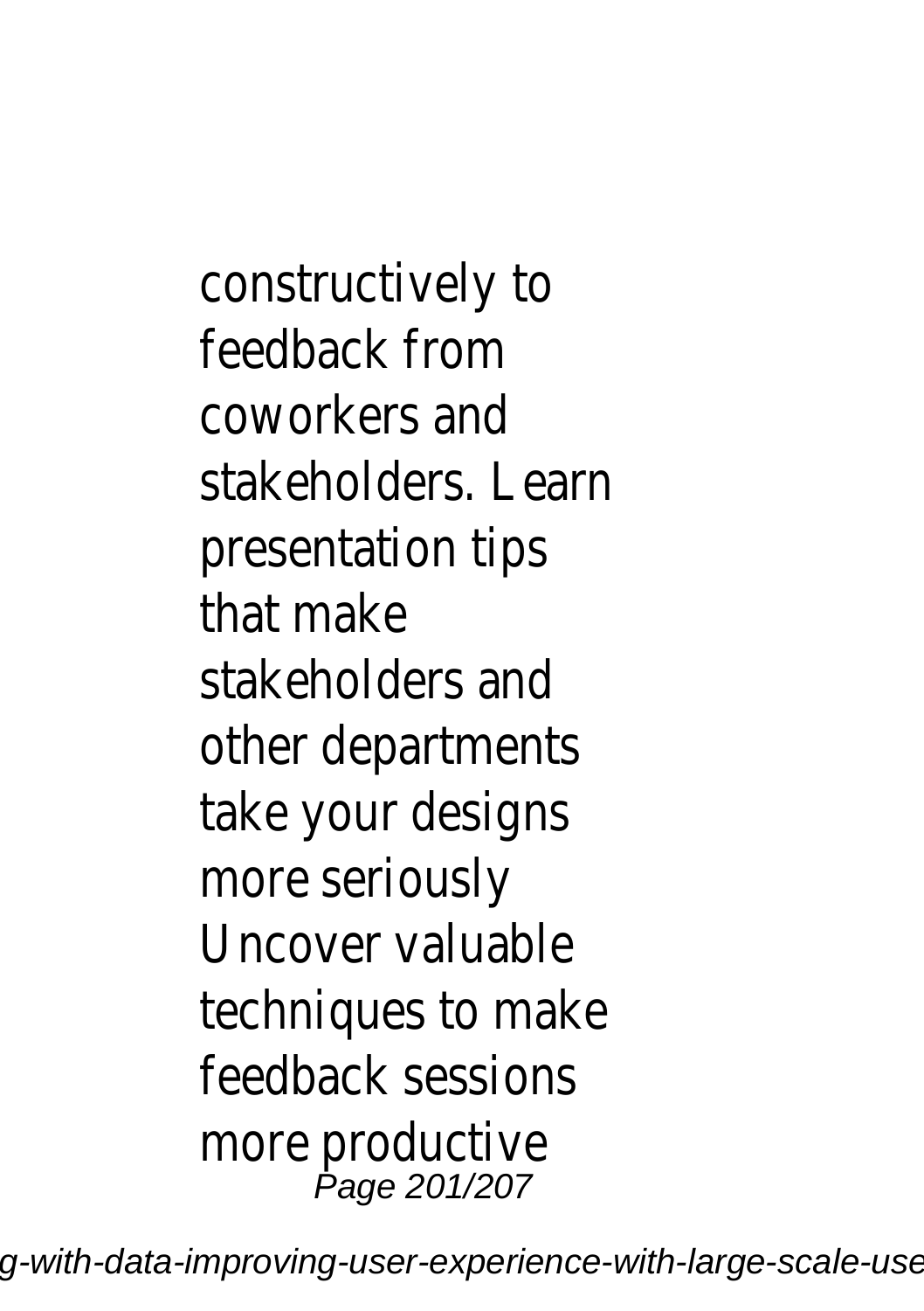constructively to feedback from coworkers and stakeholders. Learn presentation tips that make stakeholders and other departments take your designs more seriously Uncover valuable techniques to make feedback sessions more productive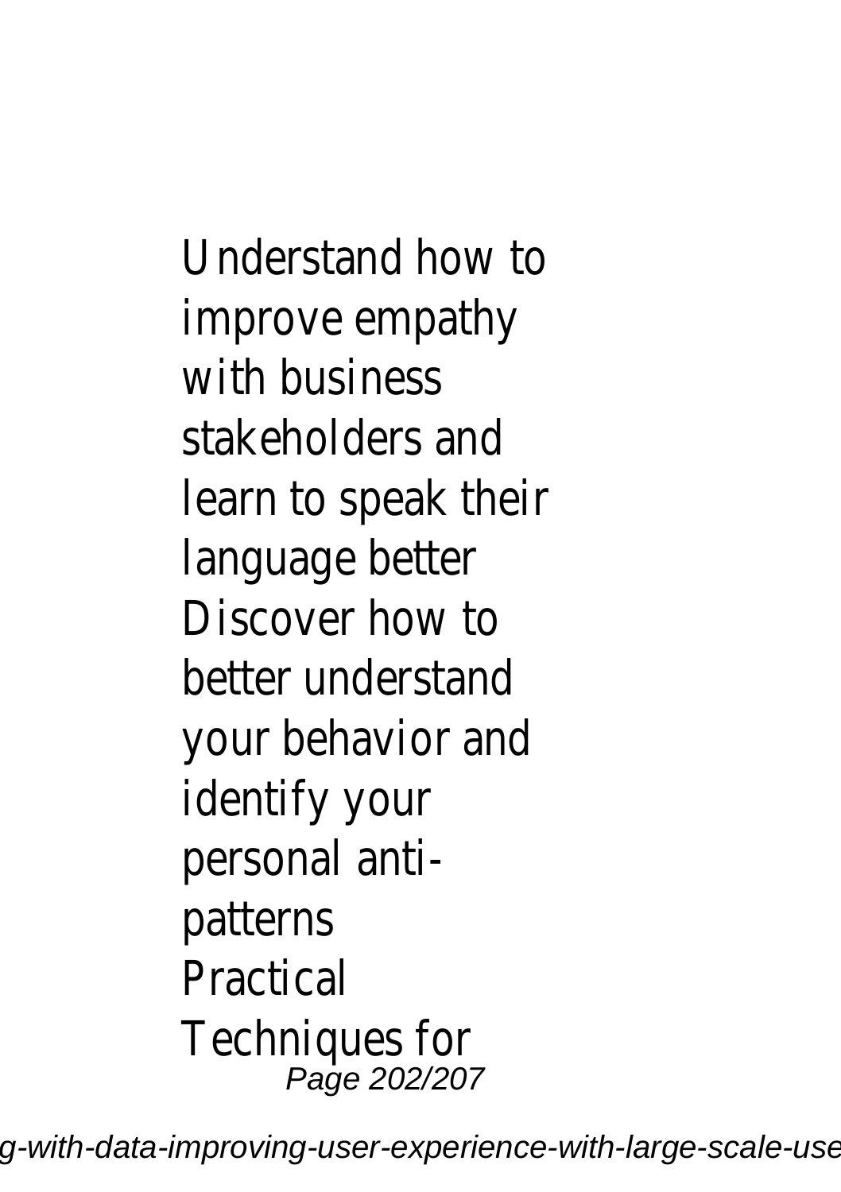Understand how to improve empathy with business stakeholders and learn to speak their language better
Discover how to better understand your behavior and identify your personal anti-patterns
Practical Techniques for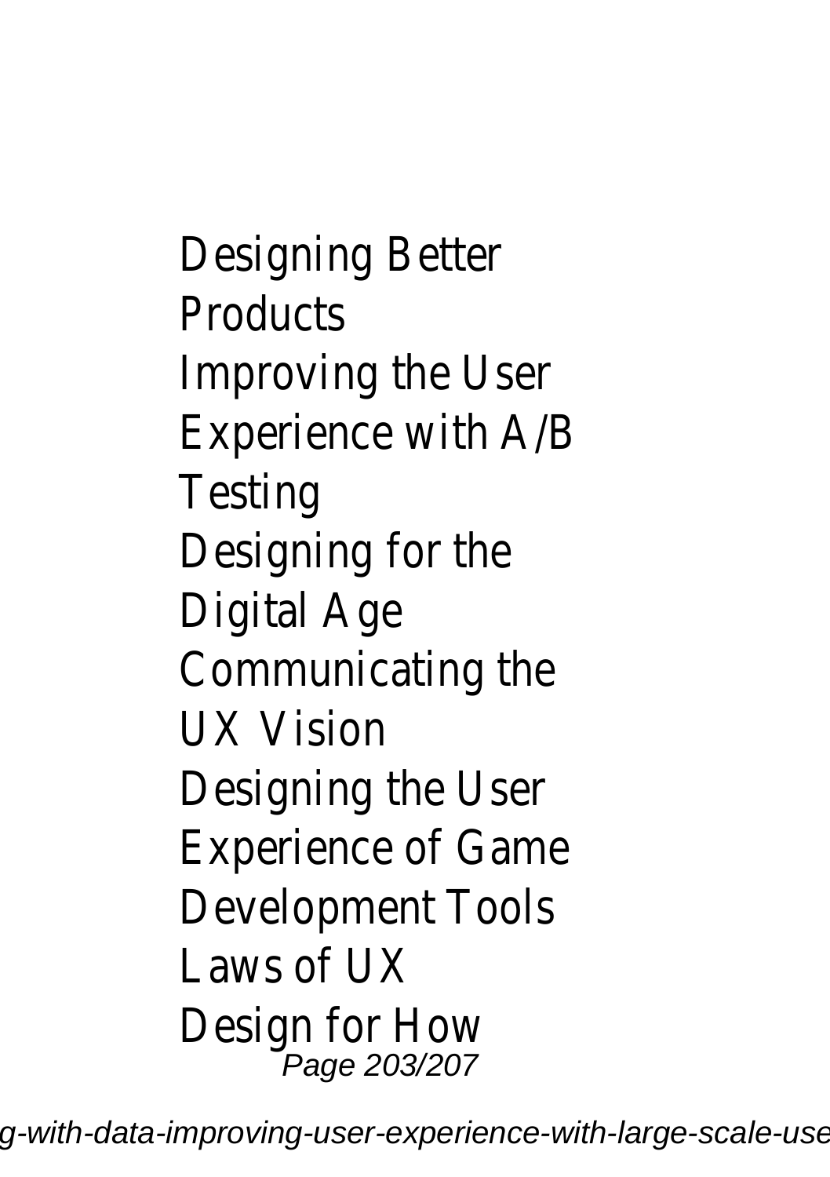Designing Better Products
Improving the User Experience with A/B Testing
Designing for the Digital Age
Communicating the UX Vision
Designing the User Experience of Game Development Tools
Laws of UX
Design for How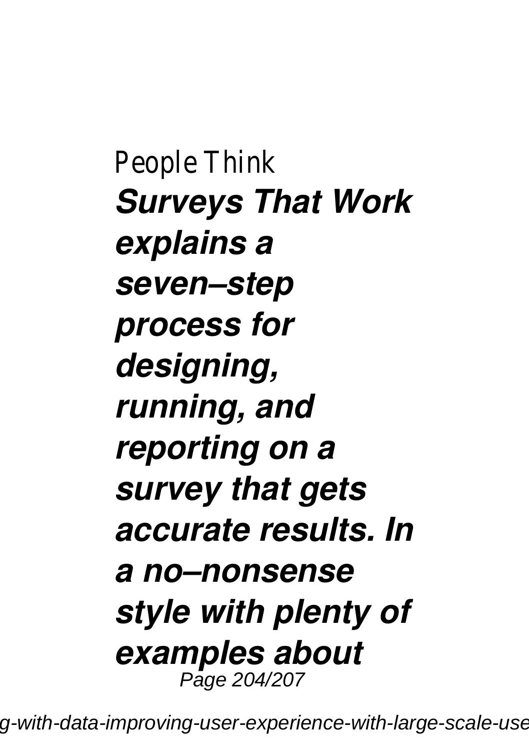People Think

***Surveys That Work explains a seven–step process for designing, running, and reporting on a survey that gets accurate results. In a no–nonsense style with plenty of examples about***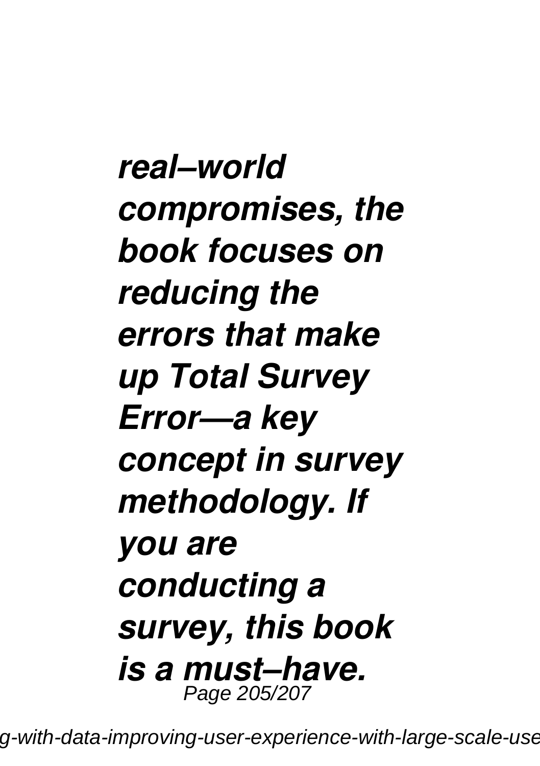***real–world compromises, the book focuses on reducing the errors that make up Total Survey Error—a key concept in survey methodology. If you are conducting a survey, this book is a must–have.***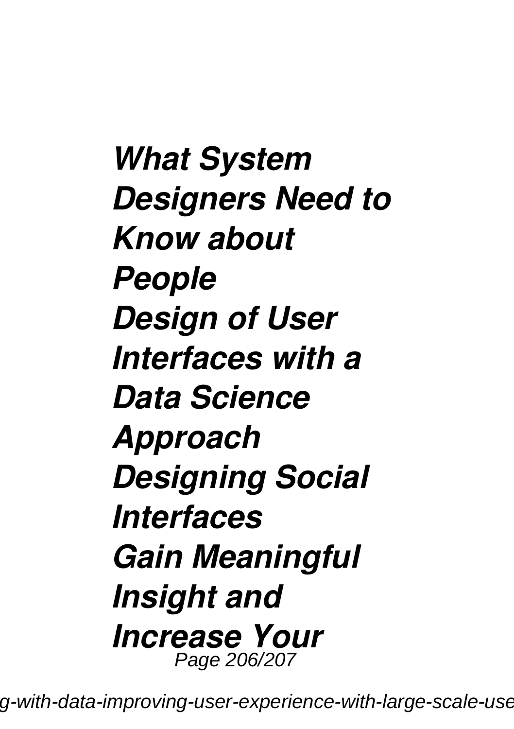***What System Designers Need to Know about People***
***Design of User Interfaces with a Data Science Approach***
***Designing Social Interfaces***
***Gain Meaningful Insight and Increase Your***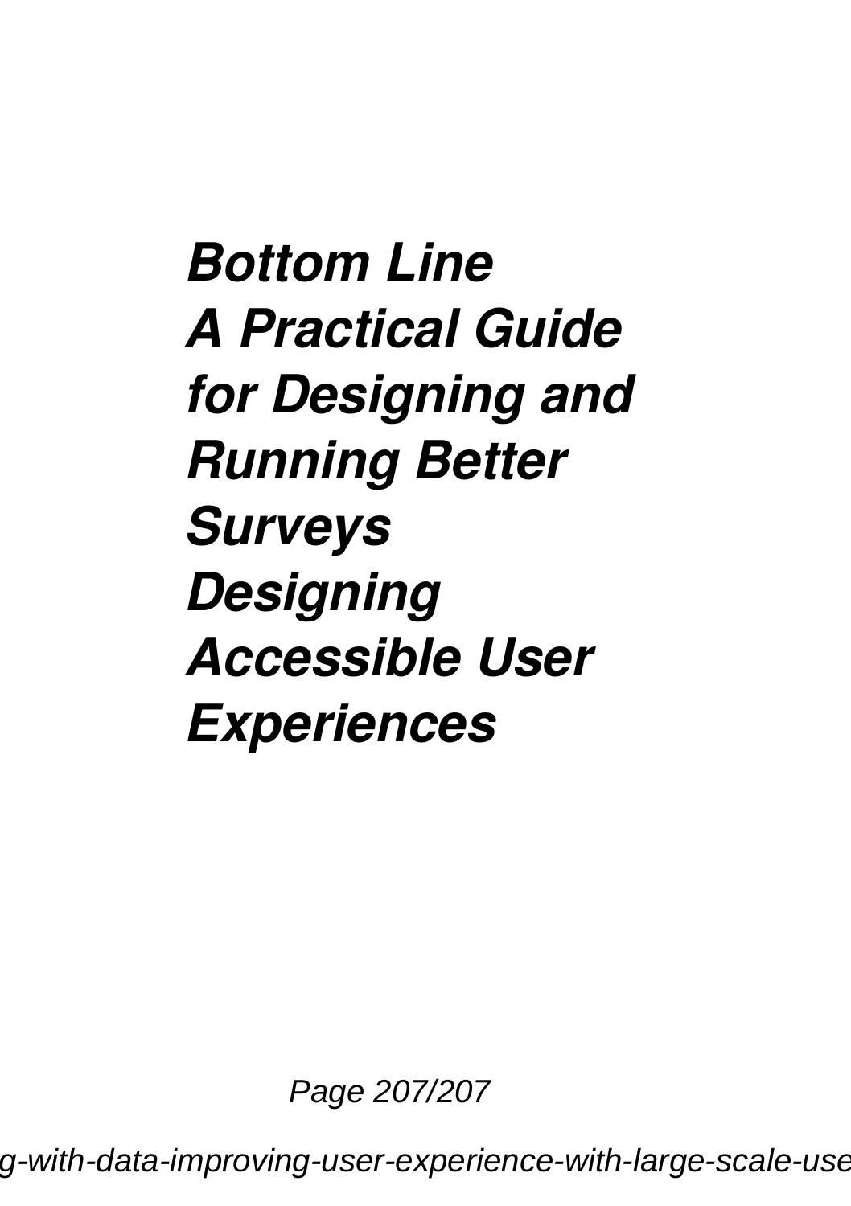***Bottom Line***
***A Practical Guide for Designing and Running Better Surveys***
***Designing Accessible User Experiences***